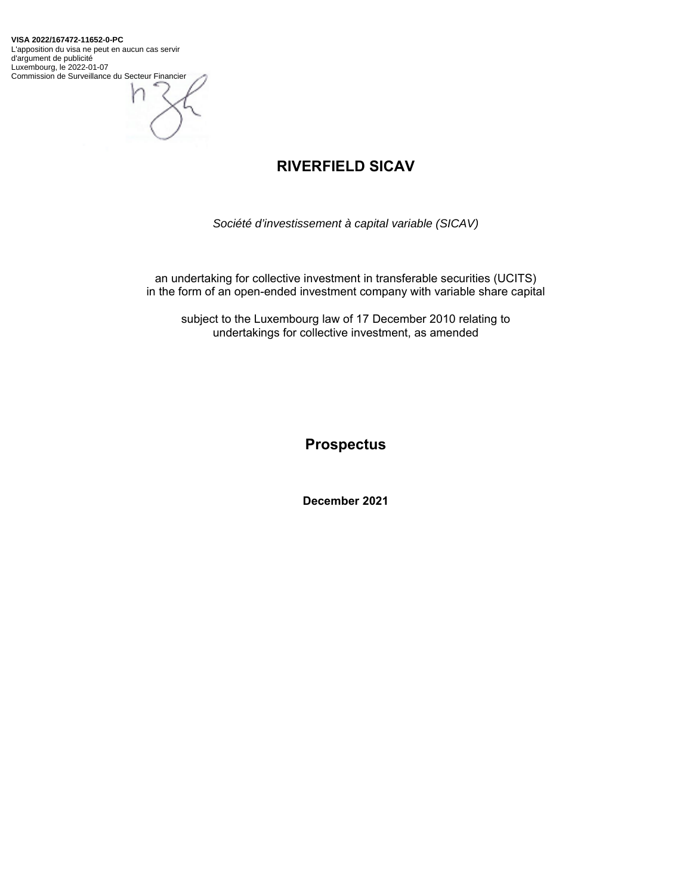**VISA 2022/167472-11652-0-PC**
L'apposition du visa ne peut en aucun cas servir d'argument de publicité
Luxembourg, le 2022-01-07
Commission de Surveillance du Secteur Financier

# RIVERFIELD SICAV

*Société d'investissement à capital variable (SICAV)*

an undertaking for collective investment in transferable securities (UCITS)
in the form of an open-ended investment company with variable share capital

subject to the Luxembourg law of 17 December 2010 relating to
undertakings for collective investment, as amended

## Prospectus

**December 2021**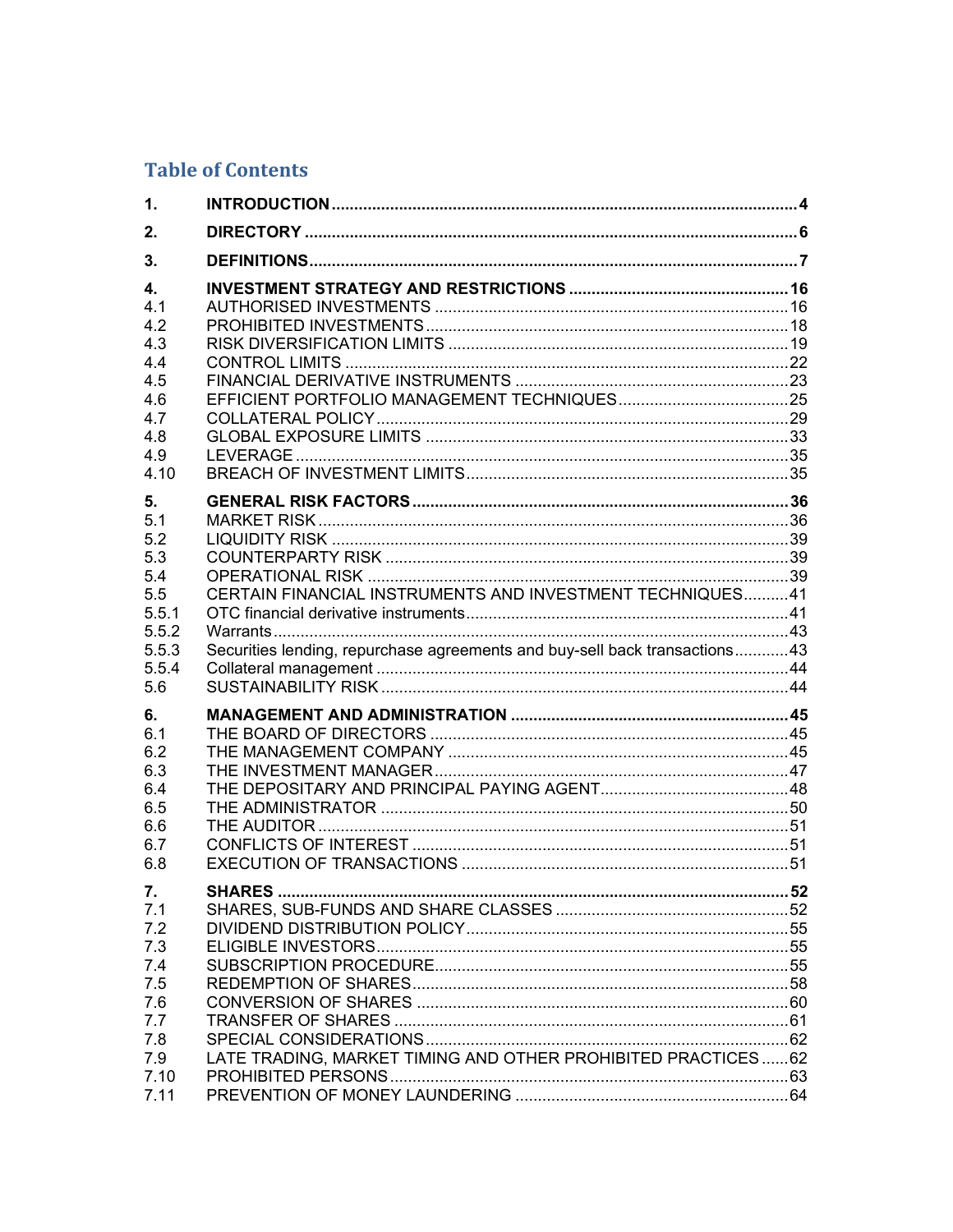## Table of Contents

| | | |
|---|---|---|
| **1.** | **INTRODUCTION** | **4** |
| **2.** | **DIRECTORY** | **6** |
| **3.** | **DEFINITIONS** | **7** |
| **4.** | **INVESTMENT STRATEGY AND RESTRICTIONS** | **16** |
| 4.1 | AUTHORISED INVESTMENTS | 16 |
| 4.2 | PROHIBITED INVESTMENTS | 18 |
| 4.3 | RISK DIVERSIFICATION LIMITS | 19 |
| 4.4 | CONTROL LIMITS | 22 |
| 4.5 | FINANCIAL DERIVATIVE INSTRUMENTS | 23 |
| 4.6 | EFFICIENT PORTFOLIO MANAGEMENT TECHNIQUES | 25 |
| 4.7 | COLLATERAL POLICY | 29 |
| 4.8 | GLOBAL EXPOSURE LIMITS | 33 |
| 4.9 | LEVERAGE | 35 |
| 4.10 | BREACH OF INVESTMENT LIMITS | 35 |
| **5.** | **GENERAL RISK FACTORS** | **36** |
| 5.1 | MARKET RISK | 36 |
| 5.2 | LIQUIDITY RISK | 39 |
| 5.3 | COUNTERPARTY RISK | 39 |
| 5.4 | OPERATIONAL RISK | 39 |
| 5.5 | CERTAIN FINANCIAL INSTRUMENTS AND INVESTMENT TECHNIQUES | 41 |
| 5.5.1 | OTC financial derivative instruments | 41 |
| 5.5.2 | Warrants | 43 |
| 5.5.3 | Securities lending, repurchase agreements and buy-sell back transactions | 43 |
| 5.5.4 | Collateral management | 44 |
| 5.6 | SUSTAINABILITY RISK | 44 |
| **6.** | **MANAGEMENT AND ADMINISTRATION** | **45** |
| 6.1 | THE BOARD OF DIRECTORS | 45 |
| 6.2 | THE MANAGEMENT COMPANY | 45 |
| 6.3 | THE INVESTMENT MANAGER | 47 |
| 6.4 | THE DEPOSITARY AND PRINCIPAL PAYING AGENT | 48 |
| 6.5 | THE ADMINISTRATOR | 50 |
| 6.6 | THE AUDITOR | 51 |
| 6.7 | CONFLICTS OF INTEREST | 51 |
| 6.8 | EXECUTION OF TRANSACTIONS | 51 |
| **7.** | **SHARES** | **52** |
| 7.1 | SHARES, SUB-FUNDS AND SHARE CLASSES | 52 |
| 7.2 | DIVIDEND DISTRIBUTION POLICY | 55 |
| 7.3 | ELIGIBLE INVESTORS | 55 |
| 7.4 | SUBSCRIPTION PROCEDURE | 55 |
| 7.5 | REDEMPTION OF SHARES | 58 |
| 7.6 | CONVERSION OF SHARES | 60 |
| 7.7 | TRANSFER OF SHARES | 61 |
| 7.8 | SPECIAL CONSIDERATIONS | 62 |
| 7.9 | LATE TRADING, MARKET TIMING AND OTHER PROHIBITED PRACTICES | 62 |
| 7.10 | PROHIBITED PERSONS | 63 |
| 7.11 | PREVENTION OF MONEY LAUNDERING | 64 |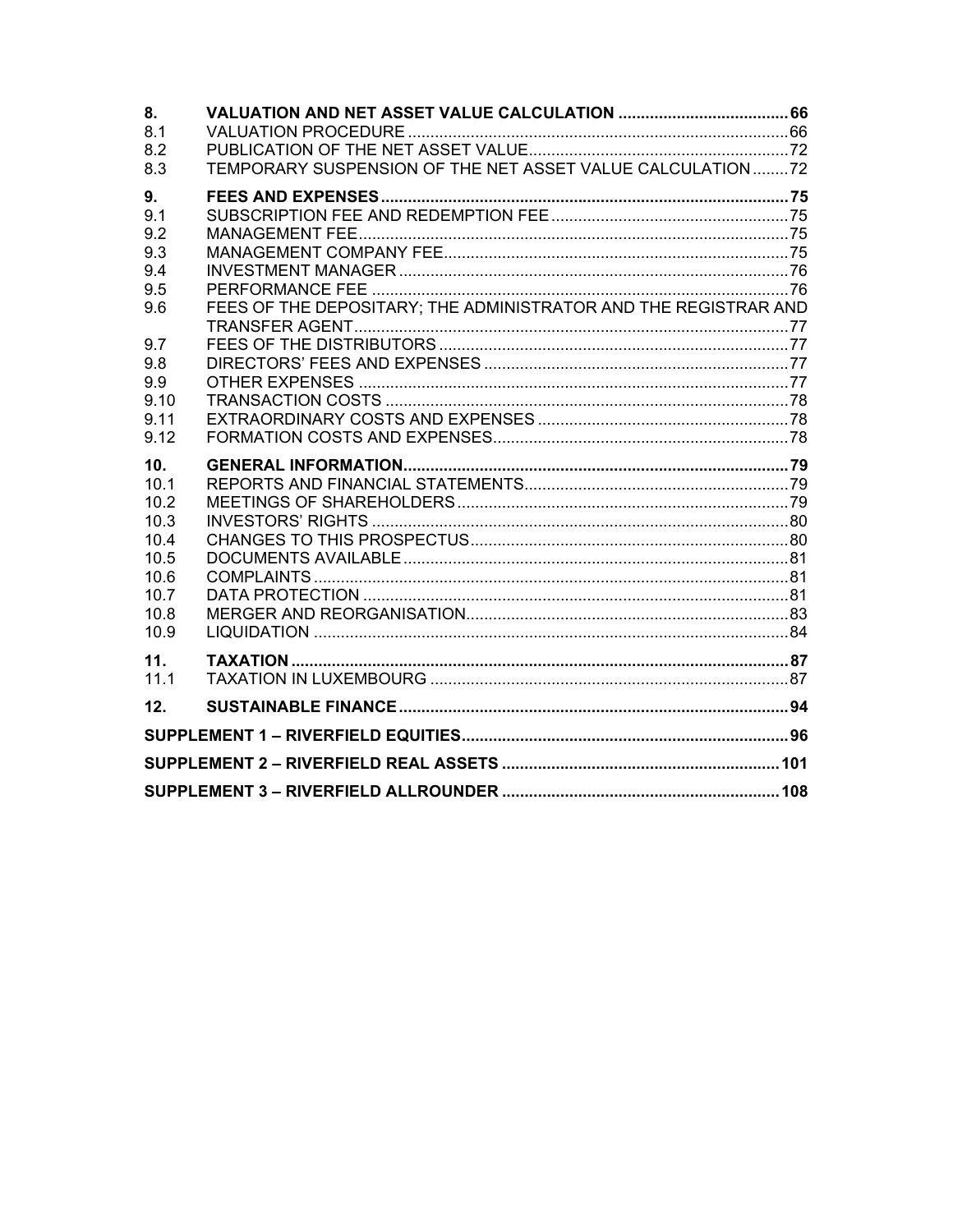| | | |
|---|---|---|
| **8.** | **VALUATION AND NET ASSET VALUE CALCULATION** | **66** |
| 8.1 | VALUATION PROCEDURE | 66 |
| 8.2 | PUBLICATION OF THE NET ASSET VALUE | 72 |
| 8.3 | TEMPORARY SUSPENSION OF THE NET ASSET VALUE CALCULATION | 72 |
| **9.** | **FEES AND EXPENSES** | **75** |
| 9.1 | SUBSCRIPTION FEE AND REDEMPTION FEE | 75 |
| 9.2 | MANAGEMENT FEE | 75 |
| 9.3 | MANAGEMENT COMPANY FEE | 75 |
| 9.4 | INVESTMENT MANAGER | 76 |
| 9.5 | PERFORMANCE FEE | 76 |
| 9.6 | FEES OF THE DEPOSITARY; THE ADMINISTRATOR AND THE REGISTRAR AND TRANSFER AGENT | 77 |
| 9.7 | FEES OF THE DISTRIBUTORS | 77 |
| 9.8 | DIRECTORS' FEES AND EXPENSES | 77 |
| 9.9 | OTHER EXPENSES | 77 |
| 9.10 | TRANSACTION COSTS | 78 |
| 9.11 | EXTRAORDINARY COSTS AND EXPENSES | 78 |
| 9.12 | FORMATION COSTS AND EXPENSES | 78 |
| **10.** | **GENERAL INFORMATION** | **79** |
| 10.1 | REPORTS AND FINANCIAL STATEMENTS | 79 |
| 10.2 | MEETINGS OF SHAREHOLDERS | 79 |
| 10.3 | INVESTORS' RIGHTS | 80 |
| 10.4 | CHANGES TO THIS PROSPECTUS | 80 |
| 10.5 | DOCUMENTS AVAILABLE | 81 |
| 10.6 | COMPLAINTS | 81 |
| 10.7 | DATA PROTECTION | 81 |
| 10.8 | MERGER AND REORGANISATION | 83 |
| 10.9 | LIQUIDATION | 84 |
| **11.** | **TAXATION** | **87** |
| 11.1 | TAXATION IN LUXEMBOURG | 87 |
| **12.** | **SUSTAINABLE FINANCE** | **94** |
| | **SUPPLEMENT 1 – RIVERFIELD EQUITIES** | **96** |
| | **SUPPLEMENT 2 – RIVERFIELD REAL ASSETS** | **101** |
| | **SUPPLEMENT 3 – RIVERFIELD ALLROUNDER** | **108** |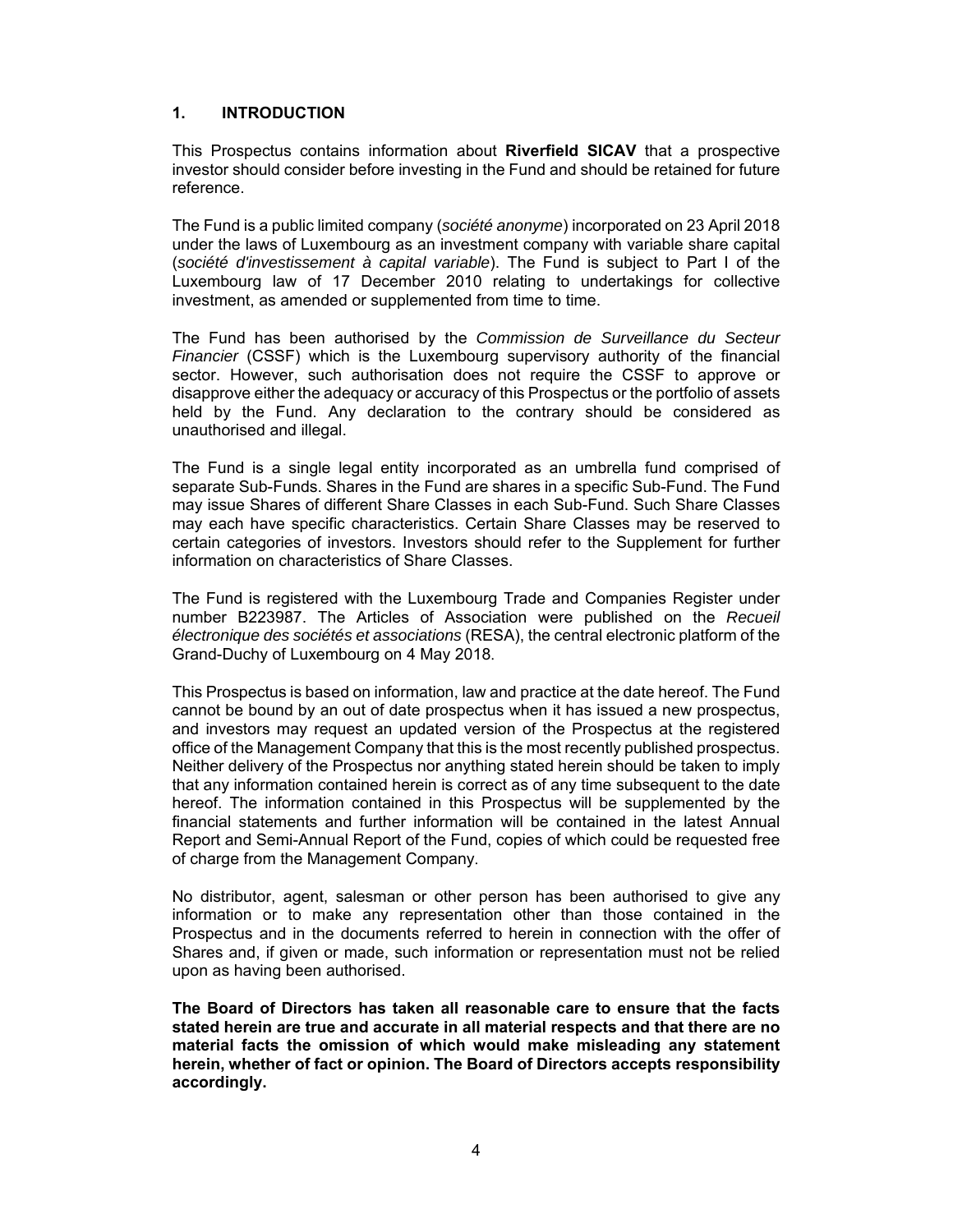## 1. INTRODUCTION

This Prospectus contains information about **Riverfield SICAV** that a prospective investor should consider before investing in the Fund and should be retained for future reference.

The Fund is a public limited company (*société anonyme*) incorporated on 23 April 2018 under the laws of Luxembourg as an investment company with variable share capital (*société d'investissement à capital variable*). The Fund is subject to Part I of the Luxembourg law of 17 December 2010 relating to undertakings for collective investment, as amended or supplemented from time to time.

The Fund has been authorised by the *Commission de Surveillance du Secteur Financier* (CSSF) which is the Luxembourg supervisory authority of the financial sector. However, such authorisation does not require the CSSF to approve or disapprove either the adequacy or accuracy of this Prospectus or the portfolio of assets held by the Fund. Any declaration to the contrary should be considered as unauthorised and illegal.

The Fund is a single legal entity incorporated as an umbrella fund comprised of separate Sub-Funds. Shares in the Fund are shares in a specific Sub-Fund. The Fund may issue Shares of different Share Classes in each Sub-Fund. Such Share Classes may each have specific characteristics. Certain Share Classes may be reserved to certain categories of investors. Investors should refer to the Supplement for further information on characteristics of Share Classes.

The Fund is registered with the Luxembourg Trade and Companies Register under number B223987. The Articles of Association were published on the *Recueil électronique des sociétés et associations* (RESA), the central electronic platform of the Grand-Duchy of Luxembourg on 4 May 2018.

This Prospectus is based on information, law and practice at the date hereof. The Fund cannot be bound by an out of date prospectus when it has issued a new prospectus, and investors may request an updated version of the Prospectus at the registered office of the Management Company that this is the most recently published prospectus. Neither delivery of the Prospectus nor anything stated herein should be taken to imply that any information contained herein is correct as of any time subsequent to the date hereof. The information contained in this Prospectus will be supplemented by the financial statements and further information will be contained in the latest Annual Report and Semi-Annual Report of the Fund, copies of which could be requested free of charge from the Management Company.

No distributor, agent, salesman or other person has been authorised to give any information or to make any representation other than those contained in the Prospectus and in the documents referred to herein in connection with the offer of Shares and, if given or made, such information or representation must not be relied upon as having been authorised.

**The Board of Directors has taken all reasonable care to ensure that the facts stated herein are true and accurate in all material respects and that there are no material facts the omission of which would make misleading any statement herein, whether of fact or opinion. The Board of Directors accepts responsibility accordingly.**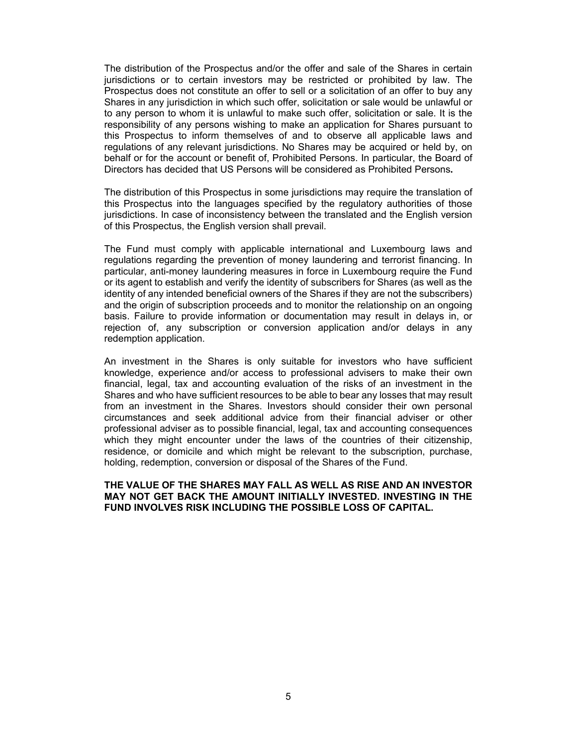The distribution of the Prospectus and/or the offer and sale of the Shares in certain jurisdictions or to certain investors may be restricted or prohibited by law. The Prospectus does not constitute an offer to sell or a solicitation of an offer to buy any Shares in any jurisdiction in which such offer, solicitation or sale would be unlawful or to any person to whom it is unlawful to make such offer, solicitation or sale. It is the responsibility of any persons wishing to make an application for Shares pursuant to this Prospectus to inform themselves of and to observe all applicable laws and regulations of any relevant jurisdictions. No Shares may be acquired or held by, on behalf or for the account or benefit of, Prohibited Persons. In particular, the Board of Directors has decided that US Persons will be considered as Prohibited Persons**.**

The distribution of this Prospectus in some jurisdictions may require the translation of this Prospectus into the languages specified by the regulatory authorities of those jurisdictions. In case of inconsistency between the translated and the English version of this Prospectus, the English version shall prevail.

The Fund must comply with applicable international and Luxembourg laws and regulations regarding the prevention of money laundering and terrorist financing. In particular, anti-money laundering measures in force in Luxembourg require the Fund or its agent to establish and verify the identity of subscribers for Shares (as well as the identity of any intended beneficial owners of the Shares if they are not the subscribers) and the origin of subscription proceeds and to monitor the relationship on an ongoing basis. Failure to provide information or documentation may result in delays in, or rejection of, any subscription or conversion application and/or delays in any redemption application.

An investment in the Shares is only suitable for investors who have sufficient knowledge, experience and/or access to professional advisers to make their own financial, legal, tax and accounting evaluation of the risks of an investment in the Shares and who have sufficient resources to be able to bear any losses that may result from an investment in the Shares. Investors should consider their own personal circumstances and seek additional advice from their financial adviser or other professional adviser as to possible financial, legal, tax and accounting consequences which they might encounter under the laws of the countries of their citizenship, residence, or domicile and which might be relevant to the subscription, purchase, holding, redemption, conversion or disposal of the Shares of the Fund.

**THE VALUE OF THE SHARES MAY FALL AS WELL AS RISE AND AN INVESTOR MAY NOT GET BACK THE AMOUNT INITIALLY INVESTED. INVESTING IN THE FUND INVOLVES RISK INCLUDING THE POSSIBLE LOSS OF CAPITAL.**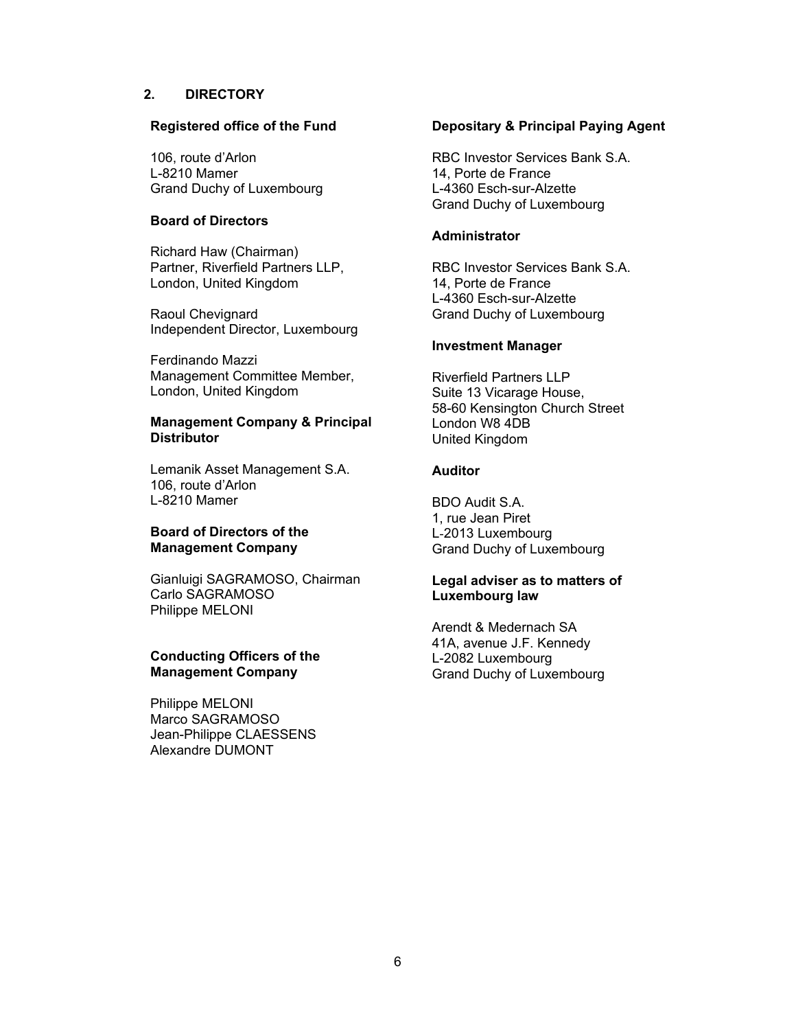## 2. DIRECTORY

**Registered office of the Fund**

106, route d'Arlon
L-8210 Mamer
Grand Duchy of Luxembourg

**Board of Directors**

Richard Haw (Chairman)
Partner, Riverfield Partners LLP,
London, United Kingdom

Raoul Chevignard
Independent Director, Luxembourg

Ferdinando Mazzi
Management Committee Member,
London, United Kingdom

**Management Company & Principal Distributor**

Lemanik Asset Management S.A.
106, route d'Arlon
L-8210 Mamer

**Board of Directors of the Management Company**

Gianluigi SAGRAMOSO, Chairman
Carlo SAGRAMOSO
Philippe MELONI

**Conducting Officers of the Management Company**

Philippe MELONI
Marco SAGRAMOSO
Jean-Philippe CLAESSENS
Alexandre DUMONT

**Depositary & Principal Paying Agent**

RBC Investor Services Bank S.A.
14, Porte de France
L-4360 Esch-sur-Alzette
Grand Duchy of Luxembourg

**Administrator**

RBC Investor Services Bank S.A.
14, Porte de France
L-4360 Esch-sur-Alzette
Grand Duchy of Luxembourg

**Investment Manager**

Riverfield Partners LLP
Suite 13 Vicarage House,
58-60 Kensington Church Street
London W8 4DB
United Kingdom

**Auditor**

BDO Audit S.A.
1, rue Jean Piret
L-2013 Luxembourg
Grand Duchy of Luxembourg

**Legal adviser as to matters of Luxembourg law**

Arendt & Medernach SA
41A, avenue J.F. Kennedy
L-2082 Luxembourg
Grand Duchy of Luxembourg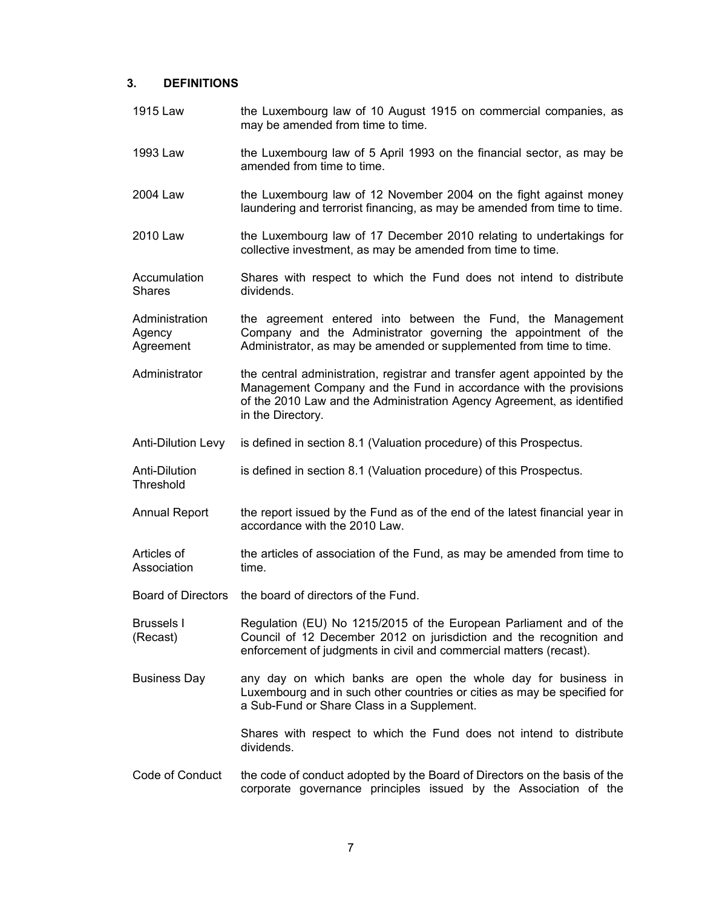## 3. DEFINITIONS

| | |
|---|---|
| 1915 Law | the Luxembourg law of 10 August 1915 on commercial companies, as may be amended from time to time. |
| 1993 Law | the Luxembourg law of 5 April 1993 on the financial sector, as may be amended from time to time. |
| 2004 Law | the Luxembourg law of 12 November 2004 on the fight against money laundering and terrorist financing, as may be amended from time to time. |
| 2010 Law | the Luxembourg law of 17 December 2010 relating to undertakings for collective investment, as may be amended from time to time. |
| Accumulation Shares | Shares with respect to which the Fund does not intend to distribute dividends. |
| Administration Agency Agreement | the agreement entered into between the Fund, the Management Company and the Administrator governing the appointment of the Administrator, as may be amended or supplemented from time to time. |
| Administrator | the central administration, registrar and transfer agent appointed by the Management Company and the Fund in accordance with the provisions of the 2010 Law and the Administration Agency Agreement, as identified in the Directory. |
| Anti-Dilution Levy | is defined in section 8.1 (Valuation procedure) of this Prospectus. |
| Anti-Dilution Threshold | is defined in section 8.1 (Valuation procedure) of this Prospectus. |
| Annual Report | the report issued by the Fund as of the end of the latest financial year in accordance with the 2010 Law. |
| Articles of Association | the articles of association of the Fund, as may be amended from time to time. |
| Board of Directors | the board of directors of the Fund. |
| Brussels I (Recast) | Regulation (EU) No 1215/2015 of the European Parliament and of the Council of 12 December 2012 on jurisdiction and the recognition and enforcement of judgments in civil and commercial matters (recast). |
| Business Day | any day on which banks are open the whole day for business in Luxembourg and in such other countries or cities as may be specified for a Sub-Fund or Share Class in a Supplement. |
| | Shares with respect to which the Fund does not intend to distribute dividends. |
| Code of Conduct | the code of conduct adopted by the Board of Directors on the basis of the corporate governance principles issued by the Association of the |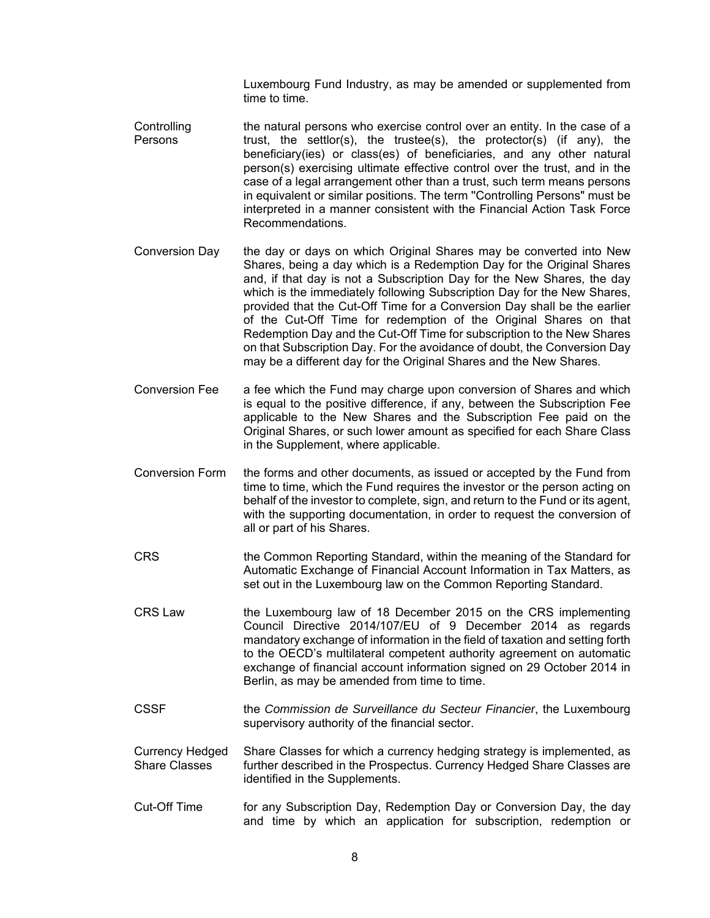Luxembourg Fund Industry, as may be amended or supplemented from time to time.

| | |
|---|---|
| Controlling Persons | the natural persons who exercise control over an entity. In the case of a trust, the settlor(s), the trustee(s), the protector(s) (if any), the beneficiary(ies) or class(es) of beneficiaries, and any other natural person(s) exercising ultimate effective control over the trust, and in the case of a legal arrangement other than a trust, such term means persons in equivalent or similar positions. The term "Controlling Persons" must be interpreted in a manner consistent with the Financial Action Task Force Recommendations. |
| Conversion Day | the day or days on which Original Shares may be converted into New Shares, being a day which is a Redemption Day for the Original Shares and, if that day is not a Subscription Day for the New Shares, the day which is the immediately following Subscription Day for the New Shares, provided that the Cut-Off Time for a Conversion Day shall be the earlier of the Cut-Off Time for redemption of the Original Shares on that Redemption Day and the Cut-Off Time for subscription to the New Shares on that Subscription Day. For the avoidance of doubt, the Conversion Day may be a different day for the Original Shares and the New Shares. |
| Conversion Fee | a fee which the Fund may charge upon conversion of Shares and which is equal to the positive difference, if any, between the Subscription Fee applicable to the New Shares and the Subscription Fee paid on the Original Shares, or such lower amount as specified for each Share Class in the Supplement, where applicable. |
| Conversion Form | the forms and other documents, as issued or accepted by the Fund from time to time, which the Fund requires the investor or the person acting on behalf of the investor to complete, sign, and return to the Fund or its agent, with the supporting documentation, in order to request the conversion of all or part of his Shares. |
| CRS | the Common Reporting Standard, within the meaning of the Standard for Automatic Exchange of Financial Account Information in Tax Matters, as set out in the Luxembourg law on the Common Reporting Standard. |
| CRS Law | the Luxembourg law of 18 December 2015 on the CRS implementing Council Directive 2014/107/EU of 9 December 2014 as regards mandatory exchange of information in the field of taxation and setting forth to the OECD's multilateral competent authority agreement on automatic exchange of financial account information signed on 29 October 2014 in Berlin, as may be amended from time to time. |
| CSSF | the *Commission de Surveillance du Secteur Financier*, the Luxembourg supervisory authority of the financial sector. |
| Currency Hedged Share Classes | Share Classes for which a currency hedging strategy is implemented, as further described in the Prospectus. Currency Hedged Share Classes are identified in the Supplements. |
| Cut-Off Time | for any Subscription Day, Redemption Day or Conversion Day, the day and time by which an application for subscription, redemption or |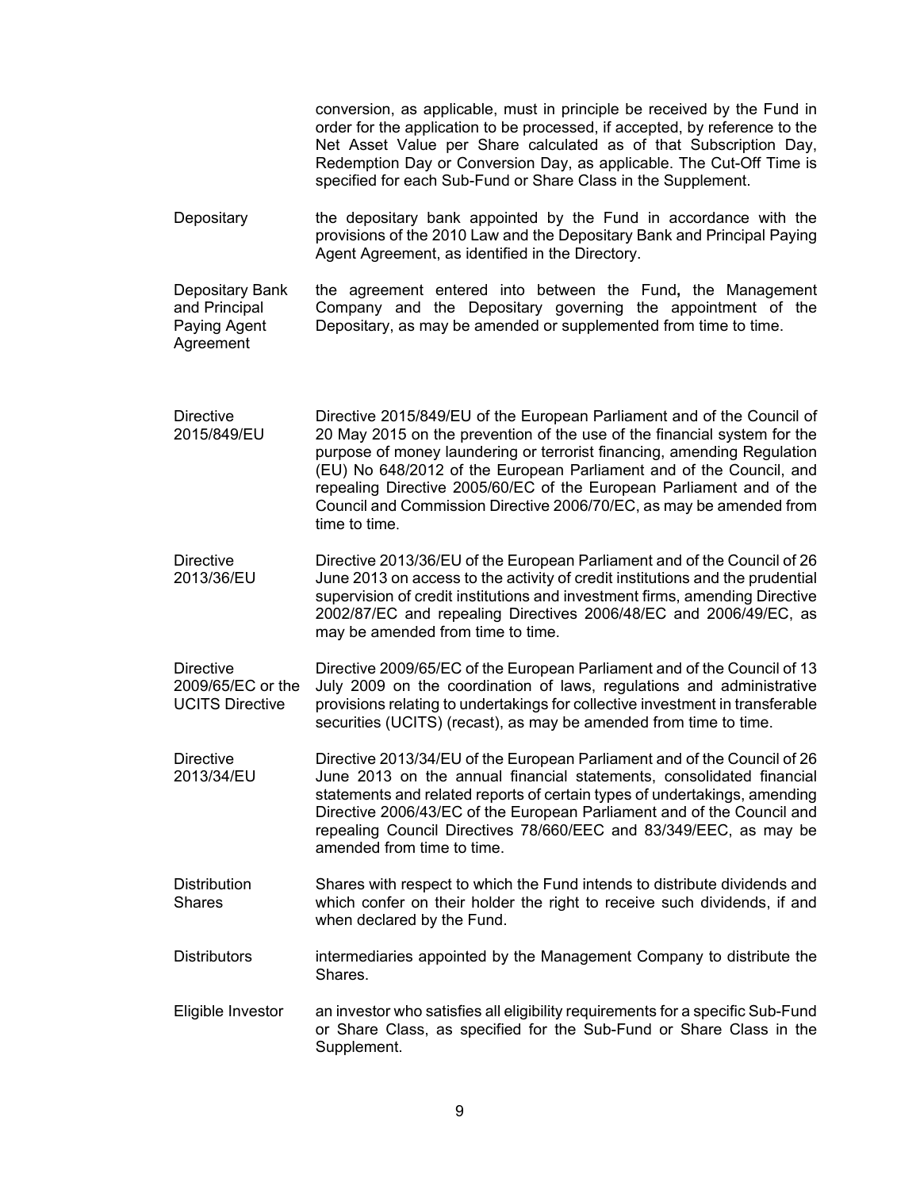conversion, as applicable, must in principle be received by the Fund in order for the application to be processed, if accepted, by reference to the Net Asset Value per Share calculated as of that Subscription Day, Redemption Day or Conversion Day, as applicable. The Cut-Off Time is specified for each Sub-Fund or Share Class in the Supplement.

| | |
|---|---|
| Depositary | the depositary bank appointed by the Fund in accordance with the provisions of the 2010 Law and the Depositary Bank and Principal Paying Agent Agreement, as identified in the Directory. |
| Depositary Bank and Principal Paying Agent Agreement | the agreement entered into between the Fund**,** the Management Company and the Depositary governing the appointment of the Depositary, as may be amended or supplemented from time to time. |
| Directive 2015/849/EU | Directive 2015/849/EU of the European Parliament and of the Council of 20 May 2015 on the prevention of the use of the financial system for the purpose of money laundering or terrorist financing, amending Regulation (EU) No 648/2012 of the European Parliament and of the Council, and repealing Directive 2005/60/EC of the European Parliament and of the Council and Commission Directive 2006/70/EC, as may be amended from time to time. |
| Directive 2013/36/EU | Directive 2013/36/EU of the European Parliament and of the Council of 26 June 2013 on access to the activity of credit institutions and the prudential supervision of credit institutions and investment firms, amending Directive 2002/87/EC and repealing Directives 2006/48/EC and 2006/49/EC, as may be amended from time to time. |
| Directive 2009/65/EC or the UCITS Directive | Directive 2009/65/EC of the European Parliament and of the Council of 13 July 2009 on the coordination of laws, regulations and administrative provisions relating to undertakings for collective investment in transferable securities (UCITS) (recast), as may be amended from time to time. |
| Directive 2013/34/EU | Directive 2013/34/EU of the European Parliament and of the Council of 26 June 2013 on the annual financial statements, consolidated financial statements and related reports of certain types of undertakings, amending Directive 2006/43/EC of the European Parliament and of the Council and repealing Council Directives 78/660/EEC and 83/349/EEC, as may be amended from time to time. |
| Distribution Shares | Shares with respect to which the Fund intends to distribute dividends and which confer on their holder the right to receive such dividends, if and when declared by the Fund. |
| Distributors | intermediaries appointed by the Management Company to distribute the Shares. |
| Eligible Investor | an investor who satisfies all eligibility requirements for a specific Sub-Fund or Share Class, as specified for the Sub-Fund or Share Class in the Supplement. |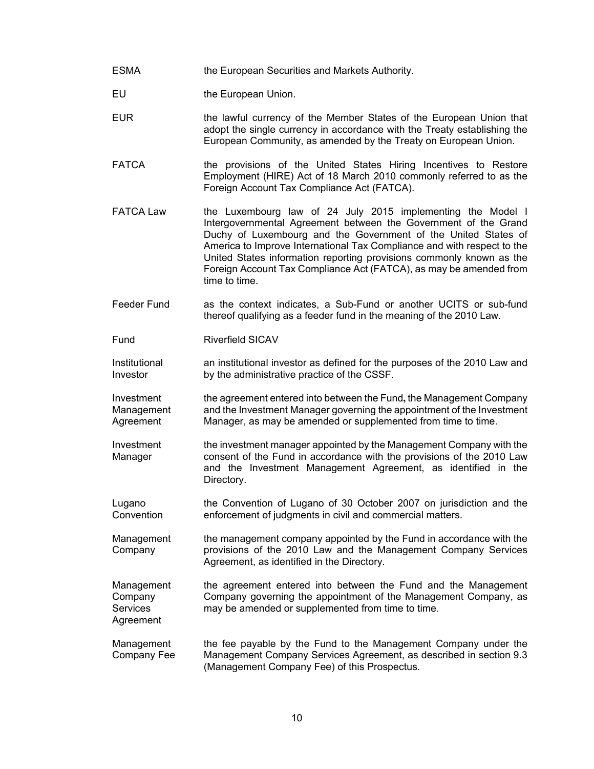| | |
|---|---|
| ESMA | the European Securities and Markets Authority. |
| EU | the European Union. |
| EUR | the lawful currency of the Member States of the European Union that adopt the single currency in accordance with the Treaty establishing the European Community, as amended by the Treaty on European Union. |
| FATCA | the provisions of the United States Hiring Incentives to Restore Employment (HIRE) Act of 18 March 2010 commonly referred to as the Foreign Account Tax Compliance Act (FATCA). |
| FATCA Law | the Luxembourg law of 24 July 2015 implementing the Model I Intergovernmental Agreement between the Government of the Grand Duchy of Luxembourg and the Government of the United States of America to Improve International Tax Compliance and with respect to the United States information reporting provisions commonly known as the Foreign Account Tax Compliance Act (FATCA), as may be amended from time to time. |
| Feeder Fund | as the context indicates, a Sub-Fund or another UCITS or sub-fund thereof qualifying as a feeder fund in the meaning of the 2010 Law. |
| Fund | Riverfield SICAV |
| Institutional Investor | an institutional investor as defined for the purposes of the 2010 Law and by the administrative practice of the CSSF. |
| Investment Management Agreement | the agreement entered into between the Fund, the Management Company and the Investment Manager governing the appointment of the Investment Manager, as may be amended or supplemented from time to time. |
| Investment Manager | the investment manager appointed by the Management Company with the consent of the Fund in accordance with the provisions of the 2010 Law and the Investment Management Agreement, as identified in the Directory. |
| Lugano Convention | the Convention of Lugano of 30 October 2007 on jurisdiction and the enforcement of judgments in civil and commercial matters. |
| Management Company | the management company appointed by the Fund in accordance with the provisions of the 2010 Law and the Management Company Services Agreement, as identified in the Directory. |
| Management Company Services Agreement | the agreement entered into between the Fund and the Management Company governing the appointment of the Management Company, as may be amended or supplemented from time to time. |
| Management Company Fee | the fee payable by the Fund to the Management Company under the Management Company Services Agreement, as described in section 9.3 (Management Company Fee) of this Prospectus. |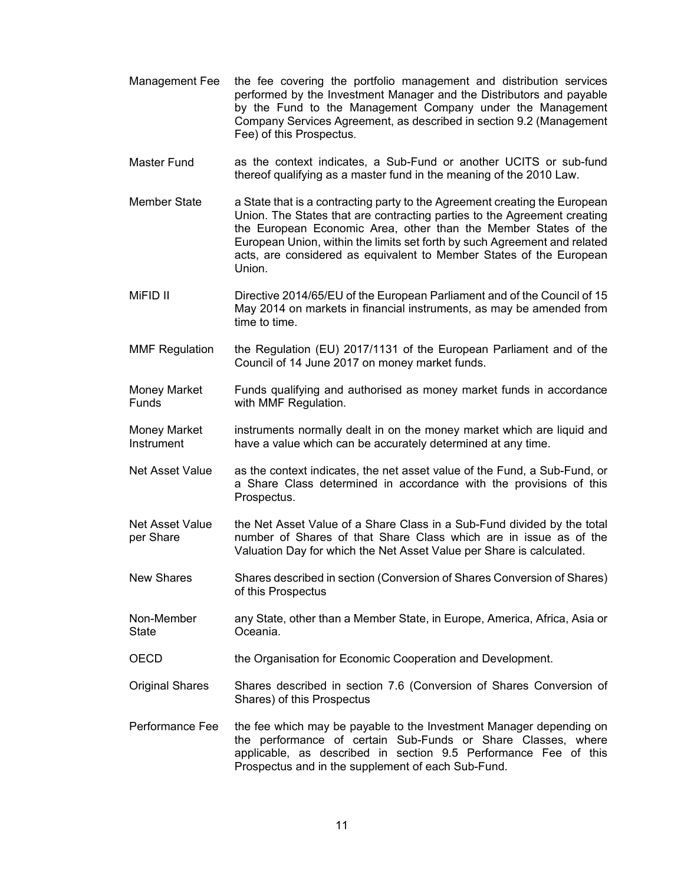| | |
|---|---|
| Management Fee | the fee covering the portfolio management and distribution services performed by the Investment Manager and the Distributors and payable by the Fund to the Management Company under the Management Company Services Agreement, as described in section 9.2 (Management Fee) of this Prospectus. |
| Master Fund | as the context indicates, a Sub-Fund or another UCITS or sub-fund thereof qualifying as a master fund in the meaning of the 2010 Law. |
| Member State | a State that is a contracting party to the Agreement creating the European Union. The States that are contracting parties to the Agreement creating the European Economic Area, other than the Member States of the European Union, within the limits set forth by such Agreement and related acts, are considered as equivalent to Member States of the European Union. |
| MiFID II | Directive 2014/65/EU of the European Parliament and of the Council of 15 May 2014 on markets in financial instruments, as may be amended from time to time. |
| MMF Regulation | the Regulation (EU) 2017/1131 of the European Parliament and of the Council of 14 June 2017 on money market funds. |
| Money Market Funds | Funds qualifying and authorised as money market funds in accordance with MMF Regulation. |
| Money Market Instrument | instruments normally dealt in on the money market which are liquid and have a value which can be accurately determined at any time. |
| Net Asset Value | as the context indicates, the net asset value of the Fund, a Sub-Fund, or a Share Class determined in accordance with the provisions of this Prospectus. |
| Net Asset Value per Share | the Net Asset Value of a Share Class in a Sub-Fund divided by the total number of Shares of that Share Class which are in issue as of the Valuation Day for which the Net Asset Value per Share is calculated. |
| New Shares | Shares described in section (Conversion of Shares Conversion of Shares) of this Prospectus |
| Non-Member State | any State, other than a Member State, in Europe, America, Africa, Asia or Oceania. |
| OECD | the Organisation for Economic Cooperation and Development. |
| Original Shares | Shares described in section 7.6 (Conversion of Shares Conversion of Shares) of this Prospectus |
| Performance Fee | the fee which may be payable to the Investment Manager depending on the performance of certain Sub-Funds or Share Classes, where applicable, as described in section 9.5 Performance Fee of this Prospectus and in the supplement of each Sub-Fund. |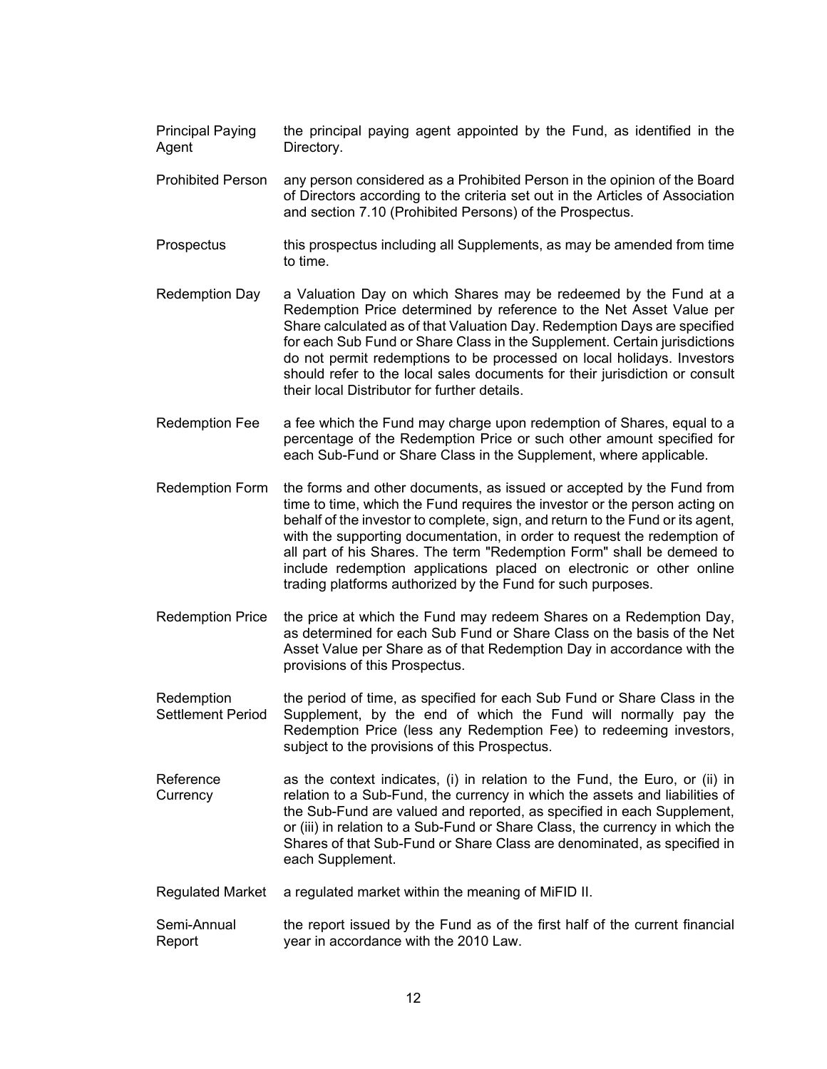| | |
|---|---|
| Principal Paying Agent | the principal paying agent appointed by the Fund, as identified in the Directory. |
| Prohibited Person | any person considered as a Prohibited Person in the opinion of the Board of Directors according to the criteria set out in the Articles of Association and section 7.10 (Prohibited Persons) of the Prospectus. |
| Prospectus | this prospectus including all Supplements, as may be amended from time to time. |
| Redemption Day | a Valuation Day on which Shares may be redeemed by the Fund at a Redemption Price determined by reference to the Net Asset Value per Share calculated as of that Valuation Day. Redemption Days are specified for each Sub Fund or Share Class in the Supplement. Certain jurisdictions do not permit redemptions to be processed on local holidays. Investors should refer to the local sales documents for their jurisdiction or consult their local Distributor for further details. |
| Redemption Fee | a fee which the Fund may charge upon redemption of Shares, equal to a percentage of the Redemption Price or such other amount specified for each Sub-Fund or Share Class in the Supplement, where applicable. |
| Redemption Form | the forms and other documents, as issued or accepted by the Fund from time to time, which the Fund requires the investor or the person acting on behalf of the investor to complete, sign, and return to the Fund or its agent, with the supporting documentation, in order to request the redemption of all part of his Shares. The term "Redemption Form" shall be demeed to include redemption applications placed on electronic or other online trading platforms authorized by the Fund for such purposes. |
| Redemption Price | the price at which the Fund may redeem Shares on a Redemption Day, as determined for each Sub Fund or Share Class on the basis of the Net Asset Value per Share as of that Redemption Day in accordance with the provisions of this Prospectus. |
| Redemption Settlement Period | the period of time, as specified for each Sub Fund or Share Class in the Supplement, by the end of which the Fund will normally pay the Redemption Price (less any Redemption Fee) to redeeming investors, subject to the provisions of this Prospectus. |
| Reference Currency | as the context indicates, (i) in relation to the Fund, the Euro, or (ii) in relation to a Sub-Fund, the currency in which the assets and liabilities of the Sub-Fund are valued and reported, as specified in each Supplement, or (iii) in relation to a Sub-Fund or Share Class, the currency in which the Shares of that Sub-Fund or Share Class are denominated, as specified in each Supplement. |
| Regulated Market | a regulated market within the meaning of MiFID II. |
| Semi-Annual Report | the report issued by the Fund as of the first half of the current financial year in accordance with the 2010 Law. |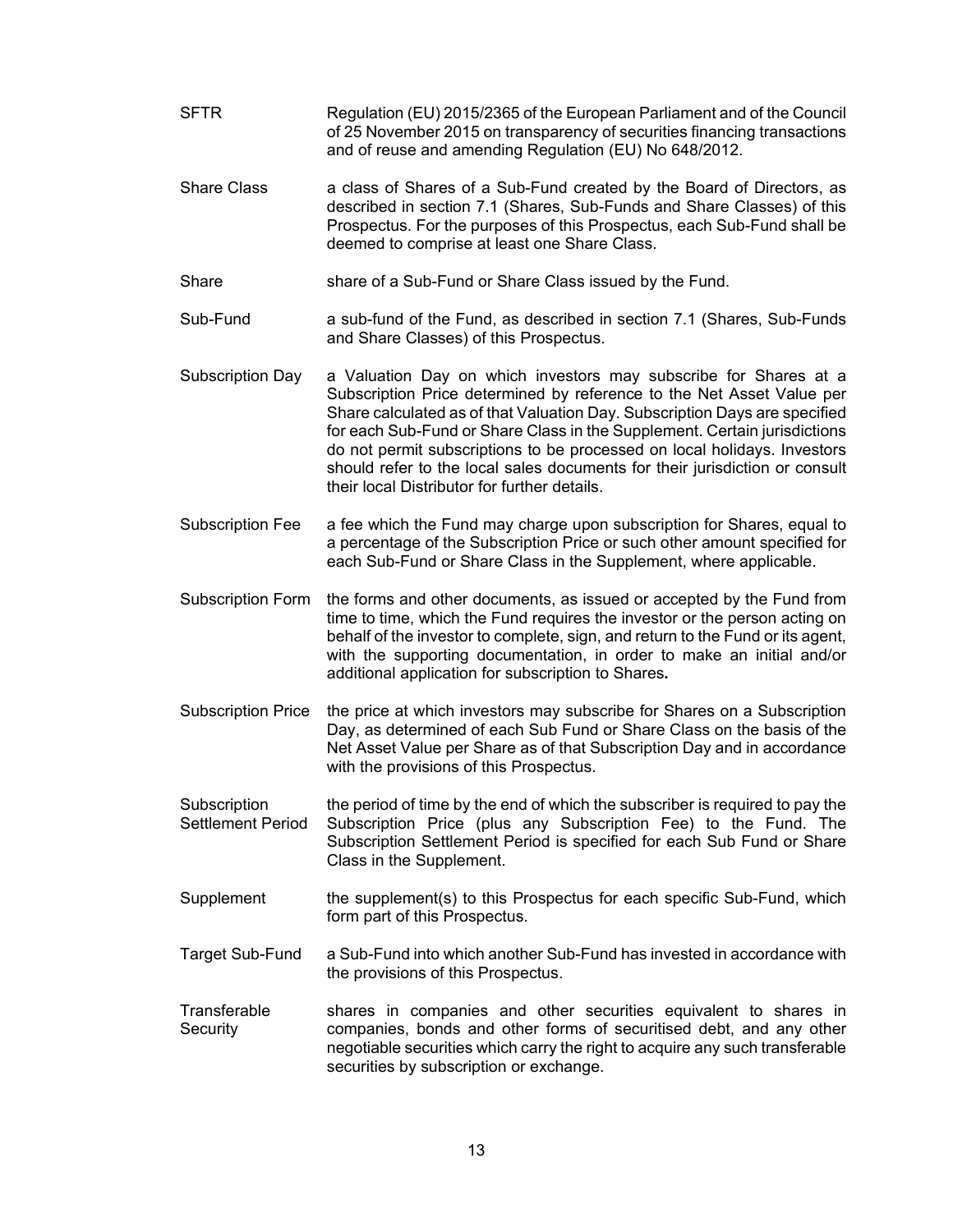| | |
|---|---|
| SFTR | Regulation (EU) 2015/2365 of the European Parliament and of the Council of 25 November 2015 on transparency of securities financing transactions and of reuse and amending Regulation (EU) No 648/2012. |
| Share Class | a class of Shares of a Sub-Fund created by the Board of Directors, as described in section 7.1 (Shares, Sub-Funds and Share Classes) of this Prospectus. For the purposes of this Prospectus, each Sub-Fund shall be deemed to comprise at least one Share Class. |
| Share | share of a Sub-Fund or Share Class issued by the Fund. |
| Sub-Fund | a sub-fund of the Fund, as described in section 7.1 (Shares, Sub-Funds and Share Classes) of this Prospectus. |
| Subscription Day | a Valuation Day on which investors may subscribe for Shares at a Subscription Price determined by reference to the Net Asset Value per Share calculated as of that Valuation Day. Subscription Days are specified for each Sub-Fund or Share Class in the Supplement. Certain jurisdictions do not permit subscriptions to be processed on local holidays. Investors should refer to the local sales documents for their jurisdiction or consult their local Distributor for further details. |
| Subscription Fee | a fee which the Fund may charge upon subscription for Shares, equal to a percentage of the Subscription Price or such other amount specified for each Sub-Fund or Share Class in the Supplement, where applicable. |
| Subscription Form | the forms and other documents, as issued or accepted by the Fund from time to time, which the Fund requires the investor or the person acting on behalf of the investor to complete, sign, and return to the Fund or its agent, with the supporting documentation, in order to make an initial and/or additional application for subscription to Shares**.** |
| Subscription Price | the price at which investors may subscribe for Shares on a Subscription Day, as determined of each Sub Fund or Share Class on the basis of the Net Asset Value per Share as of that Subscription Day and in accordance with the provisions of this Prospectus. |
| Subscription Settlement Period | the period of time by the end of which the subscriber is required to pay the Subscription Price (plus any Subscription Fee) to the Fund. The Subscription Settlement Period is specified for each Sub Fund or Share Class in the Supplement. |
| Supplement | the supplement(s) to this Prospectus for each specific Sub-Fund, which form part of this Prospectus. |
| Target Sub-Fund | a Sub-Fund into which another Sub-Fund has invested in accordance with the provisions of this Prospectus. |
| Transferable Security | shares in companies and other securities equivalent to shares in companies, bonds and other forms of securitised debt, and any other negotiable securities which carry the right to acquire any such transferable securities by subscription or exchange. |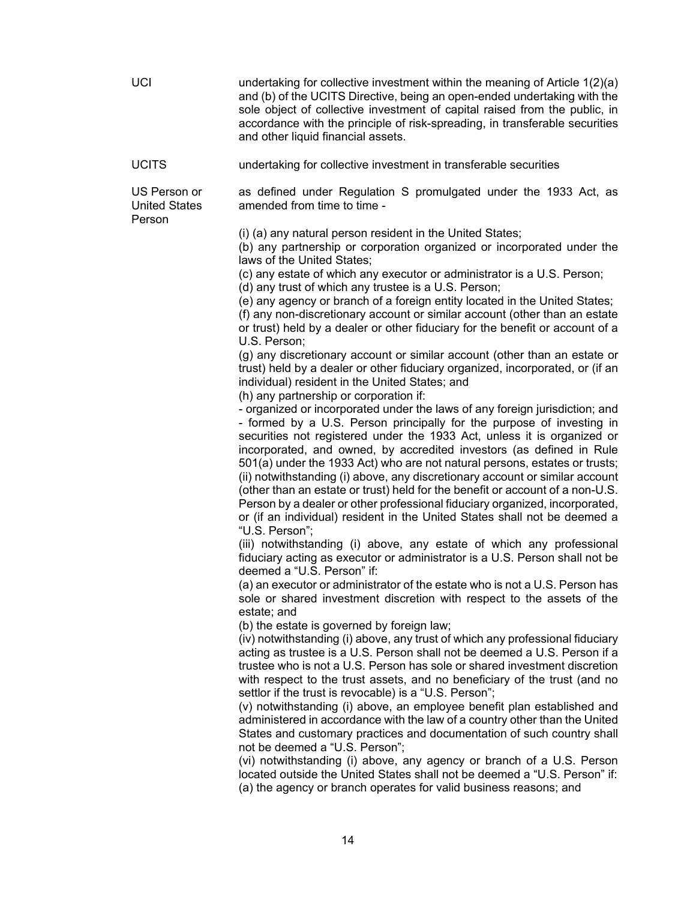| | |
|---|---|
| UCI | undertaking for collective investment within the meaning of Article 1(2)(a) and (b) of the UCITS Directive, being an open-ended undertaking with the sole object of collective investment of capital raised from the public, in accordance with the principle of risk-spreading, in transferable securities and other liquid financial assets. |
| UCITS | undertaking for collective investment in transferable securities |
| US Person or United States Person | as defined under Regulation S promulgated under the 1933 Act, as amended from time to time - |

(i) (a) any natural person resident in the United States;
(b) any partnership or corporation organized or incorporated under the laws of the United States;
(c) any estate of which any executor or administrator is a U.S. Person;
(d) any trust of which any trustee is a U.S. Person;
(e) any agency or branch of a foreign entity located in the United States;
(f) any non-discretionary account or similar account (other than an estate or trust) held by a dealer or other fiduciary for the benefit or account of a U.S. Person;
(g) any discretionary account or similar account (other than an estate or trust) held by a dealer or other fiduciary organized, incorporated, or (if an individual) resident in the United States; and
(h) any partnership or corporation if:
- organized or incorporated under the laws of any foreign jurisdiction; and
- formed by a U.S. Person principally for the purpose of investing in securities not registered under the 1933 Act, unless it is organized or incorporated, and owned, by accredited investors (as defined in Rule 501(a) under the 1933 Act) who are not natural persons, estates or trusts;
(ii) notwithstanding (i) above, any discretionary account or similar account (other than an estate or trust) held for the benefit or account of a non-U.S. Person by a dealer or other professional fiduciary organized, incorporated, or (if an individual) resident in the United States shall not be deemed a "U.S. Person";
(iii) notwithstanding (i) above, any estate of which any professional fiduciary acting as executor or administrator is a U.S. Person shall not be deemed a "U.S. Person" if:
(a) an executor or administrator of the estate who is not a U.S. Person has sole or shared investment discretion with respect to the assets of the estate; and
(b) the estate is governed by foreign law;
(iv) notwithstanding (i) above, any trust of which any professional fiduciary acting as trustee is a U.S. Person shall not be deemed a U.S. Person if a trustee who is not a U.S. Person has sole or shared investment discretion with respect to the trust assets, and no beneficiary of the trust (and no settlor if the trust is revocable) is a "U.S. Person";
(v) notwithstanding (i) above, an employee benefit plan established and administered in accordance with the law of a country other than the United States and customary practices and documentation of such country shall not be deemed a "U.S. Person";
(vi) notwithstanding (i) above, any agency or branch of a U.S. Person located outside the United States shall not be deemed a "U.S. Person" if:
(a) the agency or branch operates for valid business reasons; and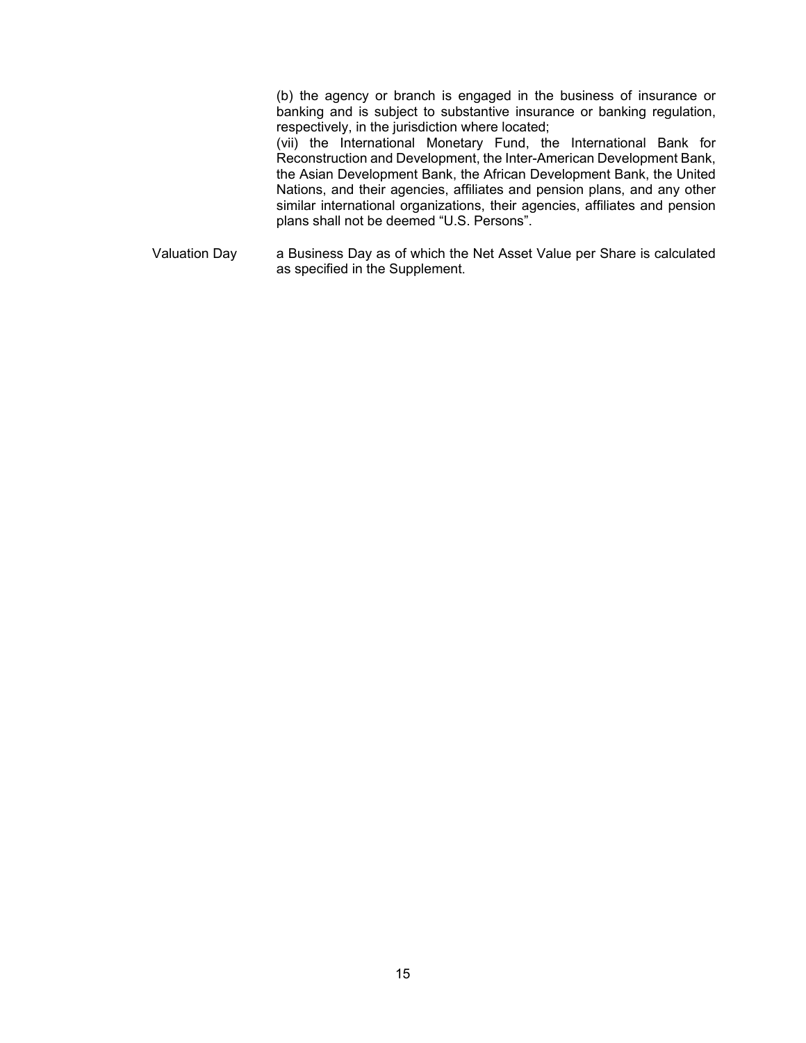(b) the agency or branch is engaged in the business of insurance or banking and is subject to substantive insurance or banking regulation, respectively, in the jurisdiction where located;

(vii) the International Monetary Fund, the International Bank for Reconstruction and Development, the Inter-American Development Bank, the Asian Development Bank, the African Development Bank, the United Nations, and their agencies, affiliates and pension plans, and any other similar international organizations, their agencies, affiliates and pension plans shall not be deemed "U.S. Persons".

| | |
|---|---|
| Valuation Day | a Business Day as of which the Net Asset Value per Share is calculated as specified in the Supplement. |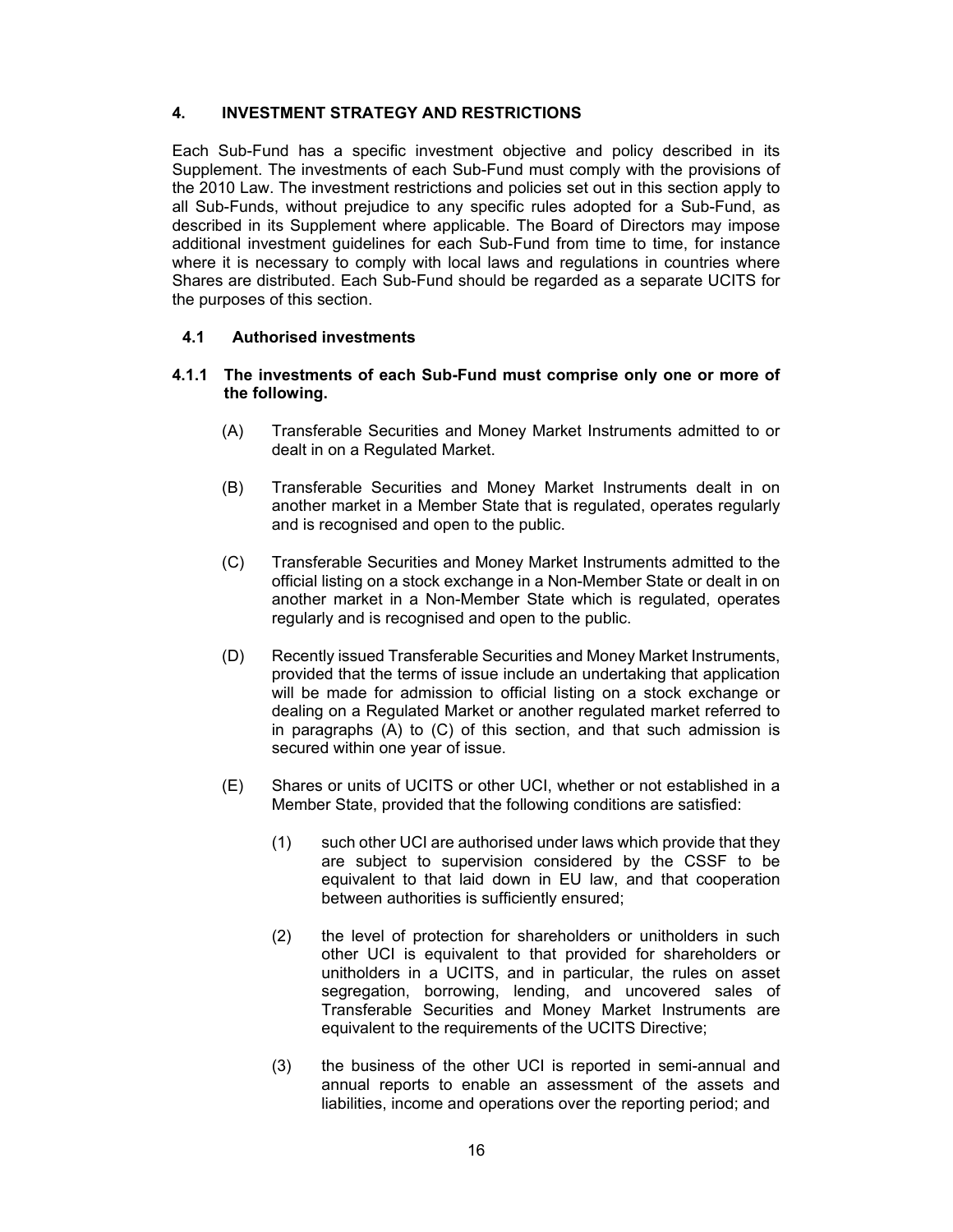## 4. INVESTMENT STRATEGY AND RESTRICTIONS

Each Sub-Fund has a specific investment objective and policy described in its Supplement. The investments of each Sub-Fund must comply with the provisions of the 2010 Law. The investment restrictions and policies set out in this section apply to all Sub-Funds, without prejudice to any specific rules adopted for a Sub-Fund, as described in its Supplement where applicable. The Board of Directors may impose additional investment guidelines for each Sub-Fund from time to time, for instance where it is necessary to comply with local laws and regulations in countries where Shares are distributed. Each Sub-Fund should be regarded as a separate UCITS for the purposes of this section.

### 4.1 Authorised investments

#### 4.1.1 The investments of each Sub-Fund must comprise only one or more of the following.

(A) Transferable Securities and Money Market Instruments admitted to or dealt in on a Regulated Market.

(B) Transferable Securities and Money Market Instruments dealt in on another market in a Member State that is regulated, operates regularly and is recognised and open to the public.

(C) Transferable Securities and Money Market Instruments admitted to the official listing on a stock exchange in a Non-Member State or dealt in on another market in a Non-Member State which is regulated, operates regularly and is recognised and open to the public.

(D) Recently issued Transferable Securities and Money Market Instruments, provided that the terms of issue include an undertaking that application will be made for admission to official listing on a stock exchange or dealing on a Regulated Market or another regulated market referred to in paragraphs (A) to (C) of this section, and that such admission is secured within one year of issue.

(E) Shares or units of UCITS or other UCI, whether or not established in a Member State, provided that the following conditions are satisfied:

(1) such other UCI are authorised under laws which provide that they are subject to supervision considered by the CSSF to be equivalent to that laid down in EU law, and that cooperation between authorities is sufficiently ensured;

(2) the level of protection for shareholders or unitholders in such other UCI is equivalent to that provided for shareholders or unitholders in a UCITS, and in particular, the rules on asset segregation, borrowing, lending, and uncovered sales of Transferable Securities and Money Market Instruments are equivalent to the requirements of the UCITS Directive;

(3) the business of the other UCI is reported in semi-annual and annual reports to enable an assessment of the assets and liabilities, income and operations over the reporting period; and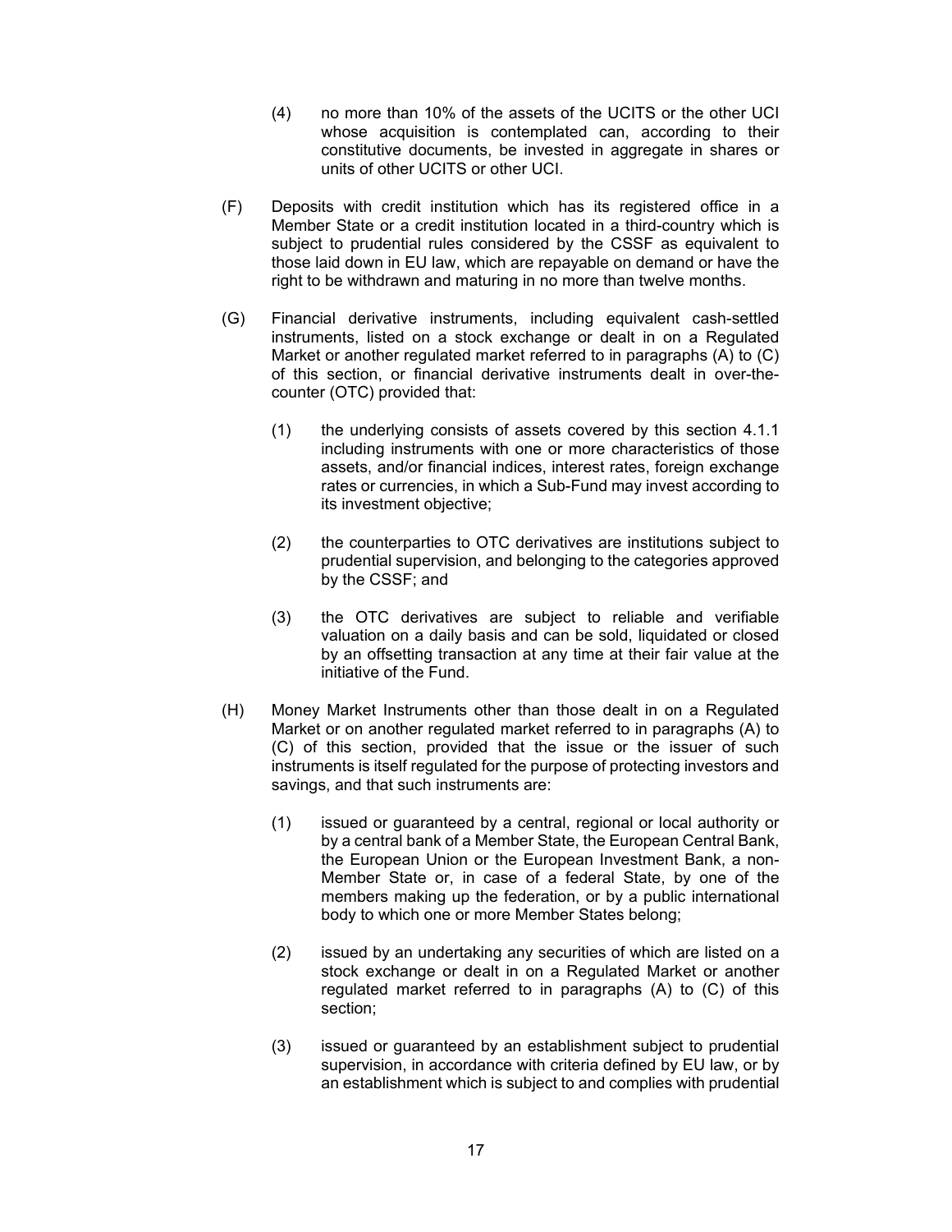(4) no more than 10% of the assets of the UCITS or the other UCI whose acquisition is contemplated can, according to their constitutive documents, be invested in aggregate in shares or units of other UCITS or other UCI.

(F) Deposits with credit institution which has its registered office in a Member State or a credit institution located in a third-country which is subject to prudential rules considered by the CSSF as equivalent to those laid down in EU law, which are repayable on demand or have the right to be withdrawn and maturing in no more than twelve months.

(G) Financial derivative instruments, including equivalent cash-settled instruments, listed on a stock exchange or dealt in on a Regulated Market or another regulated market referred to in paragraphs (A) to (C) of this section, or financial derivative instruments dealt in over-the-counter (OTC) provided that:

(1) the underlying consists of assets covered by this section 4.1.1 including instruments with one or more characteristics of those assets, and/or financial indices, interest rates, foreign exchange rates or currencies, in which a Sub-Fund may invest according to its investment objective;

(2) the counterparties to OTC derivatives are institutions subject to prudential supervision, and belonging to the categories approved by the CSSF; and

(3) the OTC derivatives are subject to reliable and verifiable valuation on a daily basis and can be sold, liquidated or closed by an offsetting transaction at any time at their fair value at the initiative of the Fund.

(H) Money Market Instruments other than those dealt in on a Regulated Market or on another regulated market referred to in paragraphs (A) to (C) of this section, provided that the issue or the issuer of such instruments is itself regulated for the purpose of protecting investors and savings, and that such instruments are:

(1) issued or guaranteed by a central, regional or local authority or by a central bank of a Member State, the European Central Bank, the European Union or the European Investment Bank, a non-Member State or, in case of a federal State, by one of the members making up the federation, or by a public international body to which one or more Member States belong;

(2) issued by an undertaking any securities of which are listed on a stock exchange or dealt in on a Regulated Market or another regulated market referred to in paragraphs (A) to (C) of this section;

(3) issued or guaranteed by an establishment subject to prudential supervision, in accordance with criteria defined by EU law, or by an establishment which is subject to and complies with prudential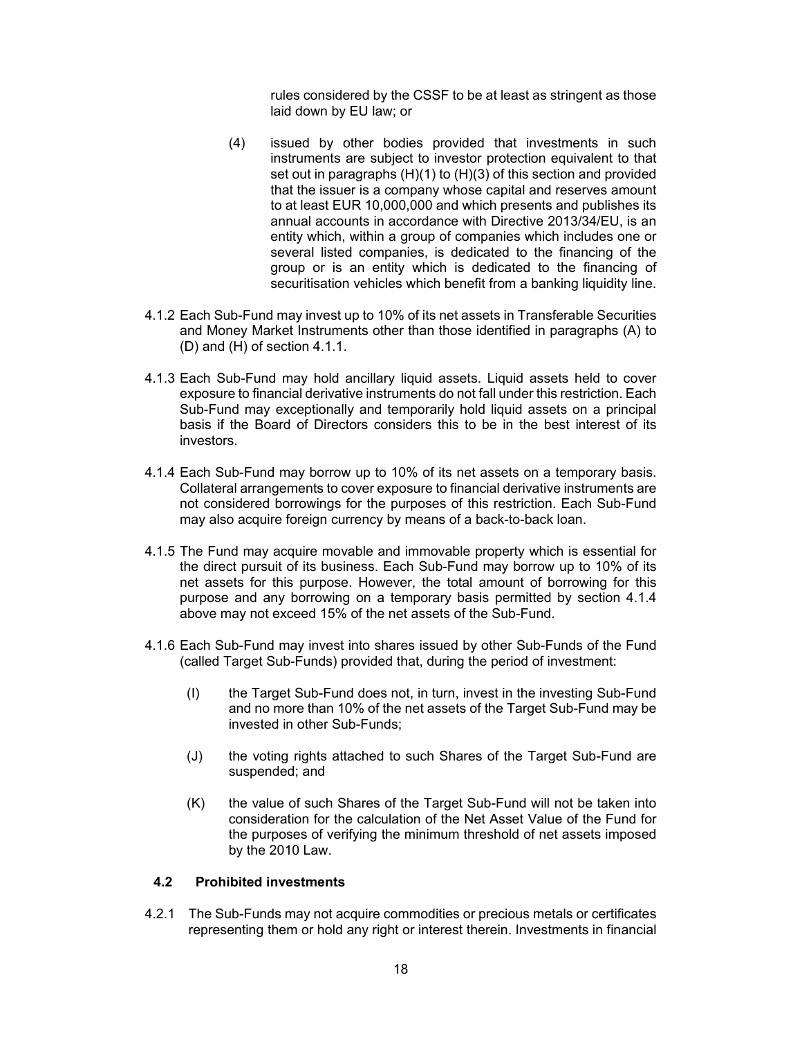rules considered by the CSSF to be at least as stringent as those laid down by EU law; or

(4) issued by other bodies provided that investments in such instruments are subject to investor protection equivalent to that set out in paragraphs (H)(1) to (H)(3) of this section and provided that the issuer is a company whose capital and reserves amount to at least EUR 10,000,000 and which presents and publishes its annual accounts in accordance with Directive 2013/34/EU, is an entity which, within a group of companies which includes one or several listed companies, is dedicated to the financing of the group or is an entity which is dedicated to the financing of securitisation vehicles which benefit from a banking liquidity line.

4.1.2 Each Sub-Fund may invest up to 10% of its net assets in Transferable Securities and Money Market Instruments other than those identified in paragraphs (A) to (D) and (H) of section 4.1.1.

4.1.3 Each Sub-Fund may hold ancillary liquid assets. Liquid assets held to cover exposure to financial derivative instruments do not fall under this restriction. Each Sub-Fund may exceptionally and temporarily hold liquid assets on a principal basis if the Board of Directors considers this to be in the best interest of its investors.

4.1.4 Each Sub-Fund may borrow up to 10% of its net assets on a temporary basis. Collateral arrangements to cover exposure to financial derivative instruments are not considered borrowings for the purposes of this restriction. Each Sub-Fund may also acquire foreign currency by means of a back-to-back loan.

4.1.5 The Fund may acquire movable and immovable property which is essential for the direct pursuit of its business. Each Sub-Fund may borrow up to 10% of its net assets for this purpose. However, the total amount of borrowing for this purpose and any borrowing on a temporary basis permitted by section 4.1.4 above may not exceed 15% of the net assets of the Sub-Fund.

4.1.6 Each Sub-Fund may invest into shares issued by other Sub-Funds of the Fund (called Target Sub-Funds) provided that, during the period of investment:

(I) the Target Sub-Fund does not, in turn, invest in the investing Sub-Fund and no more than 10% of the net assets of the Target Sub-Fund may be invested in other Sub-Funds;

(J) the voting rights attached to such Shares of the Target Sub-Fund are suspended; and

(K) the value of such Shares of the Target Sub-Fund will not be taken into consideration for the calculation of the Net Asset Value of the Fund for the purposes of verifying the minimum threshold of net assets imposed by the 2010 Law.

### 4.2 Prohibited investments

4.2.1 The Sub-Funds may not acquire commodities or precious metals or certificates representing them or hold any right or interest therein. Investments in financial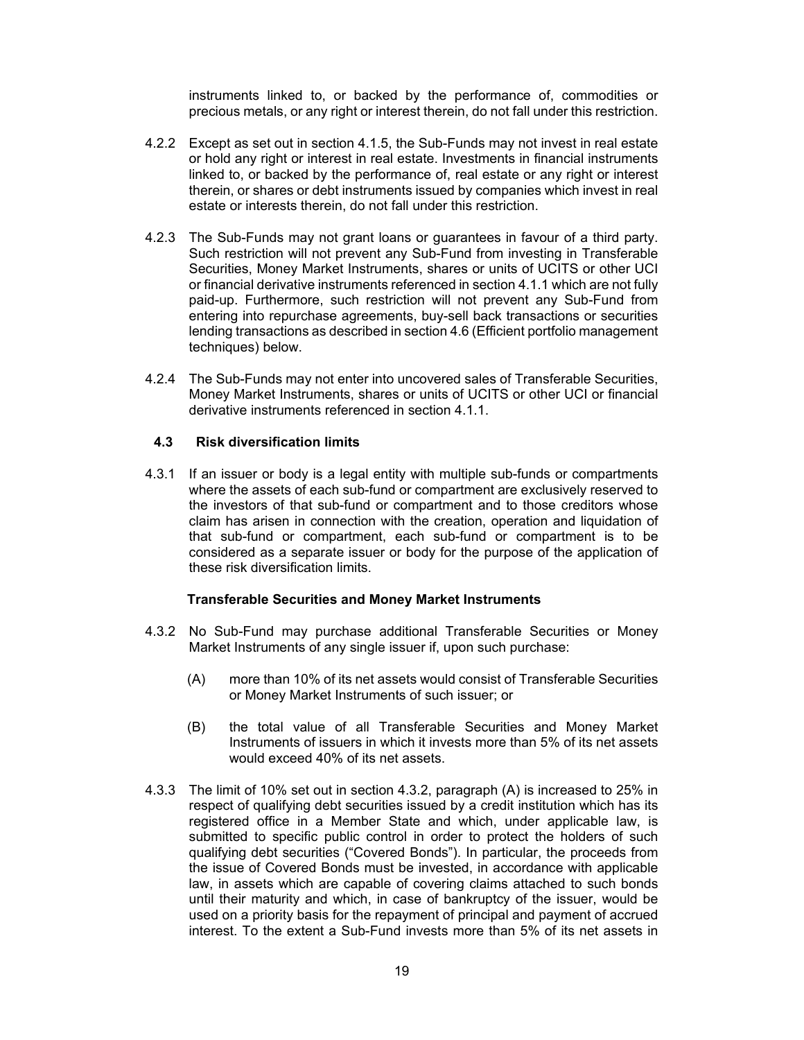instruments linked to, or backed by the performance of, commodities or precious metals, or any right or interest therein, do not fall under this restriction.

4.2.2 Except as set out in section 4.1.5, the Sub-Funds may not invest in real estate or hold any right or interest in real estate. Investments in financial instruments linked to, or backed by the performance of, real estate or any right or interest therein, or shares or debt instruments issued by companies which invest in real estate or interests therein, do not fall under this restriction.

4.2.3 The Sub-Funds may not grant loans or guarantees in favour of a third party. Such restriction will not prevent any Sub-Fund from investing in Transferable Securities, Money Market Instruments, shares or units of UCITS or other UCI or financial derivative instruments referenced in section 4.1.1 which are not fully paid-up. Furthermore, such restriction will not prevent any Sub-Fund from entering into repurchase agreements, buy-sell back transactions or securities lending transactions as described in section 4.6 (Efficient portfolio management techniques) below.

4.2.4 The Sub-Funds may not enter into uncovered sales of Transferable Securities, Money Market Instruments, shares or units of UCITS or other UCI or financial derivative instruments referenced in section 4.1.1.

## 4.3 Risk diversification limits

4.3.1 If an issuer or body is a legal entity with multiple sub-funds or compartments where the assets of each sub-fund or compartment are exclusively reserved to the investors of that sub-fund or compartment and to those creditors whose claim has arisen in connection with the creation, operation and liquidation of that sub-fund or compartment, each sub-fund or compartment is to be considered as a separate issuer or body for the purpose of the application of these risk diversification limits.

**Transferable Securities and Money Market Instruments**

4.3.2 No Sub-Fund may purchase additional Transferable Securities or Money Market Instruments of any single issuer if, upon such purchase:

(A) more than 10% of its net assets would consist of Transferable Securities or Money Market Instruments of such issuer; or

(B) the total value of all Transferable Securities and Money Market Instruments of issuers in which it invests more than 5% of its net assets would exceed 40% of its net assets.

4.3.3 The limit of 10% set out in section 4.3.2, paragraph (A) is increased to 25% in respect of qualifying debt securities issued by a credit institution which has its registered office in a Member State and which, under applicable law, is submitted to specific public control in order to protect the holders of such qualifying debt securities ("Covered Bonds"). In particular, the proceeds from the issue of Covered Bonds must be invested, in accordance with applicable law, in assets which are capable of covering claims attached to such bonds until their maturity and which, in case of bankruptcy of the issuer, would be used on a priority basis for the repayment of principal and payment of accrued interest. To the extent a Sub-Fund invests more than 5% of its net assets in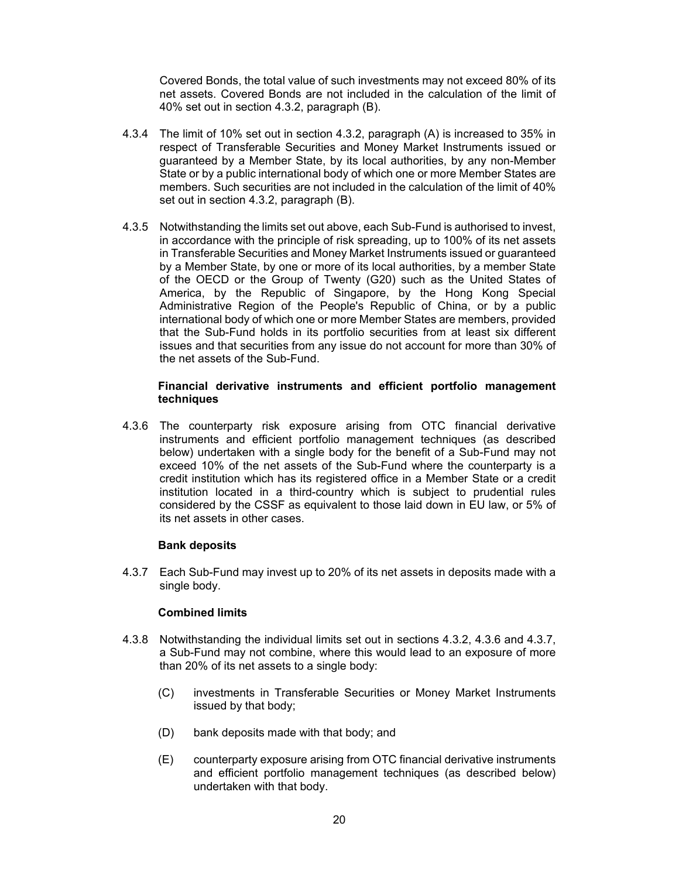Covered Bonds, the total value of such investments may not exceed 80% of its net assets. Covered Bonds are not included in the calculation of the limit of 40% set out in section 4.3.2, paragraph (B).

4.3.4 The limit of 10% set out in section 4.3.2, paragraph (A) is increased to 35% in respect of Transferable Securities and Money Market Instruments issued or guaranteed by a Member State, by its local authorities, by any non-Member State or by a public international body of which one or more Member States are members. Such securities are not included in the calculation of the limit of 40% set out in section 4.3.2, paragraph (B).

4.3.5 Notwithstanding the limits set out above, each Sub-Fund is authorised to invest, in accordance with the principle of risk spreading, up to 100% of its net assets in Transferable Securities and Money Market Instruments issued or guaranteed by a Member State, by one or more of its local authorities, by a member State of the OECD or the Group of Twenty (G20) such as the United States of America, by the Republic of Singapore, by the Hong Kong Special Administrative Region of the People's Republic of China, or by a public international body of which one or more Member States are members, provided that the Sub-Fund holds in its portfolio securities from at least six different issues and that securities from any issue do not account for more than 30% of the net assets of the Sub-Fund.

**Financial derivative instruments and efficient portfolio management techniques**

4.3.6 The counterparty risk exposure arising from OTC financial derivative instruments and efficient portfolio management techniques (as described below) undertaken with a single body for the benefit of a Sub-Fund may not exceed 10% of the net assets of the Sub-Fund where the counterparty is a credit institution which has its registered office in a Member State or a credit institution located in a third-country which is subject to prudential rules considered by the CSSF as equivalent to those laid down in EU law, or 5% of its net assets in other cases.

**Bank deposits**

4.3.7 Each Sub-Fund may invest up to 20% of its net assets in deposits made with a single body.

**Combined limits**

4.3.8 Notwithstanding the individual limits set out in sections 4.3.2, 4.3.6 and 4.3.7, a Sub-Fund may not combine, where this would lead to an exposure of more than 20% of its net assets to a single body:

(C) investments in Transferable Securities or Money Market Instruments issued by that body;

(D) bank deposits made with that body; and

(E) counterparty exposure arising from OTC financial derivative instruments and efficient portfolio management techniques (as described below) undertaken with that body.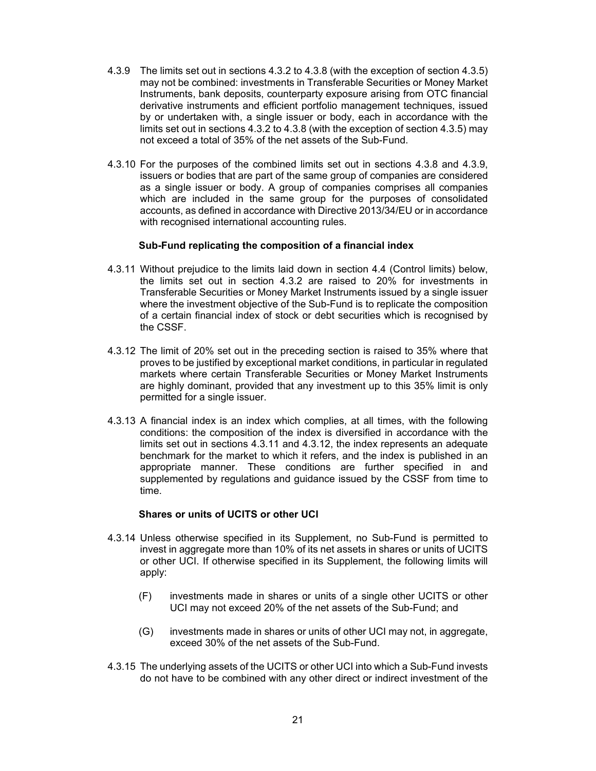4.3.9 The limits set out in sections 4.3.2 to 4.3.8 (with the exception of section 4.3.5) may not be combined: investments in Transferable Securities or Money Market Instruments, bank deposits, counterparty exposure arising from OTC financial derivative instruments and efficient portfolio management techniques, issued by or undertaken with, a single issuer or body, each in accordance with the limits set out in sections 4.3.2 to 4.3.8 (with the exception of section 4.3.5) may not exceed a total of 35% of the net assets of the Sub-Fund.

4.3.10 For the purposes of the combined limits set out in sections 4.3.8 and 4.3.9, issuers or bodies that are part of the same group of companies are considered as a single issuer or body. A group of companies comprises all companies which are included in the same group for the purposes of consolidated accounts, as defined in accordance with Directive 2013/34/EU or in accordance with recognised international accounting rules.

**Sub-Fund replicating the composition of a financial index**

4.3.11 Without prejudice to the limits laid down in section 4.4 (Control limits) below, the limits set out in section 4.3.2 are raised to 20% for investments in Transferable Securities or Money Market Instruments issued by a single issuer where the investment objective of the Sub-Fund is to replicate the composition of a certain financial index of stock or debt securities which is recognised by the CSSF.

4.3.12 The limit of 20% set out in the preceding section is raised to 35% where that proves to be justified by exceptional market conditions, in particular in regulated markets where certain Transferable Securities or Money Market Instruments are highly dominant, provided that any investment up to this 35% limit is only permitted for a single issuer.

4.3.13 A financial index is an index which complies, at all times, with the following conditions: the composition of the index is diversified in accordance with the limits set out in sections 4.3.11 and 4.3.12, the index represents an adequate benchmark for the market to which it refers, and the index is published in an appropriate manner. These conditions are further specified in and supplemented by regulations and guidance issued by the CSSF from time to time.

**Shares or units of UCITS or other UCI**

4.3.14 Unless otherwise specified in its Supplement, no Sub-Fund is permitted to invest in aggregate more than 10% of its net assets in shares or units of UCITS or other UCI. If otherwise specified in its Supplement, the following limits will apply:

(F) investments made in shares or units of a single other UCITS or other UCI may not exceed 20% of the net assets of the Sub-Fund; and

(G) investments made in shares or units of other UCI may not, in aggregate, exceed 30% of the net assets of the Sub-Fund.

4.3.15 The underlying assets of the UCITS or other UCI into which a Sub-Fund invests do not have to be combined with any other direct or indirect investment of the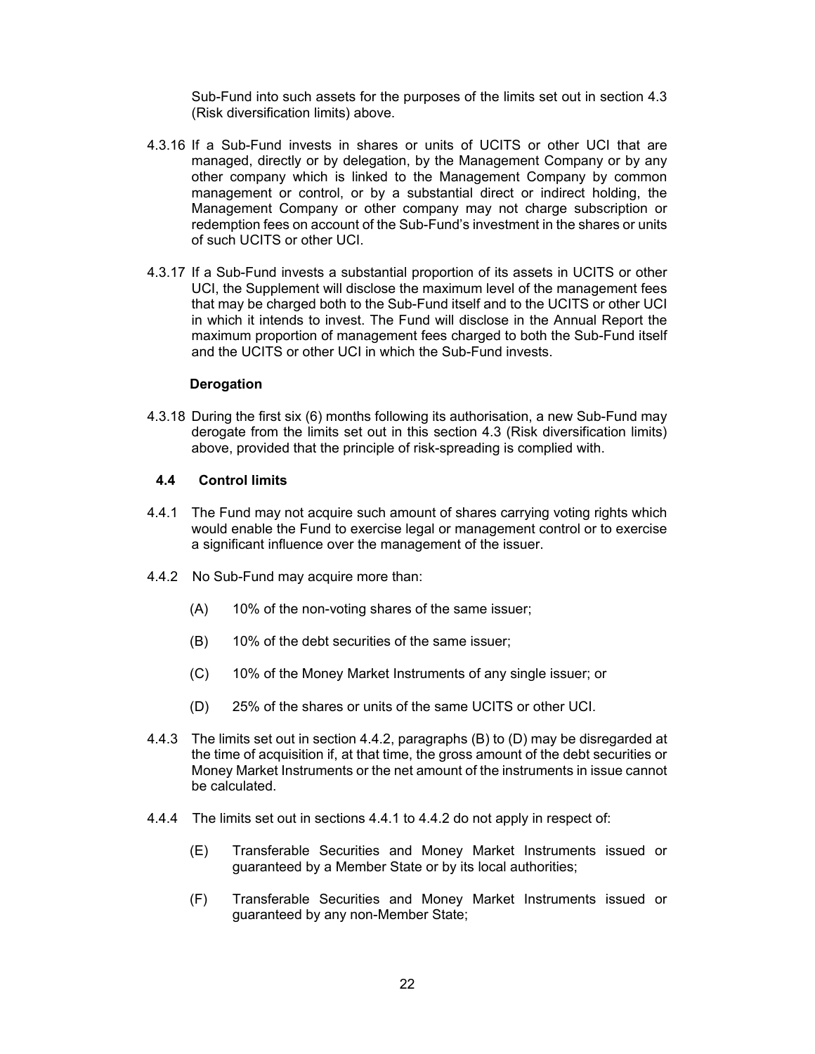Sub-Fund into such assets for the purposes of the limits set out in section 4.3 (Risk diversification limits) above.

4.3.16 If a Sub-Fund invests in shares or units of UCITS or other UCI that are managed, directly or by delegation, by the Management Company or by any other company which is linked to the Management Company by common management or control, or by a substantial direct or indirect holding, the Management Company or other company may not charge subscription or redemption fees on account of the Sub-Fund's investment in the shares or units of such UCITS or other UCI.

4.3.17 If a Sub-Fund invests a substantial proportion of its assets in UCITS or other UCI, the Supplement will disclose the maximum level of the management fees that may be charged both to the Sub-Fund itself and to the UCITS or other UCI in which it intends to invest. The Fund will disclose in the Annual Report the maximum proportion of management fees charged to both the Sub-Fund itself and the UCITS or other UCI in which the Sub-Fund invests.

**Derogation**

4.3.18 During the first six (6) months following its authorisation, a new Sub-Fund may derogate from the limits set out in this section 4.3 (Risk diversification limits) above, provided that the principle of risk-spreading is complied with.

### 4.4 Control limits

4.4.1 The Fund may not acquire such amount of shares carrying voting rights which would enable the Fund to exercise legal or management control or to exercise a significant influence over the management of the issuer.

4.4.2 No Sub-Fund may acquire more than:

(A) 10% of the non-voting shares of the same issuer;

(B) 10% of the debt securities of the same issuer;

(C) 10% of the Money Market Instruments of any single issuer; or

(D) 25% of the shares or units of the same UCITS or other UCI.

4.4.3 The limits set out in section 4.4.2, paragraphs (B) to (D) may be disregarded at the time of acquisition if, at that time, the gross amount of the debt securities or Money Market Instruments or the net amount of the instruments in issue cannot be calculated.

4.4.4 The limits set out in sections 4.4.1 to 4.4.2 do not apply in respect of:

(E) Transferable Securities and Money Market Instruments issued or guaranteed by a Member State or by its local authorities;

(F) Transferable Securities and Money Market Instruments issued or guaranteed by any non-Member State;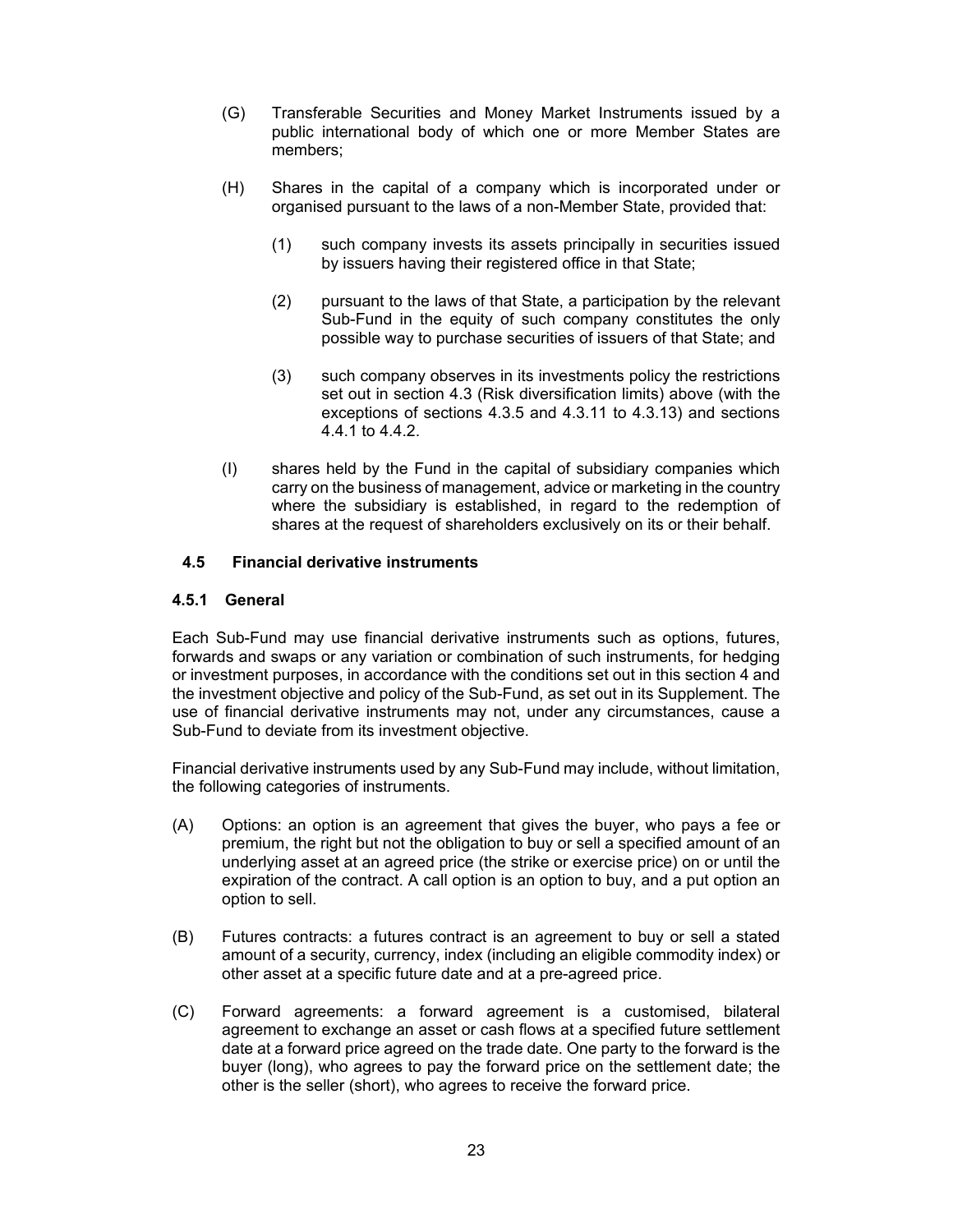(G) Transferable Securities and Money Market Instruments issued by a public international body of which one or more Member States are members;

(H) Shares in the capital of a company which is incorporated under or organised pursuant to the laws of a non-Member State, provided that:

   (1) such company invests its assets principally in securities issued by issuers having their registered office in that State;

   (2) pursuant to the laws of that State, a participation by the relevant Sub-Fund in the equity of such company constitutes the only possible way to purchase securities of issuers of that State; and

   (3) such company observes in its investments policy the restrictions set out in section 4.3 (Risk diversification limits) above (with the exceptions of sections 4.3.5 and 4.3.11 to 4.3.13) and sections 4.4.1 to 4.4.2.

(I) shares held by the Fund in the capital of subsidiary companies which carry on the business of management, advice or marketing in the country where the subsidiary is established, in regard to the redemption of shares at the request of shareholders exclusively on its or their behalf.

## 4.5 Financial derivative instruments

### 4.5.1 General

Each Sub-Fund may use financial derivative instruments such as options, futures, forwards and swaps or any variation or combination of such instruments, for hedging or investment purposes, in accordance with the conditions set out in this section 4 and the investment objective and policy of the Sub-Fund, as set out in its Supplement. The use of financial derivative instruments may not, under any circumstances, cause a Sub-Fund to deviate from its investment objective.

Financial derivative instruments used by any Sub-Fund may include, without limitation, the following categories of instruments.

(A) Options: an option is an agreement that gives the buyer, who pays a fee or premium, the right but not the obligation to buy or sell a specified amount of an underlying asset at an agreed price (the strike or exercise price) on or until the expiration of the contract. A call option is an option to buy, and a put option an option to sell.

(B) Futures contracts: a futures contract is an agreement to buy or sell a stated amount of a security, currency, index (including an eligible commodity index) or other asset at a specific future date and at a pre-agreed price.

(C) Forward agreements: a forward agreement is a customised, bilateral agreement to exchange an asset or cash flows at a specified future settlement date at a forward price agreed on the trade date. One party to the forward is the buyer (long), who agrees to pay the forward price on the settlement date; the other is the seller (short), who agrees to receive the forward price.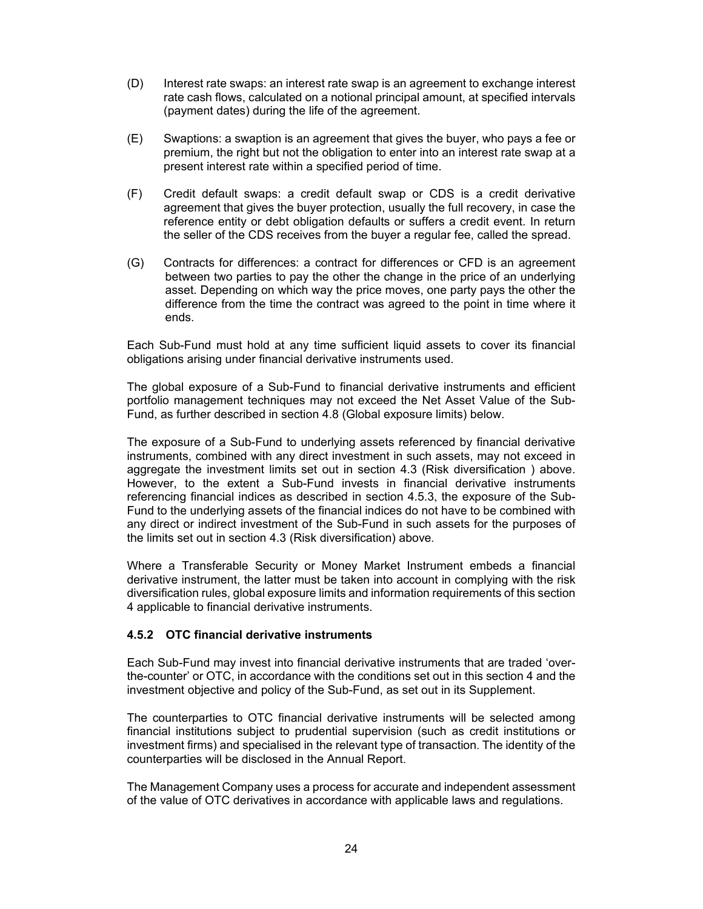(D) Interest rate swaps: an interest rate swap is an agreement to exchange interest rate cash flows, calculated on a notional principal amount, at specified intervals (payment dates) during the life of the agreement.

(E) Swaptions: a swaption is an agreement that gives the buyer, who pays a fee or premium, the right but not the obligation to enter into an interest rate swap at a present interest rate within a specified period of time.

(F) Credit default swaps: a credit default swap or CDS is a credit derivative agreement that gives the buyer protection, usually the full recovery, in case the reference entity or debt obligation defaults or suffers a credit event. In return the seller of the CDS receives from the buyer a regular fee, called the spread.

(G) Contracts for differences: a contract for differences or CFD is an agreement between two parties to pay the other the change in the price of an underlying asset. Depending on which way the price moves, one party pays the other the difference from the time the contract was agreed to the point in time where it ends.

Each Sub-Fund must hold at any time sufficient liquid assets to cover its financial obligations arising under financial derivative instruments used.

The global exposure of a Sub-Fund to financial derivative instruments and efficient portfolio management techniques may not exceed the Net Asset Value of the Sub-Fund, as further described in section 4.8 (Global exposure limits) below.

The exposure of a Sub-Fund to underlying assets referenced by financial derivative instruments, combined with any direct investment in such assets, may not exceed in aggregate the investment limits set out in section 4.3 (Risk diversification ) above. However, to the extent a Sub-Fund invests in financial derivative instruments referencing financial indices as described in section 4.5.3, the exposure of the Sub-Fund to the underlying assets of the financial indices do not have to be combined with any direct or indirect investment of the Sub-Fund in such assets for the purposes of the limits set out in section 4.3 (Risk diversification) above.

Where a Transferable Security or Money Market Instrument embeds a financial derivative instrument, the latter must be taken into account in complying with the risk diversification rules, global exposure limits and information requirements of this section 4 applicable to financial derivative instruments.

### 4.5.2 OTC financial derivative instruments

Each Sub-Fund may invest into financial derivative instruments that are traded 'over-the-counter' or OTC, in accordance with the conditions set out in this section 4 and the investment objective and policy of the Sub-Fund, as set out in its Supplement.

The counterparties to OTC financial derivative instruments will be selected among financial institutions subject to prudential supervision (such as credit institutions or investment firms) and specialised in the relevant type of transaction. The identity of the counterparties will be disclosed in the Annual Report.

The Management Company uses a process for accurate and independent assessment of the value of OTC derivatives in accordance with applicable laws and regulations.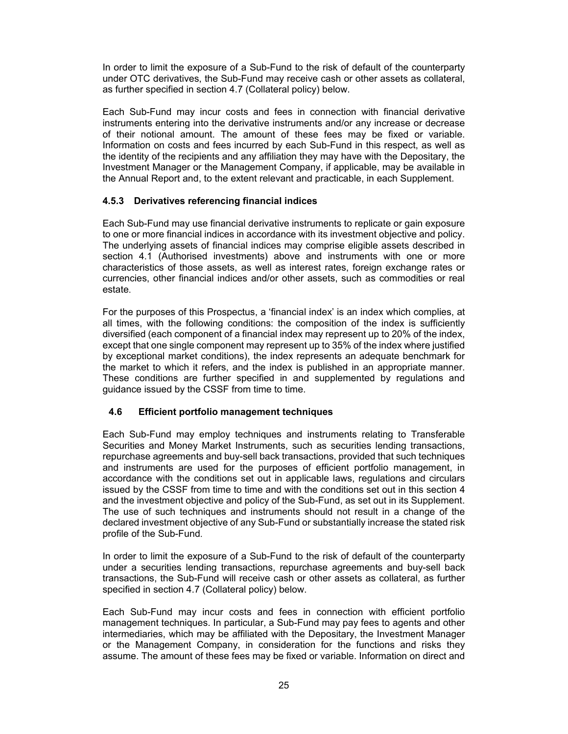In order to limit the exposure of a Sub-Fund to the risk of default of the counterparty under OTC derivatives, the Sub-Fund may receive cash or other assets as collateral, as further specified in section 4.7 (Collateral policy) below.

Each Sub-Fund may incur costs and fees in connection with financial derivative instruments entering into the derivative instruments and/or any increase or decrease of their notional amount. The amount of these fees may be fixed or variable. Information on costs and fees incurred by each Sub-Fund in this respect, as well as the identity of the recipients and any affiliation they may have with the Depositary, the Investment Manager or the Management Company, if applicable, may be available in the Annual Report and, to the extent relevant and practicable, in each Supplement.

### 4.5.3 Derivatives referencing financial indices

Each Sub-Fund may use financial derivative instruments to replicate or gain exposure to one or more financial indices in accordance with its investment objective and policy. The underlying assets of financial indices may comprise eligible assets described in section 4.1 (Authorised investments) above and instruments with one or more characteristics of those assets, as well as interest rates, foreign exchange rates or currencies, other financial indices and/or other assets, such as commodities or real estate.

For the purposes of this Prospectus, a 'financial index' is an index which complies, at all times, with the following conditions: the composition of the index is sufficiently diversified (each component of a financial index may represent up to 20% of the index, except that one single component may represent up to 35% of the index where justified by exceptional market conditions), the index represents an adequate benchmark for the market to which it refers, and the index is published in an appropriate manner. These conditions are further specified in and supplemented by regulations and guidance issued by the CSSF from time to time.

## 4.6 Efficient portfolio management techniques

Each Sub-Fund may employ techniques and instruments relating to Transferable Securities and Money Market Instruments, such as securities lending transactions, repurchase agreements and buy-sell back transactions, provided that such techniques and instruments are used for the purposes of efficient portfolio management, in accordance with the conditions set out in applicable laws, regulations and circulars issued by the CSSF from time to time and with the conditions set out in this section 4 and the investment objective and policy of the Sub-Fund, as set out in its Supplement. The use of such techniques and instruments should not result in a change of the declared investment objective of any Sub-Fund or substantially increase the stated risk profile of the Sub-Fund.

In order to limit the exposure of a Sub-Fund to the risk of default of the counterparty under a securities lending transactions, repurchase agreements and buy-sell back transactions, the Sub-Fund will receive cash or other assets as collateral, as further specified in section 4.7 (Collateral policy) below.

Each Sub-Fund may incur costs and fees in connection with efficient portfolio management techniques. In particular, a Sub-Fund may pay fees to agents and other intermediaries, which may be affiliated with the Depositary, the Investment Manager or the Management Company, in consideration for the functions and risks they assume. The amount of these fees may be fixed or variable. Information on direct and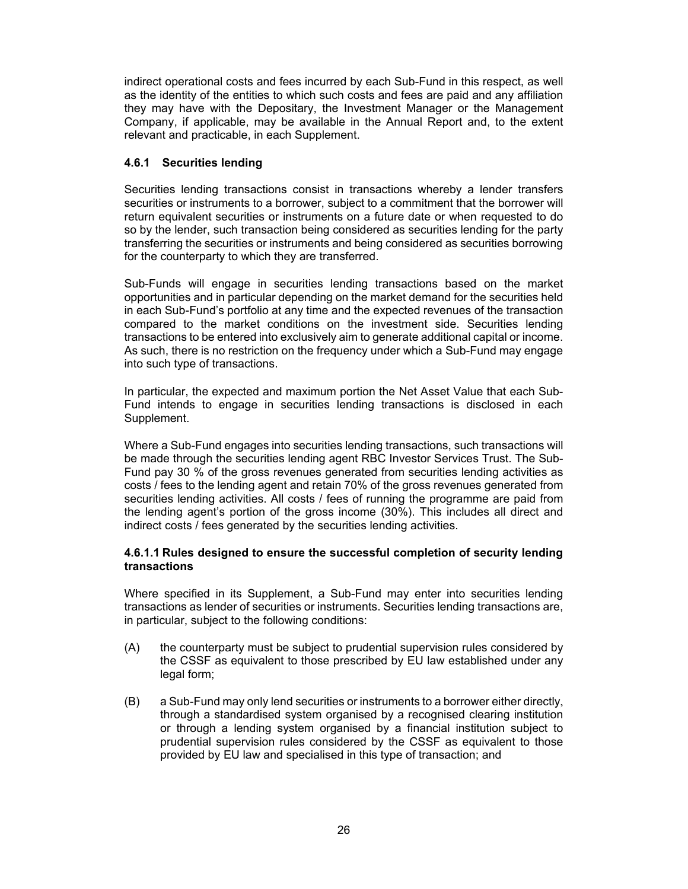indirect operational costs and fees incurred by each Sub-Fund in this respect, as well as the identity of the entities to which such costs and fees are paid and any affiliation they may have with the Depositary, the Investment Manager or the Management Company, if applicable, may be available in the Annual Report and, to the extent relevant and practicable, in each Supplement.

### 4.6.1 Securities lending

Securities lending transactions consist in transactions whereby a lender transfers securities or instruments to a borrower, subject to a commitment that the borrower will return equivalent securities or instruments on a future date or when requested to do so by the lender, such transaction being considered as securities lending for the party transferring the securities or instruments and being considered as securities borrowing for the counterparty to which they are transferred.

Sub-Funds will engage in securities lending transactions based on the market opportunities and in particular depending on the market demand for the securities held in each Sub-Fund's portfolio at any time and the expected revenues of the transaction compared to the market conditions on the investment side. Securities lending transactions to be entered into exclusively aim to generate additional capital or income. As such, there is no restriction on the frequency under which a Sub-Fund may engage into such type of transactions.

In particular, the expected and maximum portion the Net Asset Value that each Sub-Fund intends to engage in securities lending transactions is disclosed in each Supplement.

Where a Sub-Fund engages into securities lending transactions, such transactions will be made through the securities lending agent RBC Investor Services Trust. The Sub-Fund pay 30 % of the gross revenues generated from securities lending activities as costs / fees to the lending agent and retain 70% of the gross revenues generated from securities lending activities. All costs / fees of running the programme are paid from the lending agent's portion of the gross income (30%). This includes all direct and indirect costs / fees generated by the securities lending activities.

#### 4.6.1.1 Rules designed to ensure the successful completion of security lending transactions

Where specified in its Supplement, a Sub-Fund may enter into securities lending transactions as lender of securities or instruments. Securities lending transactions are, in particular, subject to the following conditions:

(A) the counterparty must be subject to prudential supervision rules considered by the CSSF as equivalent to those prescribed by EU law established under any legal form;

(B) a Sub-Fund may only lend securities or instruments to a borrower either directly, through a standardised system organised by a recognised clearing institution or through a lending system organised by a financial institution subject to prudential supervision rules considered by the CSSF as equivalent to those provided by EU law and specialised in this type of transaction; and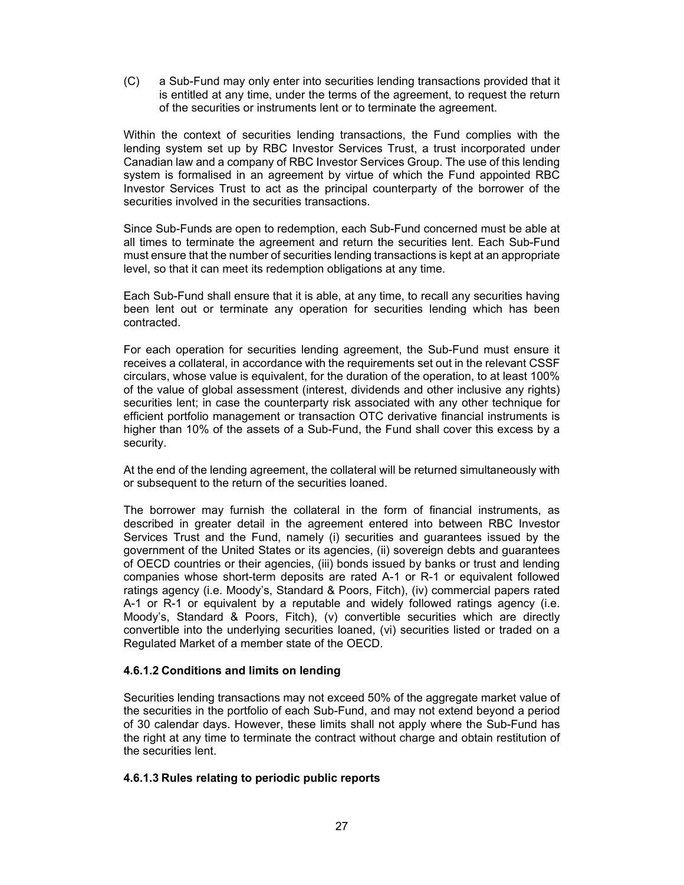(C) a Sub-Fund may only enter into securities lending transactions provided that it is entitled at any time, under the terms of the agreement, to request the return of the securities or instruments lent or to terminate the agreement.

Within the context of securities lending transactions, the Fund complies with the lending system set up by RBC Investor Services Trust, a trust incorporated under Canadian law and a company of RBC Investor Services Group. The use of this lending system is formalised in an agreement by virtue of which the Fund appointed RBC Investor Services Trust to act as the principal counterparty of the borrower of the securities involved in the securities transactions.

Since Sub-Funds are open to redemption, each Sub-Fund concerned must be able at all times to terminate the agreement and return the securities lent. Each Sub-Fund must ensure that the number of securities lending transactions is kept at an appropriate level, so that it can meet its redemption obligations at any time.

Each Sub-Fund shall ensure that it is able, at any time, to recall any securities having been lent out or terminate any operation for securities lending which has been contracted.

For each operation for securities lending agreement, the Sub-Fund must ensure it receives a collateral, in accordance with the requirements set out in the relevant CSSF circulars, whose value is equivalent, for the duration of the operation, to at least 100% of the value of global assessment (interest, dividends and other inclusive any rights) securities lent; in case the counterparty risk associated with any other technique for efficient portfolio management or transaction OTC derivative financial instruments is higher than 10% of the assets of a Sub-Fund, the Fund shall cover this excess by a security.

At the end of the lending agreement, the collateral will be returned simultaneously with or subsequent to the return of the securities loaned.

The borrower may furnish the collateral in the form of financial instruments, as described in greater detail in the agreement entered into between RBC Investor Services Trust and the Fund, namely (i) securities and guarantees issued by the government of the United States or its agencies, (ii) sovereign debts and guarantees of OECD countries or their agencies, (iii) bonds issued by banks or trust and lending companies whose short-term deposits are rated A-1 or R-1 or equivalent followed ratings agency (i.e. Moody's, Standard & Poors, Fitch), (iv) commercial papers rated A-1 or R-1 or equivalent by a reputable and widely followed ratings agency (i.e. Moody's, Standard & Poors, Fitch), (v) convertible securities which are directly convertible into the underlying securities loaned, (vi) securities listed or traded on a Regulated Market of a member state of the OECD.

#### 4.6.1.2 Conditions and limits on lending

Securities lending transactions may not exceed 50% of the aggregate market value of the securities in the portfolio of each Sub-Fund, and may not extend beyond a period of 30 calendar days. However, these limits shall not apply where the Sub-Fund has the right at any time to terminate the contract without charge and obtain restitution of the securities lent.

#### 4.6.1.3 Rules relating to periodic public reports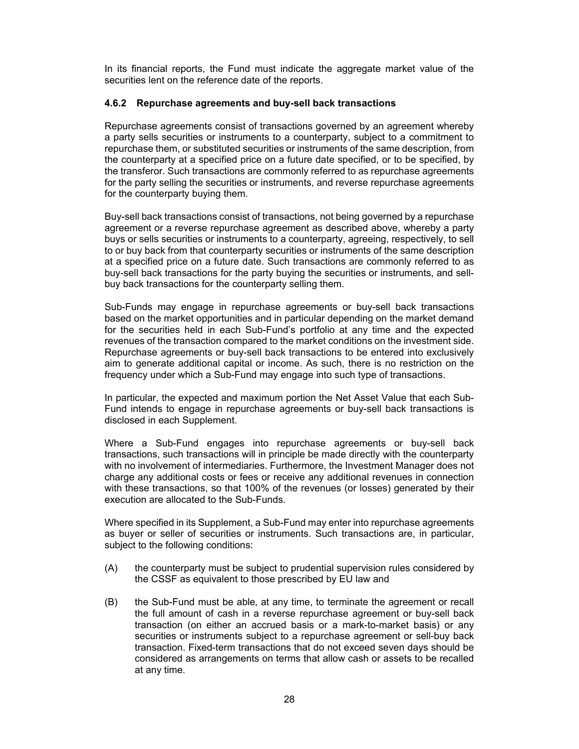In its financial reports, the Fund must indicate the aggregate market value of the securities lent on the reference date of the reports.

### 4.6.2 Repurchase agreements and buy-sell back transactions

Repurchase agreements consist of transactions governed by an agreement whereby a party sells securities or instruments to a counterparty, subject to a commitment to repurchase them, or substituted securities or instruments of the same description, from the counterparty at a specified price on a future date specified, or to be specified, by the transferor. Such transactions are commonly referred to as repurchase agreements for the party selling the securities or instruments, and reverse repurchase agreements for the counterparty buying them.

Buy-sell back transactions consist of transactions, not being governed by a repurchase agreement or a reverse repurchase agreement as described above, whereby a party buys or sells securities or instruments to a counterparty, agreeing, respectively, to sell to or buy back from that counterparty securities or instruments of the same description at a specified price on a future date. Such transactions are commonly referred to as buy-sell back transactions for the party buying the securities or instruments, and sell-buy back transactions for the counterparty selling them.

Sub-Funds may engage in repurchase agreements or buy-sell back transactions based on the market opportunities and in particular depending on the market demand for the securities held in each Sub-Fund's portfolio at any time and the expected revenues of the transaction compared to the market conditions on the investment side. Repurchase agreements or buy-sell back transactions to be entered into exclusively aim to generate additional capital or income. As such, there is no restriction on the frequency under which a Sub-Fund may engage into such type of transactions.

In particular, the expected and maximum portion the Net Asset Value that each Sub-Fund intends to engage in repurchase agreements or buy-sell back transactions is disclosed in each Supplement.

Where a Sub-Fund engages into repurchase agreements or buy-sell back transactions, such transactions will in principle be made directly with the counterparty with no involvement of intermediaries. Furthermore, the Investment Manager does not charge any additional costs or fees or receive any additional revenues in connection with these transactions, so that 100% of the revenues (or losses) generated by their execution are allocated to the Sub-Funds.

Where specified in its Supplement, a Sub-Fund may enter into repurchase agreements as buyer or seller of securities or instruments. Such transactions are, in particular, subject to the following conditions:

(A) the counterparty must be subject to prudential supervision rules considered by the CSSF as equivalent to those prescribed by EU law and

(B) the Sub-Fund must be able, at any time, to terminate the agreement or recall the full amount of cash in a reverse repurchase agreement or buy-sell back transaction (on either an accrued basis or a mark-to-market basis) or any securities or instruments subject to a repurchase agreement or sell-buy back transaction. Fixed-term transactions that do not exceed seven days should be considered as arrangements on terms that allow cash or assets to be recalled at any time.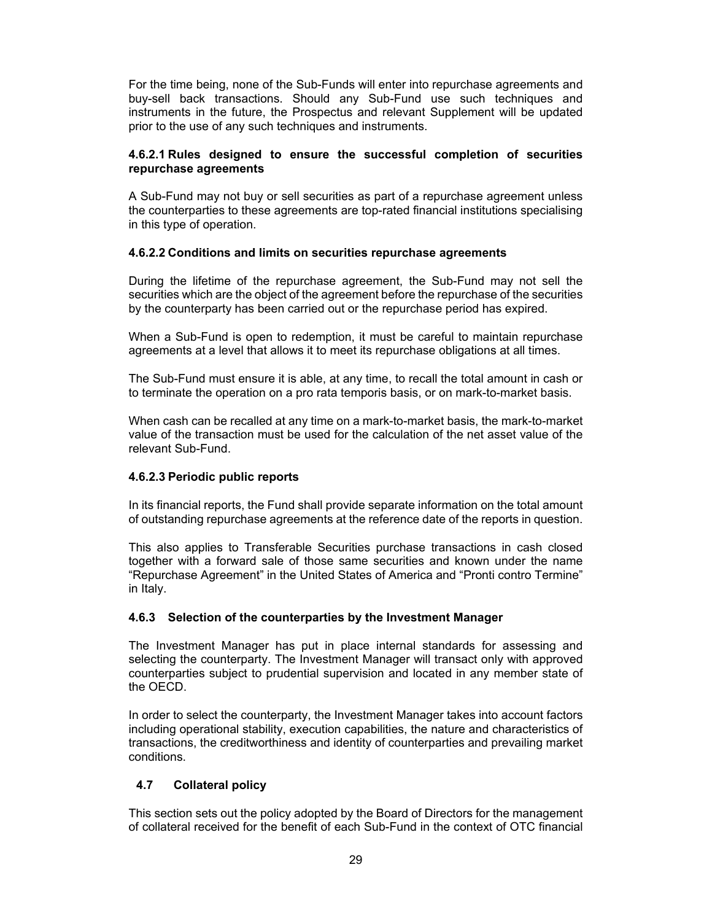For the time being, none of the Sub-Funds will enter into repurchase agreements and buy-sell back transactions. Should any Sub-Fund use such techniques and instruments in the future, the Prospectus and relevant Supplement will be updated prior to the use of any such techniques and instruments.

#### 4.6.2.1 Rules designed to ensure the successful completion of securities repurchase agreements

A Sub-Fund may not buy or sell securities as part of a repurchase agreement unless the counterparties to these agreements are top-rated financial institutions specialising in this type of operation.

#### 4.6.2.2 Conditions and limits on securities repurchase agreements

During the lifetime of the repurchase agreement, the Sub-Fund may not sell the securities which are the object of the agreement before the repurchase of the securities by the counterparty has been carried out or the repurchase period has expired.

When a Sub-Fund is open to redemption, it must be careful to maintain repurchase agreements at a level that allows it to meet its repurchase obligations at all times.

The Sub-Fund must ensure it is able, at any time, to recall the total amount in cash or to terminate the operation on a pro rata temporis basis, or on mark-to-market basis.

When cash can be recalled at any time on a mark-to-market basis, the mark-to-market value of the transaction must be used for the calculation of the net asset value of the relevant Sub-Fund.

#### 4.6.2.3 Periodic public reports

In its financial reports, the Fund shall provide separate information on the total amount of outstanding repurchase agreements at the reference date of the reports in question.

This also applies to Transferable Securities purchase transactions in cash closed together with a forward sale of those same securities and known under the name "Repurchase Agreement" in the United States of America and "Pronti contro Termine" in Italy.

### 4.6.3 Selection of the counterparties by the Investment Manager

The Investment Manager has put in place internal standards for assessing and selecting the counterparty. The Investment Manager will transact only with approved counterparties subject to prudential supervision and located in any member state of the OECD.

In order to select the counterparty, the Investment Manager takes into account factors including operational stability, execution capabilities, the nature and characteristics of transactions, the creditworthiness and identity of counterparties and prevailing market conditions.

## 4.7 Collateral policy

This section sets out the policy adopted by the Board of Directors for the management of collateral received for the benefit of each Sub-Fund in the context of OTC financial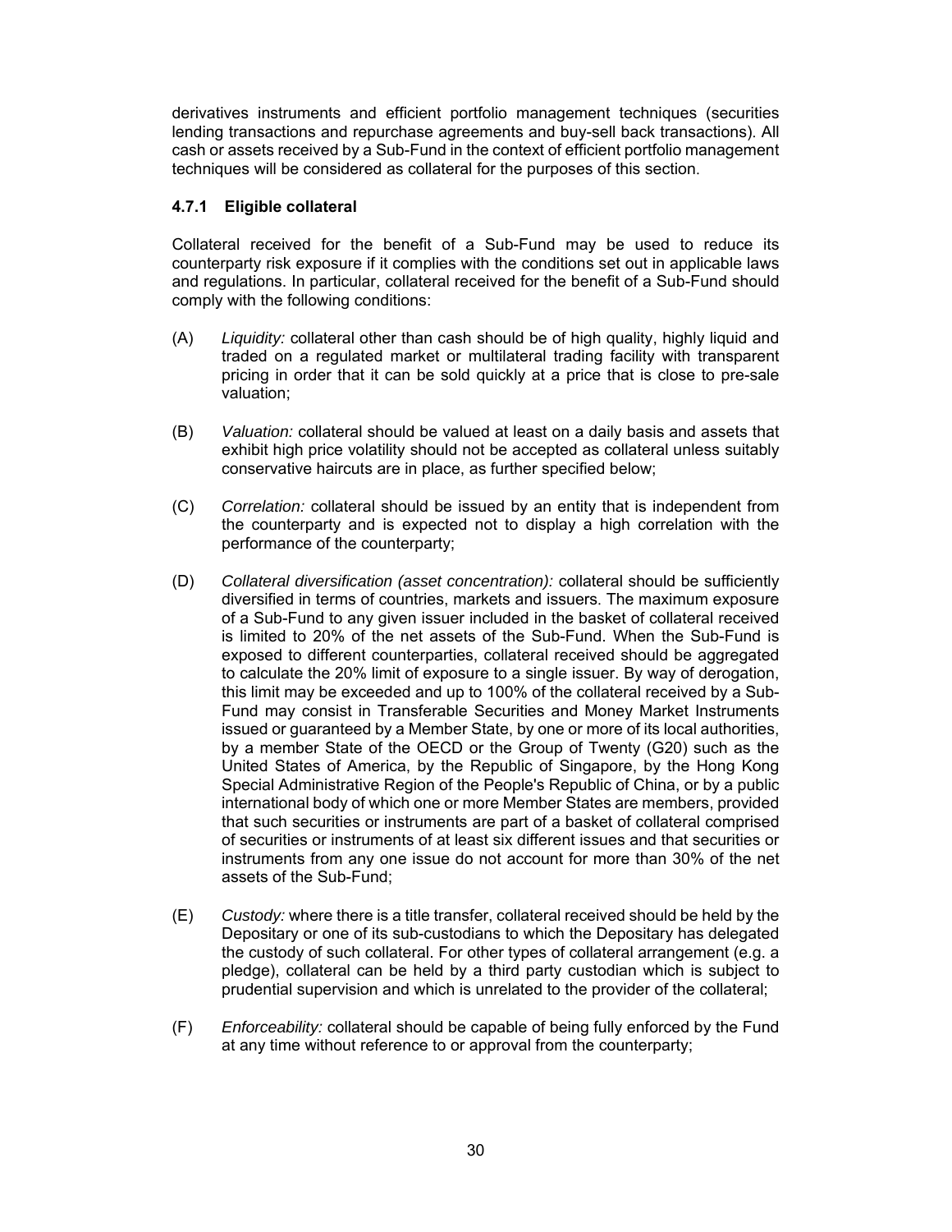derivatives instruments and efficient portfolio management techniques (securities lending transactions and repurchase agreements and buy-sell back transactions). All cash or assets received by a Sub-Fund in the context of efficient portfolio management techniques will be considered as collateral for the purposes of this section.

### 4.7.1 Eligible collateral

Collateral received for the benefit of a Sub-Fund may be used to reduce its counterparty risk exposure if it complies with the conditions set out in applicable laws and regulations. In particular, collateral received for the benefit of a Sub-Fund should comply with the following conditions:

(A) *Liquidity:* collateral other than cash should be of high quality, highly liquid and traded on a regulated market or multilateral trading facility with transparent pricing in order that it can be sold quickly at a price that is close to pre-sale valuation;

(B) *Valuation:* collateral should be valued at least on a daily basis and assets that exhibit high price volatility should not be accepted as collateral unless suitably conservative haircuts are in place, as further specified below;

(C) *Correlation:* collateral should be issued by an entity that is independent from the counterparty and is expected not to display a high correlation with the performance of the counterparty;

(D) *Collateral diversification (asset concentration):* collateral should be sufficiently diversified in terms of countries, markets and issuers. The maximum exposure of a Sub-Fund to any given issuer included in the basket of collateral received is limited to 20% of the net assets of the Sub-Fund. When the Sub-Fund is exposed to different counterparties, collateral received should be aggregated to calculate the 20% limit of exposure to a single issuer. By way of derogation, this limit may be exceeded and up to 100% of the collateral received by a Sub-Fund may consist in Transferable Securities and Money Market Instruments issued or guaranteed by a Member State, by one or more of its local authorities, by a member State of the OECD or the Group of Twenty (G20) such as the United States of America, by the Republic of Singapore, by the Hong Kong Special Administrative Region of the People's Republic of China, or by a public international body of which one or more Member States are members, provided that such securities or instruments are part of a basket of collateral comprised of securities or instruments of at least six different issues and that securities or instruments from any one issue do not account for more than 30% of the net assets of the Sub-Fund;

(E) *Custody:* where there is a title transfer, collateral received should be held by the Depositary or one of its sub-custodians to which the Depositary has delegated the custody of such collateral. For other types of collateral arrangement (e.g. a pledge), collateral can be held by a third party custodian which is subject to prudential supervision and which is unrelated to the provider of the collateral;

(F) *Enforceability:* collateral should be capable of being fully enforced by the Fund at any time without reference to or approval from the counterparty;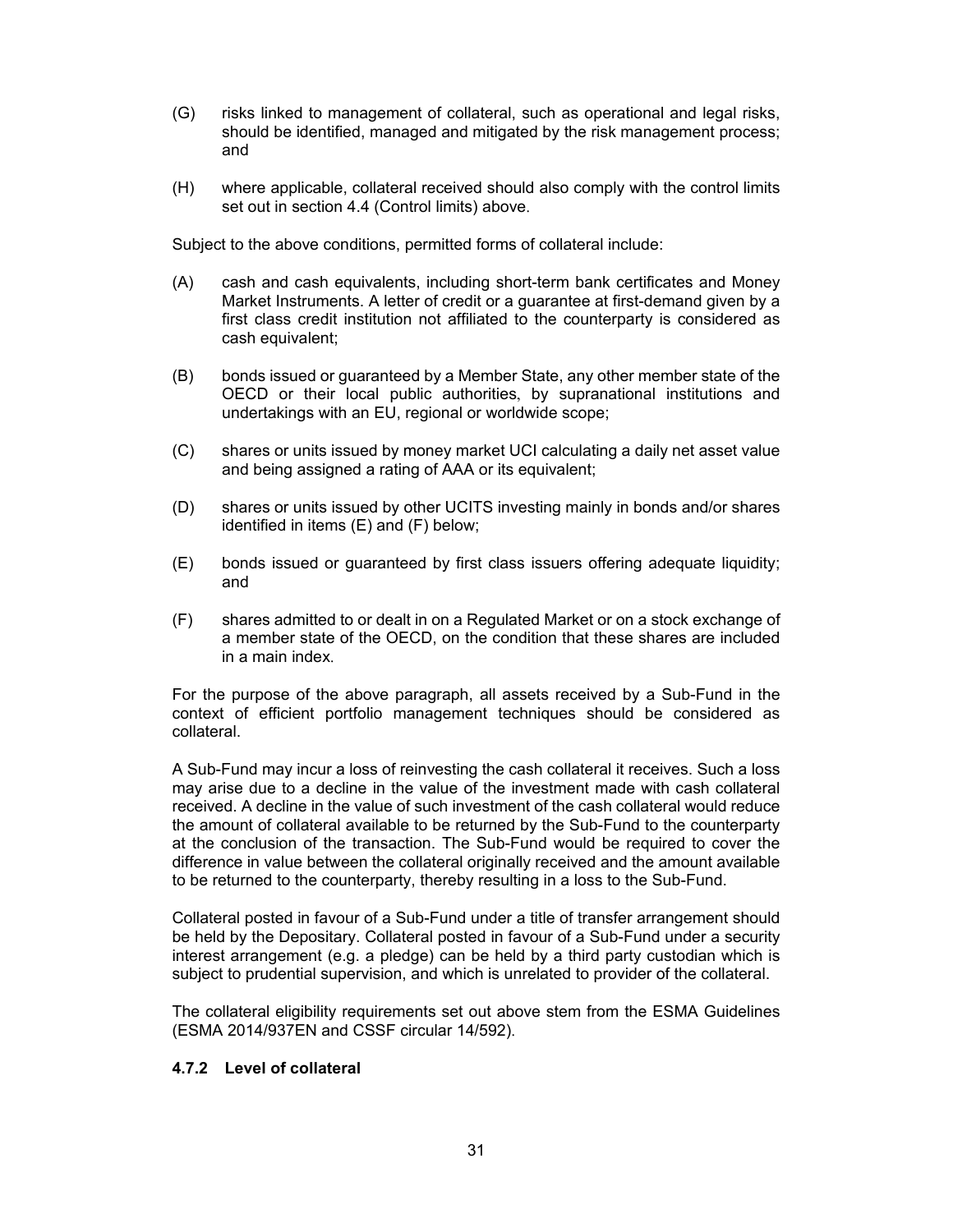(G) risks linked to management of collateral, such as operational and legal risks, should be identified, managed and mitigated by the risk management process; and

(H) where applicable, collateral received should also comply with the control limits set out in section 4.4 (Control limits) above.

Subject to the above conditions, permitted forms of collateral include:

(A) cash and cash equivalents, including short-term bank certificates and Money Market Instruments. A letter of credit or a guarantee at first-demand given by a first class credit institution not affiliated to the counterparty is considered as cash equivalent;

(B) bonds issued or guaranteed by a Member State, any other member state of the OECD or their local public authorities, by supranational institutions and undertakings with an EU, regional or worldwide scope;

(C) shares or units issued by money market UCI calculating a daily net asset value and being assigned a rating of AAA or its equivalent;

(D) shares or units issued by other UCITS investing mainly in bonds and/or shares identified in items (E) and (F) below;

(E) bonds issued or guaranteed by first class issuers offering adequate liquidity; and

(F) shares admitted to or dealt in on a Regulated Market or on a stock exchange of a member state of the OECD, on the condition that these shares are included in a main index.

For the purpose of the above paragraph, all assets received by a Sub-Fund in the context of efficient portfolio management techniques should be considered as collateral.

A Sub-Fund may incur a loss of reinvesting the cash collateral it receives. Such a loss may arise due to a decline in the value of the investment made with cash collateral received. A decline in the value of such investment of the cash collateral would reduce the amount of collateral available to be returned by the Sub-Fund to the counterparty at the conclusion of the transaction. The Sub-Fund would be required to cover the difference in value between the collateral originally received and the amount available to be returned to the counterparty, thereby resulting in a loss to the Sub-Fund.

Collateral posted in favour of a Sub-Fund under a title of transfer arrangement should be held by the Depositary. Collateral posted in favour of a Sub-Fund under a security interest arrangement (e.g. a pledge) can be held by a third party custodian which is subject to prudential supervision, and which is unrelated to provider of the collateral.

The collateral eligibility requirements set out above stem from the ESMA Guidelines (ESMA 2014/937EN and CSSF circular 14/592).

#### 4.7.2 Level of collateral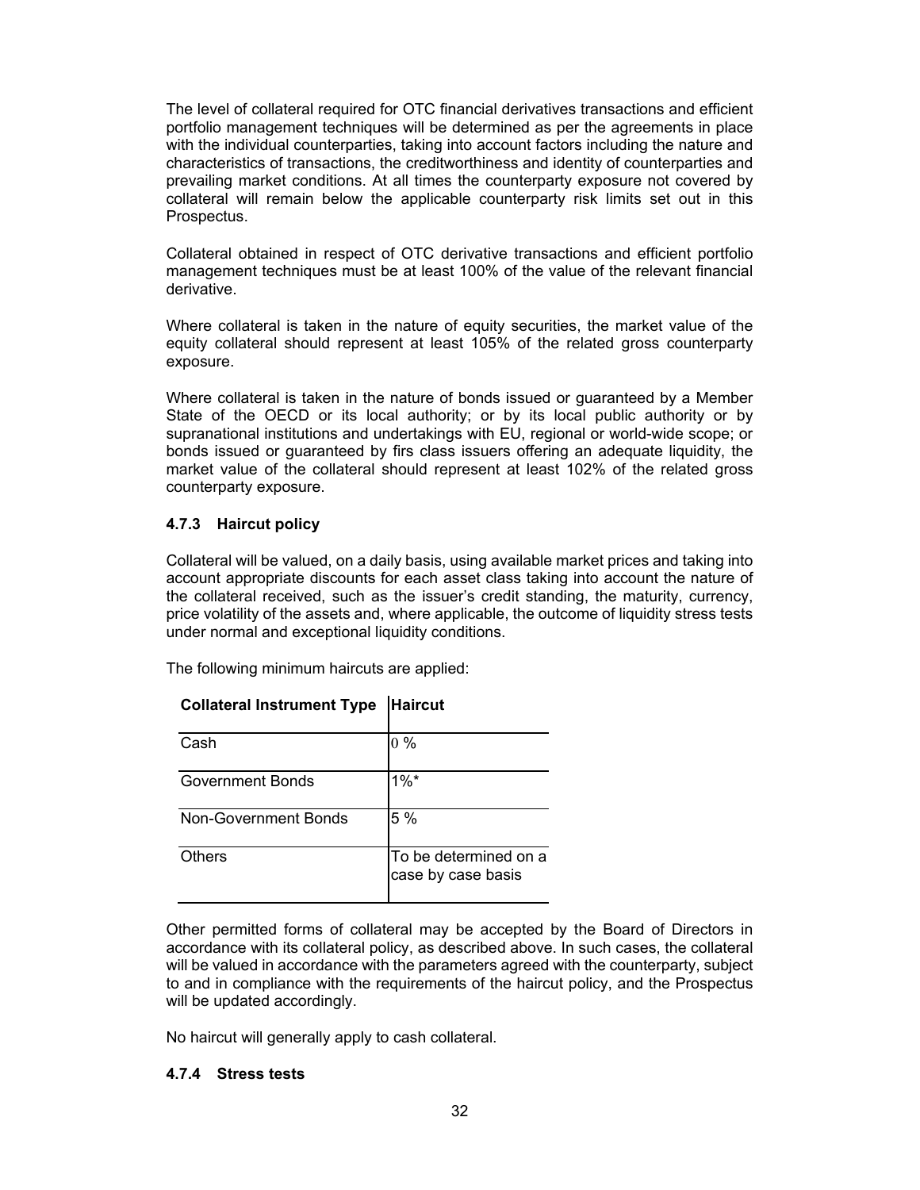The level of collateral required for OTC financial derivatives transactions and efficient portfolio management techniques will be determined as per the agreements in place with the individual counterparties, taking into account factors including the nature and characteristics of transactions, the creditworthiness and identity of counterparties and prevailing market conditions. At all times the counterparty exposure not covered by collateral will remain below the applicable counterparty risk limits set out in this Prospectus.

Collateral obtained in respect of OTC derivative transactions and efficient portfolio management techniques must be at least 100% of the value of the relevant financial derivative.

Where collateral is taken in the nature of equity securities, the market value of the equity collateral should represent at least 105% of the related gross counterparty exposure.

Where collateral is taken in the nature of bonds issued or guaranteed by a Member State of the OECD or its local authority; or by its local public authority or by supranational institutions and undertakings with EU, regional or world-wide scope; or bonds issued or guaranteed by firs class issuers offering an adequate liquidity, the market value of the collateral should represent at least 102% of the related gross counterparty exposure.

### 4.7.3 Haircut policy

Collateral will be valued, on a daily basis, using available market prices and taking into account appropriate discounts for each asset class taking into account the nature of the collateral received, such as the issuer's credit standing, the maturity, currency, price volatility of the assets and, where applicable, the outcome of liquidity stress tests under normal and exceptional liquidity conditions.

The following minimum haircuts are applied:

| Collateral Instrument Type | Haircut |
|---|---|
| Cash | 0 % |
| Government Bonds | 1%* |
| Non-Government Bonds | 5 % |
| Others | To be determined on a case by case basis |

Other permitted forms of collateral may be accepted by the Board of Directors in accordance with its collateral policy, as described above. In such cases, the collateral will be valued in accordance with the parameters agreed with the counterparty, subject to and in compliance with the requirements of the haircut policy, and the Prospectus will be updated accordingly.

No haircut will generally apply to cash collateral.

### 4.7.4 Stress tests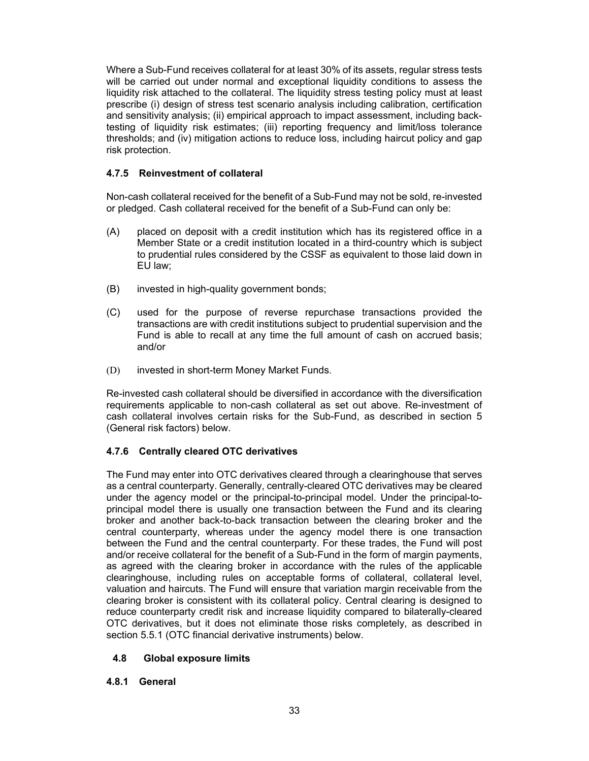Where a Sub-Fund receives collateral for at least 30% of its assets, regular stress tests will be carried out under normal and exceptional liquidity conditions to assess the liquidity risk attached to the collateral. The liquidity stress testing policy must at least prescribe (i) design of stress test scenario analysis including calibration, certification and sensitivity analysis; (ii) empirical approach to impact assessment, including back-testing of liquidity risk estimates; (iii) reporting frequency and limit/loss tolerance thresholds; and (iv) mitigation actions to reduce loss, including haircut policy and gap risk protection.

### 4.7.5 Reinvestment of collateral

Non-cash collateral received for the benefit of a Sub-Fund may not be sold, re-invested or pledged. Cash collateral received for the benefit of a Sub-Fund can only be:

(A) placed on deposit with a credit institution which has its registered office in a Member State or a credit institution located in a third-country which is subject to prudential rules considered by the CSSF as equivalent to those laid down in EU law;

(B) invested in high-quality government bonds;

(C) used for the purpose of reverse repurchase transactions provided the transactions are with credit institutions subject to prudential supervision and the Fund is able to recall at any time the full amount of cash on accrued basis; and/or

(D) invested in short-term Money Market Funds.

Re-invested cash collateral should be diversified in accordance with the diversification requirements applicable to non-cash collateral as set out above. Re-investment of cash collateral involves certain risks for the Sub-Fund, as described in section 5 (General risk factors) below.

### 4.7.6 Centrally cleared OTC derivatives

The Fund may enter into OTC derivatives cleared through a clearinghouse that serves as a central counterparty. Generally, centrally-cleared OTC derivatives may be cleared under the agency model or the principal-to-principal model. Under the principal-to-principal model there is usually one transaction between the Fund and its clearing broker and another back-to-back transaction between the clearing broker and the central counterparty, whereas under the agency model there is one transaction between the Fund and the central counterparty. For these trades, the Fund will post and/or receive collateral for the benefit of a Sub-Fund in the form of margin payments, as agreed with the clearing broker in accordance with the rules of the applicable clearinghouse, including rules on acceptable forms of collateral, collateral level, valuation and haircuts. The Fund will ensure that variation margin receivable from the clearing broker is consistent with its collateral policy. Central clearing is designed to reduce counterparty credit risk and increase liquidity compared to bilaterally-cleared OTC derivatives, but it does not eliminate those risks completely, as described in section 5.5.1 (OTC financial derivative instruments) below.

## 4.8 Global exposure limits

### 4.8.1 General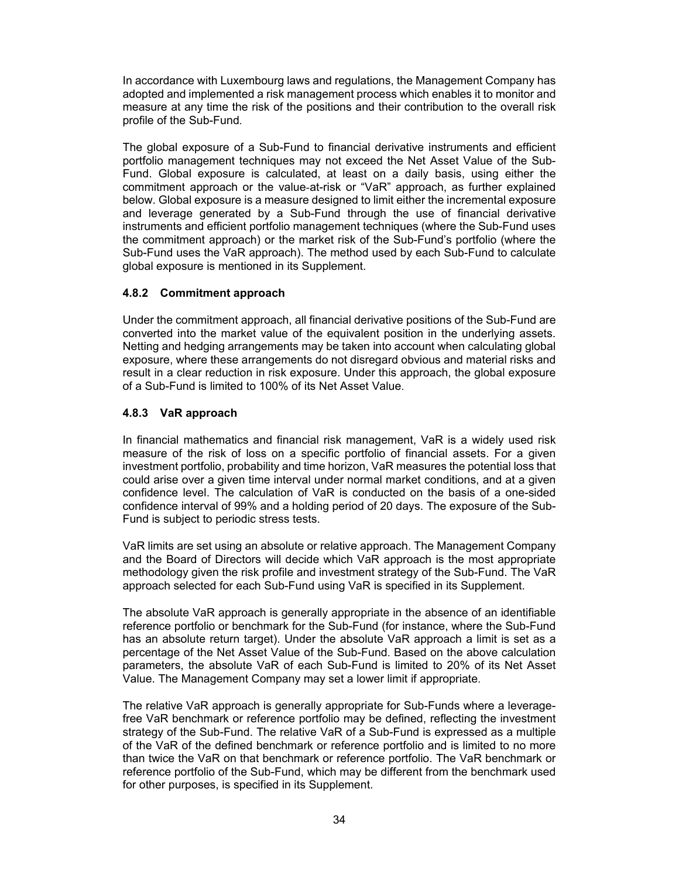In accordance with Luxembourg laws and regulations, the Management Company has adopted and implemented a risk management process which enables it to monitor and measure at any time the risk of the positions and their contribution to the overall risk profile of the Sub-Fund.

The global exposure of a Sub-Fund to financial derivative instruments and efficient portfolio management techniques may not exceed the Net Asset Value of the Sub-Fund. Global exposure is calculated, at least on a daily basis, using either the commitment approach or the value-at-risk or "VaR" approach, as further explained below. Global exposure is a measure designed to limit either the incremental exposure and leverage generated by a Sub-Fund through the use of financial derivative instruments and efficient portfolio management techniques (where the Sub-Fund uses the commitment approach) or the market risk of the Sub-Fund's portfolio (where the Sub-Fund uses the VaR approach). The method used by each Sub-Fund to calculate global exposure is mentioned in its Supplement.

### 4.8.2 Commitment approach

Under the commitment approach, all financial derivative positions of the Sub-Fund are converted into the market value of the equivalent position in the underlying assets. Netting and hedging arrangements may be taken into account when calculating global exposure, where these arrangements do not disregard obvious and material risks and result in a clear reduction in risk exposure. Under this approach, the global exposure of a Sub-Fund is limited to 100% of its Net Asset Value.

### 4.8.3 VaR approach

In financial mathematics and financial risk management, VaR is a widely used risk measure of the risk of loss on a specific portfolio of financial assets. For a given investment portfolio, probability and time horizon, VaR measures the potential loss that could arise over a given time interval under normal market conditions, and at a given confidence level. The calculation of VaR is conducted on the basis of a one-sided confidence interval of 99% and a holding period of 20 days. The exposure of the Sub-Fund is subject to periodic stress tests.

VaR limits are set using an absolute or relative approach. The Management Company and the Board of Directors will decide which VaR approach is the most appropriate methodology given the risk profile and investment strategy of the Sub-Fund. The VaR approach selected for each Sub-Fund using VaR is specified in its Supplement.

The absolute VaR approach is generally appropriate in the absence of an identifiable reference portfolio or benchmark for the Sub-Fund (for instance, where the Sub-Fund has an absolute return target). Under the absolute VaR approach a limit is set as a percentage of the Net Asset Value of the Sub-Fund. Based on the above calculation parameters, the absolute VaR of each Sub-Fund is limited to 20% of its Net Asset Value. The Management Company may set a lower limit if appropriate.

The relative VaR approach is generally appropriate for Sub-Funds where a leverage-free VaR benchmark or reference portfolio may be defined, reflecting the investment strategy of the Sub-Fund. The relative VaR of a Sub-Fund is expressed as a multiple of the VaR of the defined benchmark or reference portfolio and is limited to no more than twice the VaR on that benchmark or reference portfolio. The VaR benchmark or reference portfolio of the Sub-Fund, which may be different from the benchmark used for other purposes, is specified in its Supplement.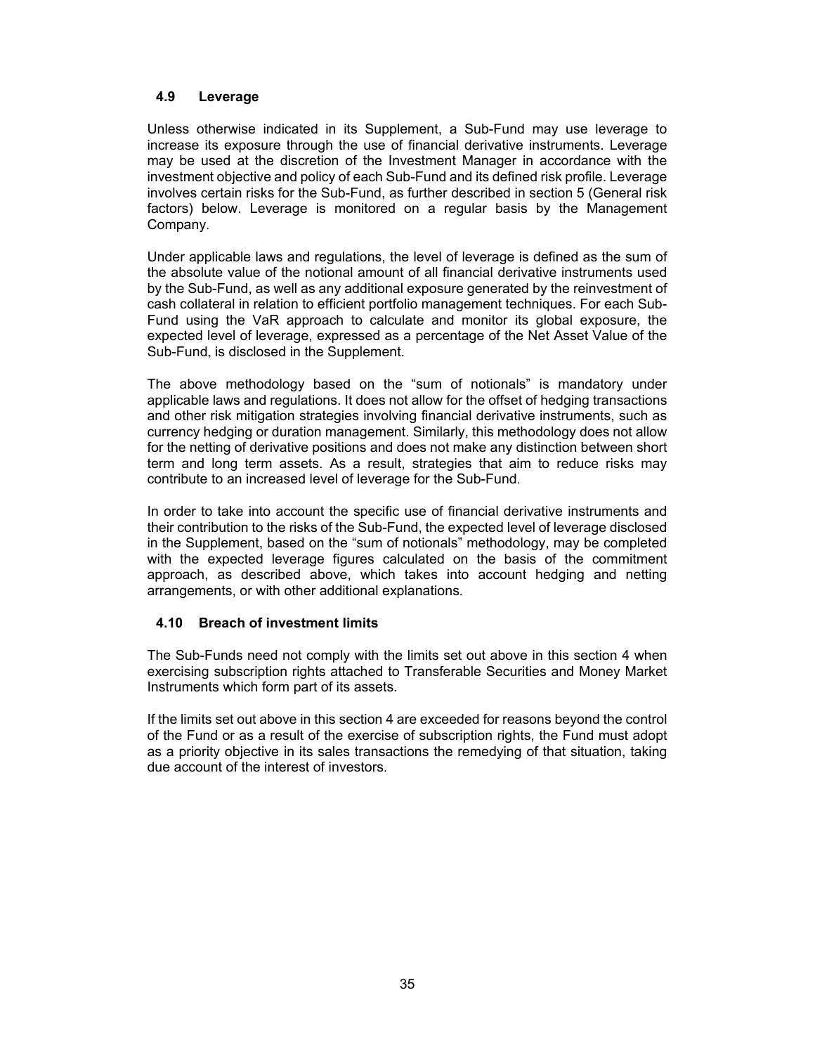### 4.9 Leverage

Unless otherwise indicated in its Supplement, a Sub-Fund may use leverage to increase its exposure through the use of financial derivative instruments. Leverage may be used at the discretion of the Investment Manager in accordance with the investment objective and policy of each Sub-Fund and its defined risk profile. Leverage involves certain risks for the Sub-Fund, as further described in section 5 (General risk factors) below. Leverage is monitored on a regular basis by the Management Company.

Under applicable laws and regulations, the level of leverage is defined as the sum of the absolute value of the notional amount of all financial derivative instruments used by the Sub-Fund, as well as any additional exposure generated by the reinvestment of cash collateral in relation to efficient portfolio management techniques. For each Sub-Fund using the VaR approach to calculate and monitor its global exposure, the expected level of leverage, expressed as a percentage of the Net Asset Value of the Sub-Fund, is disclosed in the Supplement.

The above methodology based on the "sum of notionals" is mandatory under applicable laws and regulations. It does not allow for the offset of hedging transactions and other risk mitigation strategies involving financial derivative instruments, such as currency hedging or duration management. Similarly, this methodology does not allow for the netting of derivative positions and does not make any distinction between short term and long term assets. As a result, strategies that aim to reduce risks may contribute to an increased level of leverage for the Sub-Fund.

In order to take into account the specific use of financial derivative instruments and their contribution to the risks of the Sub-Fund, the expected level of leverage disclosed in the Supplement, based on the "sum of notionals" methodology, may be completed with the expected leverage figures calculated on the basis of the commitment approach, as described above, which takes into account hedging and netting arrangements, or with other additional explanations.

### 4.10 Breach of investment limits

The Sub-Funds need not comply with the limits set out above in this section 4 when exercising subscription rights attached to Transferable Securities and Money Market Instruments which form part of its assets.

If the limits set out above in this section 4 are exceeded for reasons beyond the control of the Fund or as a result of the exercise of subscription rights, the Fund must adopt as a priority objective in its sales transactions the remedying of that situation, taking due account of the interest of investors.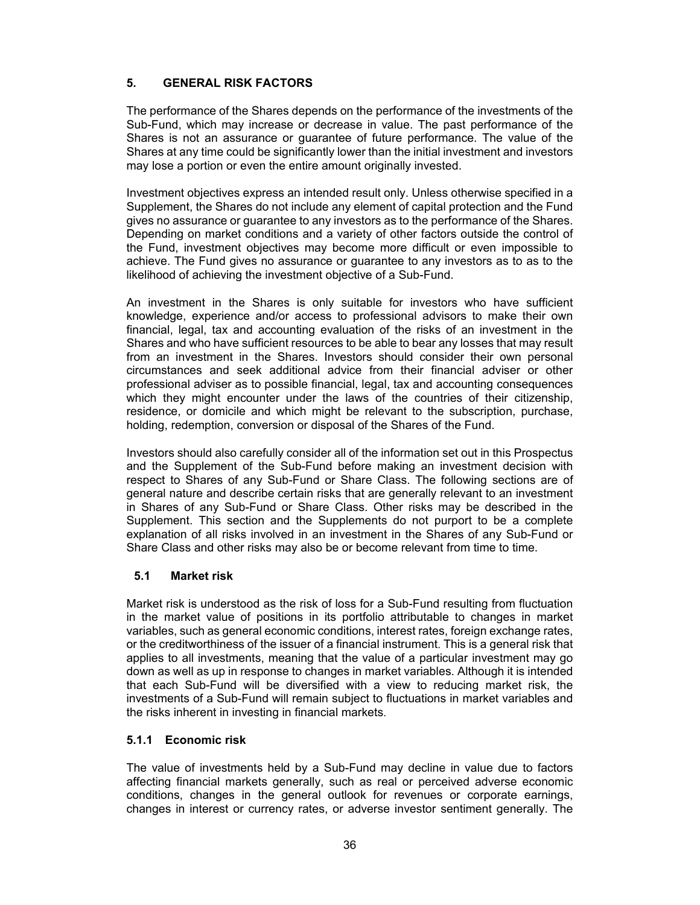## 5. GENERAL RISK FACTORS

The performance of the Shares depends on the performance of the investments of the Sub-Fund, which may increase or decrease in value. The past performance of the Shares is not an assurance or guarantee of future performance. The value of the Shares at any time could be significantly lower than the initial investment and investors may lose a portion or even the entire amount originally invested.

Investment objectives express an intended result only. Unless otherwise specified in a Supplement, the Shares do not include any element of capital protection and the Fund gives no assurance or guarantee to any investors as to the performance of the Shares. Depending on market conditions and a variety of other factors outside the control of the Fund, investment objectives may become more difficult or even impossible to achieve. The Fund gives no assurance or guarantee to any investors as to as to the likelihood of achieving the investment objective of a Sub-Fund.

An investment in the Shares is only suitable for investors who have sufficient knowledge, experience and/or access to professional advisors to make their own financial, legal, tax and accounting evaluation of the risks of an investment in the Shares and who have sufficient resources to be able to bear any losses that may result from an investment in the Shares. Investors should consider their own personal circumstances and seek additional advice from their financial adviser or other professional adviser as to possible financial, legal, tax and accounting consequences which they might encounter under the laws of the countries of their citizenship, residence, or domicile and which might be relevant to the subscription, purchase, holding, redemption, conversion or disposal of the Shares of the Fund.

Investors should also carefully consider all of the information set out in this Prospectus and the Supplement of the Sub-Fund before making an investment decision with respect to Shares of any Sub-Fund or Share Class. The following sections are of general nature and describe certain risks that are generally relevant to an investment in Shares of any Sub-Fund or Share Class. Other risks may be described in the Supplement. This section and the Supplements do not purport to be a complete explanation of all risks involved in an investment in the Shares of any Sub-Fund or Share Class and other risks may also be or become relevant from time to time.

### 5.1 Market risk

Market risk is understood as the risk of loss for a Sub-Fund resulting from fluctuation in the market value of positions in its portfolio attributable to changes in market variables, such as general economic conditions, interest rates, foreign exchange rates, or the creditworthiness of the issuer of a financial instrument. This is a general risk that applies to all investments, meaning that the value of a particular investment may go down as well as up in response to changes in market variables. Although it is intended that each Sub-Fund will be diversified with a view to reducing market risk, the investments of a Sub-Fund will remain subject to fluctuations in market variables and the risks inherent in investing in financial markets.

#### 5.1.1 Economic risk

The value of investments held by a Sub-Fund may decline in value due to factors affecting financial markets generally, such as real or perceived adverse economic conditions, changes in the general outlook for revenues or corporate earnings, changes in interest or currency rates, or adverse investor sentiment generally. The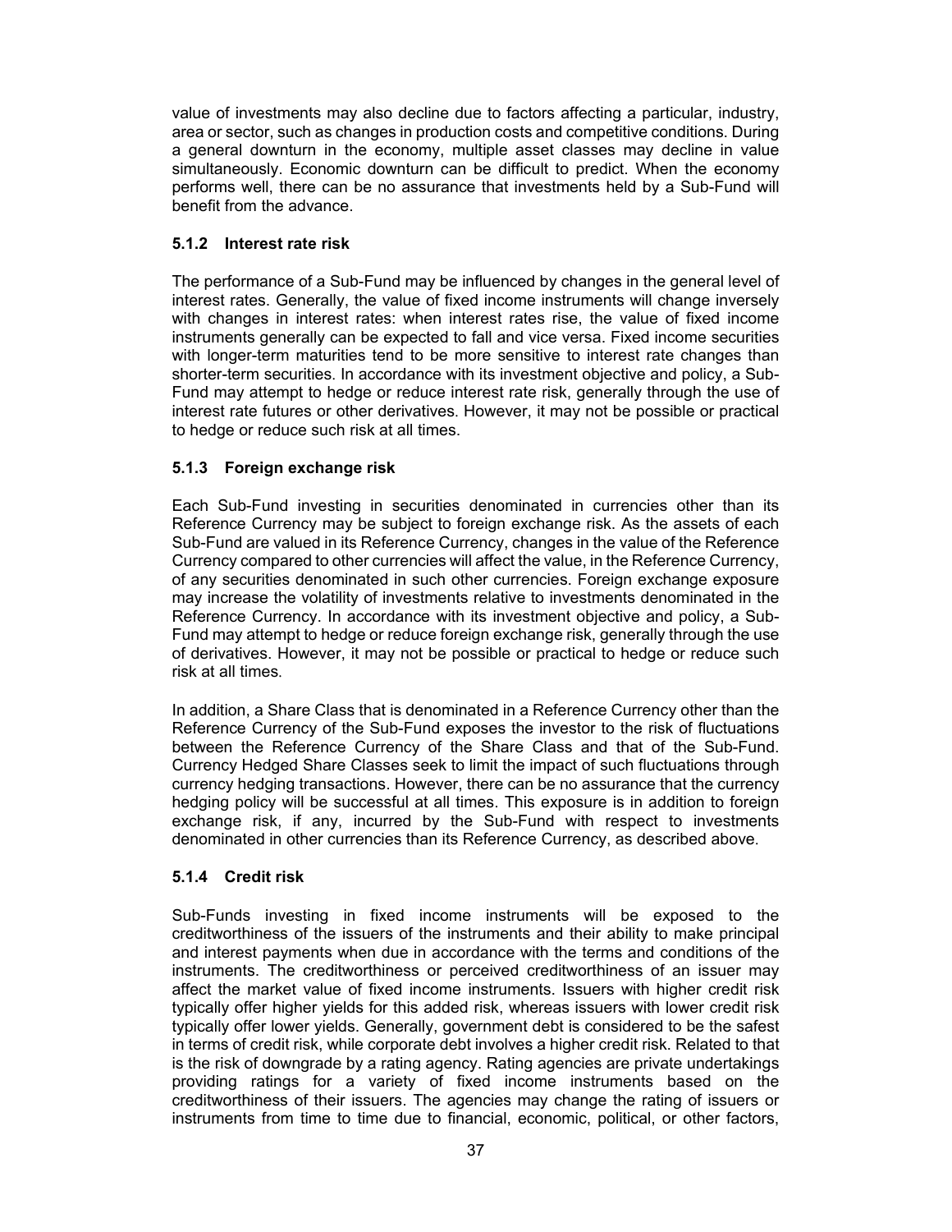value of investments may also decline due to factors affecting a particular, industry, area or sector, such as changes in production costs and competitive conditions. During a general downturn in the economy, multiple asset classes may decline in value simultaneously. Economic downturn can be difficult to predict. When the economy performs well, there can be no assurance that investments held by a Sub-Fund will benefit from the advance.

### 5.1.2 Interest rate risk

The performance of a Sub-Fund may be influenced by changes in the general level of interest rates. Generally, the value of fixed income instruments will change inversely with changes in interest rates: when interest rates rise, the value of fixed income instruments generally can be expected to fall and vice versa. Fixed income securities with longer-term maturities tend to be more sensitive to interest rate changes than shorter-term securities. In accordance with its investment objective and policy, a Sub-Fund may attempt to hedge or reduce interest rate risk, generally through the use of interest rate futures or other derivatives. However, it may not be possible or practical to hedge or reduce such risk at all times.

### 5.1.3 Foreign exchange risk

Each Sub-Fund investing in securities denominated in currencies other than its Reference Currency may be subject to foreign exchange risk. As the assets of each Sub-Fund are valued in its Reference Currency, changes in the value of the Reference Currency compared to other currencies will affect the value, in the Reference Currency, of any securities denominated in such other currencies. Foreign exchange exposure may increase the volatility of investments relative to investments denominated in the Reference Currency. In accordance with its investment objective and policy, a Sub-Fund may attempt to hedge or reduce foreign exchange risk, generally through the use of derivatives. However, it may not be possible or practical to hedge or reduce such risk at all times.

In addition, a Share Class that is denominated in a Reference Currency other than the Reference Currency of the Sub-Fund exposes the investor to the risk of fluctuations between the Reference Currency of the Share Class and that of the Sub-Fund. Currency Hedged Share Classes seek to limit the impact of such fluctuations through currency hedging transactions. However, there can be no assurance that the currency hedging policy will be successful at all times. This exposure is in addition to foreign exchange risk, if any, incurred by the Sub-Fund with respect to investments denominated in other currencies than its Reference Currency, as described above.

### 5.1.4 Credit risk

Sub-Funds investing in fixed income instruments will be exposed to the creditworthiness of the issuers of the instruments and their ability to make principal and interest payments when due in accordance with the terms and conditions of the instruments. The creditworthiness or perceived creditworthiness of an issuer may affect the market value of fixed income instruments. Issuers with higher credit risk typically offer higher yields for this added risk, whereas issuers with lower credit risk typically offer lower yields. Generally, government debt is considered to be the safest in terms of credit risk, while corporate debt involves a higher credit risk. Related to that is the risk of downgrade by a rating agency. Rating agencies are private undertakings providing ratings for a variety of fixed income instruments based on the creditworthiness of their issuers. The agencies may change the rating of issuers or instruments from time to time due to financial, economic, political, or other factors,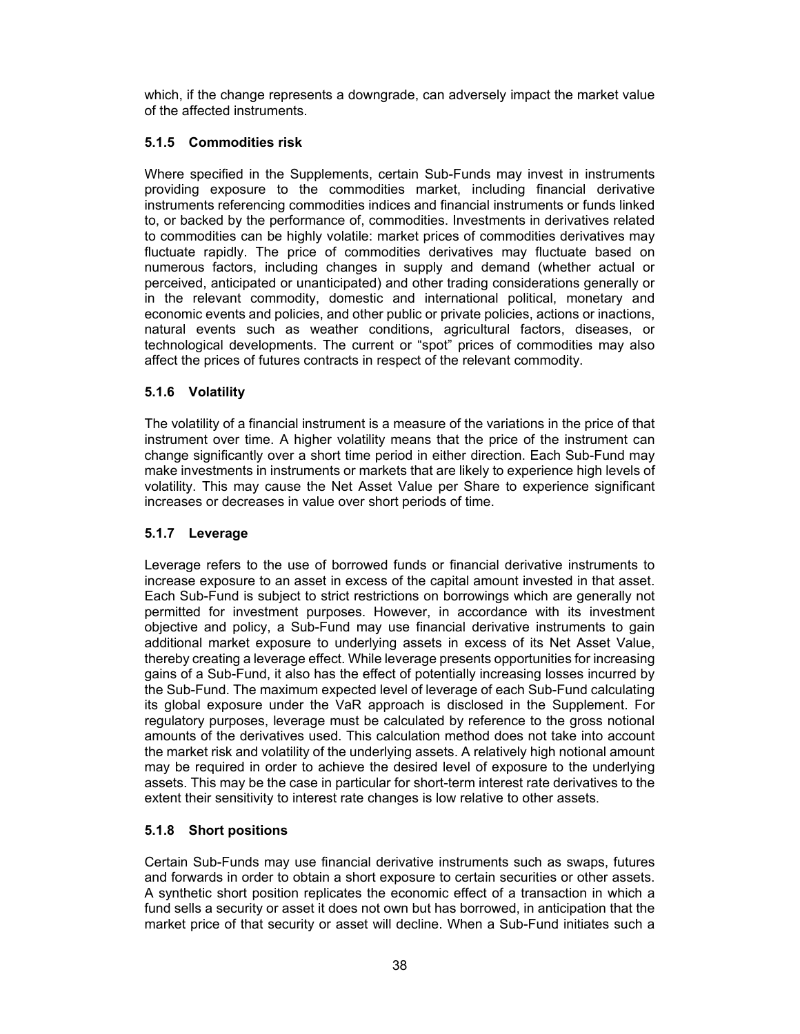which, if the change represents a downgrade, can adversely impact the market value of the affected instruments.

### 5.1.5 Commodities risk

Where specified in the Supplements, certain Sub-Funds may invest in instruments providing exposure to the commodities market, including financial derivative instruments referencing commodities indices and financial instruments or funds linked to, or backed by the performance of, commodities. Investments in derivatives related to commodities can be highly volatile: market prices of commodities derivatives may fluctuate rapidly. The price of commodities derivatives may fluctuate based on numerous factors, including changes in supply and demand (whether actual or perceived, anticipated or unanticipated) and other trading considerations generally or in the relevant commodity, domestic and international political, monetary and economic events and policies, and other public or private policies, actions or inactions, natural events such as weather conditions, agricultural factors, diseases, or technological developments. The current or "spot" prices of commodities may also affect the prices of futures contracts in respect of the relevant commodity.

### 5.1.6 Volatility

The volatility of a financial instrument is a measure of the variations in the price of that instrument over time. A higher volatility means that the price of the instrument can change significantly over a short time period in either direction. Each Sub-Fund may make investments in instruments or markets that are likely to experience high levels of volatility. This may cause the Net Asset Value per Share to experience significant increases or decreases in value over short periods of time.

### 5.1.7 Leverage

Leverage refers to the use of borrowed funds or financial derivative instruments to increase exposure to an asset in excess of the capital amount invested in that asset. Each Sub-Fund is subject to strict restrictions on borrowings which are generally not permitted for investment purposes. However, in accordance with its investment objective and policy, a Sub-Fund may use financial derivative instruments to gain additional market exposure to underlying assets in excess of its Net Asset Value, thereby creating a leverage effect. While leverage presents opportunities for increasing gains of a Sub-Fund, it also has the effect of potentially increasing losses incurred by the Sub-Fund. The maximum expected level of leverage of each Sub-Fund calculating its global exposure under the VaR approach is disclosed in the Supplement. For regulatory purposes, leverage must be calculated by reference to the gross notional amounts of the derivatives used. This calculation method does not take into account the market risk and volatility of the underlying assets. A relatively high notional amount may be required in order to achieve the desired level of exposure to the underlying assets. This may be the case in particular for short-term interest rate derivatives to the extent their sensitivity to interest rate changes is low relative to other assets.

### 5.1.8 Short positions

Certain Sub-Funds may use financial derivative instruments such as swaps, futures and forwards in order to obtain a short exposure to certain securities or other assets. A synthetic short position replicates the economic effect of a transaction in which a fund sells a security or asset it does not own but has borrowed, in anticipation that the market price of that security or asset will decline. When a Sub-Fund initiates such a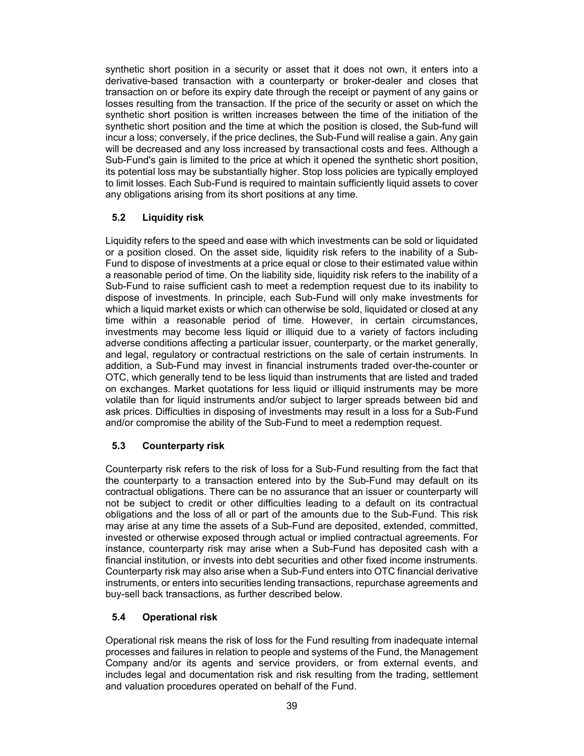synthetic short position in a security or asset that it does not own, it enters into a derivative-based transaction with a counterparty or broker-dealer and closes that transaction on or before its expiry date through the receipt or payment of any gains or losses resulting from the transaction. If the price of the security or asset on which the synthetic short position is written increases between the time of the initiation of the synthetic short position and the time at which the position is closed, the Sub-fund will incur a loss; conversely, if the price declines, the Sub-Fund will realise a gain. Any gain will be decreased and any loss increased by transactional costs and fees. Although a Sub-Fund's gain is limited to the price at which it opened the synthetic short position, its potential loss may be substantially higher. Stop loss policies are typically employed to limit losses. Each Sub-Fund is required to maintain sufficiently liquid assets to cover any obligations arising from its short positions at any time.

### 5.2 Liquidity risk

Liquidity refers to the speed and ease with which investments can be sold or liquidated or a position closed. On the asset side, liquidity risk refers to the inability of a Sub-Fund to dispose of investments at a price equal or close to their estimated value within a reasonable period of time. On the liability side, liquidity risk refers to the inability of a Sub-Fund to raise sufficient cash to meet a redemption request due to its inability to dispose of investments. In principle, each Sub-Fund will only make investments for which a liquid market exists or which can otherwise be sold, liquidated or closed at any time within a reasonable period of time. However, in certain circumstances, investments may become less liquid or illiquid due to a variety of factors including adverse conditions affecting a particular issuer, counterparty, or the market generally, and legal, regulatory or contractual restrictions on the sale of certain instruments. In addition, a Sub-Fund may invest in financial instruments traded over-the-counter or OTC, which generally tend to be less liquid than instruments that are listed and traded on exchanges. Market quotations for less liquid or illiquid instruments may be more volatile than for liquid instruments and/or subject to larger spreads between bid and ask prices. Difficulties in disposing of investments may result in a loss for a Sub-Fund and/or compromise the ability of the Sub-Fund to meet a redemption request.

### 5.3 Counterparty risk

Counterparty risk refers to the risk of loss for a Sub-Fund resulting from the fact that the counterparty to a transaction entered into by the Sub-Fund may default on its contractual obligations. There can be no assurance that an issuer or counterparty will not be subject to credit or other difficulties leading to a default on its contractual obligations and the loss of all or part of the amounts due to the Sub-Fund. This risk may arise at any time the assets of a Sub-Fund are deposited, extended, committed, invested or otherwise exposed through actual or implied contractual agreements. For instance, counterparty risk may arise when a Sub-Fund has deposited cash with a financial institution, or invests into debt securities and other fixed income instruments. Counterparty risk may also arise when a Sub-Fund enters into OTC financial derivative instruments, or enters into securities lending transactions, repurchase agreements and buy-sell back transactions, as further described below.

### 5.4 Operational risk

Operational risk means the risk of loss for the Fund resulting from inadequate internal processes and failures in relation to people and systems of the Fund, the Management Company and/or its agents and service providers, or from external events, and includes legal and documentation risk and risk resulting from the trading, settlement and valuation procedures operated on behalf of the Fund.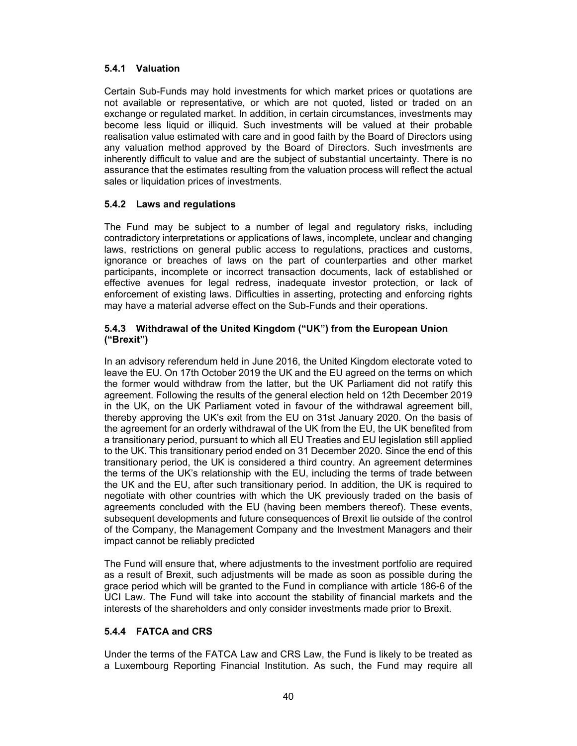#### 5.4.1 Valuation

Certain Sub-Funds may hold investments for which market prices or quotations are not available or representative, or which are not quoted, listed or traded on an exchange or regulated market. In addition, in certain circumstances, investments may become less liquid or illiquid. Such investments will be valued at their probable realisation value estimated with care and in good faith by the Board of Directors using any valuation method approved by the Board of Directors. Such investments are inherently difficult to value and are the subject of substantial uncertainty. There is no assurance that the estimates resulting from the valuation process will reflect the actual sales or liquidation prices of investments.

#### 5.4.2 Laws and regulations

The Fund may be subject to a number of legal and regulatory risks, including contradictory interpretations or applications of laws, incomplete, unclear and changing laws, restrictions on general public access to regulations, practices and customs, ignorance or breaches of laws on the part of counterparties and other market participants, incomplete or incorrect transaction documents, lack of established or effective avenues for legal redress, inadequate investor protection, or lack of enforcement of existing laws. Difficulties in asserting, protecting and enforcing rights may have a material adverse effect on the Sub-Funds and their operations.

#### 5.4.3 Withdrawal of the United Kingdom ("UK") from the European Union ("Brexit")

In an advisory referendum held in June 2016, the United Kingdom electorate voted to leave the EU. On 17th October 2019 the UK and the EU agreed on the terms on which the former would withdraw from the latter, but the UK Parliament did not ratify this agreement. Following the results of the general election held on 12th December 2019 in the UK, on the UK Parliament voted in favour of the withdrawal agreement bill, thereby approving the UK's exit from the EU on 31st January 2020. On the basis of the agreement for an orderly withdrawal of the UK from the EU, the UK benefited from a transitional period, pursuant to which all EU Treaties and EU legislation still applied to the UK. This transitional period ended on 31 December 2020. Since the end of this transitional period, the UK is considered a third country. An agreement determines the terms of the UK's relationship with the EU, including the terms of trade between the UK and the EU, after such transitional period. In addition, the UK is required to negotiate with other countries with which the UK previously traded on the basis of agreements concluded with the EU (having been members thereof). These events, subsequent developments and future consequences of Brexit lie outside of the control of the Company, the Management Company and the Investment Managers and their impact cannot be reliably predicted

The Fund will ensure that, where adjustments to the investment portfolio are required as a result of Brexit, such adjustments will be made as soon as possible during the grace period which will be granted to the Fund in compliance with article 186-6 of the UCI Law. The Fund will take into account the stability of financial markets and the interests of the shareholders and only consider investments made prior to Brexit.

#### 5.4.4 FATCA and CRS

Under the terms of the FATCA Law and CRS Law, the Fund is likely to be treated as a Luxembourg Reporting Financial Institution. As such, the Fund may require all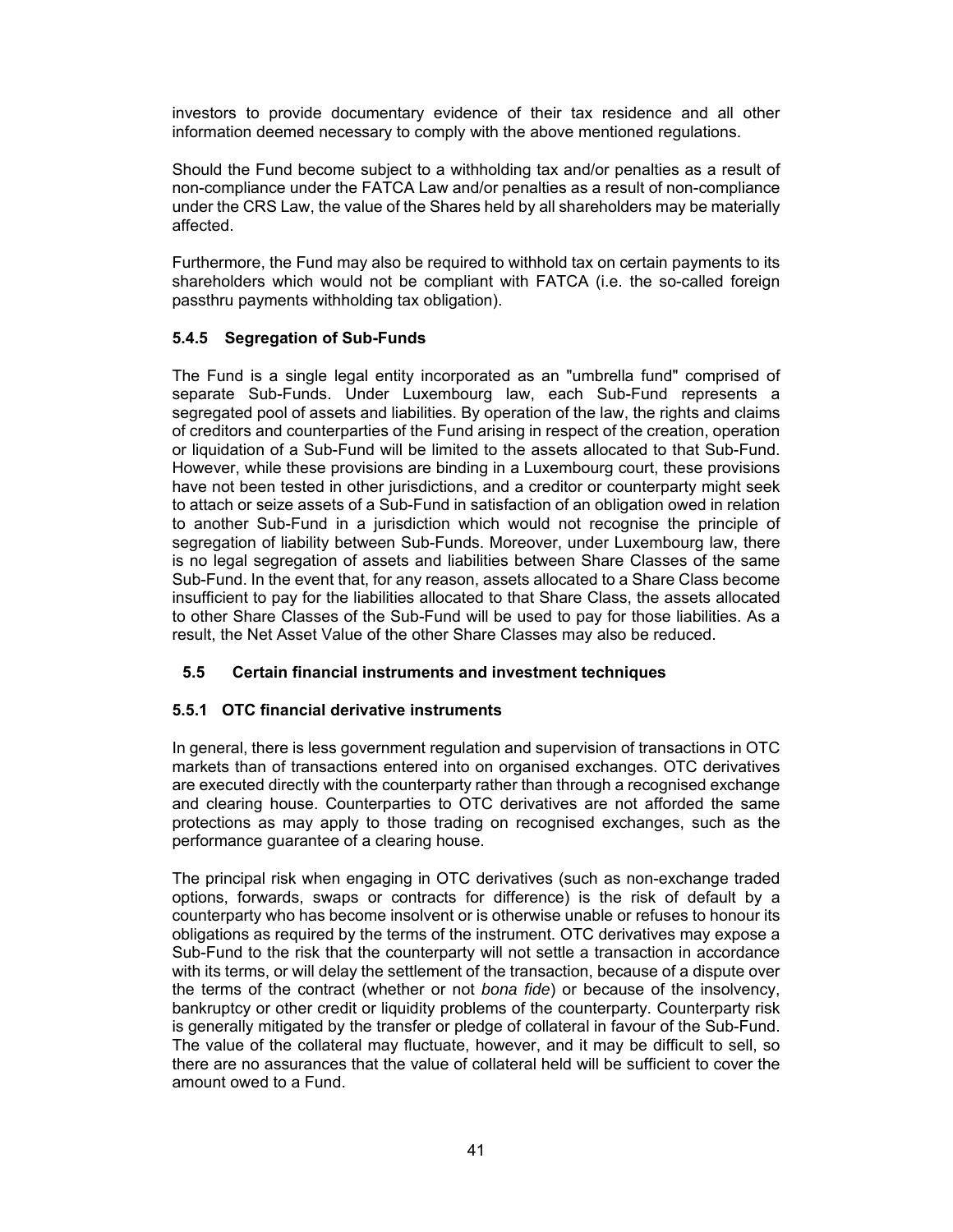investors to provide documentary evidence of their tax residence and all other information deemed necessary to comply with the above mentioned regulations.

Should the Fund become subject to a withholding tax and/or penalties as a result of non-compliance under the FATCA Law and/or penalties as a result of non-compliance under the CRS Law, the value of the Shares held by all shareholders may be materially affected.

Furthermore, the Fund may also be required to withhold tax on certain payments to its shareholders which would not be compliant with FATCA (i.e. the so-called foreign passthru payments withholding tax obligation).

### 5.4.5 Segregation of Sub-Funds

The Fund is a single legal entity incorporated as an "umbrella fund" comprised of separate Sub-Funds. Under Luxembourg law, each Sub-Fund represents a segregated pool of assets and liabilities. By operation of the law, the rights and claims of creditors and counterparties of the Fund arising in respect of the creation, operation or liquidation of a Sub-Fund will be limited to the assets allocated to that Sub-Fund. However, while these provisions are binding in a Luxembourg court, these provisions have not been tested in other jurisdictions, and a creditor or counterparty might seek to attach or seize assets of a Sub-Fund in satisfaction of an obligation owed in relation to another Sub-Fund in a jurisdiction which would not recognise the principle of segregation of liability between Sub-Funds. Moreover, under Luxembourg law, there is no legal segregation of assets and liabilities between Share Classes of the same Sub-Fund. In the event that, for any reason, assets allocated to a Share Class become insufficient to pay for the liabilities allocated to that Share Class, the assets allocated to other Share Classes of the Sub-Fund will be used to pay for those liabilities. As a result, the Net Asset Value of the other Share Classes may also be reduced.

## 5.5 Certain financial instruments and investment techniques

### 5.5.1 OTC financial derivative instruments

In general, there is less government regulation and supervision of transactions in OTC markets than of transactions entered into on organised exchanges. OTC derivatives are executed directly with the counterparty rather than through a recognised exchange and clearing house. Counterparties to OTC derivatives are not afforded the same protections as may apply to those trading on recognised exchanges, such as the performance guarantee of a clearing house.

The principal risk when engaging in OTC derivatives (such as non-exchange traded options, forwards, swaps or contracts for difference) is the risk of default by a counterparty who has become insolvent or is otherwise unable or refuses to honour its obligations as required by the terms of the instrument. OTC derivatives may expose a Sub-Fund to the risk that the counterparty will not settle a transaction in accordance with its terms, or will delay the settlement of the transaction, because of a dispute over the terms of the contract (whether or not *bona fide*) or because of the insolvency, bankruptcy or other credit or liquidity problems of the counterparty. Counterparty risk is generally mitigated by the transfer or pledge of collateral in favour of the Sub-Fund. The value of the collateral may fluctuate, however, and it may be difficult to sell, so there are no assurances that the value of collateral held will be sufficient to cover the amount owed to a Fund.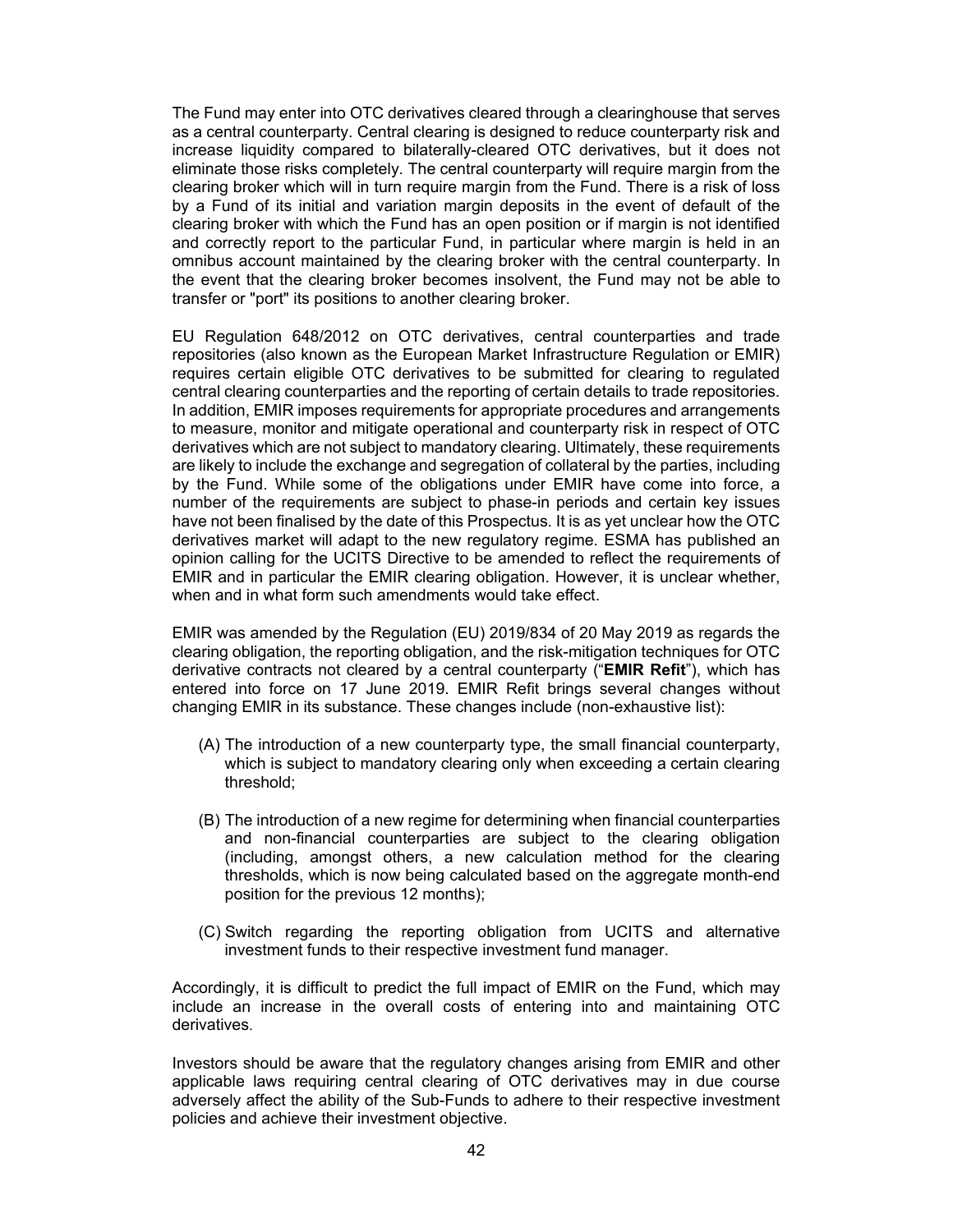The Fund may enter into OTC derivatives cleared through a clearinghouse that serves as a central counterparty. Central clearing is designed to reduce counterparty risk and increase liquidity compared to bilaterally-cleared OTC derivatives, but it does not eliminate those risks completely. The central counterparty will require margin from the clearing broker which will in turn require margin from the Fund. There is a risk of loss by a Fund of its initial and variation margin deposits in the event of default of the clearing broker with which the Fund has an open position or if margin is not identified and correctly report to the particular Fund, in particular where margin is held in an omnibus account maintained by the clearing broker with the central counterparty. In the event that the clearing broker becomes insolvent, the Fund may not be able to transfer or "port" its positions to another clearing broker.

EU Regulation 648/2012 on OTC derivatives, central counterparties and trade repositories (also known as the European Market Infrastructure Regulation or EMIR) requires certain eligible OTC derivatives to be submitted for clearing to regulated central clearing counterparties and the reporting of certain details to trade repositories. In addition, EMIR imposes requirements for appropriate procedures and arrangements to measure, monitor and mitigate operational and counterparty risk in respect of OTC derivatives which are not subject to mandatory clearing. Ultimately, these requirements are likely to include the exchange and segregation of collateral by the parties, including by the Fund. While some of the obligations under EMIR have come into force, a number of the requirements are subject to phase-in periods and certain key issues have not been finalised by the date of this Prospectus. It is as yet unclear how the OTC derivatives market will adapt to the new regulatory regime. ESMA has published an opinion calling for the UCITS Directive to be amended to reflect the requirements of EMIR and in particular the EMIR clearing obligation. However, it is unclear whether, when and in what form such amendments would take effect.

EMIR was amended by the Regulation (EU) 2019/834 of 20 May 2019 as regards the clearing obligation, the reporting obligation, and the risk-mitigation techniques for OTC derivative contracts not cleared by a central counterparty ("**EMIR Refit**"), which has entered into force on 17 June 2019. EMIR Refit brings several changes without changing EMIR in its substance. These changes include (non-exhaustive list):

(A) The introduction of a new counterparty type, the small financial counterparty, which is subject to mandatory clearing only when exceeding a certain clearing threshold;

(B) The introduction of a new regime for determining when financial counterparties and non-financial counterparties are subject to the clearing obligation (including, amongst others, a new calculation method for the clearing thresholds, which is now being calculated based on the aggregate month-end position for the previous 12 months);

(C) Switch regarding the reporting obligation from UCITS and alternative investment funds to their respective investment fund manager.

Accordingly, it is difficult to predict the full impact of EMIR on the Fund, which may include an increase in the overall costs of entering into and maintaining OTC derivatives.

Investors should be aware that the regulatory changes arising from EMIR and other applicable laws requiring central clearing of OTC derivatives may in due course adversely affect the ability of the Sub-Funds to adhere to their respective investment policies and achieve their investment objective.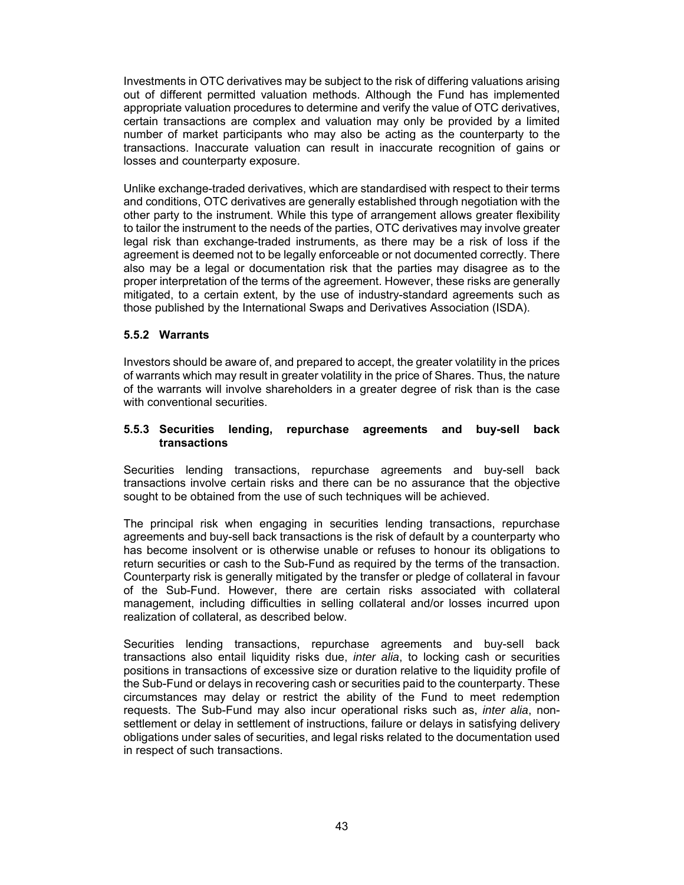Investments in OTC derivatives may be subject to the risk of differing valuations arising out of different permitted valuation methods. Although the Fund has implemented appropriate valuation procedures to determine and verify the value of OTC derivatives, certain transactions are complex and valuation may only be provided by a limited number of market participants who may also be acting as the counterparty to the transactions. Inaccurate valuation can result in inaccurate recognition of gains or losses and counterparty exposure.

Unlike exchange-traded derivatives, which are standardised with respect to their terms and conditions, OTC derivatives are generally established through negotiation with the other party to the instrument. While this type of arrangement allows greater flexibility to tailor the instrument to the needs of the parties, OTC derivatives may involve greater legal risk than exchange-traded instruments, as there may be a risk of loss if the agreement is deemed not to be legally enforceable or not documented correctly. There also may be a legal or documentation risk that the parties may disagree as to the proper interpretation of the terms of the agreement. However, these risks are generally mitigated, to a certain extent, by the use of industry-standard agreements such as those published by the International Swaps and Derivatives Association (ISDA).

#### 5.5.2 Warrants

Investors should be aware of, and prepared to accept, the greater volatility in the prices of warrants which may result in greater volatility in the price of Shares. Thus, the nature of the warrants will involve shareholders in a greater degree of risk than is the case with conventional securities.

#### 5.5.3 Securities lending, repurchase agreements and buy-sell back transactions

Securities lending transactions, repurchase agreements and buy-sell back transactions involve certain risks and there can be no assurance that the objective sought to be obtained from the use of such techniques will be achieved.

The principal risk when engaging in securities lending transactions, repurchase agreements and buy-sell back transactions is the risk of default by a counterparty who has become insolvent or is otherwise unable or refuses to honour its obligations to return securities or cash to the Sub-Fund as required by the terms of the transaction. Counterparty risk is generally mitigated by the transfer or pledge of collateral in favour of the Sub-Fund. However, there are certain risks associated with collateral management, including difficulties in selling collateral and/or losses incurred upon realization of collateral, as described below.

Securities lending transactions, repurchase agreements and buy-sell back transactions also entail liquidity risks due, *inter alia*, to locking cash or securities positions in transactions of excessive size or duration relative to the liquidity profile of the Sub-Fund or delays in recovering cash or securities paid to the counterparty. These circumstances may delay or restrict the ability of the Fund to meet redemption requests. The Sub-Fund may also incur operational risks such as, *inter alia*, non-settlement or delay in settlement of instructions, failure or delays in satisfying delivery obligations under sales of securities, and legal risks related to the documentation used in respect of such transactions.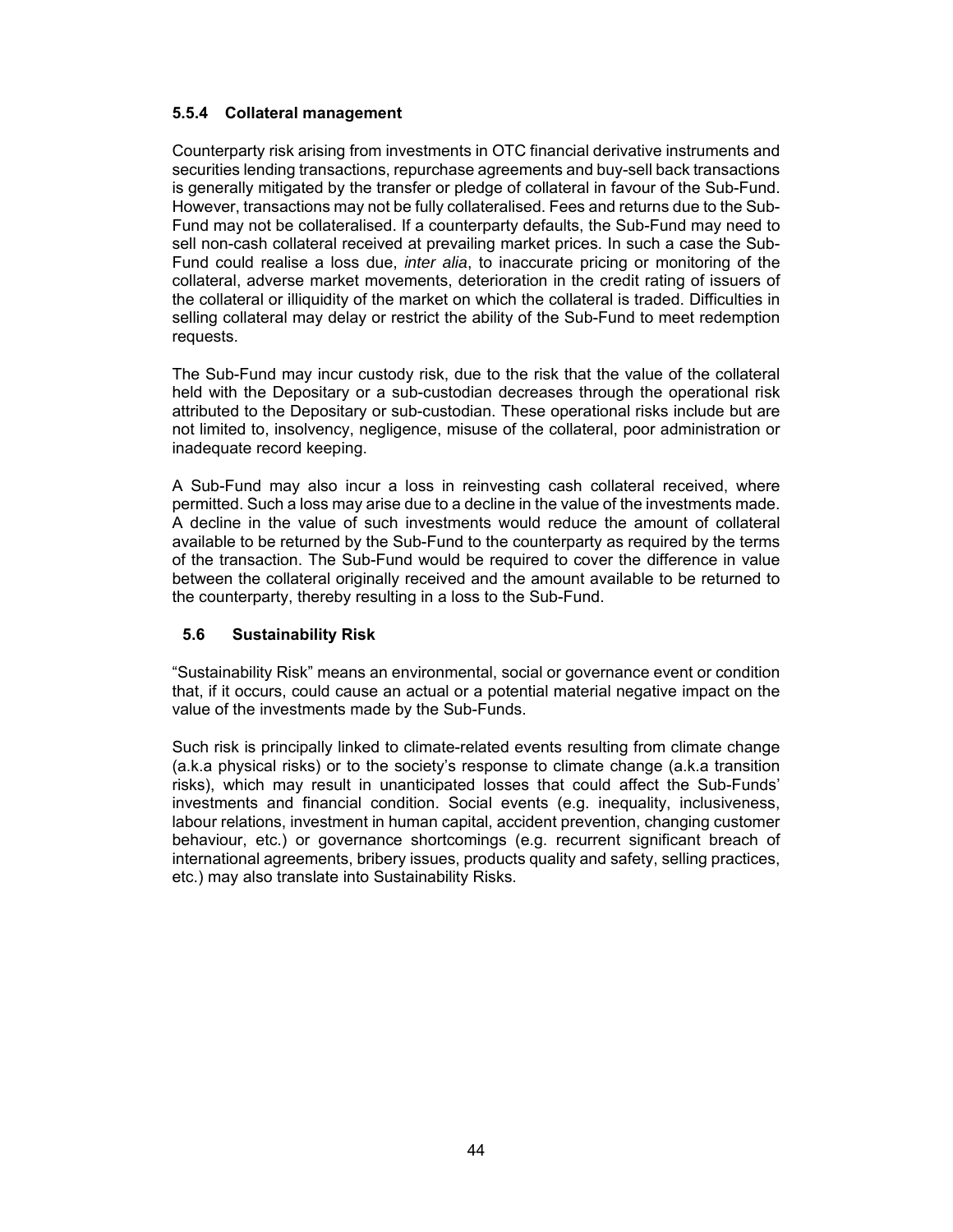#### 5.5.4 Collateral management

Counterparty risk arising from investments in OTC financial derivative instruments and securities lending transactions, repurchase agreements and buy-sell back transactions is generally mitigated by the transfer or pledge of collateral in favour of the Sub-Fund. However, transactions may not be fully collateralised. Fees and returns due to the Sub-Fund may not be collateralised. If a counterparty defaults, the Sub-Fund may need to sell non-cash collateral received at prevailing market prices. In such a case the Sub-Fund could realise a loss due, *inter alia*, to inaccurate pricing or monitoring of the collateral, adverse market movements, deterioration in the credit rating of issuers of the collateral or illiquidity of the market on which the collateral is traded. Difficulties in selling collateral may delay or restrict the ability of the Sub-Fund to meet redemption requests.

The Sub-Fund may incur custody risk, due to the risk that the value of the collateral held with the Depositary or a sub-custodian decreases through the operational risk attributed to the Depositary or sub-custodian. These operational risks include but are not limited to, insolvency, negligence, misuse of the collateral, poor administration or inadequate record keeping.

A Sub-Fund may also incur a loss in reinvesting cash collateral received, where permitted. Such a loss may arise due to a decline in the value of the investments made. A decline in the value of such investments would reduce the amount of collateral available to be returned by the Sub-Fund to the counterparty as required by the terms of the transaction. The Sub-Fund would be required to cover the difference in value between the collateral originally received and the amount available to be returned to the counterparty, thereby resulting in a loss to the Sub-Fund.

### 5.6 Sustainability Risk

"Sustainability Risk" means an environmental, social or governance event or condition that, if it occurs, could cause an actual or a potential material negative impact on the value of the investments made by the Sub-Funds.

Such risk is principally linked to climate-related events resulting from climate change (a.k.a physical risks) or to the society's response to climate change (a.k.a transition risks), which may result in unanticipated losses that could affect the Sub-Funds' investments and financial condition. Social events (e.g. inequality, inclusiveness, labour relations, investment in human capital, accident prevention, changing customer behaviour, etc.) or governance shortcomings (e.g. recurrent significant breach of international agreements, bribery issues, products quality and safety, selling practices, etc.) may also translate into Sustainability Risks.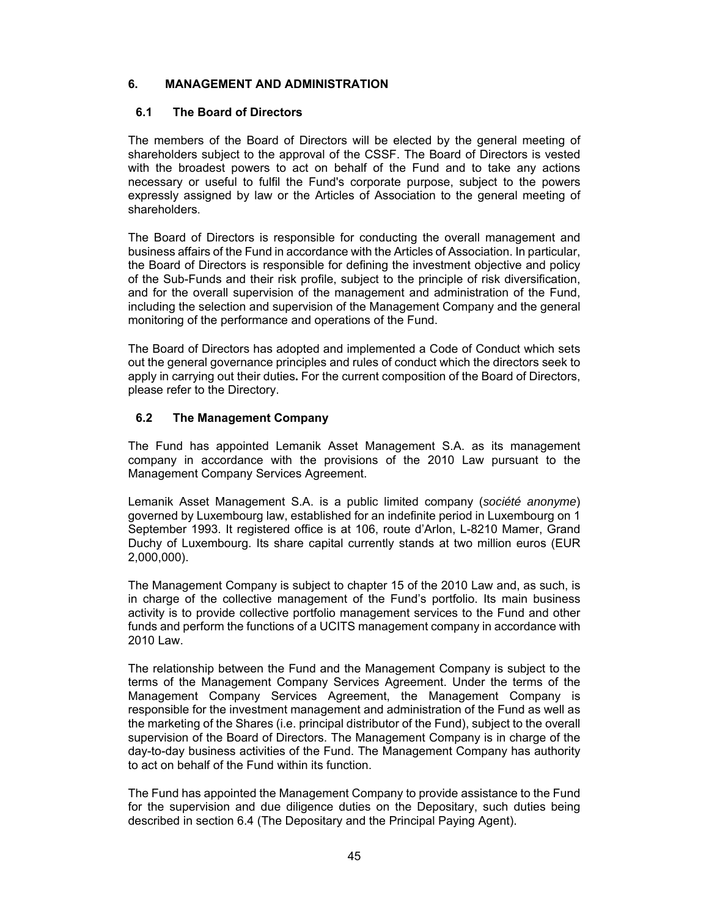## 6. MANAGEMENT AND ADMINISTRATION

### 6.1 The Board of Directors

The members of the Board of Directors will be elected by the general meeting of shareholders subject to the approval of the CSSF. The Board of Directors is vested with the broadest powers to act on behalf of the Fund and to take any actions necessary or useful to fulfil the Fund's corporate purpose, subject to the powers expressly assigned by law or the Articles of Association to the general meeting of shareholders.

The Board of Directors is responsible for conducting the overall management and business affairs of the Fund in accordance with the Articles of Association. In particular, the Board of Directors is responsible for defining the investment objective and policy of the Sub-Funds and their risk profile, subject to the principle of risk diversification, and for the overall supervision of the management and administration of the Fund, including the selection and supervision of the Management Company and the general monitoring of the performance and operations of the Fund.

The Board of Directors has adopted and implemented a Code of Conduct which sets out the general governance principles and rules of conduct which the directors seek to apply in carrying out their duties**.** For the current composition of the Board of Directors, please refer to the Directory.

### 6.2 The Management Company

The Fund has appointed Lemanik Asset Management S.A. as its management company in accordance with the provisions of the 2010 Law pursuant to the Management Company Services Agreement.

Lemanik Asset Management S.A. is a public limited company (*société anonyme*) governed by Luxembourg law, established for an indefinite period in Luxembourg on 1 September 1993. It registered office is at 106, route d'Arlon, L-8210 Mamer, Grand Duchy of Luxembourg. Its share capital currently stands at two million euros (EUR 2,000,000).

The Management Company is subject to chapter 15 of the 2010 Law and, as such, is in charge of the collective management of the Fund's portfolio. Its main business activity is to provide collective portfolio management services to the Fund and other funds and perform the functions of a UCITS management company in accordance with 2010 Law.

The relationship between the Fund and the Management Company is subject to the terms of the Management Company Services Agreement. Under the terms of the Management Company Services Agreement, the Management Company is responsible for the investment management and administration of the Fund as well as the marketing of the Shares (i.e. principal distributor of the Fund), subject to the overall supervision of the Board of Directors. The Management Company is in charge of the day-to-day business activities of the Fund. The Management Company has authority to act on behalf of the Fund within its function.

The Fund has appointed the Management Company to provide assistance to the Fund for the supervision and due diligence duties on the Depositary, such duties being described in section 6.4 (The Depositary and the Principal Paying Agent).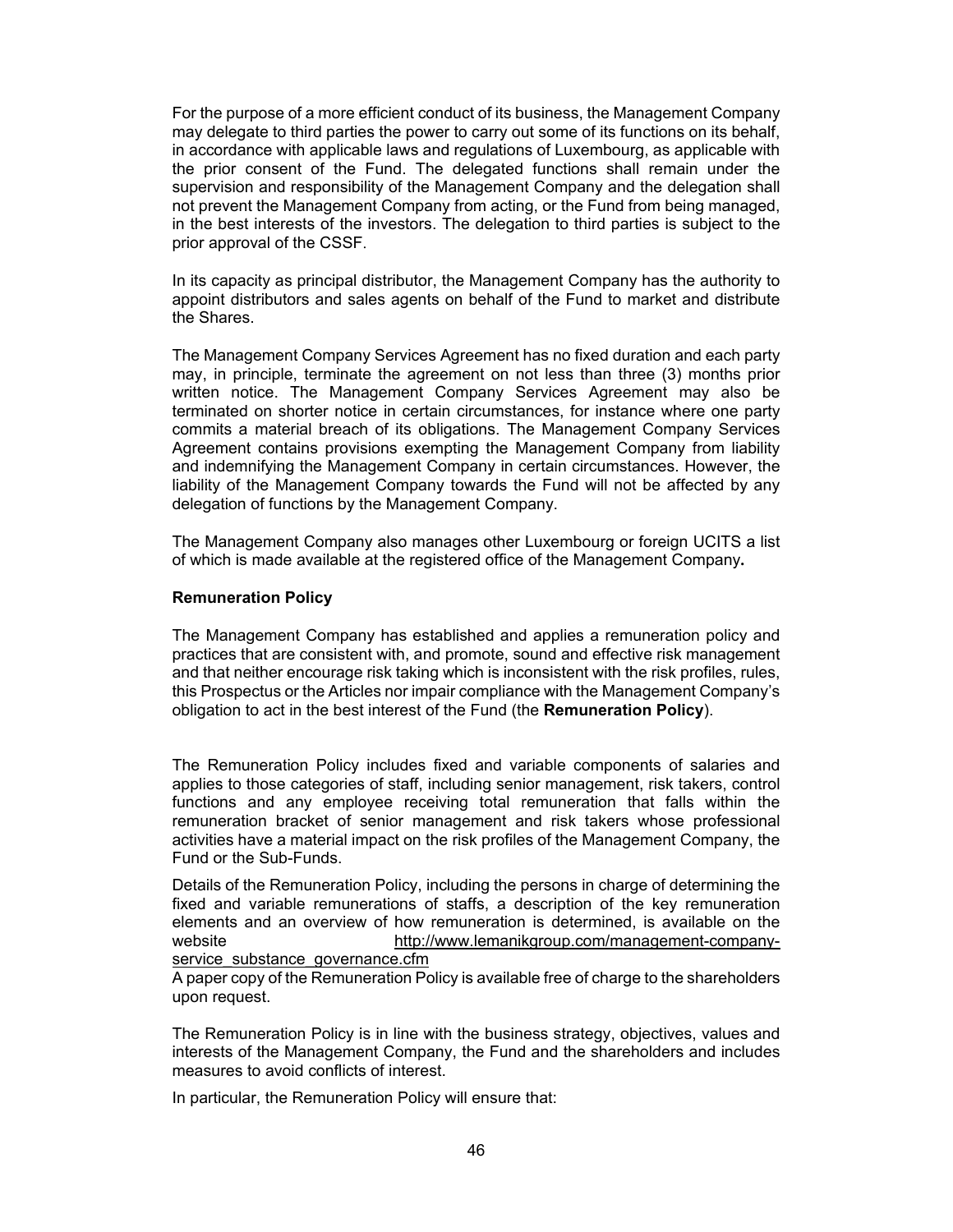For the purpose of a more efficient conduct of its business, the Management Company may delegate to third parties the power to carry out some of its functions on its behalf, in accordance with applicable laws and regulations of Luxembourg, as applicable with the prior consent of the Fund. The delegated functions shall remain under the supervision and responsibility of the Management Company and the delegation shall not prevent the Management Company from acting, or the Fund from being managed, in the best interests of the investors. The delegation to third parties is subject to the prior approval of the CSSF.

In its capacity as principal distributor, the Management Company has the authority to appoint distributors and sales agents on behalf of the Fund to market and distribute the Shares.

The Management Company Services Agreement has no fixed duration and each party may, in principle, terminate the agreement on not less than three (3) months prior written notice. The Management Company Services Agreement may also be terminated on shorter notice in certain circumstances, for instance where one party commits a material breach of its obligations. The Management Company Services Agreement contains provisions exempting the Management Company from liability and indemnifying the Management Company in certain circumstances. However, the liability of the Management Company towards the Fund will not be affected by any delegation of functions by the Management Company.

The Management Company also manages other Luxembourg or foreign UCITS a list of which is made available at the registered office of the Management Company**.**

**Remuneration Policy**

The Management Company has established and applies a remuneration policy and practices that are consistent with, and promote, sound and effective risk management and that neither encourage risk taking which is inconsistent with the risk profiles, rules, this Prospectus or the Articles nor impair compliance with the Management Company's obligation to act in the best interest of the Fund (the **Remuneration Policy**).

The Remuneration Policy includes fixed and variable components of salaries and applies to those categories of staff, including senior management, risk takers, control functions and any employee receiving total remuneration that falls within the remuneration bracket of senior management and risk takers whose professional activities have a material impact on the risk profiles of the Management Company, the Fund or the Sub-Funds.

Details of the Remuneration Policy, including the persons in charge of determining the fixed and variable remunerations of staffs, a description of the key remuneration elements and an overview of how remuneration is determined, is available on the website http://www.lemanikgroup.com/management-company-service_substance_governance.cfm
A paper copy of the Remuneration Policy is available free of charge to the shareholders upon request.

The Remuneration Policy is in line with the business strategy, objectives, values and interests of the Management Company, the Fund and the shareholders and includes measures to avoid conflicts of interest.

In particular, the Remuneration Policy will ensure that: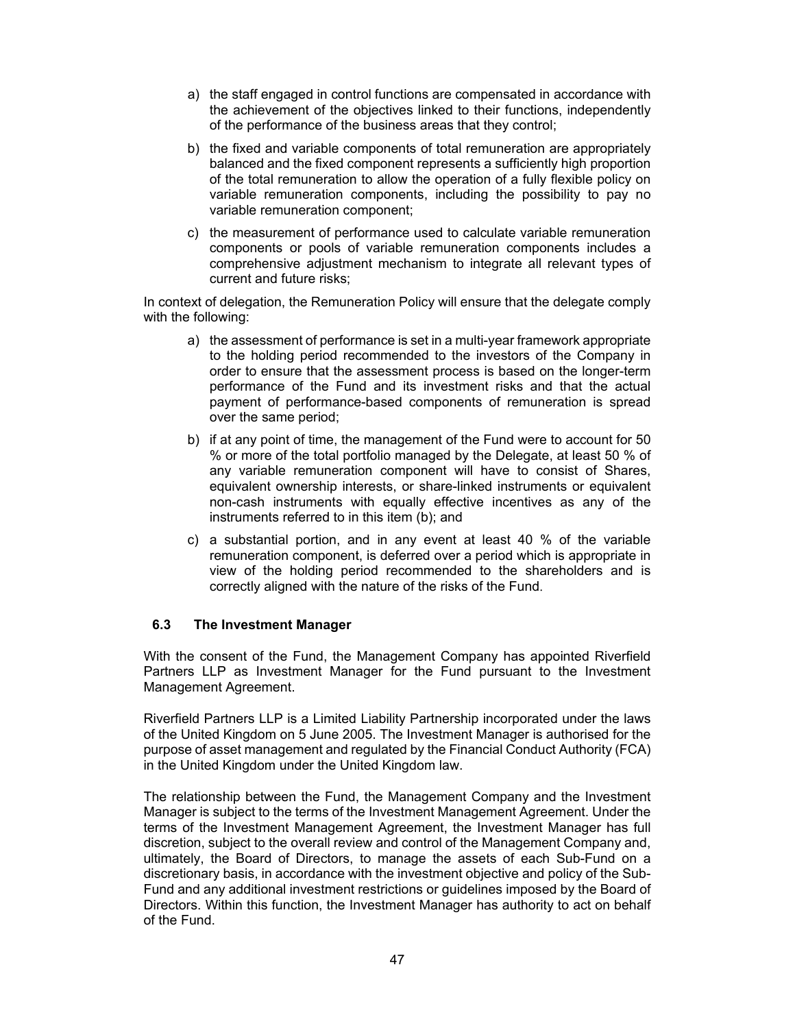a) the staff engaged in control functions are compensated in accordance with the achievement of the objectives linked to their functions, independently of the performance of the business areas that they control;

b) the fixed and variable components of total remuneration are appropriately balanced and the fixed component represents a sufficiently high proportion of the total remuneration to allow the operation of a fully flexible policy on variable remuneration components, including the possibility to pay no variable remuneration component;

c) the measurement of performance used to calculate variable remuneration components or pools of variable remuneration components includes a comprehensive adjustment mechanism to integrate all relevant types of current and future risks;

In context of delegation, the Remuneration Policy will ensure that the delegate comply with the following:

a) the assessment of performance is set in a multi-year framework appropriate to the holding period recommended to the investors of the Company in order to ensure that the assessment process is based on the longer-term performance of the Fund and its investment risks and that the actual payment of performance-based components of remuneration is spread over the same period;

b) if at any point of time, the management of the Fund were to account for 50 % or more of the total portfolio managed by the Delegate, at least 50 % of any variable remuneration component will have to consist of Shares, equivalent ownership interests, or share-linked instruments or equivalent non-cash instruments with equally effective incentives as any of the instruments referred to in this item (b); and

c) a substantial portion, and in any event at least 40 % of the variable remuneration component, is deferred over a period which is appropriate in view of the holding period recommended to the shareholders and is correctly aligned with the nature of the risks of the Fund.

### 6.3 The Investment Manager

With the consent of the Fund, the Management Company has appointed Riverfield Partners LLP as Investment Manager for the Fund pursuant to the Investment Management Agreement.

Riverfield Partners LLP is a Limited Liability Partnership incorporated under the laws of the United Kingdom on 5 June 2005. The Investment Manager is authorised for the purpose of asset management and regulated by the Financial Conduct Authority (FCA) in the United Kingdom under the United Kingdom law.

The relationship between the Fund, the Management Company and the Investment Manager is subject to the terms of the Investment Management Agreement. Under the terms of the Investment Management Agreement, the Investment Manager has full discretion, subject to the overall review and control of the Management Company and, ultimately, the Board of Directors, to manage the assets of each Sub-Fund on a discretionary basis, in accordance with the investment objective and policy of the Sub-Fund and any additional investment restrictions or guidelines imposed by the Board of Directors. Within this function, the Investment Manager has authority to act on behalf of the Fund.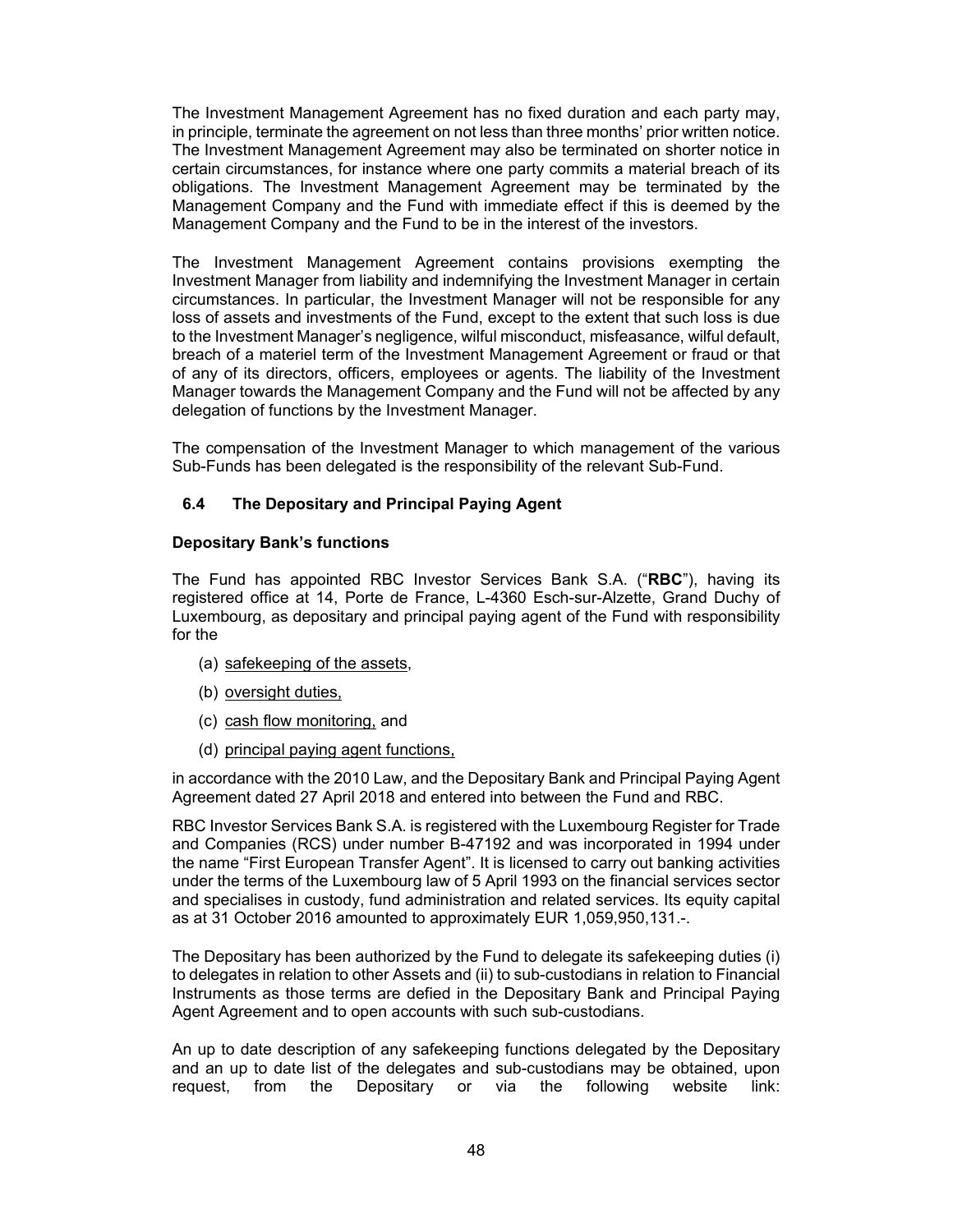The Investment Management Agreement has no fixed duration and each party may, in principle, terminate the agreement on not less than three months' prior written notice. The Investment Management Agreement may also be terminated on shorter notice in certain circumstances, for instance where one party commits a material breach of its obligations. The Investment Management Agreement may be terminated by the Management Company and the Fund with immediate effect if this is deemed by the Management Company and the Fund to be in the interest of the investors.

The Investment Management Agreement contains provisions exempting the Investment Manager from liability and indemnifying the Investment Manager in certain circumstances. In particular, the Investment Manager will not be responsible for any loss of assets and investments of the Fund, except to the extent that such loss is due to the Investment Manager's negligence, wilful misconduct, misfeasance, wilful default, breach of a materiel term of the Investment Management Agreement or fraud or that of any of its directors, officers, employees or agents. The liability of the Investment Manager towards the Management Company and the Fund will not be affected by any delegation of functions by the Investment Manager.

The compensation of the Investment Manager to which management of the various Sub-Funds has been delegated is the responsibility of the relevant Sub-Fund.

### 6.4 The Depositary and Principal Paying Agent

**Depositary Bank's functions**

The Fund has appointed RBC Investor Services Bank S.A. ("**RBC**"), having its registered office at 14, Porte de France, L-4360 Esch-sur-Alzette, Grand Duchy of Luxembourg, as depositary and principal paying agent of the Fund with responsibility for the

(a) safekeeping of the assets,

(b) oversight duties,

(c) cash flow monitoring, and

(d) principal paying agent functions,

in accordance with the 2010 Law, and the Depositary Bank and Principal Paying Agent Agreement dated 27 April 2018 and entered into between the Fund and RBC.

RBC Investor Services Bank S.A. is registered with the Luxembourg Register for Trade and Companies (RCS) under number B-47192 and was incorporated in 1994 under the name "First European Transfer Agent". It is licensed to carry out banking activities under the terms of the Luxembourg law of 5 April 1993 on the financial services sector and specialises in custody, fund administration and related services. Its equity capital as at 31 October 2016 amounted to approximately EUR 1,059,950,131.-.

The Depositary has been authorized by the Fund to delegate its safekeeping duties (i) to delegates in relation to other Assets and (ii) to sub-custodians in relation to Financial Instruments as those terms are defied in the Depositary Bank and Principal Paying Agent Agreement and to open accounts with such sub-custodians.

An up to date description of any safekeeping functions delegated by the Depositary and an up to date list of the delegates and sub-custodians may be obtained, upon request, from the Depositary or via the following website link: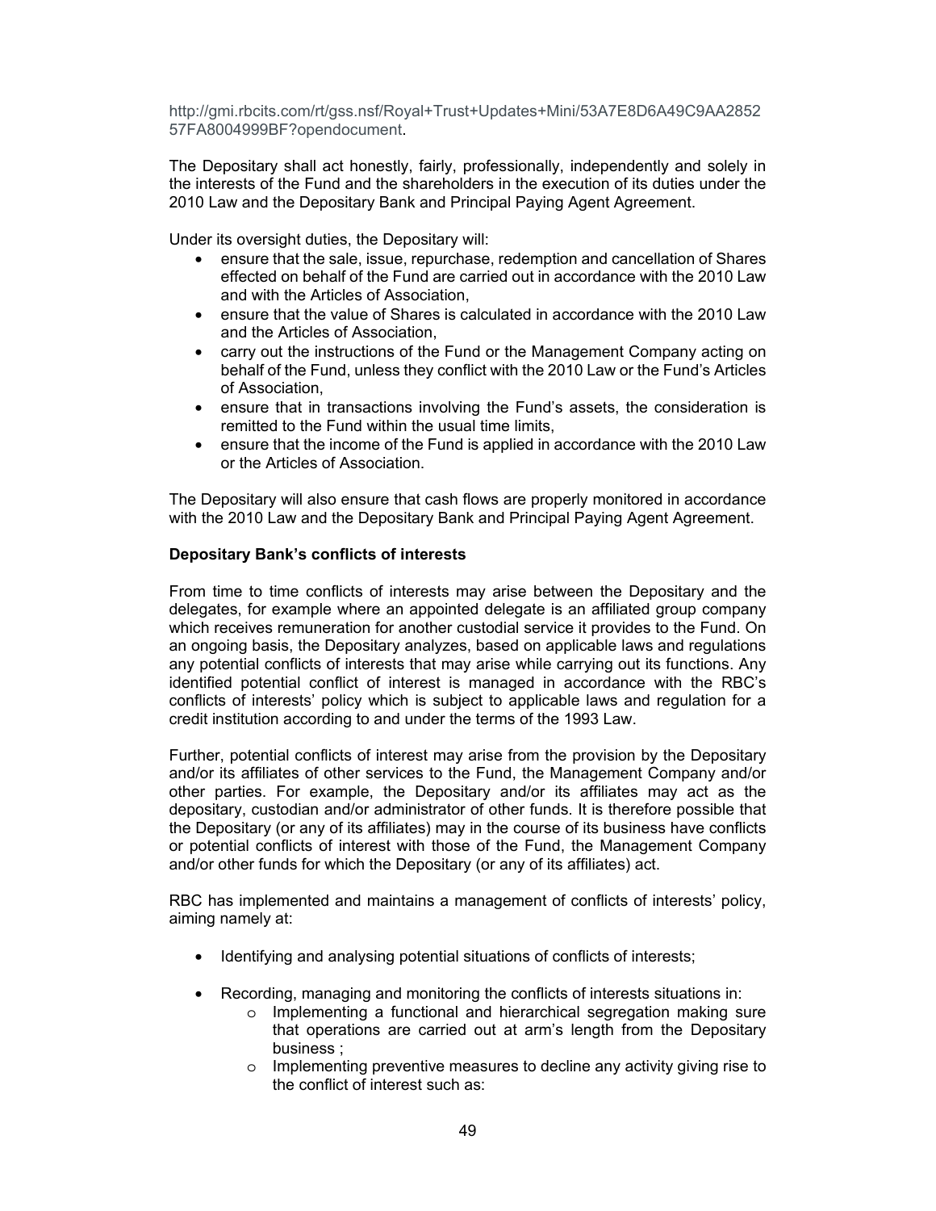http://gmi.rbcits.com/rt/gss.nsf/Royal+Trust+Updates+Mini/53A7E8D6A49C9AA285257FA8004999BF?opendocument.

The Depositary shall act honestly, fairly, professionally, independently and solely in the interests of the Fund and the shareholders in the execution of its duties under the 2010 Law and the Depositary Bank and Principal Paying Agent Agreement.

Under its oversight duties, the Depositary will:

- ensure that the sale, issue, repurchase, redemption and cancellation of Shares effected on behalf of the Fund are carried out in accordance with the 2010 Law and with the Articles of Association,
- ensure that the value of Shares is calculated in accordance with the 2010 Law and the Articles of Association,
- carry out the instructions of the Fund or the Management Company acting on behalf of the Fund, unless they conflict with the 2010 Law or the Fund's Articles of Association,
- ensure that in transactions involving the Fund's assets, the consideration is remitted to the Fund within the usual time limits,
- ensure that the income of the Fund is applied in accordance with the 2010 Law or the Articles of Association.

The Depositary will also ensure that cash flows are properly monitored in accordance with the 2010 Law and the Depositary Bank and Principal Paying Agent Agreement.

**Depositary Bank's conflicts of interests**

From time to time conflicts of interests may arise between the Depositary and the delegates, for example where an appointed delegate is an affiliated group company which receives remuneration for another custodial service it provides to the Fund. On an ongoing basis, the Depositary analyzes, based on applicable laws and regulations any potential conflicts of interests that may arise while carrying out its functions. Any identified potential conflict of interest is managed in accordance with the RBC's conflicts of interests' policy which is subject to applicable laws and regulation for a credit institution according to and under the terms of the 1993 Law.

Further, potential conflicts of interest may arise from the provision by the Depositary and/or its affiliates of other services to the Fund, the Management Company and/or other parties. For example, the Depositary and/or its affiliates may act as the depositary, custodian and/or administrator of other funds. It is therefore possible that the Depositary (or any of its affiliates) may in the course of its business have conflicts or potential conflicts of interest with those of the Fund, the Management Company and/or other funds for which the Depositary (or any of its affiliates) act.

RBC has implemented and maintains a management of conflicts of interests' policy, aiming namely at:

- Identifying and analysing potential situations of conflicts of interests;
- Recording, managing and monitoring the conflicts of interests situations in:
  - Implementing a functional and hierarchical segregation making sure that operations are carried out at arm's length from the Depositary business ;
  - Implementing preventive measures to decline any activity giving rise to the conflict of interest such as: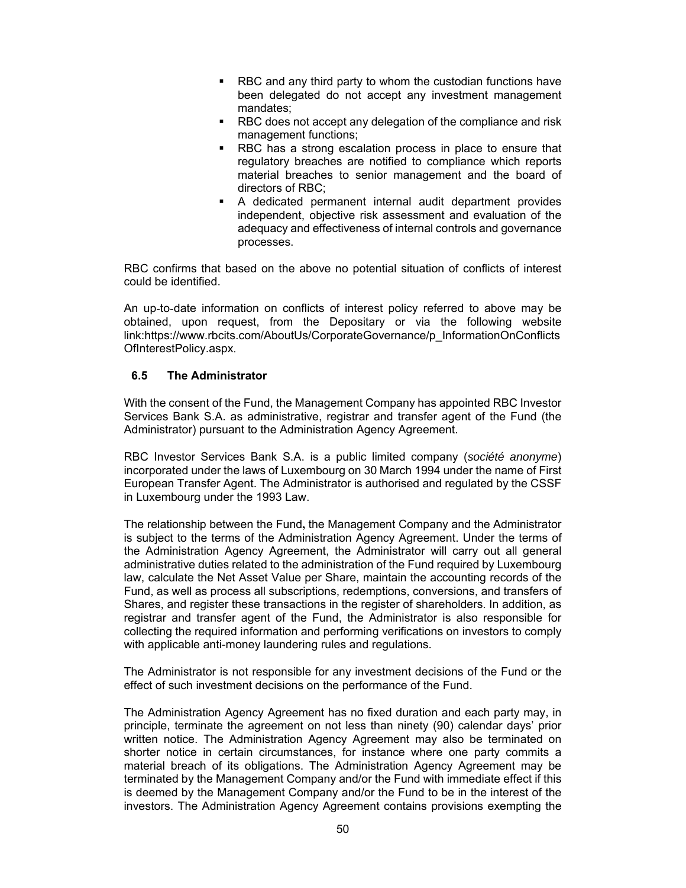- RBC and any third party to whom the custodian functions have been delegated do not accept any investment management mandates;
- RBC does not accept any delegation of the compliance and risk management functions;
- RBC has a strong escalation process in place to ensure that regulatory breaches are notified to compliance which reports material breaches to senior management and the board of directors of RBC;
- A dedicated permanent internal audit department provides independent, objective risk assessment and evaluation of the adequacy and effectiveness of internal controls and governance processes.

RBC confirms that based on the above no potential situation of conflicts of interest could be identified.

An up-to-date information on conflicts of interest policy referred to above may be obtained, upon request, from the Depositary or via the following website link:https://www.rbcits.com/AboutUs/CorporateGovernance/p_InformationOnConflictsOfInterestPolicy.aspx.

### 6.5 The Administrator

With the consent of the Fund, the Management Company has appointed RBC Investor Services Bank S.A. as administrative, registrar and transfer agent of the Fund (the Administrator) pursuant to the Administration Agency Agreement.

RBC Investor Services Bank S.A. is a public limited company (*société anonyme*) incorporated under the laws of Luxembourg on 30 March 1994 under the name of First European Transfer Agent. The Administrator is authorised and regulated by the CSSF in Luxembourg under the 1993 Law.

The relationship between the Fund**,** the Management Company and the Administrator is subject to the terms of the Administration Agency Agreement. Under the terms of the Administration Agency Agreement, the Administrator will carry out all general administrative duties related to the administration of the Fund required by Luxembourg law, calculate the Net Asset Value per Share, maintain the accounting records of the Fund, as well as process all subscriptions, redemptions, conversions, and transfers of Shares, and register these transactions in the register of shareholders. In addition, as registrar and transfer agent of the Fund, the Administrator is also responsible for collecting the required information and performing verifications on investors to comply with applicable anti-money laundering rules and regulations.

The Administrator is not responsible for any investment decisions of the Fund or the effect of such investment decisions on the performance of the Fund.

The Administration Agency Agreement has no fixed duration and each party may, in principle, terminate the agreement on not less than ninety (90) calendar days' prior written notice. The Administration Agency Agreement may also be terminated on shorter notice in certain circumstances, for instance where one party commits a material breach of its obligations. The Administration Agency Agreement may be terminated by the Management Company and/or the Fund with immediate effect if this is deemed by the Management Company and/or the Fund to be in the interest of the investors. The Administration Agency Agreement contains provisions exempting the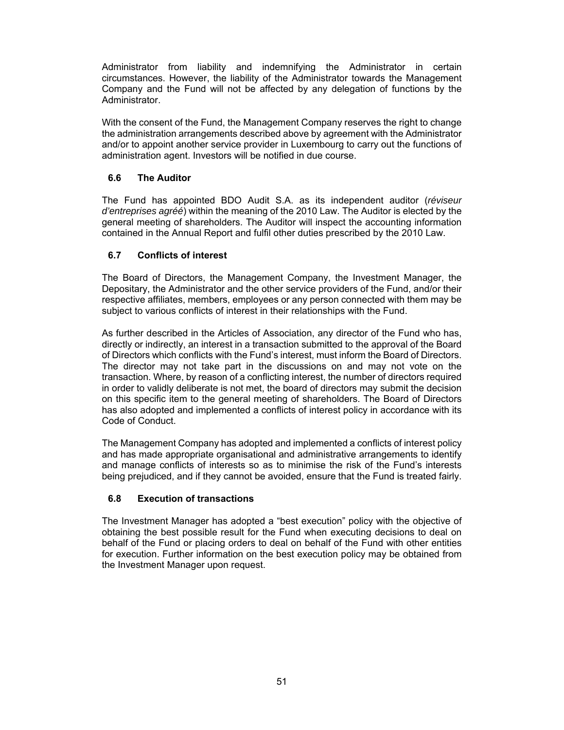Administrator from liability and indemnifying the Administrator in certain circumstances. However, the liability of the Administrator towards the Management Company and the Fund will not be affected by any delegation of functions by the Administrator.

With the consent of the Fund, the Management Company reserves the right to change the administration arrangements described above by agreement with the Administrator and/or to appoint another service provider in Luxembourg to carry out the functions of administration agent. Investors will be notified in due course.

### 6.6 The Auditor

The Fund has appointed BDO Audit S.A. as its independent auditor (*réviseur d'entreprises agréé*) within the meaning of the 2010 Law. The Auditor is elected by the general meeting of shareholders. The Auditor will inspect the accounting information contained in the Annual Report and fulfil other duties prescribed by the 2010 Law.

### 6.7 Conflicts of interest

The Board of Directors, the Management Company, the Investment Manager, the Depositary, the Administrator and the other service providers of the Fund, and/or their respective affiliates, members, employees or any person connected with them may be subject to various conflicts of interest in their relationships with the Fund.

As further described in the Articles of Association, any director of the Fund who has, directly or indirectly, an interest in a transaction submitted to the approval of the Board of Directors which conflicts with the Fund's interest, must inform the Board of Directors. The director may not take part in the discussions on and may not vote on the transaction. Where, by reason of a conflicting interest, the number of directors required in order to validly deliberate is not met, the board of directors may submit the decision on this specific item to the general meeting of shareholders. The Board of Directors has also adopted and implemented a conflicts of interest policy in accordance with its Code of Conduct.

The Management Company has adopted and implemented a conflicts of interest policy and has made appropriate organisational and administrative arrangements to identify and manage conflicts of interests so as to minimise the risk of the Fund's interests being prejudiced, and if they cannot be avoided, ensure that the Fund is treated fairly.

### 6.8 Execution of transactions

The Investment Manager has adopted a "best execution" policy with the objective of obtaining the best possible result for the Fund when executing decisions to deal on behalf of the Fund or placing orders to deal on behalf of the Fund with other entities for execution. Further information on the best execution policy may be obtained from the Investment Manager upon request.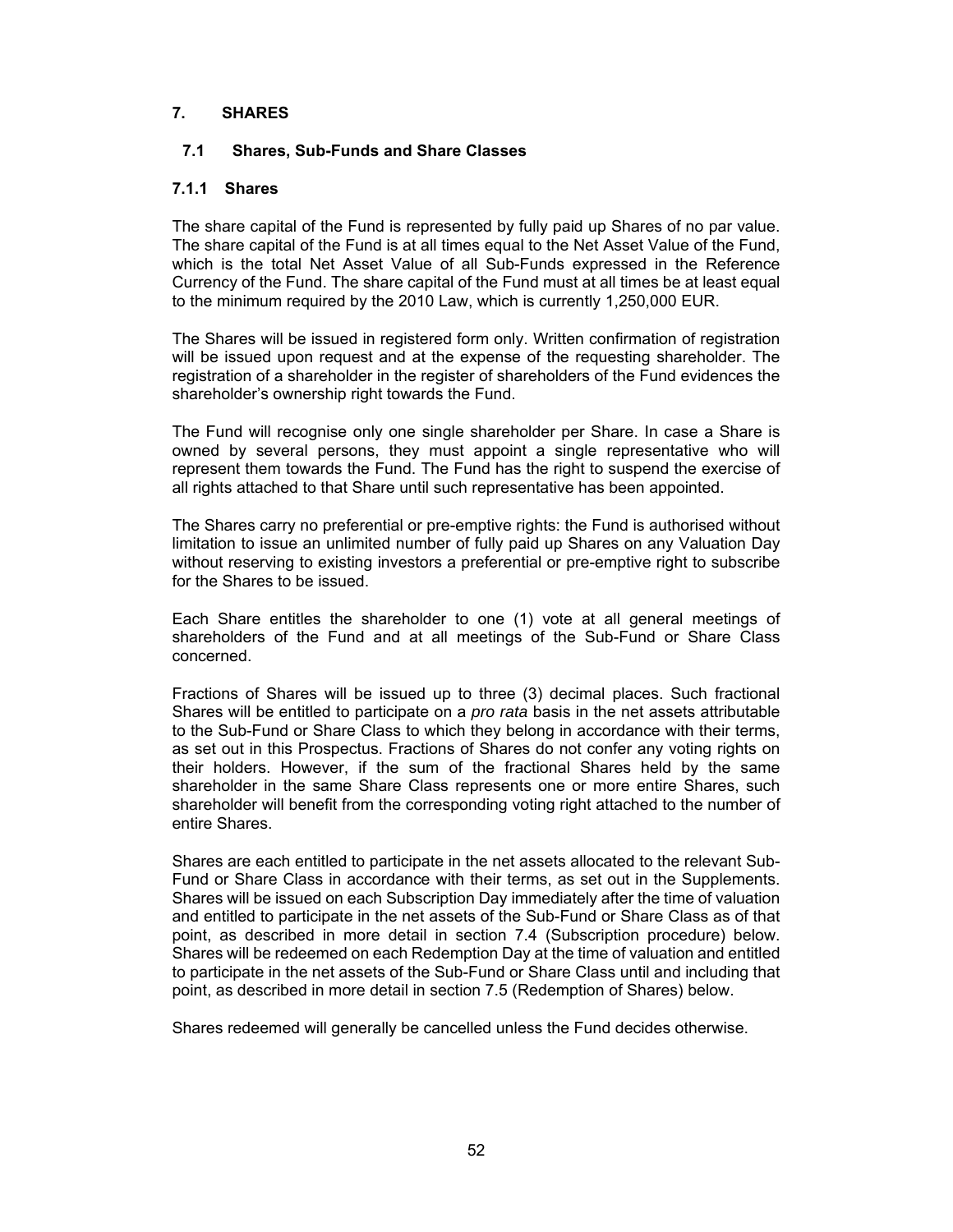# 7. SHARES

## 7.1 Shares, Sub-Funds and Share Classes

### 7.1.1 Shares

The share capital of the Fund is represented by fully paid up Shares of no par value. The share capital of the Fund is at all times equal to the Net Asset Value of the Fund, which is the total Net Asset Value of all Sub-Funds expressed in the Reference Currency of the Fund. The share capital of the Fund must at all times be at least equal to the minimum required by the 2010 Law, which is currently 1,250,000 EUR.

The Shares will be issued in registered form only. Written confirmation of registration will be issued upon request and at the expense of the requesting shareholder. The registration of a shareholder in the register of shareholders of the Fund evidences the shareholder's ownership right towards the Fund.

The Fund will recognise only one single shareholder per Share. In case a Share is owned by several persons, they must appoint a single representative who will represent them towards the Fund. The Fund has the right to suspend the exercise of all rights attached to that Share until such representative has been appointed.

The Shares carry no preferential or pre-emptive rights: the Fund is authorised without limitation to issue an unlimited number of fully paid up Shares on any Valuation Day without reserving to existing investors a preferential or pre-emptive right to subscribe for the Shares to be issued.

Each Share entitles the shareholder to one (1) vote at all general meetings of shareholders of the Fund and at all meetings of the Sub-Fund or Share Class concerned.

Fractions of Shares will be issued up to three (3) decimal places. Such fractional Shares will be entitled to participate on a *pro rata* basis in the net assets attributable to the Sub-Fund or Share Class to which they belong in accordance with their terms, as set out in this Prospectus. Fractions of Shares do not confer any voting rights on their holders. However, if the sum of the fractional Shares held by the same shareholder in the same Share Class represents one or more entire Shares, such shareholder will benefit from the corresponding voting right attached to the number of entire Shares.

Shares are each entitled to participate in the net assets allocated to the relevant Sub-Fund or Share Class in accordance with their terms, as set out in the Supplements. Shares will be issued on each Subscription Day immediately after the time of valuation and entitled to participate in the net assets of the Sub-Fund or Share Class as of that point, as described in more detail in section 7.4 (Subscription procedure) below. Shares will be redeemed on each Redemption Day at the time of valuation and entitled to participate in the net assets of the Sub-Fund or Share Class until and including that point, as described in more detail in section 7.5 (Redemption of Shares) below.

Shares redeemed will generally be cancelled unless the Fund decides otherwise.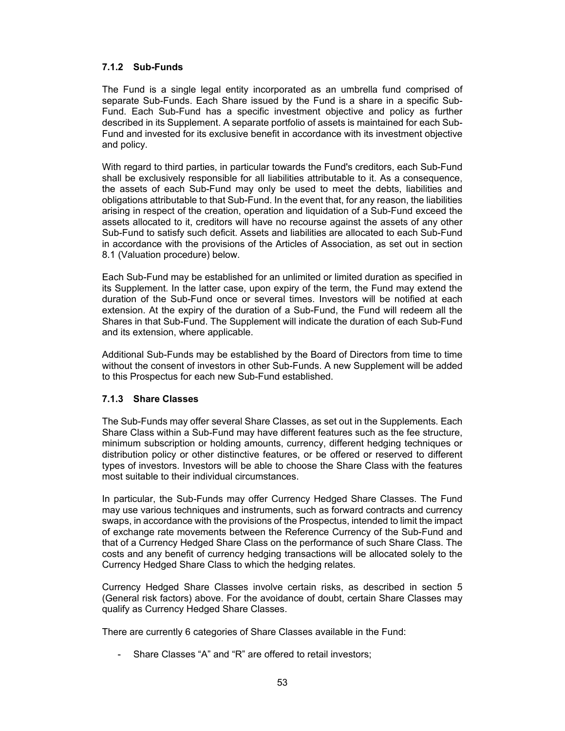### 7.1.2 Sub-Funds

The Fund is a single legal entity incorporated as an umbrella fund comprised of separate Sub-Funds. Each Share issued by the Fund is a share in a specific Sub-Fund. Each Sub-Fund has a specific investment objective and policy as further described in its Supplement. A separate portfolio of assets is maintained for each Sub-Fund and invested for its exclusive benefit in accordance with its investment objective and policy.

With regard to third parties, in particular towards the Fund's creditors, each Sub-Fund shall be exclusively responsible for all liabilities attributable to it. As a consequence, the assets of each Sub-Fund may only be used to meet the debts, liabilities and obligations attributable to that Sub-Fund. In the event that, for any reason, the liabilities arising in respect of the creation, operation and liquidation of a Sub-Fund exceed the assets allocated to it, creditors will have no recourse against the assets of any other Sub-Fund to satisfy such deficit. Assets and liabilities are allocated to each Sub-Fund in accordance with the provisions of the Articles of Association, as set out in section 8.1 (Valuation procedure) below.

Each Sub-Fund may be established for an unlimited or limited duration as specified in its Supplement. In the latter case, upon expiry of the term, the Fund may extend the duration of the Sub-Fund once or several times. Investors will be notified at each extension. At the expiry of the duration of a Sub-Fund, the Fund will redeem all the Shares in that Sub-Fund. The Supplement will indicate the duration of each Sub-Fund and its extension, where applicable.

Additional Sub-Funds may be established by the Board of Directors from time to time without the consent of investors in other Sub-Funds. A new Supplement will be added to this Prospectus for each new Sub-Fund established.

### 7.1.3 Share Classes

The Sub-Funds may offer several Share Classes, as set out in the Supplements. Each Share Class within a Sub-Fund may have different features such as the fee structure, minimum subscription or holding amounts, currency, different hedging techniques or distribution policy or other distinctive features, or be offered or reserved to different types of investors. Investors will be able to choose the Share Class with the features most suitable to their individual circumstances.

In particular, the Sub-Funds may offer Currency Hedged Share Classes. The Fund may use various techniques and instruments, such as forward contracts and currency swaps, in accordance with the provisions of the Prospectus, intended to limit the impact of exchange rate movements between the Reference Currency of the Sub-Fund and that of a Currency Hedged Share Class on the performance of such Share Class. The costs and any benefit of currency hedging transactions will be allocated solely to the Currency Hedged Share Class to which the hedging relates.

Currency Hedged Share Classes involve certain risks, as described in section 5 (General risk factors) above. For the avoidance of doubt, certain Share Classes may qualify as Currency Hedged Share Classes.

There are currently 6 categories of Share Classes available in the Fund:

- Share Classes "A" and "R" are offered to retail investors;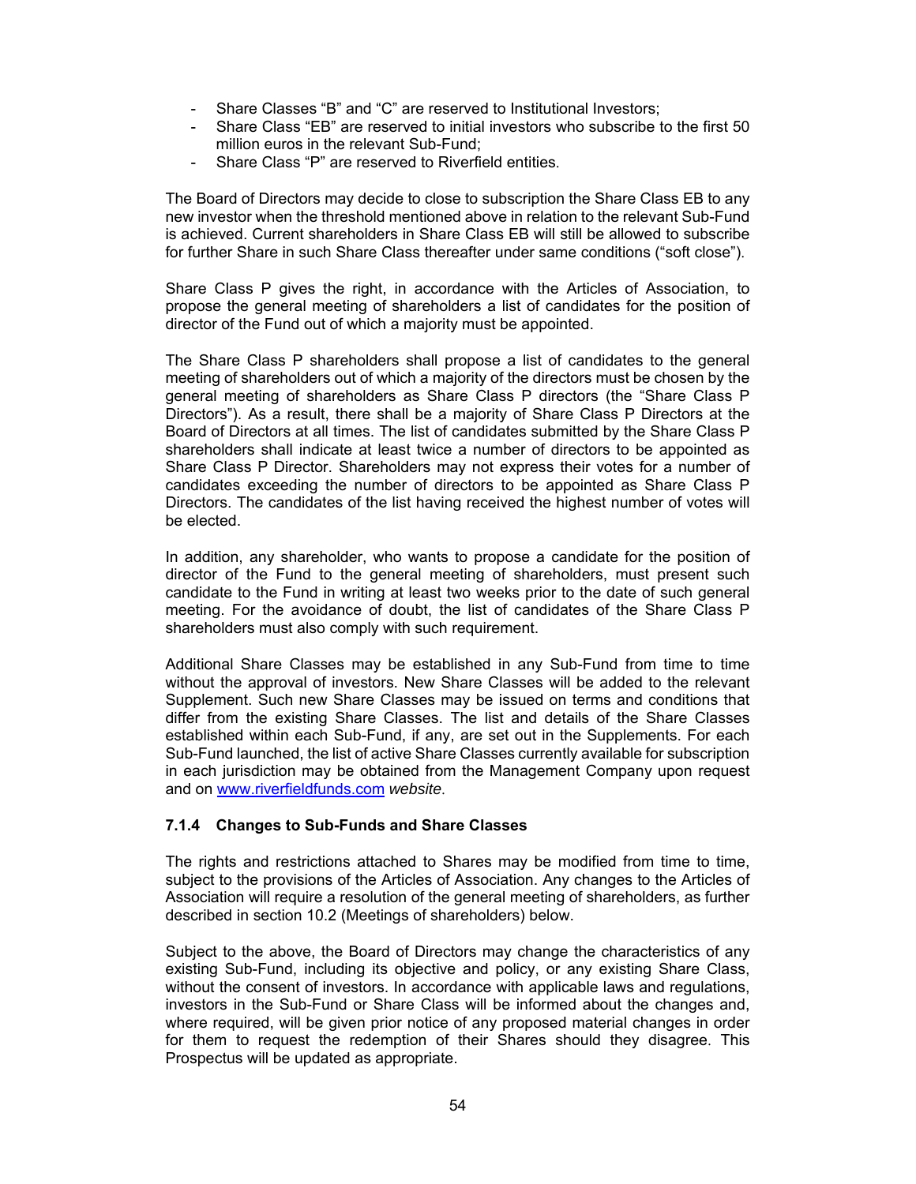- Share Classes “B” and “C” are reserved to Institutional Investors;
- Share Class “EB” are reserved to initial investors who subscribe to the first 50 million euros in the relevant Sub-Fund;
- Share Class “P” are reserved to Riverfield entities.

The Board of Directors may decide to close to subscription the Share Class EB to any new investor when the threshold mentioned above in relation to the relevant Sub-Fund is achieved. Current shareholders in Share Class EB will still be allowed to subscribe for further Share in such Share Class thereafter under same conditions (“soft close”).

Share Class P gives the right, in accordance with the Articles of Association, to propose the general meeting of shareholders a list of candidates for the position of director of the Fund out of which a majority must be appointed.

The Share Class P shareholders shall propose a list of candidates to the general meeting of shareholders out of which a majority of the directors must be chosen by the general meeting of shareholders as Share Class P directors (the “Share Class P Directors”). As a result, there shall be a majority of Share Class P Directors at the Board of Directors at all times. The list of candidates submitted by the Share Class P shareholders shall indicate at least twice a number of directors to be appointed as Share Class P Director. Shareholders may not express their votes for a number of candidates exceeding the number of directors to be appointed as Share Class P Directors. The candidates of the list having received the highest number of votes will be elected.

In addition, any shareholder, who wants to propose a candidate for the position of director of the Fund to the general meeting of shareholders, must present such candidate to the Fund in writing at least two weeks prior to the date of such general meeting. For the avoidance of doubt, the list of candidates of the Share Class P shareholders must also comply with such requirement.

Additional Share Classes may be established in any Sub-Fund from time to time without the approval of investors. New Share Classes will be added to the relevant Supplement. Such new Share Classes may be issued on terms and conditions that differ from the existing Share Classes. The list and details of the Share Classes established within each Sub-Fund, if any, are set out in the Supplements. For each Sub-Fund launched, the list of active Share Classes currently available for subscription in each jurisdiction may be obtained from the Management Company upon request and on www.riverfieldfunds.com *website*.

### 7.1.4 Changes to Sub-Funds and Share Classes

The rights and restrictions attached to Shares may be modified from time to time, subject to the provisions of the Articles of Association. Any changes to the Articles of Association will require a resolution of the general meeting of shareholders, as further described in section 10.2 (Meetings of shareholders) below.

Subject to the above, the Board of Directors may change the characteristics of any existing Sub-Fund, including its objective and policy, or any existing Share Class, without the consent of investors. In accordance with applicable laws and regulations, investors in the Sub-Fund or Share Class will be informed about the changes and, where required, will be given prior notice of any proposed material changes in order for them to request the redemption of their Shares should they disagree. This Prospectus will be updated as appropriate.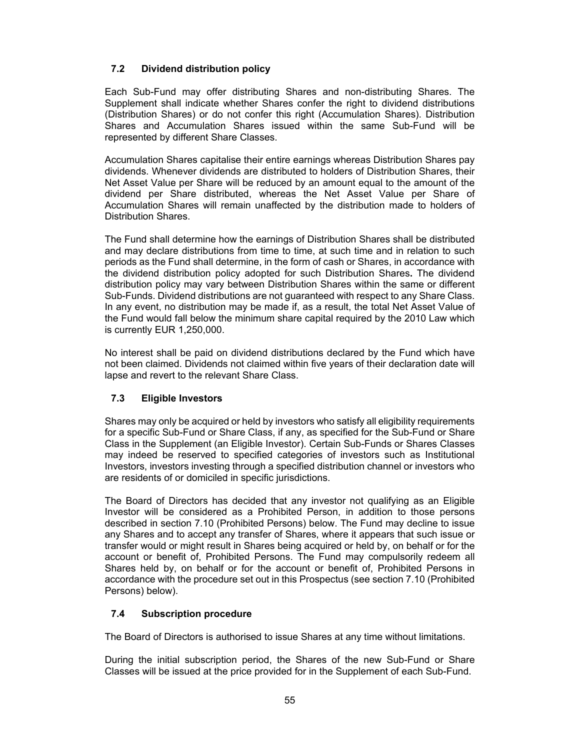### 7.2 Dividend distribution policy

Each Sub-Fund may offer distributing Shares and non-distributing Shares. The Supplement shall indicate whether Shares confer the right to dividend distributions (Distribution Shares) or do not confer this right (Accumulation Shares). Distribution Shares and Accumulation Shares issued within the same Sub-Fund will be represented by different Share Classes.

Accumulation Shares capitalise their entire earnings whereas Distribution Shares pay dividends. Whenever dividends are distributed to holders of Distribution Shares, their Net Asset Value per Share will be reduced by an amount equal to the amount of the dividend per Share distributed, whereas the Net Asset Value per Share of Accumulation Shares will remain unaffected by the distribution made to holders of Distribution Shares.

The Fund shall determine how the earnings of Distribution Shares shall be distributed and may declare distributions from time to time, at such time and in relation to such periods as the Fund shall determine, in the form of cash or Shares, in accordance with the dividend distribution policy adopted for such Distribution Shares**.** The dividend distribution policy may vary between Distribution Shares within the same or different Sub-Funds. Dividend distributions are not guaranteed with respect to any Share Class. In any event, no distribution may be made if, as a result, the total Net Asset Value of the Fund would fall below the minimum share capital required by the 2010 Law which is currently EUR 1,250,000.

No interest shall be paid on dividend distributions declared by the Fund which have not been claimed. Dividends not claimed within five years of their declaration date will lapse and revert to the relevant Share Class.

### 7.3 Eligible Investors

Shares may only be acquired or held by investors who satisfy all eligibility requirements for a specific Sub-Fund or Share Class, if any, as specified for the Sub-Fund or Share Class in the Supplement (an Eligible Investor). Certain Sub-Funds or Shares Classes may indeed be reserved to specified categories of investors such as Institutional Investors, investors investing through a specified distribution channel or investors who are residents of or domiciled in specific jurisdictions.

The Board of Directors has decided that any investor not qualifying as an Eligible Investor will be considered as a Prohibited Person, in addition to those persons described in section 7.10 (Prohibited Persons) below. The Fund may decline to issue any Shares and to accept any transfer of Shares, where it appears that such issue or transfer would or might result in Shares being acquired or held by, on behalf or for the account or benefit of, Prohibited Persons. The Fund may compulsorily redeem all Shares held by, on behalf or for the account or benefit of, Prohibited Persons in accordance with the procedure set out in this Prospectus (see section 7.10 (Prohibited Persons) below).

### 7.4 Subscription procedure

The Board of Directors is authorised to issue Shares at any time without limitations.

During the initial subscription period, the Shares of the new Sub-Fund or Share Classes will be issued at the price provided for in the Supplement of each Sub-Fund.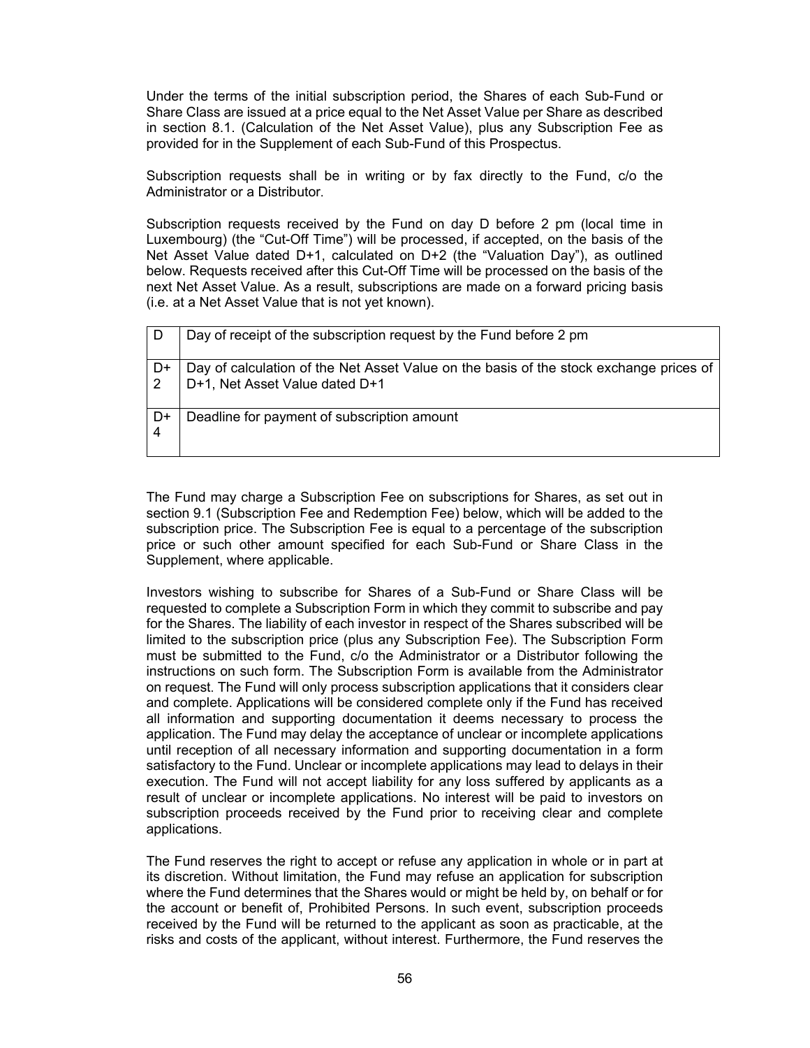Under the terms of the initial subscription period, the Shares of each Sub-Fund or Share Class are issued at a price equal to the Net Asset Value per Share as described in section 8.1. (Calculation of the Net Asset Value), plus any Subscription Fee as provided for in the Supplement of each Sub-Fund of this Prospectus.

Subscription requests shall be in writing or by fax directly to the Fund, c/o the Administrator or a Distributor.

Subscription requests received by the Fund on day D before 2 pm (local time in Luxembourg) (the "Cut-Off Time") will be processed, if accepted, on the basis of the Net Asset Value dated D+1, calculated on D+2 (the "Valuation Day"), as outlined below. Requests received after this Cut-Off Time will be processed on the basis of the next Net Asset Value. As a result, subscriptions are made on a forward pricing basis (i.e. at a Net Asset Value that is not yet known).

| D | Day of receipt of the subscription request by the Fund before 2 pm |
|---|---|
| D+2 | Day of calculation of the Net Asset Value on the basis of the stock exchange prices of D+1, Net Asset Value dated D+1 |
| D+4 | Deadline for payment of subscription amount |

The Fund may charge a Subscription Fee on subscriptions for Shares, as set out in section 9.1 (Subscription Fee and Redemption Fee) below, which will be added to the subscription price. The Subscription Fee is equal to a percentage of the subscription price or such other amount specified for each Sub-Fund or Share Class in the Supplement, where applicable.

Investors wishing to subscribe for Shares of a Sub-Fund or Share Class will be requested to complete a Subscription Form in which they commit to subscribe and pay for the Shares. The liability of each investor in respect of the Shares subscribed will be limited to the subscription price (plus any Subscription Fee). The Subscription Form must be submitted to the Fund, c/o the Administrator or a Distributor following the instructions on such form. The Subscription Form is available from the Administrator on request. The Fund will only process subscription applications that it considers clear and complete. Applications will be considered complete only if the Fund has received all information and supporting documentation it deems necessary to process the application. The Fund may delay the acceptance of unclear or incomplete applications until reception of all necessary information and supporting documentation in a form satisfactory to the Fund. Unclear or incomplete applications may lead to delays in their execution. The Fund will not accept liability for any loss suffered by applicants as a result of unclear or incomplete applications. No interest will be paid to investors on subscription proceeds received by the Fund prior to receiving clear and complete applications.

The Fund reserves the right to accept or refuse any application in whole or in part at its discretion. Without limitation, the Fund may refuse an application for subscription where the Fund determines that the Shares would or might be held by, on behalf or for the account or benefit of, Prohibited Persons. In such event, subscription proceeds received by the Fund will be returned to the applicant as soon as practicable, at the risks and costs of the applicant, without interest. Furthermore, the Fund reserves the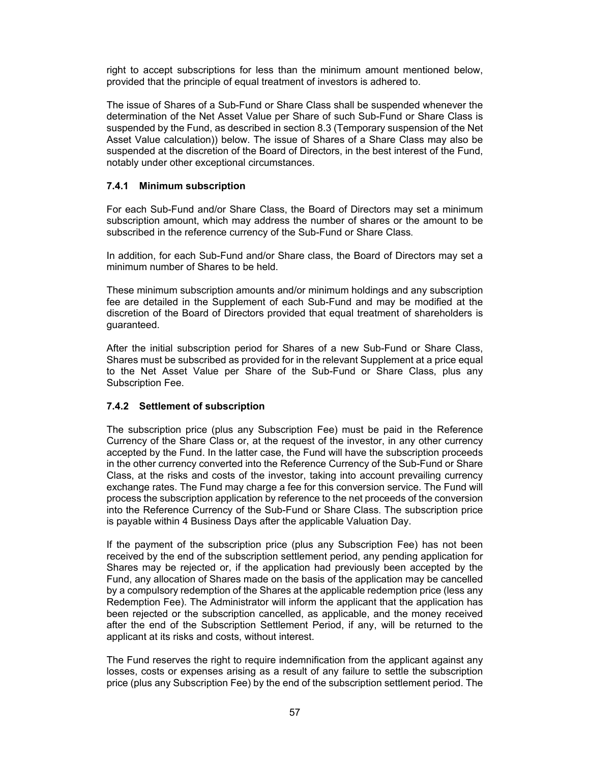right to accept subscriptions for less than the minimum amount mentioned below, provided that the principle of equal treatment of investors is adhered to.

The issue of Shares of a Sub-Fund or Share Class shall be suspended whenever the determination of the Net Asset Value per Share of such Sub-Fund or Share Class is suspended by the Fund, as described in section 8.3 (Temporary suspension of the Net Asset Value calculation)) below. The issue of Shares of a Share Class may also be suspended at the discretion of the Board of Directors, in the best interest of the Fund, notably under other exceptional circumstances.

### 7.4.1 Minimum subscription

For each Sub-Fund and/or Share Class, the Board of Directors may set a minimum subscription amount, which may address the number of shares or the amount to be subscribed in the reference currency of the Sub-Fund or Share Class.

In addition, for each Sub-Fund and/or Share class, the Board of Directors may set a minimum number of Shares to be held.

These minimum subscription amounts and/or minimum holdings and any subscription fee are detailed in the Supplement of each Sub-Fund and may be modified at the discretion of the Board of Directors provided that equal treatment of shareholders is guaranteed.

After the initial subscription period for Shares of a new Sub-Fund or Share Class, Shares must be subscribed as provided for in the relevant Supplement at a price equal to the Net Asset Value per Share of the Sub-Fund or Share Class, plus any Subscription Fee.

### 7.4.2 Settlement of subscription

The subscription price (plus any Subscription Fee) must be paid in the Reference Currency of the Share Class or, at the request of the investor, in any other currency accepted by the Fund. In the latter case, the Fund will have the subscription proceeds in the other currency converted into the Reference Currency of the Sub-Fund or Share Class, at the risks and costs of the investor, taking into account prevailing currency exchange rates. The Fund may charge a fee for this conversion service. The Fund will process the subscription application by reference to the net proceeds of the conversion into the Reference Currency of the Sub-Fund or Share Class. The subscription price is payable within 4 Business Days after the applicable Valuation Day.

If the payment of the subscription price (plus any Subscription Fee) has not been received by the end of the subscription settlement period, any pending application for Shares may be rejected or, if the application had previously been accepted by the Fund, any allocation of Shares made on the basis of the application may be cancelled by a compulsory redemption of the Shares at the applicable redemption price (less any Redemption Fee). The Administrator will inform the applicant that the application has been rejected or the subscription cancelled, as applicable, and the money received after the end of the Subscription Settlement Period, if any, will be returned to the applicant at its risks and costs, without interest.

The Fund reserves the right to require indemnification from the applicant against any losses, costs or expenses arising as a result of any failure to settle the subscription price (plus any Subscription Fee) by the end of the subscription settlement period. The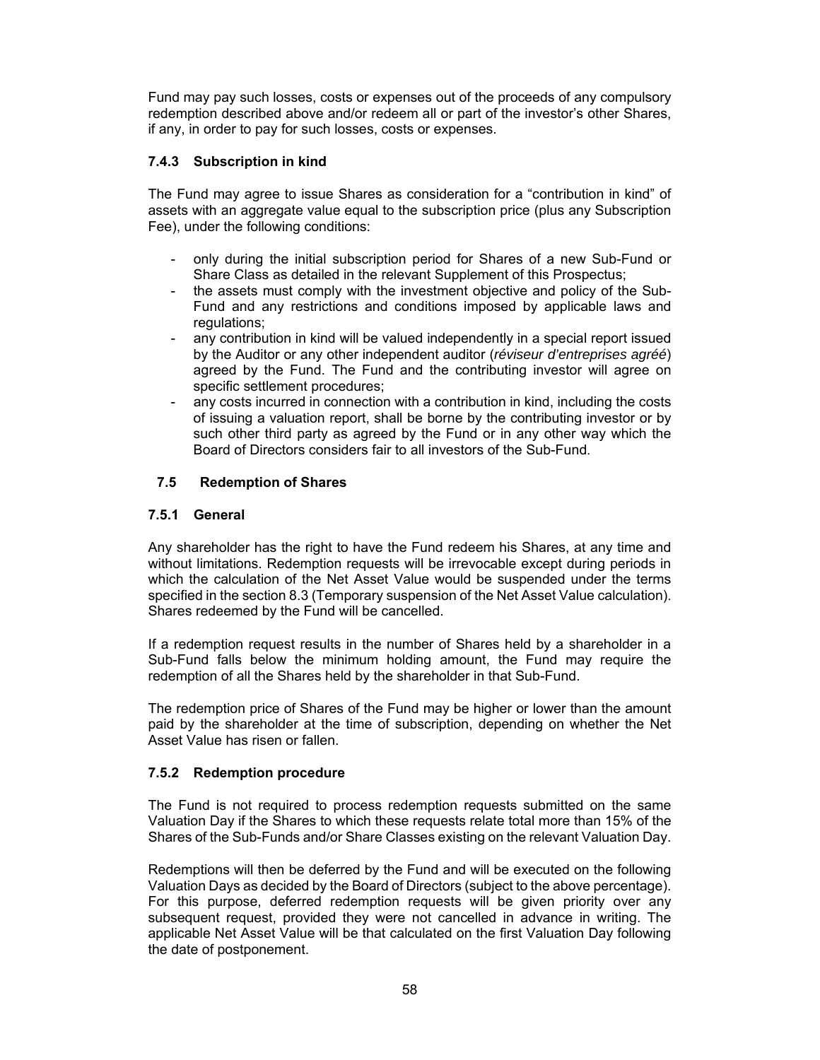Fund may pay such losses, costs or expenses out of the proceeds of any compulsory redemption described above and/or redeem all or part of the investor's other Shares, if any, in order to pay for such losses, costs or expenses.

### 7.4.3 Subscription in kind

The Fund may agree to issue Shares as consideration for a "contribution in kind" of assets with an aggregate value equal to the subscription price (plus any Subscription Fee), under the following conditions:

- only during the initial subscription period for Shares of a new Sub-Fund or Share Class as detailed in the relevant Supplement of this Prospectus;
- the assets must comply with the investment objective and policy of the Sub-Fund and any restrictions and conditions imposed by applicable laws and regulations;
- any contribution in kind will be valued independently in a special report issued by the Auditor or any other independent auditor (*réviseur d'entreprises agréé*) agreed by the Fund. The Fund and the contributing investor will agree on specific settlement procedures;
- any costs incurred in connection with a contribution in kind, including the costs of issuing a valuation report, shall be borne by the contributing investor or by such other third party as agreed by the Fund or in any other way which the Board of Directors considers fair to all investors of the Sub-Fund.

## 7.5 Redemption of Shares

### 7.5.1 General

Any shareholder has the right to have the Fund redeem his Shares, at any time and without limitations. Redemption requests will be irrevocable except during periods in which the calculation of the Net Asset Value would be suspended under the terms specified in the section 8.3 (Temporary suspension of the Net Asset Value calculation). Shares redeemed by the Fund will be cancelled.

If a redemption request results in the number of Shares held by a shareholder in a Sub-Fund falls below the minimum holding amount, the Fund may require the redemption of all the Shares held by the shareholder in that Sub-Fund.

The redemption price of Shares of the Fund may be higher or lower than the amount paid by the shareholder at the time of subscription, depending on whether the Net Asset Value has risen or fallen.

### 7.5.2 Redemption procedure

The Fund is not required to process redemption requests submitted on the same Valuation Day if the Shares to which these requests relate total more than 15% of the Shares of the Sub-Funds and/or Share Classes existing on the relevant Valuation Day.

Redemptions will then be deferred by the Fund and will be executed on the following Valuation Days as decided by the Board of Directors (subject to the above percentage). For this purpose, deferred redemption requests will be given priority over any subsequent request, provided they were not cancelled in advance in writing. The applicable Net Asset Value will be that calculated on the first Valuation Day following the date of postponement.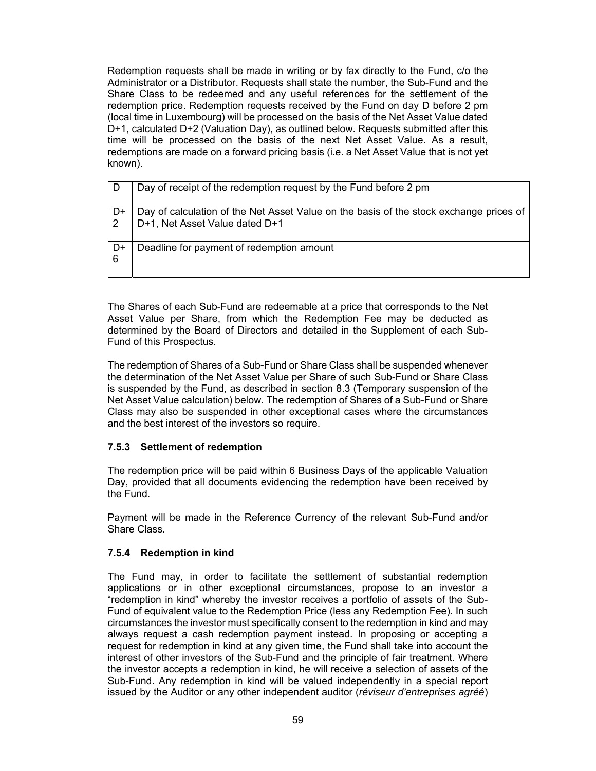Redemption requests shall be made in writing or by fax directly to the Fund, c/o the Administrator or a Distributor. Requests shall state the number, the Sub-Fund and the Share Class to be redeemed and any useful references for the settlement of the redemption price. Redemption requests received by the Fund on day D before 2 pm (local time in Luxembourg) will be processed on the basis of the Net Asset Value dated D+1, calculated D+2 (Valuation Day), as outlined below. Requests submitted after this time will be processed on the basis of the next Net Asset Value. As a result, redemptions are made on a forward pricing basis (i.e. a Net Asset Value that is not yet known).

| D | Day of receipt of the redemption request by the Fund before 2 pm |
|---|---|
| D+2 | Day of calculation of the Net Asset Value on the basis of the stock exchange prices of D+1, Net Asset Value dated D+1 |
| D+6 | Deadline for payment of redemption amount |

The Shares of each Sub-Fund are redeemable at a price that corresponds to the Net Asset Value per Share, from which the Redemption Fee may be deducted as determined by the Board of Directors and detailed in the Supplement of each Sub-Fund of this Prospectus.

The redemption of Shares of a Sub-Fund or Share Class shall be suspended whenever the determination of the Net Asset Value per Share of such Sub-Fund or Share Class is suspended by the Fund, as described in section 8.3 (Temporary suspension of the Net Asset Value calculation) below. The redemption of Shares of a Sub-Fund or Share Class may also be suspended in other exceptional cases where the circumstances and the best interest of the investors so require.

### 7.5.3 Settlement of redemption

The redemption price will be paid within 6 Business Days of the applicable Valuation Day, provided that all documents evidencing the redemption have been received by the Fund.

Payment will be made in the Reference Currency of the relevant Sub-Fund and/or Share Class.

### 7.5.4 Redemption in kind

The Fund may, in order to facilitate the settlement of substantial redemption applications or in other exceptional circumstances, propose to an investor a "redemption in kind" whereby the investor receives a portfolio of assets of the Sub-Fund of equivalent value to the Redemption Price (less any Redemption Fee). In such circumstances the investor must specifically consent to the redemption in kind and may always request a cash redemption payment instead. In proposing or accepting a request for redemption in kind at any given time, the Fund shall take into account the interest of other investors of the Sub-Fund and the principle of fair treatment. Where the investor accepts a redemption in kind, he will receive a selection of assets of the Sub-Fund. Any redemption in kind will be valued independently in a special report issued by the Auditor or any other independent auditor (*réviseur d'entreprises agréé*)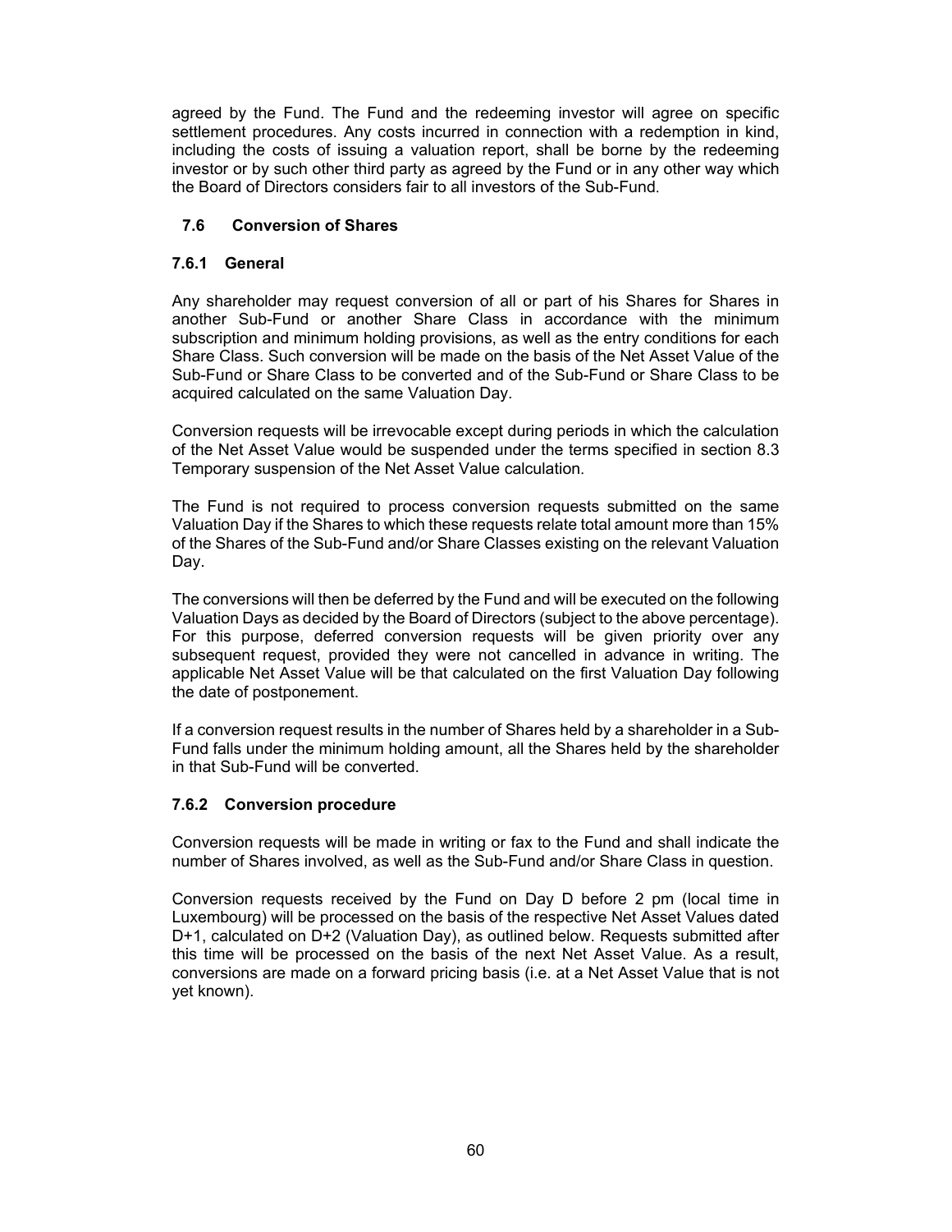agreed by the Fund. The Fund and the redeeming investor will agree on specific settlement procedures. Any costs incurred in connection with a redemption in kind, including the costs of issuing a valuation report, shall be borne by the redeeming investor or by such other third party as agreed by the Fund or in any other way which the Board of Directors considers fair to all investors of the Sub-Fund.

## 7.6 Conversion of Shares

### 7.6.1 General

Any shareholder may request conversion of all or part of his Shares for Shares in another Sub-Fund or another Share Class in accordance with the minimum subscription and minimum holding provisions, as well as the entry conditions for each Share Class. Such conversion will be made on the basis of the Net Asset Value of the Sub-Fund or Share Class to be converted and of the Sub-Fund or Share Class to be acquired calculated on the same Valuation Day.

Conversion requests will be irrevocable except during periods in which the calculation of the Net Asset Value would be suspended under the terms specified in section 8.3 Temporary suspension of the Net Asset Value calculation.

The Fund is not required to process conversion requests submitted on the same Valuation Day if the Shares to which these requests relate total amount more than 15% of the Shares of the Sub-Fund and/or Share Classes existing on the relevant Valuation Day.

The conversions will then be deferred by the Fund and will be executed on the following Valuation Days as decided by the Board of Directors (subject to the above percentage). For this purpose, deferred conversion requests will be given priority over any subsequent request, provided they were not cancelled in advance in writing. The applicable Net Asset Value will be that calculated on the first Valuation Day following the date of postponement.

If a conversion request results in the number of Shares held by a shareholder in a Sub-Fund falls under the minimum holding amount, all the Shares held by the shareholder in that Sub-Fund will be converted.

### 7.6.2 Conversion procedure

Conversion requests will be made in writing or fax to the Fund and shall indicate the number of Shares involved, as well as the Sub-Fund and/or Share Class in question.

Conversion requests received by the Fund on Day D before 2 pm (local time in Luxembourg) will be processed on the basis of the respective Net Asset Values dated D+1, calculated on D+2 (Valuation Day), as outlined below. Requests submitted after this time will be processed on the basis of the next Net Asset Value. As a result, conversions are made on a forward pricing basis (i.e. at a Net Asset Value that is not yet known).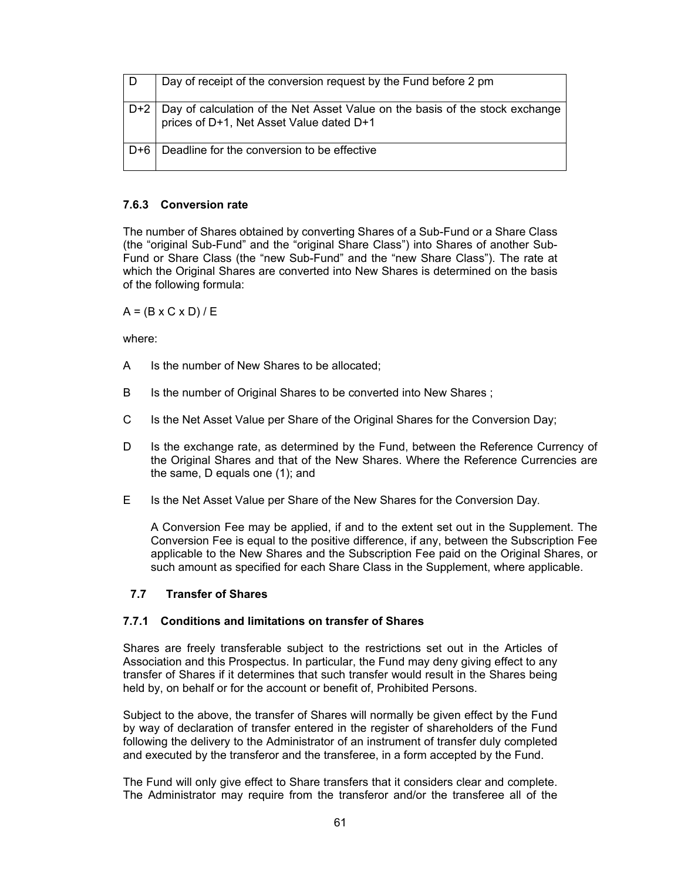| D | Day of receipt of the conversion request by the Fund before 2 pm |
|---|---|
| D+2 | Day of calculation of the Net Asset Value on the basis of the stock exchange prices of D+1, Net Asset Value dated D+1 |
| D+6 | Deadline for the conversion to be effective |

### 7.6.3 Conversion rate

The number of Shares obtained by converting Shares of a Sub-Fund or a Share Class (the "original Sub-Fund" and the "original Share Class") into Shares of another Sub-Fund or Share Class (the "new Sub-Fund" and the "new Share Class"). The rate at which the Original Shares are converted into New Shares is determined on the basis of the following formula:

$A = (B \times C \times D) / E$

where:

A Is the number of New Shares to be allocated;

B Is the number of Original Shares to be converted into New Shares ;

C Is the Net Asset Value per Share of the Original Shares for the Conversion Day;

D Is the exchange rate, as determined by the Fund, between the Reference Currency of the Original Shares and that of the New Shares. Where the Reference Currencies are the same, D equals one (1); and

E Is the Net Asset Value per Share of the New Shares for the Conversion Day.

A Conversion Fee may be applied, if and to the extent set out in the Supplement. The Conversion Fee is equal to the positive difference, if any, between the Subscription Fee applicable to the New Shares and the Subscription Fee paid on the Original Shares, or such amount as specified for each Share Class in the Supplement, where applicable.

## 7.7 Transfer of Shares

### 7.7.1 Conditions and limitations on transfer of Shares

Shares are freely transferable subject to the restrictions set out in the Articles of Association and this Prospectus. In particular, the Fund may deny giving effect to any transfer of Shares if it determines that such transfer would result in the Shares being held by, on behalf or for the account or benefit of, Prohibited Persons.

Subject to the above, the transfer of Shares will normally be given effect by the Fund by way of declaration of transfer entered in the register of shareholders of the Fund following the delivery to the Administrator of an instrument of transfer duly completed and executed by the transferor and the transferee, in a form accepted by the Fund.

The Fund will only give effect to Share transfers that it considers clear and complete. The Administrator may require from the transferor and/or the transferee all of the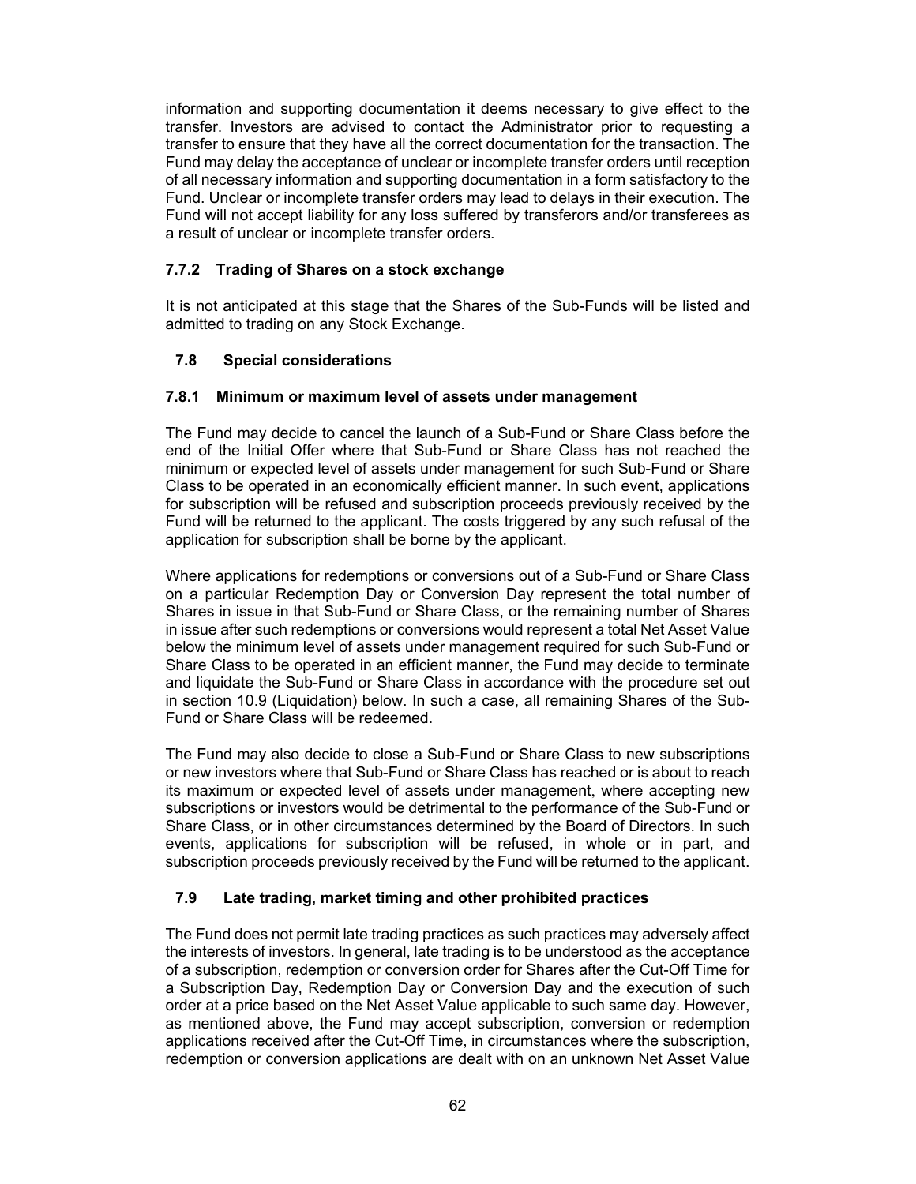information and supporting documentation it deems necessary to give effect to the transfer. Investors are advised to contact the Administrator prior to requesting a transfer to ensure that they have all the correct documentation for the transaction. The Fund may delay the acceptance of unclear or incomplete transfer orders until reception of all necessary information and supporting documentation in a form satisfactory to the Fund. Unclear or incomplete transfer orders may lead to delays in their execution. The Fund will not accept liability for any loss suffered by transferors and/or transferees as a result of unclear or incomplete transfer orders.

#### 7.7.2 Trading of Shares on a stock exchange

It is not anticipated at this stage that the Shares of the Sub-Funds will be listed and admitted to trading on any Stock Exchange.

### 7.8 Special considerations

#### 7.8.1 Minimum or maximum level of assets under management

The Fund may decide to cancel the launch of a Sub-Fund or Share Class before the end of the Initial Offer where that Sub-Fund or Share Class has not reached the minimum or expected level of assets under management for such Sub-Fund or Share Class to be operated in an economically efficient manner. In such event, applications for subscription will be refused and subscription proceeds previously received by the Fund will be returned to the applicant. The costs triggered by any such refusal of the application for subscription shall be borne by the applicant.

Where applications for redemptions or conversions out of a Sub-Fund or Share Class on a particular Redemption Day or Conversion Day represent the total number of Shares in issue in that Sub-Fund or Share Class, or the remaining number of Shares in issue after such redemptions or conversions would represent a total Net Asset Value below the minimum level of assets under management required for such Sub-Fund or Share Class to be operated in an efficient manner, the Fund may decide to terminate and liquidate the Sub-Fund or Share Class in accordance with the procedure set out in section 10.9 (Liquidation) below. In such a case, all remaining Shares of the Sub-Fund or Share Class will be redeemed.

The Fund may also decide to close a Sub-Fund or Share Class to new subscriptions or new investors where that Sub-Fund or Share Class has reached or is about to reach its maximum or expected level of assets under management, where accepting new subscriptions or investors would be detrimental to the performance of the Sub-Fund or Share Class, or in other circumstances determined by the Board of Directors. In such events, applications for subscription will be refused, in whole or in part, and subscription proceeds previously received by the Fund will be returned to the applicant.

### 7.9 Late trading, market timing and other prohibited practices

The Fund does not permit late trading practices as such practices may adversely affect the interests of investors. In general, late trading is to be understood as the acceptance of a subscription, redemption or conversion order for Shares after the Cut-Off Time for a Subscription Day, Redemption Day or Conversion Day and the execution of such order at a price based on the Net Asset Value applicable to such same day. However, as mentioned above, the Fund may accept subscription, conversion or redemption applications received after the Cut-Off Time, in circumstances where the subscription, redemption or conversion applications are dealt with on an unknown Net Asset Value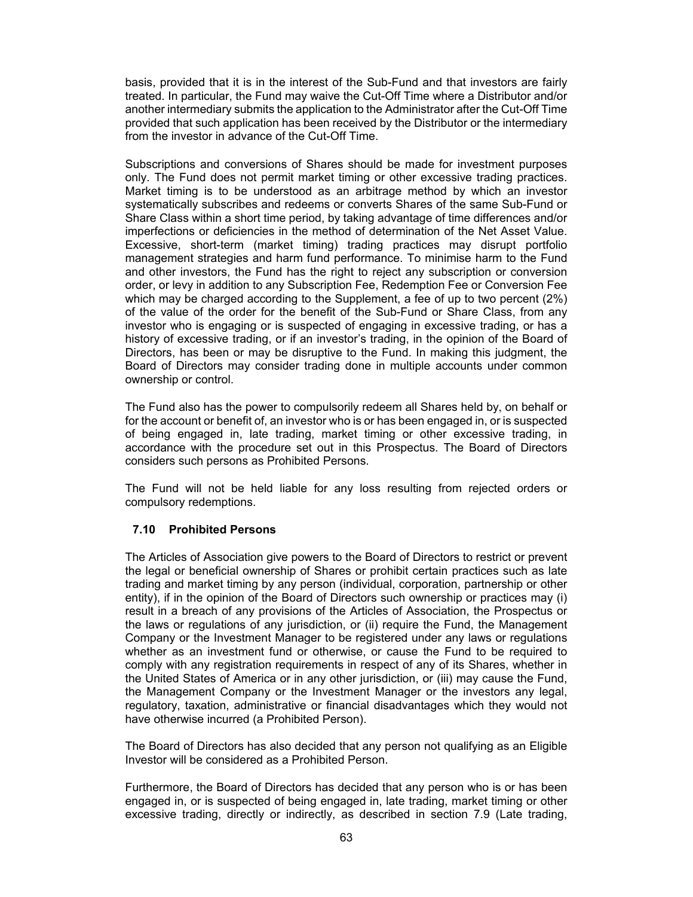basis, provided that it is in the interest of the Sub-Fund and that investors are fairly treated. In particular, the Fund may waive the Cut-Off Time where a Distributor and/or another intermediary submits the application to the Administrator after the Cut-Off Time provided that such application has been received by the Distributor or the intermediary from the investor in advance of the Cut-Off Time.

Subscriptions and conversions of Shares should be made for investment purposes only. The Fund does not permit market timing or other excessive trading practices. Market timing is to be understood as an arbitrage method by which an investor systematically subscribes and redeems or converts Shares of the same Sub-Fund or Share Class within a short time period, by taking advantage of time differences and/or imperfections or deficiencies in the method of determination of the Net Asset Value. Excessive, short-term (market timing) trading practices may disrupt portfolio management strategies and harm fund performance. To minimise harm to the Fund and other investors, the Fund has the right to reject any subscription or conversion order, or levy in addition to any Subscription Fee, Redemption Fee or Conversion Fee which may be charged according to the Supplement, a fee of up to two percent (2%) of the value of the order for the benefit of the Sub-Fund or Share Class, from any investor who is engaging or is suspected of engaging in excessive trading, or has a history of excessive trading, or if an investor's trading, in the opinion of the Board of Directors, has been or may be disruptive to the Fund. In making this judgment, the Board of Directors may consider trading done in multiple accounts under common ownership or control.

The Fund also has the power to compulsorily redeem all Shares held by, on behalf or for the account or benefit of, an investor who is or has been engaged in, or is suspected of being engaged in, late trading, market timing or other excessive trading, in accordance with the procedure set out in this Prospectus. The Board of Directors considers such persons as Prohibited Persons.

The Fund will not be held liable for any loss resulting from rejected orders or compulsory redemptions.

### 7.10 Prohibited Persons

The Articles of Association give powers to the Board of Directors to restrict or prevent the legal or beneficial ownership of Shares or prohibit certain practices such as late trading and market timing by any person (individual, corporation, partnership or other entity), if in the opinion of the Board of Directors such ownership or practices may (i) result in a breach of any provisions of the Articles of Association, the Prospectus or the laws or regulations of any jurisdiction, or (ii) require the Fund, the Management Company or the Investment Manager to be registered under any laws or regulations whether as an investment fund or otherwise, or cause the Fund to be required to comply with any registration requirements in respect of any of its Shares, whether in the United States of America or in any other jurisdiction, or (iii) may cause the Fund, the Management Company or the Investment Manager or the investors any legal, regulatory, taxation, administrative or financial disadvantages which they would not have otherwise incurred (a Prohibited Person).

The Board of Directors has also decided that any person not qualifying as an Eligible Investor will be considered as a Prohibited Person.

Furthermore, the Board of Directors has decided that any person who is or has been engaged in, or is suspected of being engaged in, late trading, market timing or other excessive trading, directly or indirectly, as described in section 7.9 (Late trading,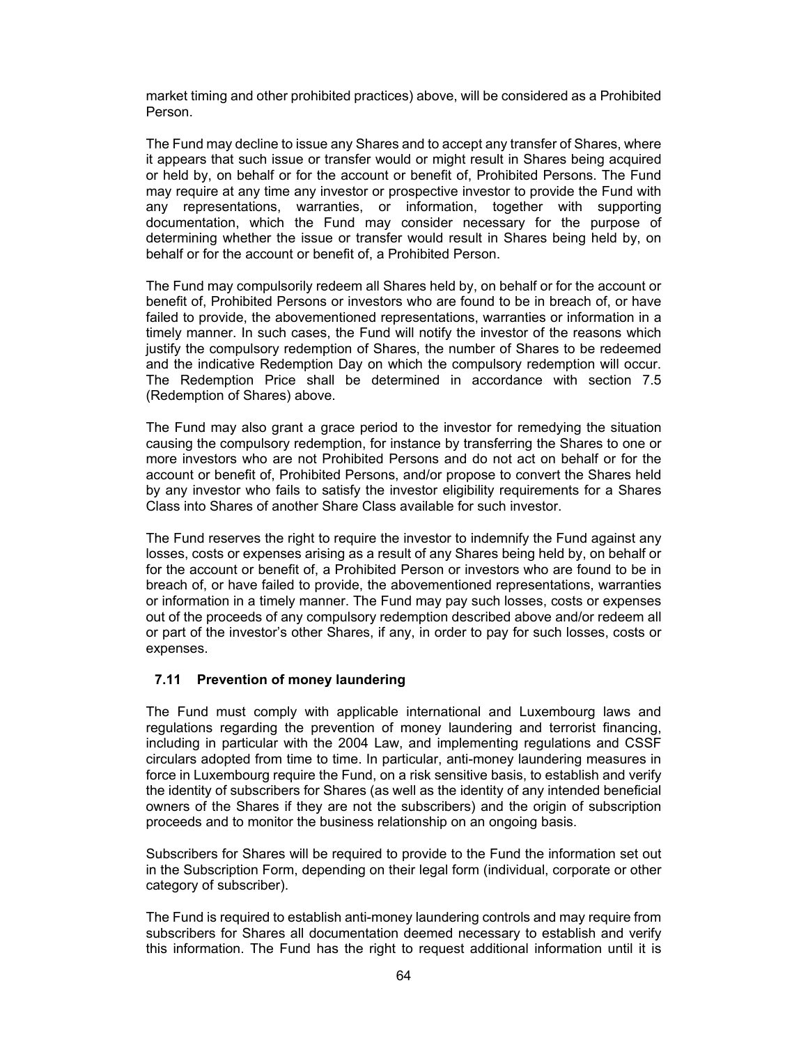market timing and other prohibited practices) above, will be considered as a Prohibited Person.

The Fund may decline to issue any Shares and to accept any transfer of Shares, where it appears that such issue or transfer would or might result in Shares being acquired or held by, on behalf or for the account or benefit of, Prohibited Persons. The Fund may require at any time any investor or prospective investor to provide the Fund with any representations, warranties, or information, together with supporting documentation, which the Fund may consider necessary for the purpose of determining whether the issue or transfer would result in Shares being held by, on behalf or for the account or benefit of, a Prohibited Person.

The Fund may compulsorily redeem all Shares held by, on behalf or for the account or benefit of, Prohibited Persons or investors who are found to be in breach of, or have failed to provide, the abovementioned representations, warranties or information in a timely manner. In such cases, the Fund will notify the investor of the reasons which justify the compulsory redemption of Shares, the number of Shares to be redeemed and the indicative Redemption Day on which the compulsory redemption will occur. The Redemption Price shall be determined in accordance with section 7.5 (Redemption of Shares) above.

The Fund may also grant a grace period to the investor for remedying the situation causing the compulsory redemption, for instance by transferring the Shares to one or more investors who are not Prohibited Persons and do not act on behalf or for the account or benefit of, Prohibited Persons, and/or propose to convert the Shares held by any investor who fails to satisfy the investor eligibility requirements for a Shares Class into Shares of another Share Class available for such investor.

The Fund reserves the right to require the investor to indemnify the Fund against any losses, costs or expenses arising as a result of any Shares being held by, on behalf or for the account or benefit of, a Prohibited Person or investors who are found to be in breach of, or have failed to provide, the abovementioned representations, warranties or information in a timely manner. The Fund may pay such losses, costs or expenses out of the proceeds of any compulsory redemption described above and/or redeem all or part of the investor's other Shares, if any, in order to pay for such losses, costs or expenses.

### 7.11 Prevention of money laundering

The Fund must comply with applicable international and Luxembourg laws and regulations regarding the prevention of money laundering and terrorist financing, including in particular with the 2004 Law, and implementing regulations and CSSF circulars adopted from time to time. In particular, anti-money laundering measures in force in Luxembourg require the Fund, on a risk sensitive basis, to establish and verify the identity of subscribers for Shares (as well as the identity of any intended beneficial owners of the Shares if they are not the subscribers) and the origin of subscription proceeds and to monitor the business relationship on an ongoing basis.

Subscribers for Shares will be required to provide to the Fund the information set out in the Subscription Form, depending on their legal form (individual, corporate or other category of subscriber).

The Fund is required to establish anti-money laundering controls and may require from subscribers for Shares all documentation deemed necessary to establish and verify this information. The Fund has the right to request additional information until it is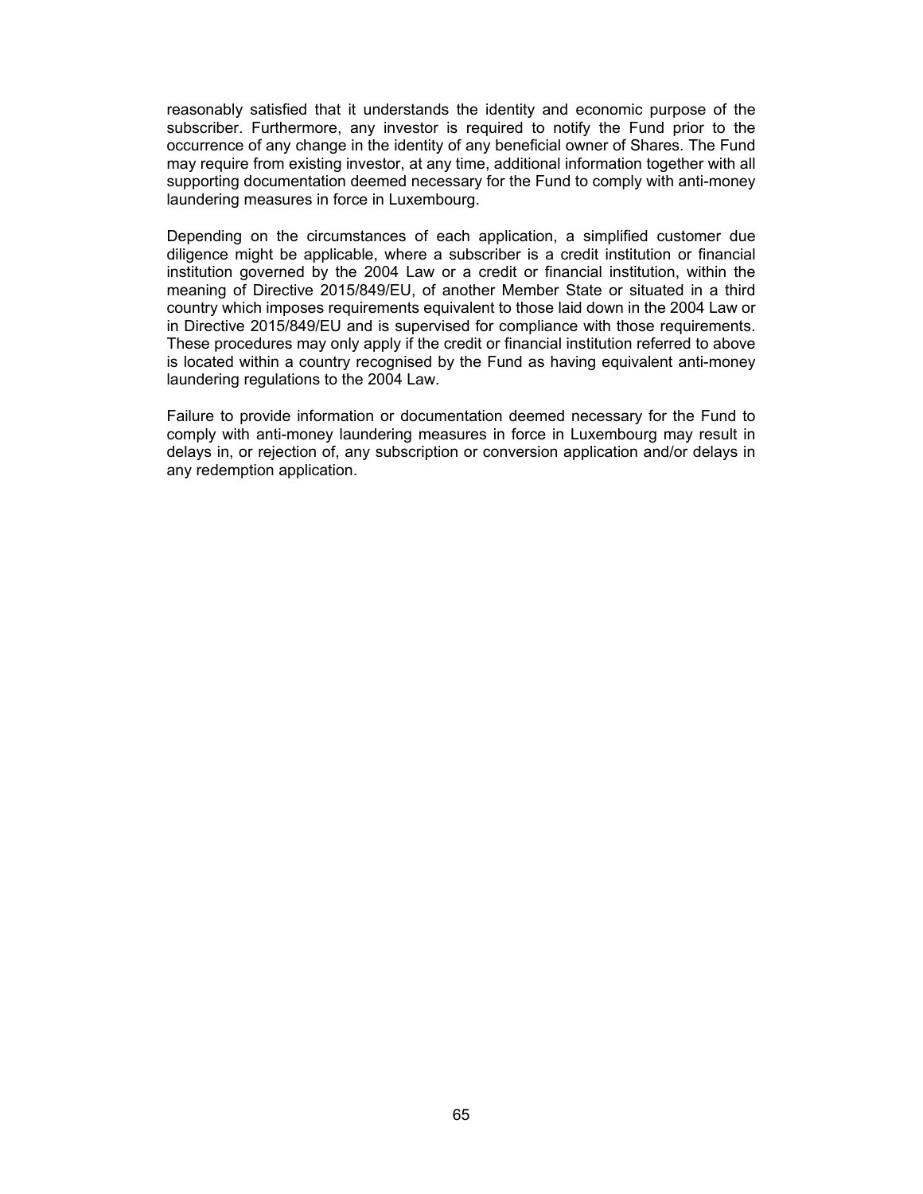reasonably satisfied that it understands the identity and economic purpose of the subscriber. Furthermore, any investor is required to notify the Fund prior to the occurrence of any change in the identity of any beneficial owner of Shares. The Fund may require from existing investor, at any time, additional information together with all supporting documentation deemed necessary for the Fund to comply with anti-money laundering measures in force in Luxembourg.

Depending on the circumstances of each application, a simplified customer due diligence might be applicable, where a subscriber is a credit institution or financial institution governed by the 2004 Law or a credit or financial institution, within the meaning of Directive 2015/849/EU, of another Member State or situated in a third country which imposes requirements equivalent to those laid down in the 2004 Law or in Directive 2015/849/EU and is supervised for compliance with those requirements. These procedures may only apply if the credit or financial institution referred to above is located within a country recognised by the Fund as having equivalent anti-money laundering regulations to the 2004 Law.

Failure to provide information or documentation deemed necessary for the Fund to comply with anti-money laundering measures in force in Luxembourg may result in delays in, or rejection of, any subscription or conversion application and/or delays in any redemption application.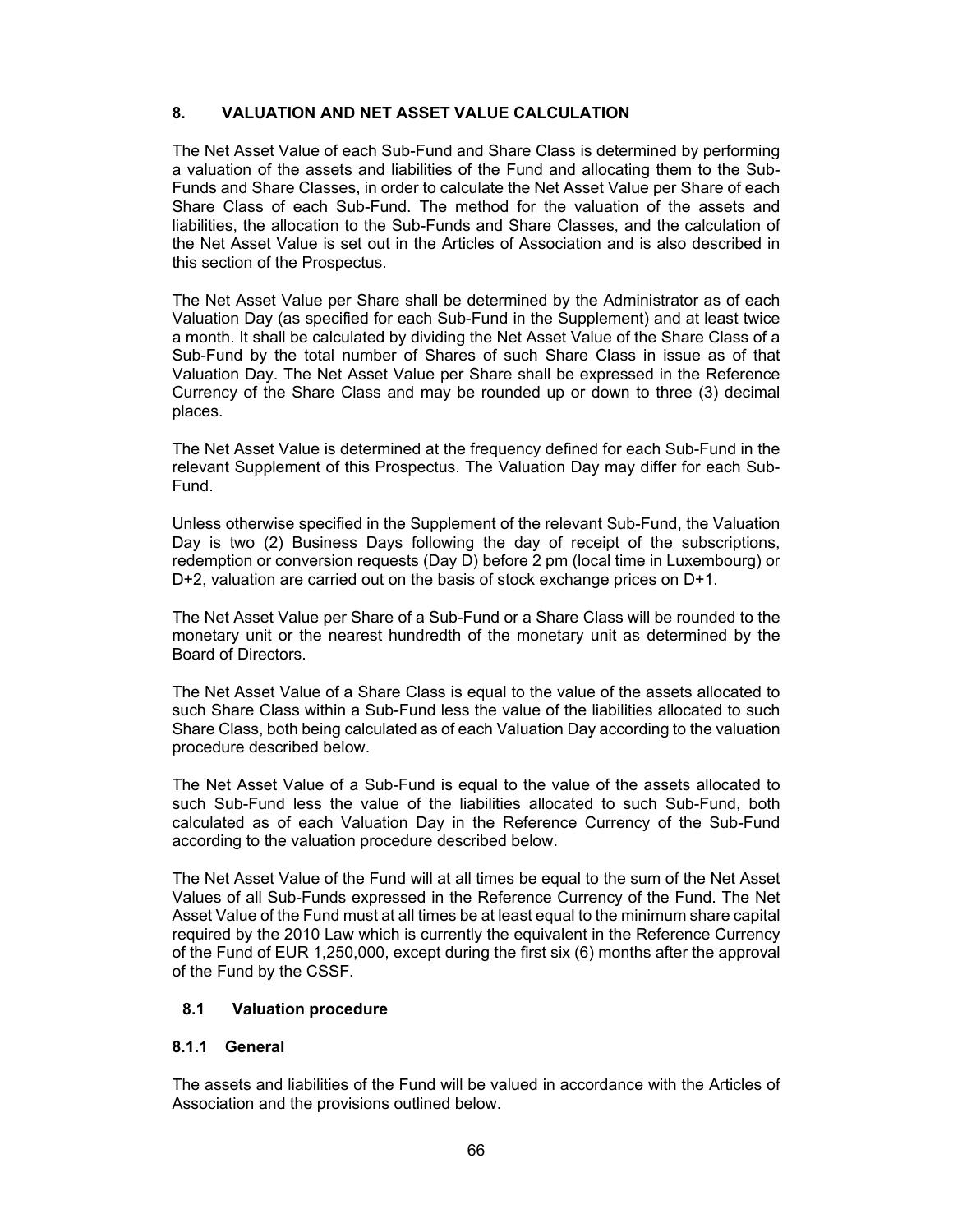## 8. VALUATION AND NET ASSET VALUE CALCULATION

The Net Asset Value of each Sub-Fund and Share Class is determined by performing a valuation of the assets and liabilities of the Fund and allocating them to the Sub-Funds and Share Classes, in order to calculate the Net Asset Value per Share of each Share Class of each Sub-Fund. The method for the valuation of the assets and liabilities, the allocation to the Sub-Funds and Share Classes, and the calculation of the Net Asset Value is set out in the Articles of Association and is also described in this section of the Prospectus.

The Net Asset Value per Share shall be determined by the Administrator as of each Valuation Day (as specified for each Sub-Fund in the Supplement) and at least twice a month. It shall be calculated by dividing the Net Asset Value of the Share Class of a Sub-Fund by the total number of Shares of such Share Class in issue as of that Valuation Day. The Net Asset Value per Share shall be expressed in the Reference Currency of the Share Class and may be rounded up or down to three (3) decimal places.

The Net Asset Value is determined at the frequency defined for each Sub-Fund in the relevant Supplement of this Prospectus. The Valuation Day may differ for each Sub-Fund.

Unless otherwise specified in the Supplement of the relevant Sub-Fund, the Valuation Day is two (2) Business Days following the day of receipt of the subscriptions, redemption or conversion requests (Day D) before 2 pm (local time in Luxembourg) or D+2, valuation are carried out on the basis of stock exchange prices on D+1.

The Net Asset Value per Share of a Sub-Fund or a Share Class will be rounded to the monetary unit or the nearest hundredth of the monetary unit as determined by the Board of Directors.

The Net Asset Value of a Share Class is equal to the value of the assets allocated to such Share Class within a Sub-Fund less the value of the liabilities allocated to such Share Class, both being calculated as of each Valuation Day according to the valuation procedure described below.

The Net Asset Value of a Sub-Fund is equal to the value of the assets allocated to such Sub-Fund less the value of the liabilities allocated to such Sub-Fund, both calculated as of each Valuation Day in the Reference Currency of the Sub-Fund according to the valuation procedure described below.

The Net Asset Value of the Fund will at all times be equal to the sum of the Net Asset Values of all Sub-Funds expressed in the Reference Currency of the Fund. The Net Asset Value of the Fund must at all times be at least equal to the minimum share capital required by the 2010 Law which is currently the equivalent in the Reference Currency of the Fund of EUR 1,250,000, except during the first six (6) months after the approval of the Fund by the CSSF.

### 8.1 Valuation procedure

#### 8.1.1 General

The assets and liabilities of the Fund will be valued in accordance with the Articles of Association and the provisions outlined below.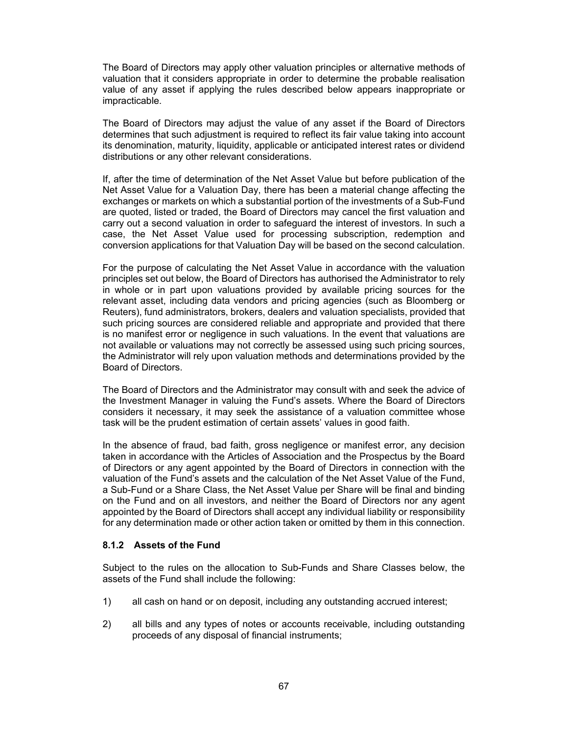The Board of Directors may apply other valuation principles or alternative methods of valuation that it considers appropriate in order to determine the probable realisation value of any asset if applying the rules described below appears inappropriate or impracticable.

The Board of Directors may adjust the value of any asset if the Board of Directors determines that such adjustment is required to reflect its fair value taking into account its denomination, maturity, liquidity, applicable or anticipated interest rates or dividend distributions or any other relevant considerations.

If, after the time of determination of the Net Asset Value but before publication of the Net Asset Value for a Valuation Day, there has been a material change affecting the exchanges or markets on which a substantial portion of the investments of a Sub-Fund are quoted, listed or traded, the Board of Directors may cancel the first valuation and carry out a second valuation in order to safeguard the interest of investors. In such a case, the Net Asset Value used for processing subscription, redemption and conversion applications for that Valuation Day will be based on the second calculation.

For the purpose of calculating the Net Asset Value in accordance with the valuation principles set out below, the Board of Directors has authorised the Administrator to rely in whole or in part upon valuations provided by available pricing sources for the relevant asset, including data vendors and pricing agencies (such as Bloomberg or Reuters), fund administrators, brokers, dealers and valuation specialists, provided that such pricing sources are considered reliable and appropriate and provided that there is no manifest error or negligence in such valuations. In the event that valuations are not available or valuations may not correctly be assessed using such pricing sources, the Administrator will rely upon valuation methods and determinations provided by the Board of Directors.

The Board of Directors and the Administrator may consult with and seek the advice of the Investment Manager in valuing the Fund's assets. Where the Board of Directors considers it necessary, it may seek the assistance of a valuation committee whose task will be the prudent estimation of certain assets' values in good faith.

In the absence of fraud, bad faith, gross negligence or manifest error, any decision taken in accordance with the Articles of Association and the Prospectus by the Board of Directors or any agent appointed by the Board of Directors in connection with the valuation of the Fund's assets and the calculation of the Net Asset Value of the Fund, a Sub-Fund or a Share Class, the Net Asset Value per Share will be final and binding on the Fund and on all investors, and neither the Board of Directors nor any agent appointed by the Board of Directors shall accept any individual liability or responsibility for any determination made or other action taken or omitted by them in this connection.

### 8.1.2 Assets of the Fund

Subject to the rules on the allocation to Sub-Funds and Share Classes below, the assets of the Fund shall include the following:

1) all cash on hand or on deposit, including any outstanding accrued interest;

2) all bills and any types of notes or accounts receivable, including outstanding proceeds of any disposal of financial instruments;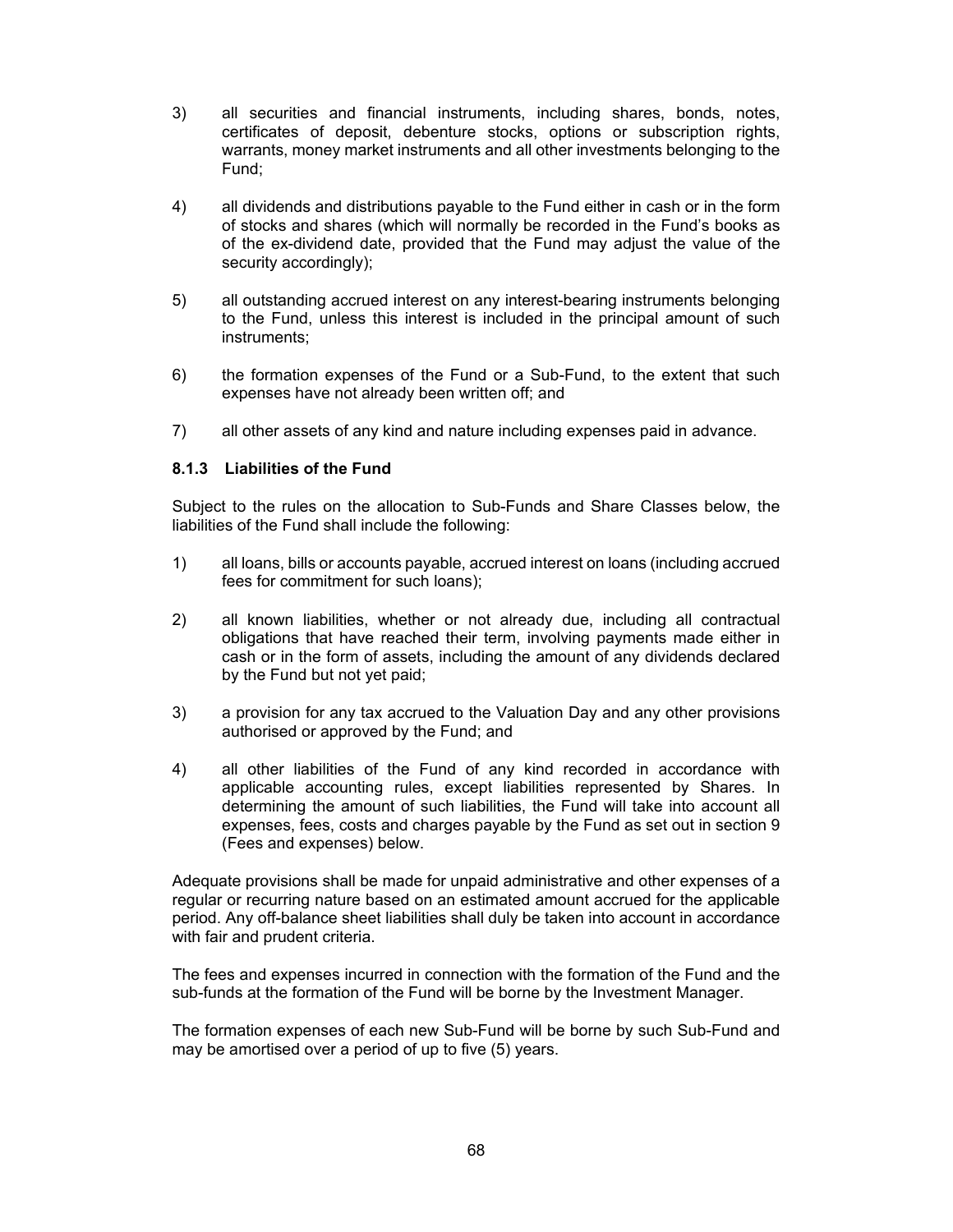3) all securities and financial instruments, including shares, bonds, notes, certificates of deposit, debenture stocks, options or subscription rights, warrants, money market instruments and all other investments belonging to the Fund;

4) all dividends and distributions payable to the Fund either in cash or in the form of stocks and shares (which will normally be recorded in the Fund's books as of the ex-dividend date, provided that the Fund may adjust the value of the security accordingly);

5) all outstanding accrued interest on any interest-bearing instruments belonging to the Fund, unless this interest is included in the principal amount of such instruments;

6) the formation expenses of the Fund or a Sub-Fund, to the extent that such expenses have not already been written off; and

7) all other assets of any kind and nature including expenses paid in advance.

### 8.1.3 Liabilities of the Fund

Subject to the rules on the allocation to Sub-Funds and Share Classes below, the liabilities of the Fund shall include the following:

1) all loans, bills or accounts payable, accrued interest on loans (including accrued fees for commitment for such loans);

2) all known liabilities, whether or not already due, including all contractual obligations that have reached their term, involving payments made either in cash or in the form of assets, including the amount of any dividends declared by the Fund but not yet paid;

3) a provision for any tax accrued to the Valuation Day and any other provisions authorised or approved by the Fund; and

4) all other liabilities of the Fund of any kind recorded in accordance with applicable accounting rules, except liabilities represented by Shares. In determining the amount of such liabilities, the Fund will take into account all expenses, fees, costs and charges payable by the Fund as set out in section 9 (Fees and expenses) below.

Adequate provisions shall be made for unpaid administrative and other expenses of a regular or recurring nature based on an estimated amount accrued for the applicable period. Any off-balance sheet liabilities shall duly be taken into account in accordance with fair and prudent criteria.

The fees and expenses incurred in connection with the formation of the Fund and the sub-funds at the formation of the Fund will be borne by the Investment Manager.

The formation expenses of each new Sub-Fund will be borne by such Sub-Fund and may be amortised over a period of up to five (5) years.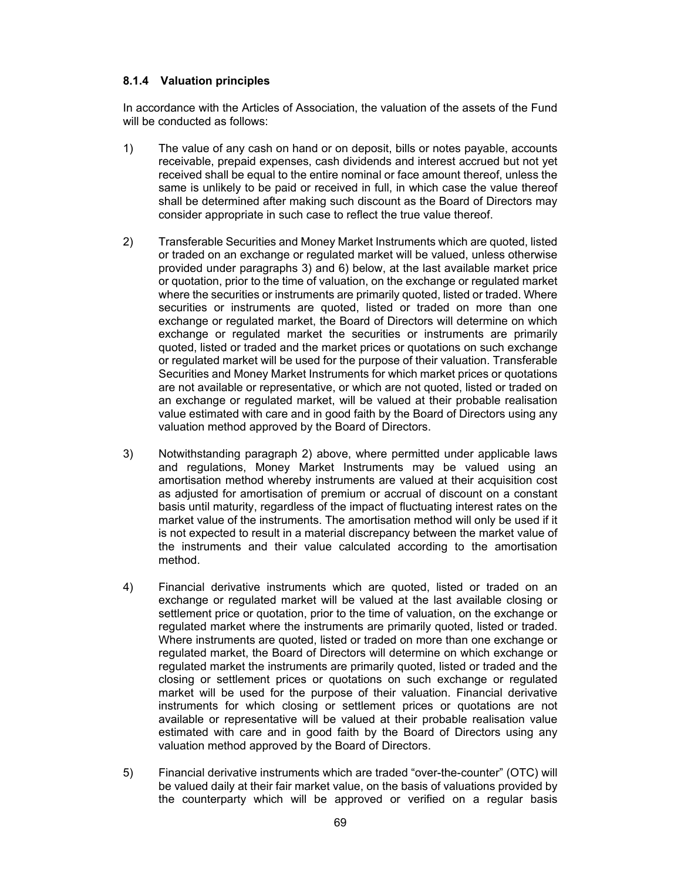#### 8.1.4 Valuation principles

In accordance with the Articles of Association, the valuation of the assets of the Fund will be conducted as follows:

1) The value of any cash on hand or on deposit, bills or notes payable, accounts receivable, prepaid expenses, cash dividends and interest accrued but not yet received shall be equal to the entire nominal or face amount thereof, unless the same is unlikely to be paid or received in full, in which case the value thereof shall be determined after making such discount as the Board of Directors may consider appropriate in such case to reflect the true value thereof.

2) Transferable Securities and Money Market Instruments which are quoted, listed or traded on an exchange or regulated market will be valued, unless otherwise provided under paragraphs 3) and 6) below, at the last available market price or quotation, prior to the time of valuation, on the exchange or regulated market where the securities or instruments are primarily quoted, listed or traded. Where securities or instruments are quoted, listed or traded on more than one exchange or regulated market, the Board of Directors will determine on which exchange or regulated market the securities or instruments are primarily quoted, listed or traded and the market prices or quotations on such exchange or regulated market will be used for the purpose of their valuation. Transferable Securities and Money Market Instruments for which market prices or quotations are not available or representative, or which are not quoted, listed or traded on an exchange or regulated market, will be valued at their probable realisation value estimated with care and in good faith by the Board of Directors using any valuation method approved by the Board of Directors.

3) Notwithstanding paragraph 2) above, where permitted under applicable laws and regulations, Money Market Instruments may be valued using an amortisation method whereby instruments are valued at their acquisition cost as adjusted for amortisation of premium or accrual of discount on a constant basis until maturity, regardless of the impact of fluctuating interest rates on the market value of the instruments. The amortisation method will only be used if it is not expected to result in a material discrepancy between the market value of the instruments and their value calculated according to the amortisation method.

4) Financial derivative instruments which are quoted, listed or traded on an exchange or regulated market will be valued at the last available closing or settlement price or quotation, prior to the time of valuation, on the exchange or regulated market where the instruments are primarily quoted, listed or traded. Where instruments are quoted, listed or traded on more than one exchange or regulated market, the Board of Directors will determine on which exchange or regulated market the instruments are primarily quoted, listed or traded and the closing or settlement prices or quotations on such exchange or regulated market will be used for the purpose of their valuation. Financial derivative instruments for which closing or settlement prices or quotations are not available or representative will be valued at their probable realisation value estimated with care and in good faith by the Board of Directors using any valuation method approved by the Board of Directors.

5) Financial derivative instruments which are traded "over-the-counter" (OTC) will be valued daily at their fair market value, on the basis of valuations provided by the counterparty which will be approved or verified on a regular basis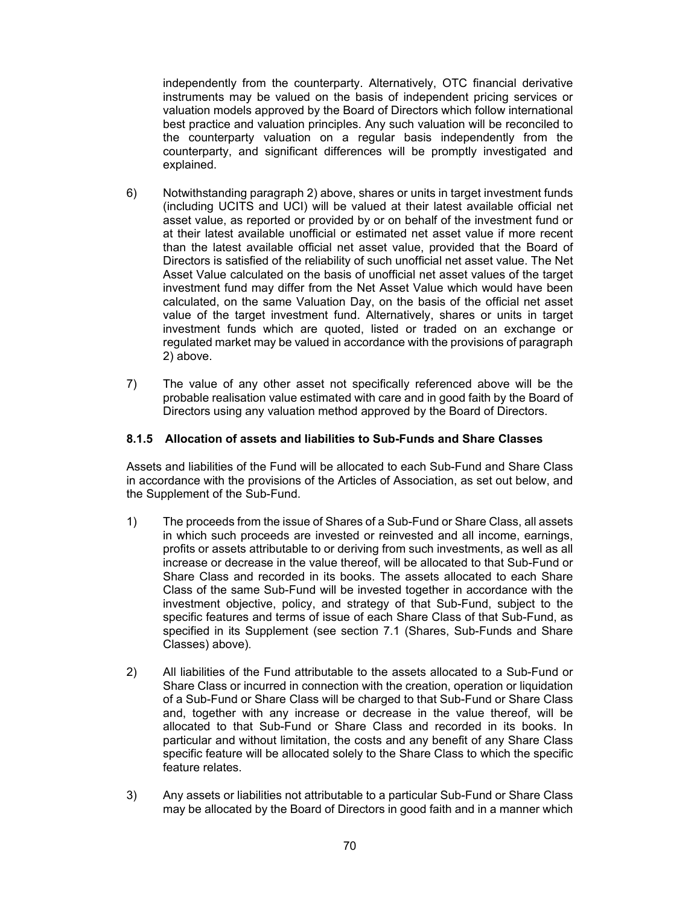independently from the counterparty. Alternatively, OTC financial derivative instruments may be valued on the basis of independent pricing services or valuation models approved by the Board of Directors which follow international best practice and valuation principles. Any such valuation will be reconciled to the counterparty valuation on a regular basis independently from the counterparty, and significant differences will be promptly investigated and explained.

6) Notwithstanding paragraph 2) above, shares or units in target investment funds (including UCITS and UCI) will be valued at their latest available official net asset value, as reported or provided by or on behalf of the investment fund or at their latest available unofficial or estimated net asset value if more recent than the latest available official net asset value, provided that the Board of Directors is satisfied of the reliability of such unofficial net asset value. The Net Asset Value calculated on the basis of unofficial net asset values of the target investment fund may differ from the Net Asset Value which would have been calculated, on the same Valuation Day, on the basis of the official net asset value of the target investment fund. Alternatively, shares or units in target investment funds which are quoted, listed or traded on an exchange or regulated market may be valued in accordance with the provisions of paragraph 2) above.

7) The value of any other asset not specifically referenced above will be the probable realisation value estimated with care and in good faith by the Board of Directors using any valuation method approved by the Board of Directors.

### 8.1.5 Allocation of assets and liabilities to Sub-Funds and Share Classes

Assets and liabilities of the Fund will be allocated to each Sub-Fund and Share Class in accordance with the provisions of the Articles of Association, as set out below, and the Supplement of the Sub-Fund.

1) The proceeds from the issue of Shares of a Sub-Fund or Share Class, all assets in which such proceeds are invested or reinvested and all income, earnings, profits or assets attributable to or deriving from such investments, as well as all increase or decrease in the value thereof, will be allocated to that Sub-Fund or Share Class and recorded in its books. The assets allocated to each Share Class of the same Sub-Fund will be invested together in accordance with the investment objective, policy, and strategy of that Sub-Fund, subject to the specific features and terms of issue of each Share Class of that Sub-Fund, as specified in its Supplement (see section 7.1 (Shares, Sub-Funds and Share Classes) above).

2) All liabilities of the Fund attributable to the assets allocated to a Sub-Fund or Share Class or incurred in connection with the creation, operation or liquidation of a Sub-Fund or Share Class will be charged to that Sub-Fund or Share Class and, together with any increase or decrease in the value thereof, will be allocated to that Sub-Fund or Share Class and recorded in its books. In particular and without limitation, the costs and any benefit of any Share Class specific feature will be allocated solely to the Share Class to which the specific feature relates.

3) Any assets or liabilities not attributable to a particular Sub-Fund or Share Class may be allocated by the Board of Directors in good faith and in a manner which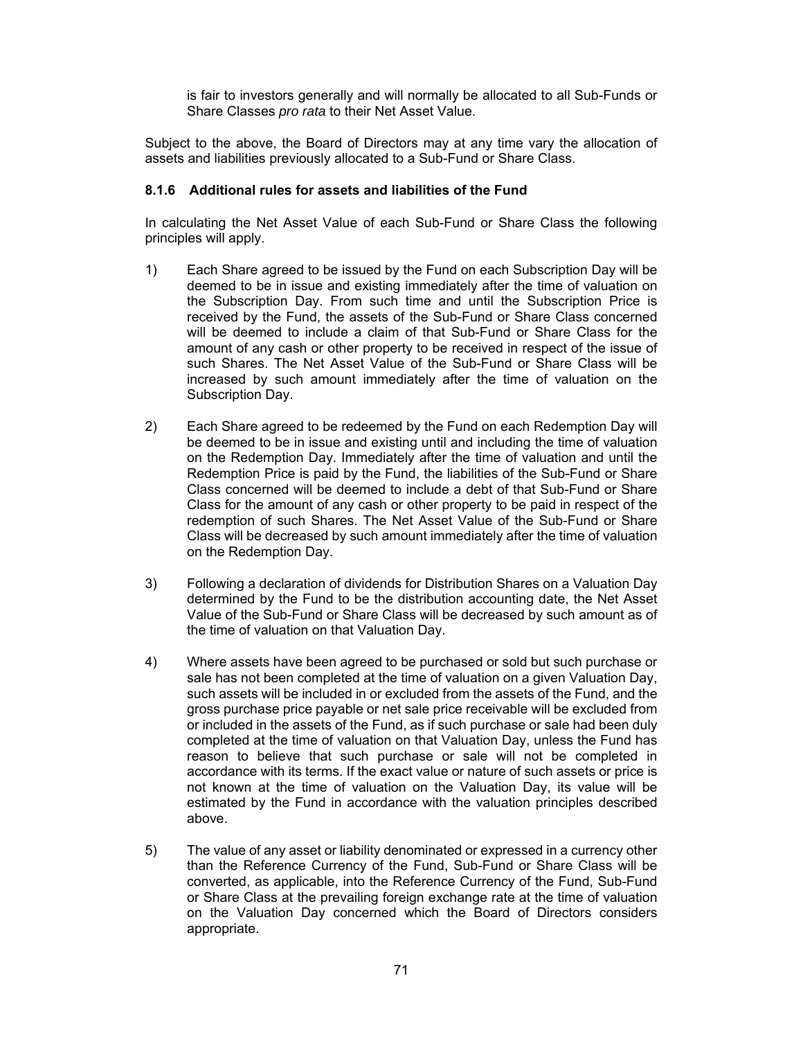is fair to investors generally and will normally be allocated to all Sub-Funds or Share Classes *pro rata* to their Net Asset Value.

Subject to the above, the Board of Directors may at any time vary the allocation of assets and liabilities previously allocated to a Sub-Fund or Share Class.

#### 8.1.6 Additional rules for assets and liabilities of the Fund

In calculating the Net Asset Value of each Sub-Fund or Share Class the following principles will apply.

1) Each Share agreed to be issued by the Fund on each Subscription Day will be deemed to be in issue and existing immediately after the time of valuation on the Subscription Day. From such time and until the Subscription Price is received by the Fund, the assets of the Sub-Fund or Share Class concerned will be deemed to include a claim of that Sub-Fund or Share Class for the amount of any cash or other property to be received in respect of the issue of such Shares. The Net Asset Value of the Sub-Fund or Share Class will be increased by such amount immediately after the time of valuation on the Subscription Day.

2) Each Share agreed to be redeemed by the Fund on each Redemption Day will be deemed to be in issue and existing until and including the time of valuation on the Redemption Day. Immediately after the time of valuation and until the Redemption Price is paid by the Fund, the liabilities of the Sub-Fund or Share Class concerned will be deemed to include a debt of that Sub-Fund or Share Class for the amount of any cash or other property to be paid in respect of the redemption of such Shares. The Net Asset Value of the Sub-Fund or Share Class will be decreased by such amount immediately after the time of valuation on the Redemption Day.

3) Following a declaration of dividends for Distribution Shares on a Valuation Day determined by the Fund to be the distribution accounting date, the Net Asset Value of the Sub-Fund or Share Class will be decreased by such amount as of the time of valuation on that Valuation Day.

4) Where assets have been agreed to be purchased or sold but such purchase or sale has not been completed at the time of valuation on a given Valuation Day, such assets will be included in or excluded from the assets of the Fund, and the gross purchase price payable or net sale price receivable will be excluded from or included in the assets of the Fund, as if such purchase or sale had been duly completed at the time of valuation on that Valuation Day, unless the Fund has reason to believe that such purchase or sale will not be completed in accordance with its terms. If the exact value or nature of such assets or price is not known at the time of valuation on the Valuation Day, its value will be estimated by the Fund in accordance with the valuation principles described above.

5) The value of any asset or liability denominated or expressed in a currency other than the Reference Currency of the Fund, Sub-Fund or Share Class will be converted, as applicable, into the Reference Currency of the Fund, Sub-Fund or Share Class at the prevailing foreign exchange rate at the time of valuation on the Valuation Day concerned which the Board of Directors considers appropriate.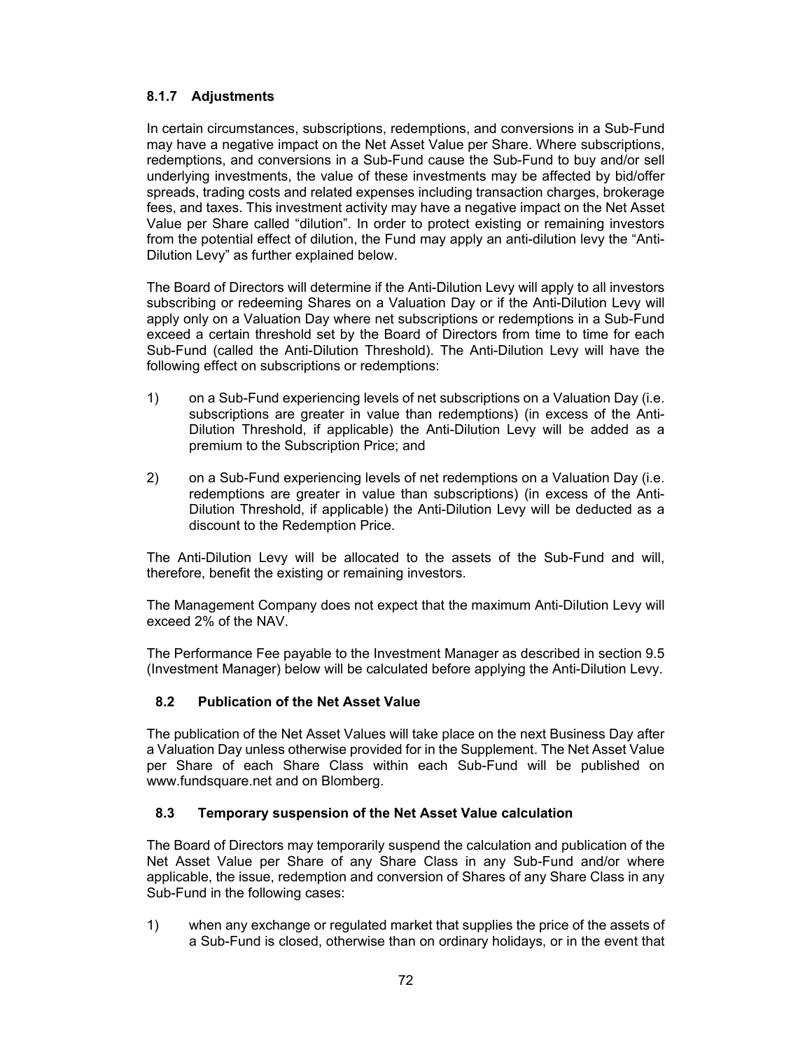#### 8.1.7 Adjustments

In certain circumstances, subscriptions, redemptions, and conversions in a Sub-Fund may have a negative impact on the Net Asset Value per Share. Where subscriptions, redemptions, and conversions in a Sub-Fund cause the Sub-Fund to buy and/or sell underlying investments, the value of these investments may be affected by bid/offer spreads, trading costs and related expenses including transaction charges, brokerage fees, and taxes. This investment activity may have a negative impact on the Net Asset Value per Share called "dilution". In order to protect existing or remaining investors from the potential effect of dilution, the Fund may apply an anti-dilution levy the "Anti-Dilution Levy" as further explained below.

The Board of Directors will determine if the Anti-Dilution Levy will apply to all investors subscribing or redeeming Shares on a Valuation Day or if the Anti-Dilution Levy will apply only on a Valuation Day where net subscriptions or redemptions in a Sub-Fund exceed a certain threshold set by the Board of Directors from time to time for each Sub-Fund (called the Anti-Dilution Threshold). The Anti-Dilution Levy will have the following effect on subscriptions or redemptions:

1) on a Sub-Fund experiencing levels of net subscriptions on a Valuation Day (i.e. subscriptions are greater in value than redemptions) (in excess of the Anti-Dilution Threshold, if applicable) the Anti-Dilution Levy will be added as a premium to the Subscription Price; and

2) on a Sub-Fund experiencing levels of net redemptions on a Valuation Day (i.e. redemptions are greater in value than subscriptions) (in excess of the Anti-Dilution Threshold, if applicable) the Anti-Dilution Levy will be deducted as a discount to the Redemption Price.

The Anti-Dilution Levy will be allocated to the assets of the Sub-Fund and will, therefore, benefit the existing or remaining investors.

The Management Company does not expect that the maximum Anti-Dilution Levy will exceed 2% of the NAV.

The Performance Fee payable to the Investment Manager as described in section 9.5 (Investment Manager) below will be calculated before applying the Anti-Dilution Levy.

### 8.2 Publication of the Net Asset Value

The publication of the Net Asset Values will take place on the next Business Day after a Valuation Day unless otherwise provided for in the Supplement. The Net Asset Value per Share of each Share Class within each Sub-Fund will be published on www.fundsquare.net and on Blomberg.

### 8.3 Temporary suspension of the Net Asset Value calculation

The Board of Directors may temporarily suspend the calculation and publication of the Net Asset Value per Share of any Share Class in any Sub-Fund and/or where applicable, the issue, redemption and conversion of Shares of any Share Class in any Sub-Fund in the following cases:

1) when any exchange or regulated market that supplies the price of the assets of a Sub-Fund is closed, otherwise than on ordinary holidays, or in the event that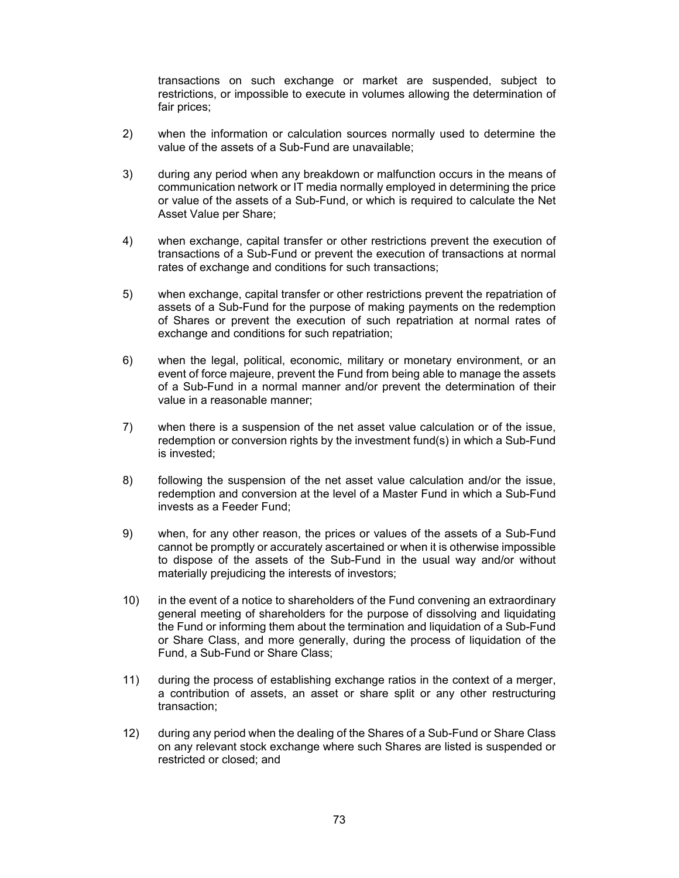transactions on such exchange or market are suspended, subject to restrictions, or impossible to execute in volumes allowing the determination of fair prices;

2) when the information or calculation sources normally used to determine the value of the assets of a Sub-Fund are unavailable;

3) during any period when any breakdown or malfunction occurs in the means of communication network or IT media normally employed in determining the price or value of the assets of a Sub-Fund, or which is required to calculate the Net Asset Value per Share;

4) when exchange, capital transfer or other restrictions prevent the execution of transactions of a Sub-Fund or prevent the execution of transactions at normal rates of exchange and conditions for such transactions;

5) when exchange, capital transfer or other restrictions prevent the repatriation of assets of a Sub-Fund for the purpose of making payments on the redemption of Shares or prevent the execution of such repatriation at normal rates of exchange and conditions for such repatriation;

6) when the legal, political, economic, military or monetary environment, or an event of force majeure, prevent the Fund from being able to manage the assets of a Sub-Fund in a normal manner and/or prevent the determination of their value in a reasonable manner;

7) when there is a suspension of the net asset value calculation or of the issue, redemption or conversion rights by the investment fund(s) in which a Sub-Fund is invested;

8) following the suspension of the net asset value calculation and/or the issue, redemption and conversion at the level of a Master Fund in which a Sub-Fund invests as a Feeder Fund;

9) when, for any other reason, the prices or values of the assets of a Sub-Fund cannot be promptly or accurately ascertained or when it is otherwise impossible to dispose of the assets of the Sub-Fund in the usual way and/or without materially prejudicing the interests of investors;

10) in the event of a notice to shareholders of the Fund convening an extraordinary general meeting of shareholders for the purpose of dissolving and liquidating the Fund or informing them about the termination and liquidation of a Sub-Fund or Share Class, and more generally, during the process of liquidation of the Fund, a Sub-Fund or Share Class;

11) during the process of establishing exchange ratios in the context of a merger, a contribution of assets, an asset or share split or any other restructuring transaction;

12) during any period when the dealing of the Shares of a Sub-Fund or Share Class on any relevant stock exchange where such Shares are listed is suspended or restricted or closed; and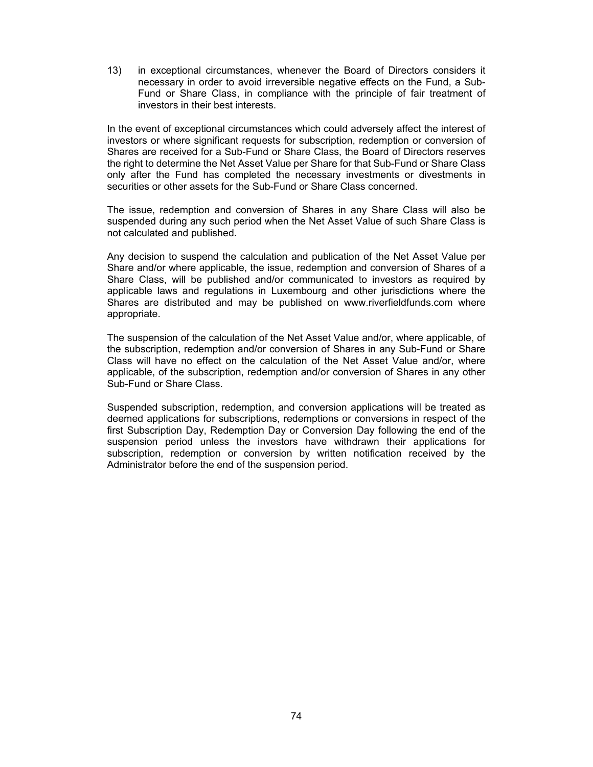13) in exceptional circumstances, whenever the Board of Directors considers it necessary in order to avoid irreversible negative effects on the Fund, a Sub-Fund or Share Class, in compliance with the principle of fair treatment of investors in their best interests.

In the event of exceptional circumstances which could adversely affect the interest of investors or where significant requests for subscription, redemption or conversion of Shares are received for a Sub-Fund or Share Class, the Board of Directors reserves the right to determine the Net Asset Value per Share for that Sub-Fund or Share Class only after the Fund has completed the necessary investments or divestments in securities or other assets for the Sub-Fund or Share Class concerned.

The issue, redemption and conversion of Shares in any Share Class will also be suspended during any such period when the Net Asset Value of such Share Class is not calculated and published.

Any decision to suspend the calculation and publication of the Net Asset Value per Share and/or where applicable, the issue, redemption and conversion of Shares of a Share Class, will be published and/or communicated to investors as required by applicable laws and regulations in Luxembourg and other jurisdictions where the Shares are distributed and may be published on www.riverfieldfunds.com where appropriate.

The suspension of the calculation of the Net Asset Value and/or, where applicable, of the subscription, redemption and/or conversion of Shares in any Sub-Fund or Share Class will have no effect on the calculation of the Net Asset Value and/or, where applicable, of the subscription, redemption and/or conversion of Shares in any other Sub-Fund or Share Class.

Suspended subscription, redemption, and conversion applications will be treated as deemed applications for subscriptions, redemptions or conversions in respect of the first Subscription Day, Redemption Day or Conversion Day following the end of the suspension period unless the investors have withdrawn their applications for subscription, redemption or conversion by written notification received by the Administrator before the end of the suspension period.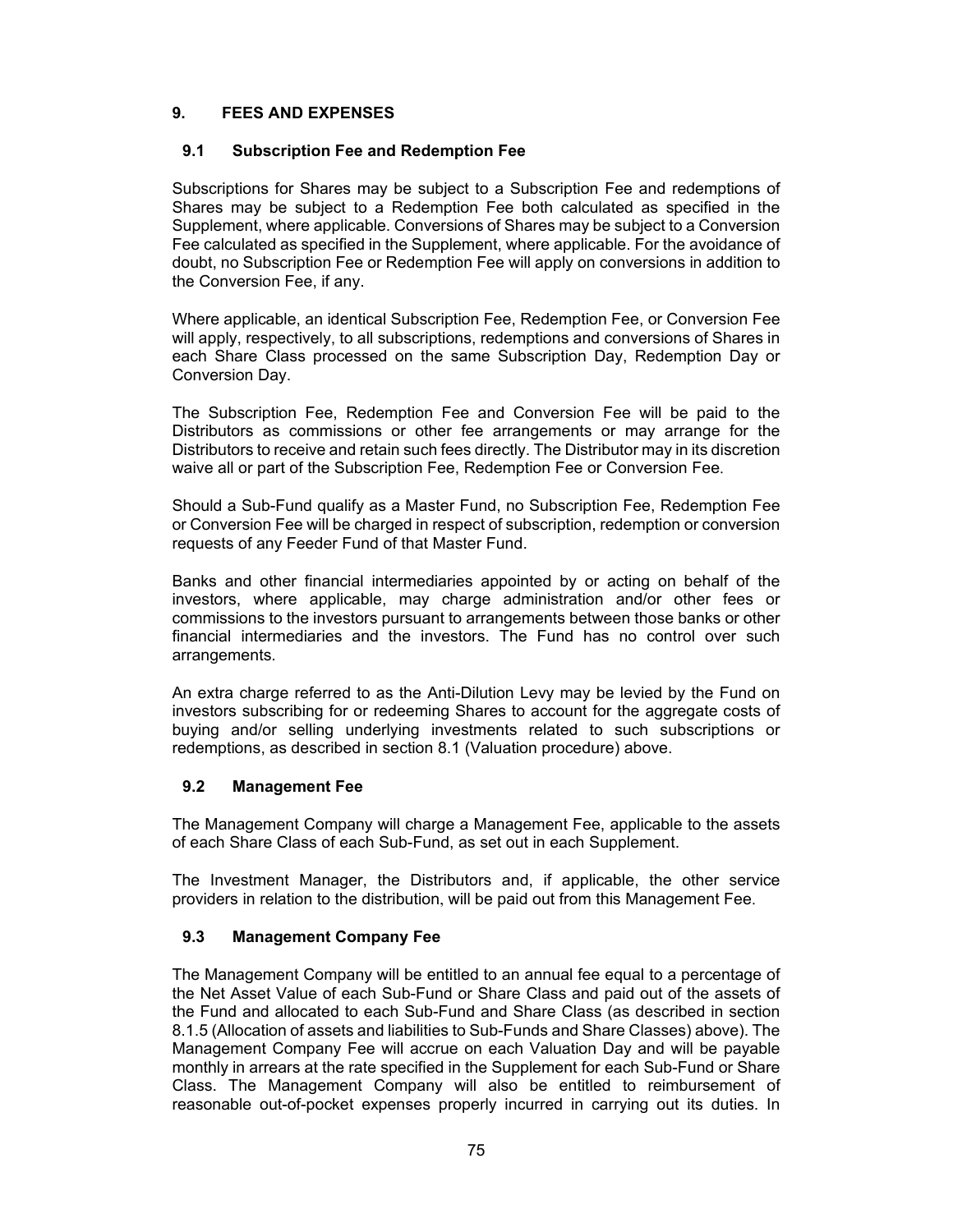## 9. FEES AND EXPENSES

### 9.1 Subscription Fee and Redemption Fee

Subscriptions for Shares may be subject to a Subscription Fee and redemptions of Shares may be subject to a Redemption Fee both calculated as specified in the Supplement, where applicable. Conversions of Shares may be subject to a Conversion Fee calculated as specified in the Supplement, where applicable. For the avoidance of doubt, no Subscription Fee or Redemption Fee will apply on conversions in addition to the Conversion Fee, if any.

Where applicable, an identical Subscription Fee, Redemption Fee, or Conversion Fee will apply, respectively, to all subscriptions, redemptions and conversions of Shares in each Share Class processed on the same Subscription Day, Redemption Day or Conversion Day.

The Subscription Fee, Redemption Fee and Conversion Fee will be paid to the Distributors as commissions or other fee arrangements or may arrange for the Distributors to receive and retain such fees directly. The Distributor may in its discretion waive all or part of the Subscription Fee, Redemption Fee or Conversion Fee.

Should a Sub-Fund qualify as a Master Fund, no Subscription Fee, Redemption Fee or Conversion Fee will be charged in respect of subscription, redemption or conversion requests of any Feeder Fund of that Master Fund.

Banks and other financial intermediaries appointed by or acting on behalf of the investors, where applicable, may charge administration and/or other fees or commissions to the investors pursuant to arrangements between those banks or other financial intermediaries and the investors. The Fund has no control over such arrangements.

An extra charge referred to as the Anti-Dilution Levy may be levied by the Fund on investors subscribing for or redeeming Shares to account for the aggregate costs of buying and/or selling underlying investments related to such subscriptions or redemptions, as described in section 8.1 (Valuation procedure) above.

### 9.2 Management Fee

The Management Company will charge a Management Fee, applicable to the assets of each Share Class of each Sub-Fund, as set out in each Supplement.

The Investment Manager, the Distributors and, if applicable, the other service providers in relation to the distribution, will be paid out from this Management Fee.

### 9.3 Management Company Fee

The Management Company will be entitled to an annual fee equal to a percentage of the Net Asset Value of each Sub-Fund or Share Class and paid out of the assets of the Fund and allocated to each Sub-Fund and Share Class (as described in section 8.1.5 (Allocation of assets and liabilities to Sub-Funds and Share Classes) above). The Management Company Fee will accrue on each Valuation Day and will be payable monthly in arrears at the rate specified in the Supplement for each Sub-Fund or Share Class. The Management Company will also be entitled to reimbursement of reasonable out-of-pocket expenses properly incurred in carrying out its duties. In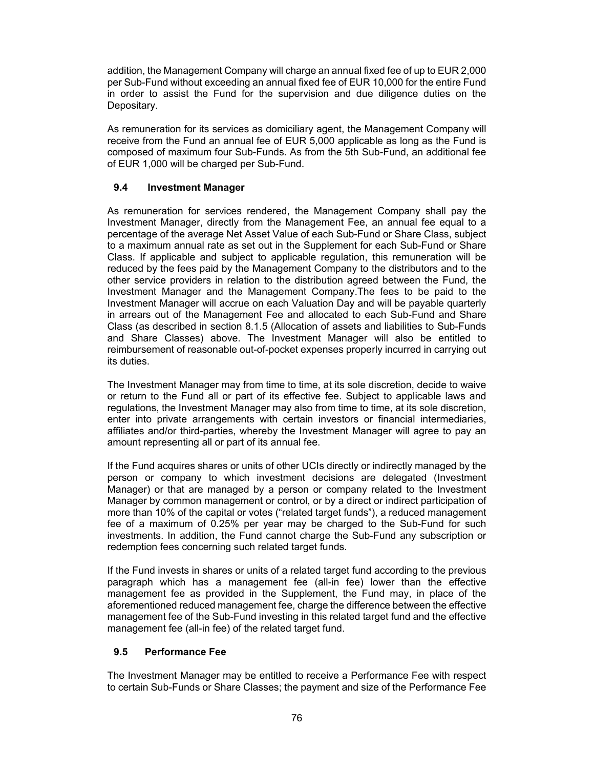addition, the Management Company will charge an annual fixed fee of up to EUR 2,000 per Sub-Fund without exceeding an annual fixed fee of EUR 10,000 for the entire Fund in order to assist the Fund for the supervision and due diligence duties on the Depositary.

As remuneration for its services as domiciliary agent, the Management Company will receive from the Fund an annual fee of EUR 5,000 applicable as long as the Fund is composed of maximum four Sub-Funds. As from the 5th Sub-Fund, an additional fee of EUR 1,000 will be charged per Sub-Fund.

### 9.4 Investment Manager

As remuneration for services rendered, the Management Company shall pay the Investment Manager, directly from the Management Fee, an annual fee equal to a percentage of the average Net Asset Value of each Sub-Fund or Share Class, subject to a maximum annual rate as set out in the Supplement for each Sub-Fund or Share Class. If applicable and subject to applicable regulation, this remuneration will be reduced by the fees paid by the Management Company to the distributors and to the other service providers in relation to the distribution agreed between the Fund, the Investment Manager and the Management Company.The fees to be paid to the Investment Manager will accrue on each Valuation Day and will be payable quarterly in arrears out of the Management Fee and allocated to each Sub-Fund and Share Class (as described in section 8.1.5 (Allocation of assets and liabilities to Sub-Funds and Share Classes) above. The Investment Manager will also be entitled to reimbursement of reasonable out-of-pocket expenses properly incurred in carrying out its duties.

The Investment Manager may from time to time, at its sole discretion, decide to waive or return to the Fund all or part of its effective fee. Subject to applicable laws and regulations, the Investment Manager may also from time to time, at its sole discretion, enter into private arrangements with certain investors or financial intermediaries, affiliates and/or third-parties, whereby the Investment Manager will agree to pay an amount representing all or part of its annual fee.

If the Fund acquires shares or units of other UCIs directly or indirectly managed by the person or company to which investment decisions are delegated (Investment Manager) or that are managed by a person or company related to the Investment Manager by common management or control, or by a direct or indirect participation of more than 10% of the capital or votes ("related target funds"), a reduced management fee of a maximum of 0.25% per year may be charged to the Sub-Fund for such investments. In addition, the Fund cannot charge the Sub-Fund any subscription or redemption fees concerning such related target funds.

If the Fund invests in shares or units of a related target fund according to the previous paragraph which has a management fee (all-in fee) lower than the effective management fee as provided in the Supplement, the Fund may, in place of the aforementioned reduced management fee, charge the difference between the effective management fee of the Sub-Fund investing in this related target fund and the effective management fee (all-in fee) of the related target fund.

### 9.5 Performance Fee

The Investment Manager may be entitled to receive a Performance Fee with respect to certain Sub-Funds or Share Classes; the payment and size of the Performance Fee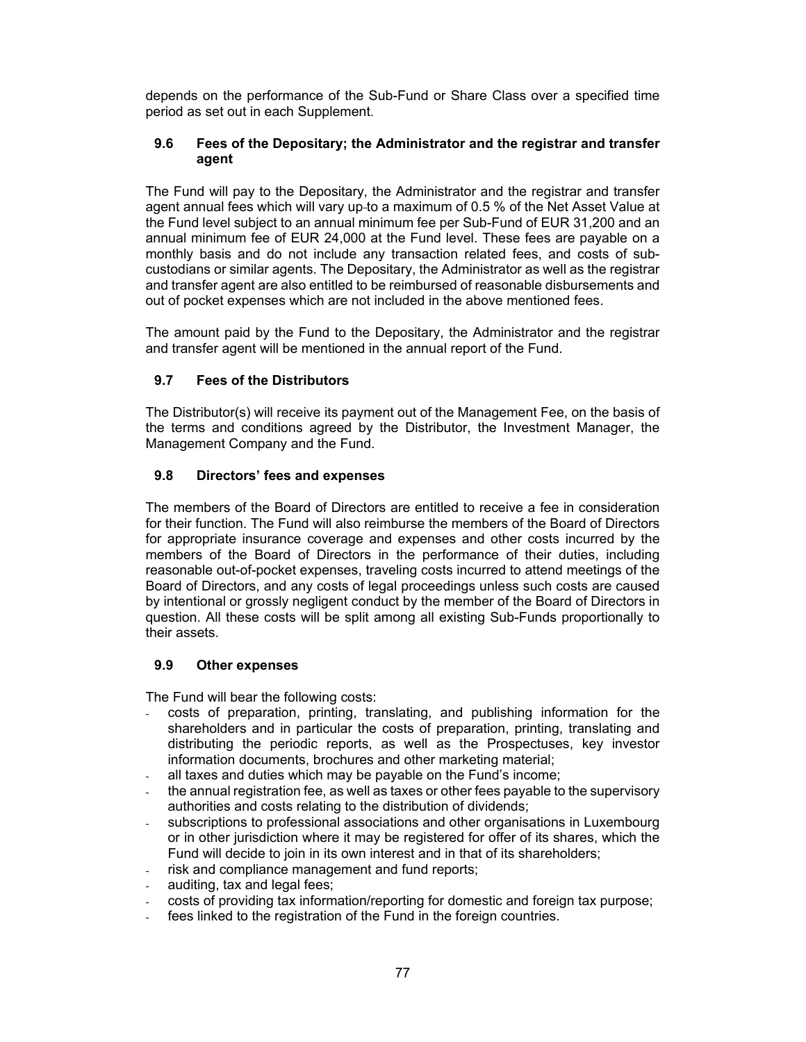depends on the performance of the Sub-Fund or Share Class over a specified time period as set out in each Supplement.

### 9.6 Fees of the Depositary; the Administrator and the registrar and transfer agent

The Fund will pay to the Depositary, the Administrator and the registrar and transfer agent annual fees which will vary up-to a maximum of 0.5 % of the Net Asset Value at the Fund level subject to an annual minimum fee per Sub-Fund of EUR 31,200 and an annual minimum fee of EUR 24,000 at the Fund level. These fees are payable on a monthly basis and do not include any transaction related fees, and costs of sub-custodians or similar agents. The Depositary, the Administrator as well as the registrar and transfer agent are also entitled to be reimbursed of reasonable disbursements and out of pocket expenses which are not included in the above mentioned fees.

The amount paid by the Fund to the Depositary, the Administrator and the registrar and transfer agent will be mentioned in the annual report of the Fund.

### 9.7 Fees of the Distributors

The Distributor(s) will receive its payment out of the Management Fee, on the basis of the terms and conditions agreed by the Distributor, the Investment Manager, the Management Company and the Fund.

### 9.8 Directors' fees and expenses

The members of the Board of Directors are entitled to receive a fee in consideration for their function. The Fund will also reimburse the members of the Board of Directors for appropriate insurance coverage and expenses and other costs incurred by the members of the Board of Directors in the performance of their duties, including reasonable out-of-pocket expenses, traveling costs incurred to attend meetings of the Board of Directors, and any costs of legal proceedings unless such costs are caused by intentional or grossly negligent conduct by the member of the Board of Directors in question. All these costs will be split among all existing Sub-Funds proportionally to their assets.

### 9.9 Other expenses

The Fund will bear the following costs:

- costs of preparation, printing, translating, and publishing information for the shareholders and in particular the costs of preparation, printing, translating and distributing the periodic reports, as well as the Prospectuses, key investor information documents, brochures and other marketing material;
- all taxes and duties which may be payable on the Fund's income;
- the annual registration fee, as well as taxes or other fees payable to the supervisory authorities and costs relating to the distribution of dividends;
- subscriptions to professional associations and other organisations in Luxembourg or in other jurisdiction where it may be registered for offer of its shares, which the Fund will decide to join in its own interest and in that of its shareholders;
- risk and compliance management and fund reports;
- auditing, tax and legal fees;
- costs of providing tax information/reporting for domestic and foreign tax purpose;
- fees linked to the registration of the Fund in the foreign countries.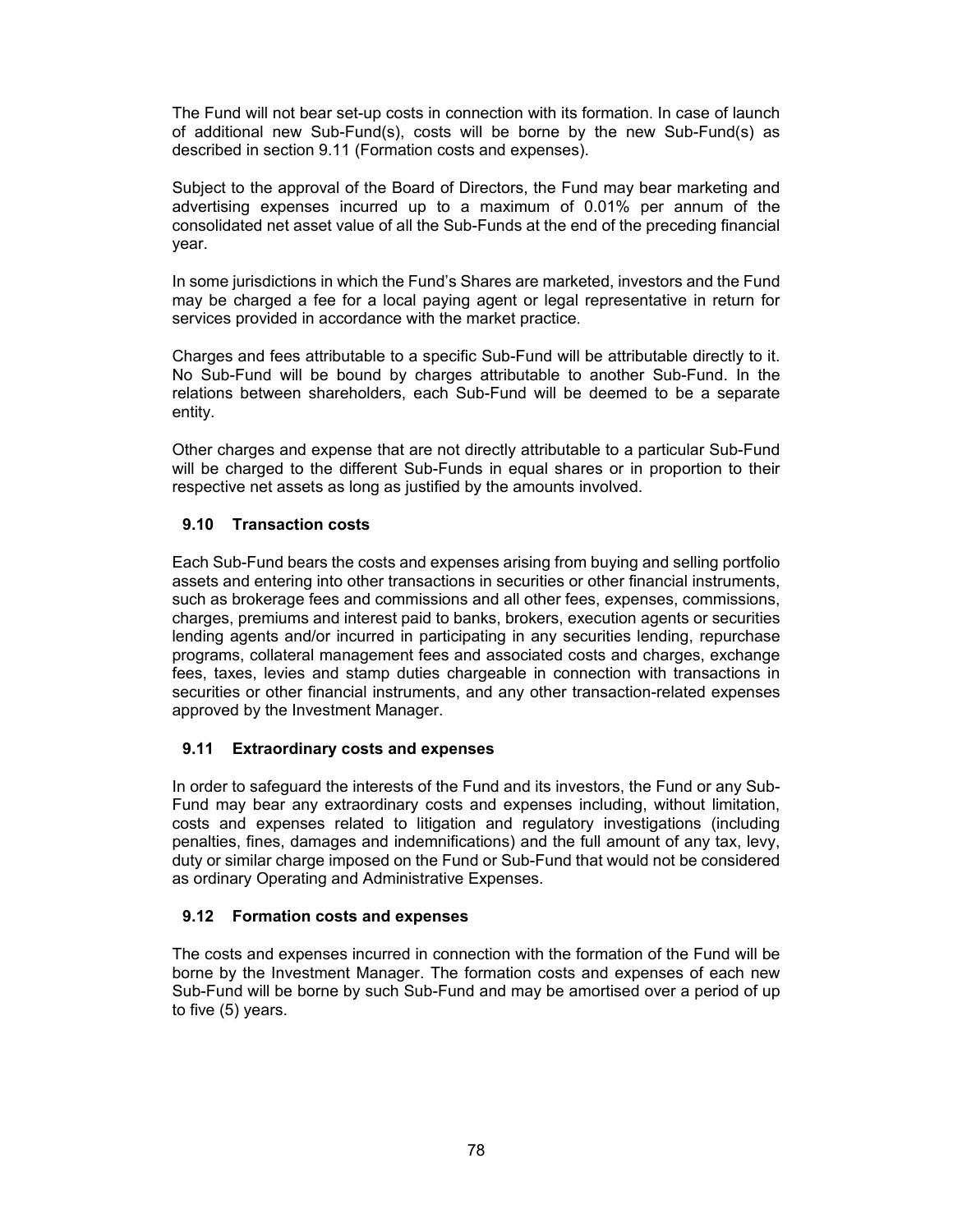The Fund will not bear set-up costs in connection with its formation. In case of launch of additional new Sub-Fund(s), costs will be borne by the new Sub-Fund(s) as described in section 9.11 (Formation costs and expenses).

Subject to the approval of the Board of Directors, the Fund may bear marketing and advertising expenses incurred up to a maximum of 0.01% per annum of the consolidated net asset value of all the Sub-Funds at the end of the preceding financial year.

In some jurisdictions in which the Fund's Shares are marketed, investors and the Fund may be charged a fee for a local paying agent or legal representative in return for services provided in accordance with the market practice.

Charges and fees attributable to a specific Sub-Fund will be attributable directly to it. No Sub-Fund will be bound by charges attributable to another Sub-Fund. In the relations between shareholders, each Sub-Fund will be deemed to be a separate entity.

Other charges and expense that are not directly attributable to a particular Sub-Fund will be charged to the different Sub-Funds in equal shares or in proportion to their respective net assets as long as justified by the amounts involved.

### 9.10 Transaction costs

Each Sub-Fund bears the costs and expenses arising from buying and selling portfolio assets and entering into other transactions in securities or other financial instruments, such as brokerage fees and commissions and all other fees, expenses, commissions, charges, premiums and interest paid to banks, brokers, execution agents or securities lending agents and/or incurred in participating in any securities lending, repurchase programs, collateral management fees and associated costs and charges, exchange fees, taxes, levies and stamp duties chargeable in connection with transactions in securities or other financial instruments, and any other transaction-related expenses approved by the Investment Manager.

### 9.11 Extraordinary costs and expenses

In order to safeguard the interests of the Fund and its investors, the Fund or any Sub-Fund may bear any extraordinary costs and expenses including, without limitation, costs and expenses related to litigation and regulatory investigations (including penalties, fines, damages and indemnifications) and the full amount of any tax, levy, duty or similar charge imposed on the Fund or Sub-Fund that would not be considered as ordinary Operating and Administrative Expenses.

### 9.12 Formation costs and expenses

The costs and expenses incurred in connection with the formation of the Fund will be borne by the Investment Manager. The formation costs and expenses of each new Sub-Fund will be borne by such Sub-Fund and may be amortised over a period of up to five (5) years.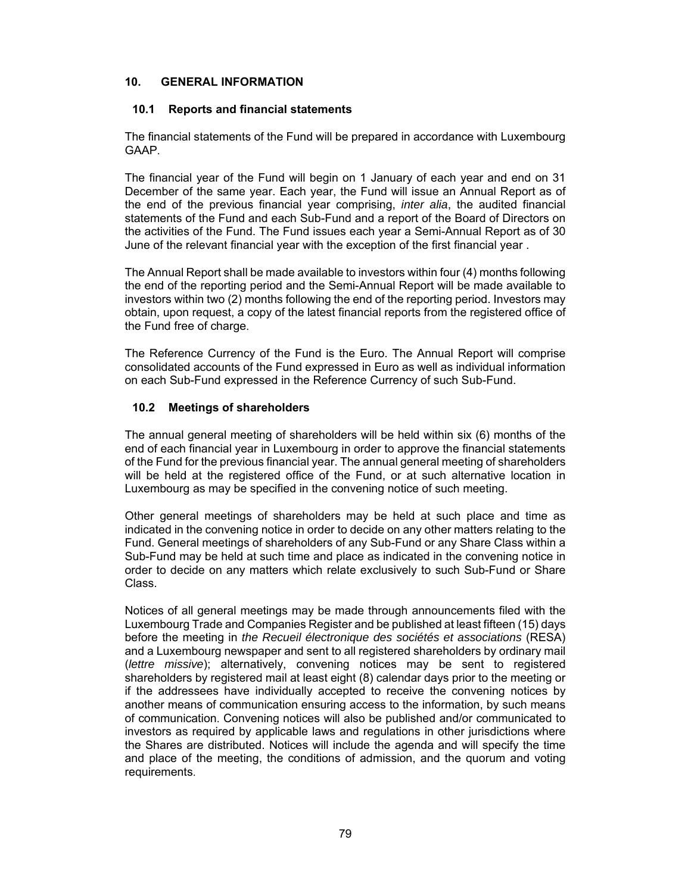# 10. GENERAL INFORMATION

## 10.1 Reports and financial statements

The financial statements of the Fund will be prepared in accordance with Luxembourg GAAP.

The financial year of the Fund will begin on 1 January of each year and end on 31 December of the same year. Each year, the Fund will issue an Annual Report as of the end of the previous financial year comprising, *inter alia*, the audited financial statements of the Fund and each Sub-Fund and a report of the Board of Directors on the activities of the Fund. The Fund issues each year a Semi-Annual Report as of 30 June of the relevant financial year with the exception of the first financial year .

The Annual Report shall be made available to investors within four (4) months following the end of the reporting period and the Semi-Annual Report will be made available to investors within two (2) months following the end of the reporting period. Investors may obtain, upon request, a copy of the latest financial reports from the registered office of the Fund free of charge.

The Reference Currency of the Fund is the Euro. The Annual Report will comprise consolidated accounts of the Fund expressed in Euro as well as individual information on each Sub-Fund expressed in the Reference Currency of such Sub-Fund.

## 10.2 Meetings of shareholders

The annual general meeting of shareholders will be held within six (6) months of the end of each financial year in Luxembourg in order to approve the financial statements of the Fund for the previous financial year. The annual general meeting of shareholders will be held at the registered office of the Fund, or at such alternative location in Luxembourg as may be specified in the convening notice of such meeting.

Other general meetings of shareholders may be held at such place and time as indicated in the convening notice in order to decide on any other matters relating to the Fund. General meetings of shareholders of any Sub-Fund or any Share Class within a Sub-Fund may be held at such time and place as indicated in the convening notice in order to decide on any matters which relate exclusively to such Sub-Fund or Share Class.

Notices of all general meetings may be made through announcements filed with the Luxembourg Trade and Companies Register and be published at least fifteen (15) days before the meeting in *the Recueil électronique des sociétés et associations* (RESA) and a Luxembourg newspaper and sent to all registered shareholders by ordinary mail (*lettre missive*); alternatively, convening notices may be sent to registered shareholders by registered mail at least eight (8) calendar days prior to the meeting or if the addressees have individually accepted to receive the convening notices by another means of communication ensuring access to the information, by such means of communication. Convening notices will also be published and/or communicated to investors as required by applicable laws and regulations in other jurisdictions where the Shares are distributed. Notices will include the agenda and will specify the time and place of the meeting, the conditions of admission, and the quorum and voting requirements.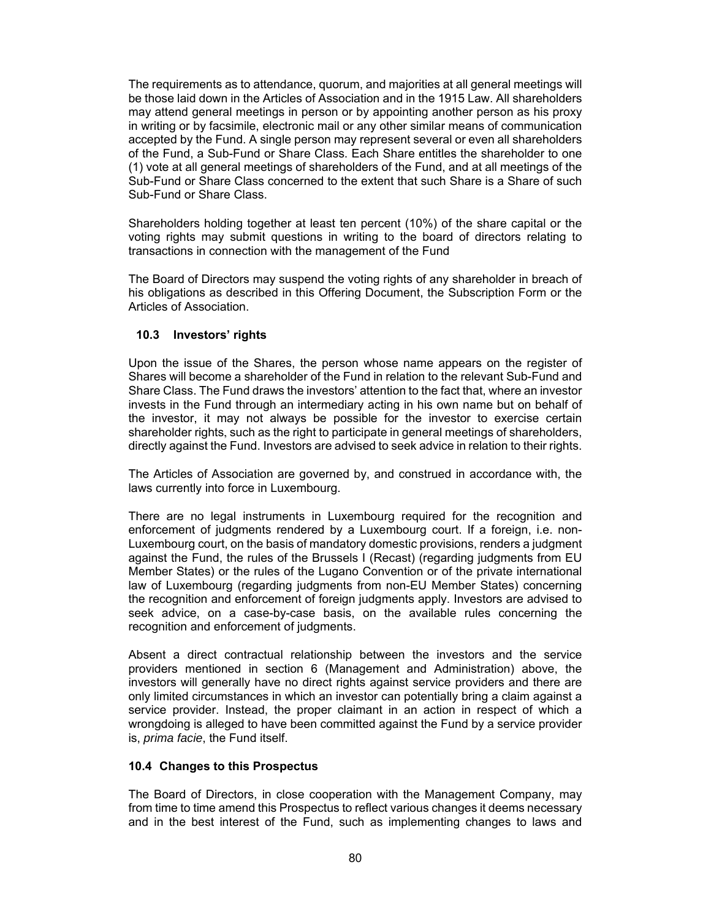The requirements as to attendance, quorum, and majorities at all general meetings will be those laid down in the Articles of Association and in the 1915 Law. All shareholders may attend general meetings in person or by appointing another person as his proxy in writing or by facsimile, electronic mail or any other similar means of communication accepted by the Fund. A single person may represent several or even all shareholders of the Fund, a Sub-Fund or Share Class. Each Share entitles the shareholder to one (1) vote at all general meetings of shareholders of the Fund, and at all meetings of the Sub-Fund or Share Class concerned to the extent that such Share is a Share of such Sub-Fund or Share Class.

Shareholders holding together at least ten percent (10%) of the share capital or the voting rights may submit questions in writing to the board of directors relating to transactions in connection with the management of the Fund

The Board of Directors may suspend the voting rights of any shareholder in breach of his obligations as described in this Offering Document, the Subscription Form or the Articles of Association.

### 10.3 Investors' rights

Upon the issue of the Shares, the person whose name appears on the register of Shares will become a shareholder of the Fund in relation to the relevant Sub-Fund and Share Class. The Fund draws the investors' attention to the fact that, where an investor invests in the Fund through an intermediary acting in his own name but on behalf of the investor, it may not always be possible for the investor to exercise certain shareholder rights, such as the right to participate in general meetings of shareholders, directly against the Fund. Investors are advised to seek advice in relation to their rights.

The Articles of Association are governed by, and construed in accordance with, the laws currently into force in Luxembourg.

There are no legal instruments in Luxembourg required for the recognition and enforcement of judgments rendered by a Luxembourg court. If a foreign, i.e. non-Luxembourg court, on the basis of mandatory domestic provisions, renders a judgment against the Fund, the rules of the Brussels I (Recast) (regarding judgments from EU Member States) or the rules of the Lugano Convention or of the private international law of Luxembourg (regarding judgments from non-EU Member States) concerning the recognition and enforcement of foreign judgments apply. Investors are advised to seek advice, on a case-by-case basis, on the available rules concerning the recognition and enforcement of judgments.

Absent a direct contractual relationship between the investors and the service providers mentioned in section 6 (Management and Administration) above, the investors will generally have no direct rights against service providers and there are only limited circumstances in which an investor can potentially bring a claim against a service provider. Instead, the proper claimant in an action in respect of which a wrongdoing is alleged to have been committed against the Fund by a service provider is, *prima facie*, the Fund itself.

### 10.4 Changes to this Prospectus

The Board of Directors, in close cooperation with the Management Company, may from time to time amend this Prospectus to reflect various changes it deems necessary and in the best interest of the Fund, such as implementing changes to laws and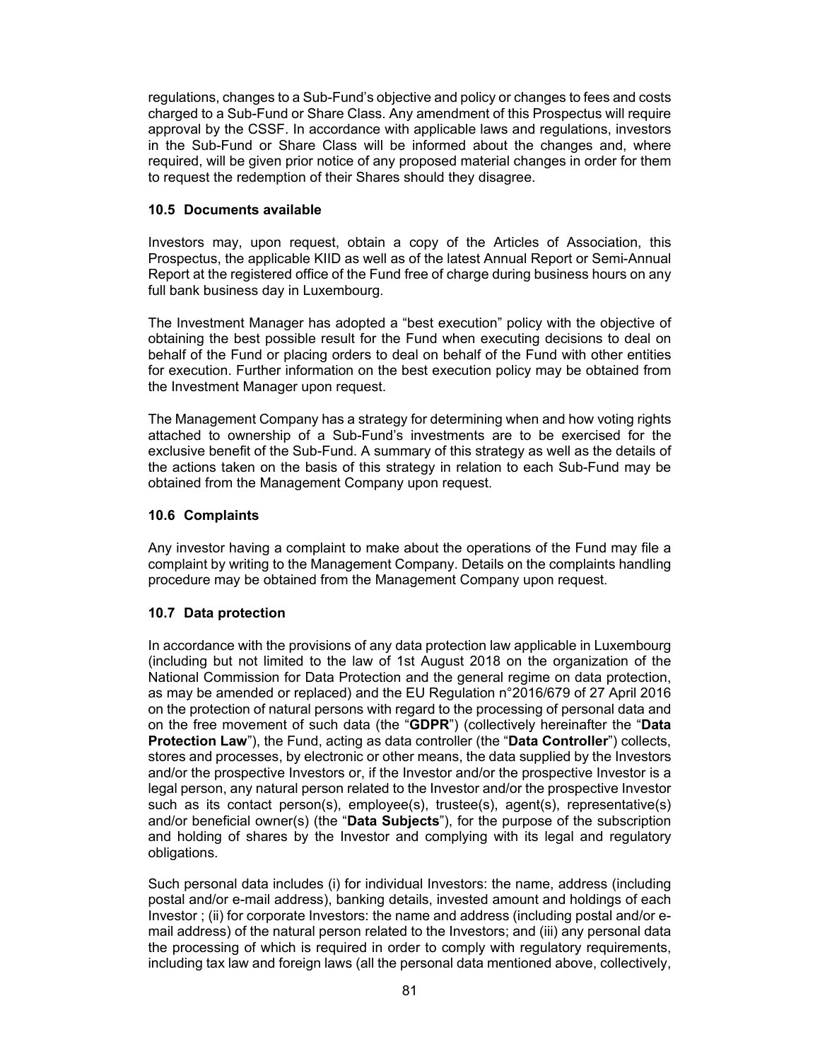regulations, changes to a Sub-Fund's objective and policy or changes to fees and costs charged to a Sub-Fund or Share Class. Any amendment of this Prospectus will require approval by the CSSF. In accordance with applicable laws and regulations, investors in the Sub-Fund or Share Class will be informed about the changes and, where required, will be given prior notice of any proposed material changes in order for them to request the redemption of their Shares should they disagree.

### 10.5 Documents available

Investors may, upon request, obtain a copy of the Articles of Association, this Prospectus, the applicable KIID as well as of the latest Annual Report or Semi-Annual Report at the registered office of the Fund free of charge during business hours on any full bank business day in Luxembourg.

The Investment Manager has adopted a "best execution" policy with the objective of obtaining the best possible result for the Fund when executing decisions to deal on behalf of the Fund or placing orders to deal on behalf of the Fund with other entities for execution. Further information on the best execution policy may be obtained from the Investment Manager upon request.

The Management Company has a strategy for determining when and how voting rights attached to ownership of a Sub-Fund's investments are to be exercised for the exclusive benefit of the Sub-Fund. A summary of this strategy as well as the details of the actions taken on the basis of this strategy in relation to each Sub-Fund may be obtained from the Management Company upon request.

### 10.6 Complaints

Any investor having a complaint to make about the operations of the Fund may file a complaint by writing to the Management Company. Details on the complaints handling procedure may be obtained from the Management Company upon request.

### 10.7 Data protection

In accordance with the provisions of any data protection law applicable in Luxembourg (including but not limited to the law of 1st August 2018 on the organization of the National Commission for Data Protection and the general regime on data protection, as may be amended or replaced) and the EU Regulation n°2016/679 of 27 April 2016 on the protection of natural persons with regard to the processing of personal data and on the free movement of such data (the "**GDPR**") (collectively hereinafter the "**Data Protection Law**"), the Fund, acting as data controller (the "**Data Controller**") collects, stores and processes, by electronic or other means, the data supplied by the Investors and/or the prospective Investors or, if the Investor and/or the prospective Investor is a legal person, any natural person related to the Investor and/or the prospective Investor such as its contact person(s), employee(s), trustee(s), agent(s), representative(s) and/or beneficial owner(s) (the "**Data Subjects**"), for the purpose of the subscription and holding of shares by the Investor and complying with its legal and regulatory obligations.

Such personal data includes (i) for individual Investors: the name, address (including postal and/or e-mail address), banking details, invested amount and holdings of each Investor ; (ii) for corporate Investors: the name and address (including postal and/or e-mail address) of the natural person related to the Investors; and (iii) any personal data the processing of which is required in order to comply with regulatory requirements, including tax law and foreign laws (all the personal data mentioned above, collectively,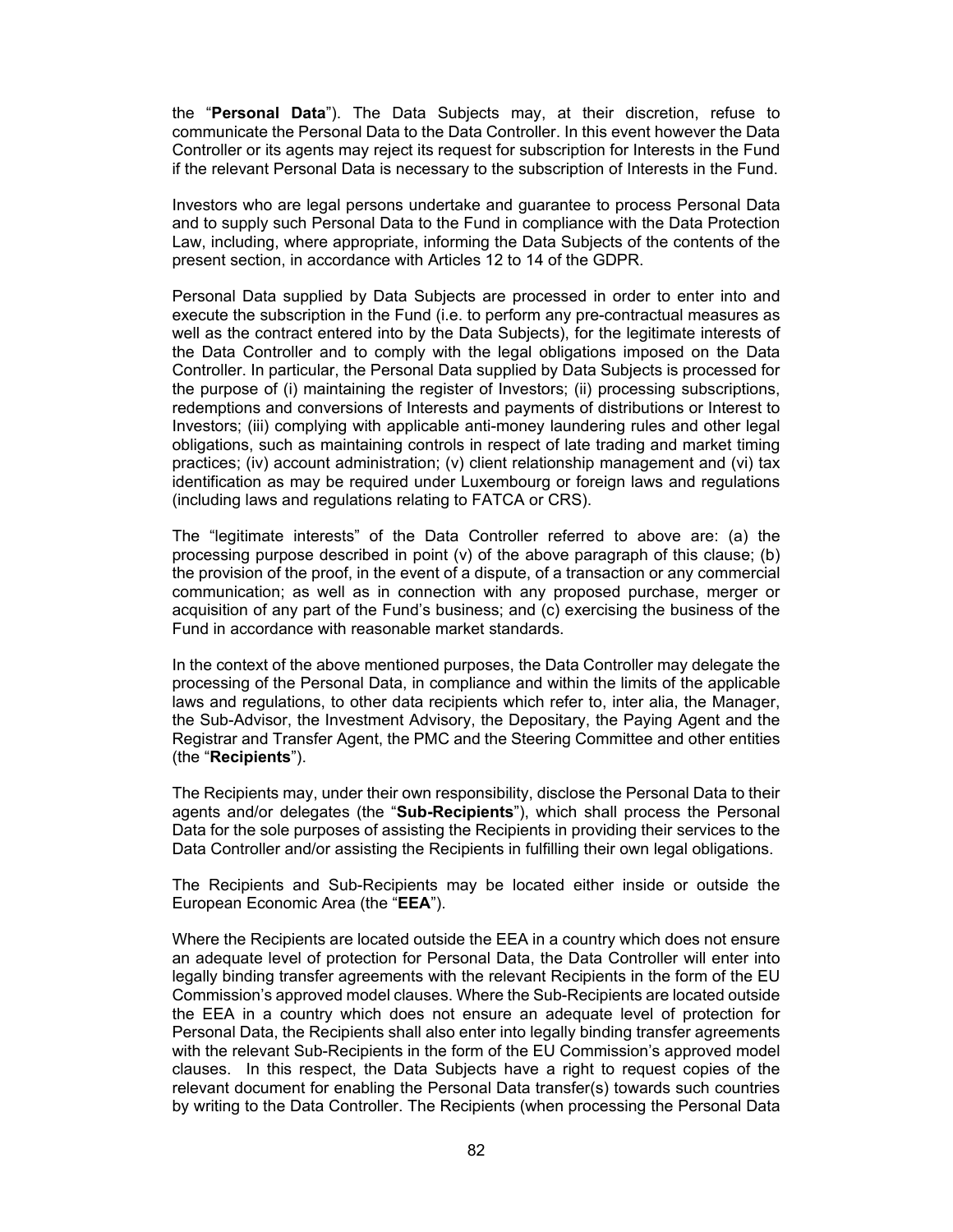the “**Personal Data**”). The Data Subjects may, at their discretion, refuse to communicate the Personal Data to the Data Controller. In this event however the Data Controller or its agents may reject its request for subscription for Interests in the Fund if the relevant Personal Data is necessary to the subscription of Interests in the Fund.

Investors who are legal persons undertake and guarantee to process Personal Data and to supply such Personal Data to the Fund in compliance with the Data Protection Law, including, where appropriate, informing the Data Subjects of the contents of the present section, in accordance with Articles 12 to 14 of the GDPR.

Personal Data supplied by Data Subjects are processed in order to enter into and execute the subscription in the Fund (i.e. to perform any pre-contractual measures as well as the contract entered into by the Data Subjects), for the legitimate interests of the Data Controller and to comply with the legal obligations imposed on the Data Controller. In particular, the Personal Data supplied by Data Subjects is processed for the purpose of (i) maintaining the register of Investors; (ii) processing subscriptions, redemptions and conversions of Interests and payments of distributions or Interest to Investors; (iii) complying with applicable anti-money laundering rules and other legal obligations, such as maintaining controls in respect of late trading and market timing practices; (iv) account administration; (v) client relationship management and (vi) tax identification as may be required under Luxembourg or foreign laws and regulations (including laws and regulations relating to FATCA or CRS).

The “legitimate interests” of the Data Controller referred to above are: (a) the processing purpose described in point (v) of the above paragraph of this clause; (b) the provision of the proof, in the event of a dispute, of a transaction or any commercial communication; as well as in connection with any proposed purchase, merger or acquisition of any part of the Fund’s business; and (c) exercising the business of the Fund in accordance with reasonable market standards.

In the context of the above mentioned purposes, the Data Controller may delegate the processing of the Personal Data, in compliance and within the limits of the applicable laws and regulations, to other data recipients which refer to, inter alia, the Manager, the Sub-Advisor, the Investment Advisory, the Depositary, the Paying Agent and the Registrar and Transfer Agent, the PMC and the Steering Committee and other entities (the “**Recipients**”).

The Recipients may, under their own responsibility, disclose the Personal Data to their agents and/or delegates (the “**Sub-Recipients**”), which shall process the Personal Data for the sole purposes of assisting the Recipients in providing their services to the Data Controller and/or assisting the Recipients in fulfilling their own legal obligations.

The Recipients and Sub-Recipients may be located either inside or outside the European Economic Area (the “**EEA**”).

Where the Recipients are located outside the EEA in a country which does not ensure an adequate level of protection for Personal Data, the Data Controller will enter into legally binding transfer agreements with the relevant Recipients in the form of the EU Commission’s approved model clauses. Where the Sub-Recipients are located outside the EEA in a country which does not ensure an adequate level of protection for Personal Data, the Recipients shall also enter into legally binding transfer agreements with the relevant Sub-Recipients in the form of the EU Commission’s approved model clauses. In this respect, the Data Subjects have a right to request copies of the relevant document for enabling the Personal Data transfer(s) towards such countries by writing to the Data Controller. The Recipients (when processing the Personal Data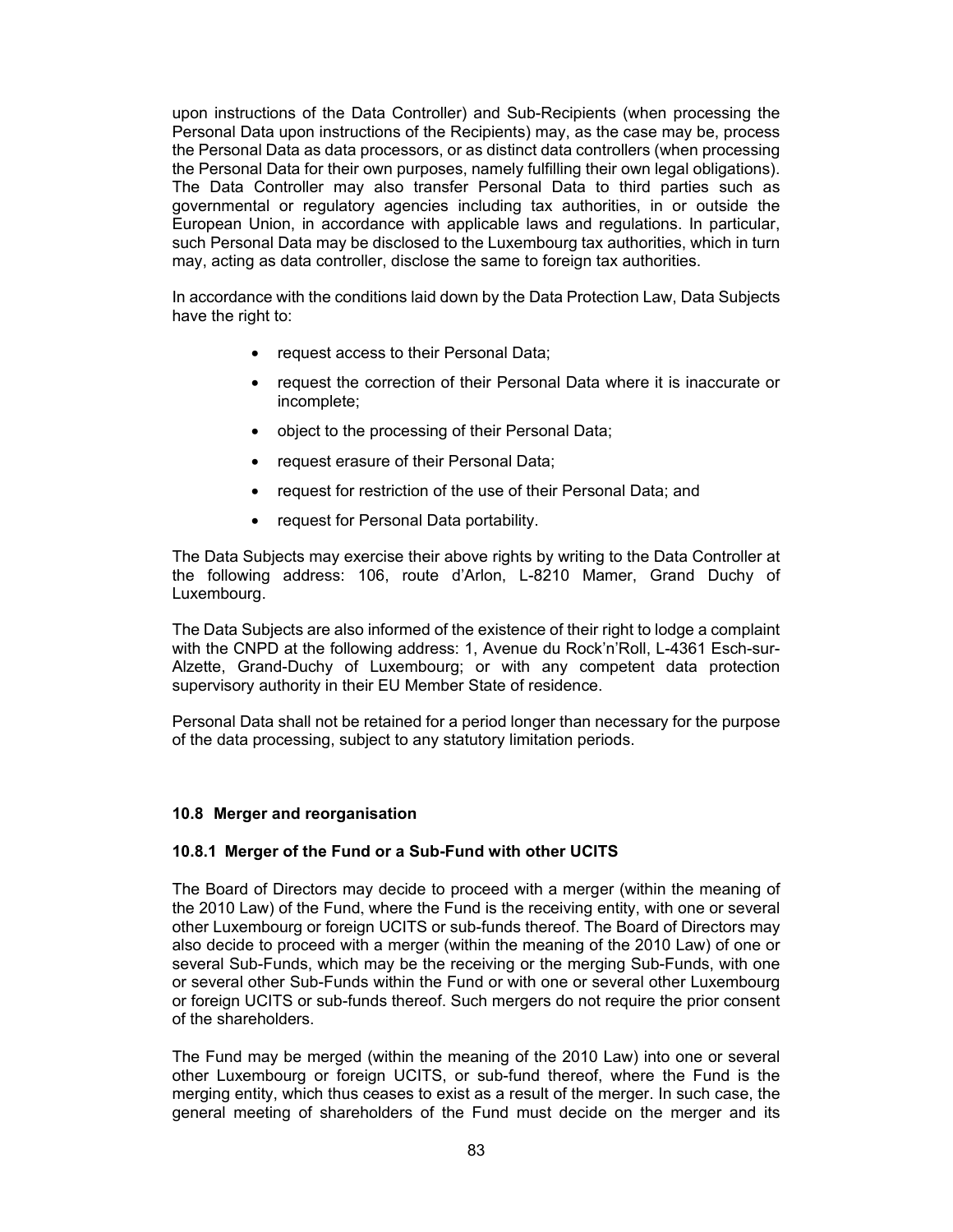upon instructions of the Data Controller) and Sub-Recipients (when processing the Personal Data upon instructions of the Recipients) may, as the case may be, process the Personal Data as data processors, or as distinct data controllers (when processing the Personal Data for their own purposes, namely fulfilling their own legal obligations). The Data Controller may also transfer Personal Data to third parties such as governmental or regulatory agencies including tax authorities, in or outside the European Union, in accordance with applicable laws and regulations. In particular, such Personal Data may be disclosed to the Luxembourg tax authorities, which in turn may, acting as data controller, disclose the same to foreign tax authorities.

In accordance with the conditions laid down by the Data Protection Law, Data Subjects have the right to:

- request access to their Personal Data;
- request the correction of their Personal Data where it is inaccurate or incomplete;
- object to the processing of their Personal Data;
- request erasure of their Personal Data;
- request for restriction of the use of their Personal Data; and
- request for Personal Data portability.

The Data Subjects may exercise their above rights by writing to the Data Controller at the following address: 106, route d'Arlon, L-8210 Mamer, Grand Duchy of Luxembourg.

The Data Subjects are also informed of the existence of their right to lodge a complaint with the CNPD at the following address: 1, Avenue du Rock'n'Roll, L-4361 Esch-sur-Alzette, Grand-Duchy of Luxembourg; or with any competent data protection supervisory authority in their EU Member State of residence.

Personal Data shall not be retained for a period longer than necessary for the purpose of the data processing, subject to any statutory limitation periods.

### 10.8 Merger and reorganisation

#### 10.8.1 Merger of the Fund or a Sub-Fund with other UCITS

The Board of Directors may decide to proceed with a merger (within the meaning of the 2010 Law) of the Fund, where the Fund is the receiving entity, with one or several other Luxembourg or foreign UCITS or sub-funds thereof. The Board of Directors may also decide to proceed with a merger (within the meaning of the 2010 Law) of one or several Sub-Funds, which may be the receiving or the merging Sub-Funds, with one or several other Sub-Funds within the Fund or with one or several other Luxembourg or foreign UCITS or sub-funds thereof. Such mergers do not require the prior consent of the shareholders.

The Fund may be merged (within the meaning of the 2010 Law) into one or several other Luxembourg or foreign UCITS, or sub-fund thereof, where the Fund is the merging entity, which thus ceases to exist as a result of the merger. In such case, the general meeting of shareholders of the Fund must decide on the merger and its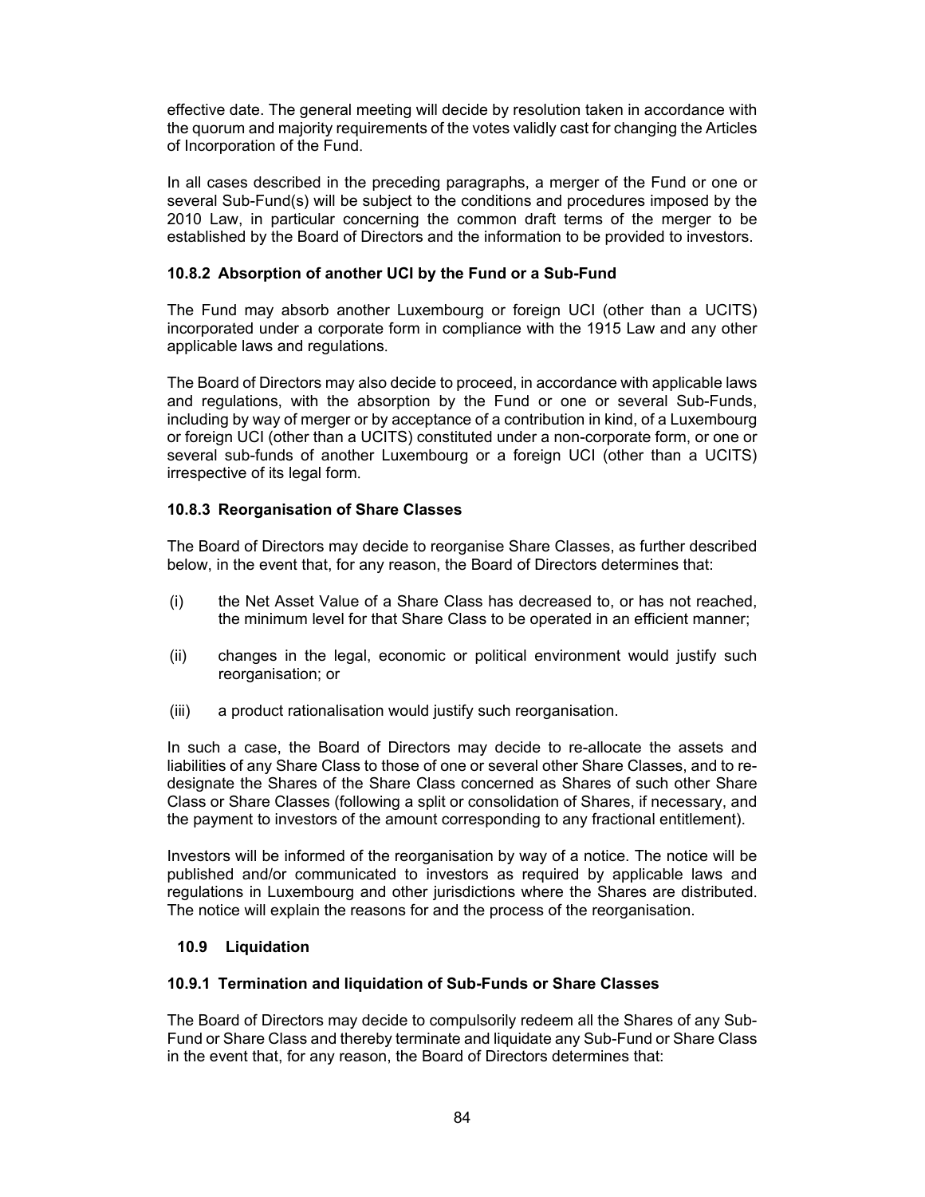effective date. The general meeting will decide by resolution taken in accordance with the quorum and majority requirements of the votes validly cast for changing the Articles of Incorporation of the Fund.

In all cases described in the preceding paragraphs, a merger of the Fund or one or several Sub-Fund(s) will be subject to the conditions and procedures imposed by the 2010 Law, in particular concerning the common draft terms of the merger to be established by the Board of Directors and the information to be provided to investors.

#### 10.8.2 Absorption of another UCI by the Fund or a Sub-Fund

The Fund may absorb another Luxembourg or foreign UCI (other than a UCITS) incorporated under a corporate form in compliance with the 1915 Law and any other applicable laws and regulations.

The Board of Directors may also decide to proceed, in accordance with applicable laws and regulations, with the absorption by the Fund or one or several Sub-Funds, including by way of merger or by acceptance of a contribution in kind, of a Luxembourg or foreign UCI (other than a UCITS) constituted under a non-corporate form, or one or several sub-funds of another Luxembourg or a foreign UCI (other than a UCITS) irrespective of its legal form.

#### 10.8.3 Reorganisation of Share Classes

The Board of Directors may decide to reorganise Share Classes, as further described below, in the event that, for any reason, the Board of Directors determines that:

(i) the Net Asset Value of a Share Class has decreased to, or has not reached, the minimum level for that Share Class to be operated in an efficient manner;

(ii) changes in the legal, economic or political environment would justify such reorganisation; or

(iii) a product rationalisation would justify such reorganisation.

In such a case, the Board of Directors may decide to re-allocate the assets and liabilities of any Share Class to those of one or several other Share Classes, and to re-designate the Shares of the Share Class concerned as Shares of such other Share Class or Share Classes (following a split or consolidation of Shares, if necessary, and the payment to investors of the amount corresponding to any fractional entitlement).

Investors will be informed of the reorganisation by way of a notice. The notice will be published and/or communicated to investors as required by applicable laws and regulations in Luxembourg and other jurisdictions where the Shares are distributed. The notice will explain the reasons for and the process of the reorganisation.

### 10.9 Liquidation

#### 10.9.1 Termination and liquidation of Sub-Funds or Share Classes

The Board of Directors may decide to compulsorily redeem all the Shares of any Sub-Fund or Share Class and thereby terminate and liquidate any Sub-Fund or Share Class in the event that, for any reason, the Board of Directors determines that: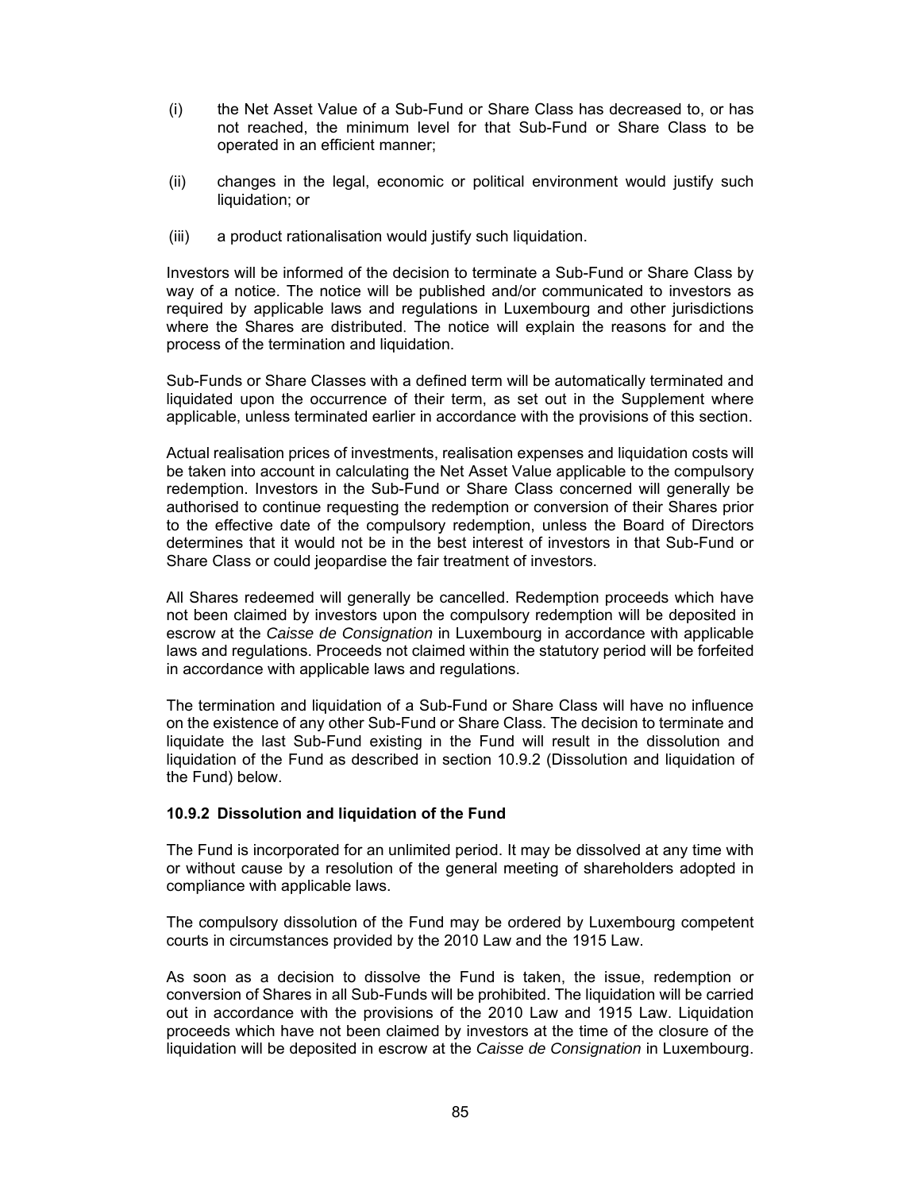(i) the Net Asset Value of a Sub-Fund or Share Class has decreased to, or has not reached, the minimum level for that Sub-Fund or Share Class to be operated in an efficient manner;

(ii) changes in the legal, economic or political environment would justify such liquidation; or

(iii) a product rationalisation would justify such liquidation.

Investors will be informed of the decision to terminate a Sub-Fund or Share Class by way of a notice. The notice will be published and/or communicated to investors as required by applicable laws and regulations in Luxembourg and other jurisdictions where the Shares are distributed. The notice will explain the reasons for and the process of the termination and liquidation.

Sub-Funds or Share Classes with a defined term will be automatically terminated and liquidated upon the occurrence of their term, as set out in the Supplement where applicable, unless terminated earlier in accordance with the provisions of this section.

Actual realisation prices of investments, realisation expenses and liquidation costs will be taken into account in calculating the Net Asset Value applicable to the compulsory redemption. Investors in the Sub-Fund or Share Class concerned will generally be authorised to continue requesting the redemption or conversion of their Shares prior to the effective date of the compulsory redemption, unless the Board of Directors determines that it would not be in the best interest of investors in that Sub-Fund or Share Class or could jeopardise the fair treatment of investors.

All Shares redeemed will generally be cancelled. Redemption proceeds which have not been claimed by investors upon the compulsory redemption will be deposited in escrow at the *Caisse de Consignation* in Luxembourg in accordance with applicable laws and regulations. Proceeds not claimed within the statutory period will be forfeited in accordance with applicable laws and regulations.

The termination and liquidation of a Sub-Fund or Share Class will have no influence on the existence of any other Sub-Fund or Share Class. The decision to terminate and liquidate the last Sub-Fund existing in the Fund will result in the dissolution and liquidation of the Fund as described in section 10.9.2 (Dissolution and liquidation of the Fund) below.

#### 10.9.2 Dissolution and liquidation of the Fund

The Fund is incorporated for an unlimited period. It may be dissolved at any time with or without cause by a resolution of the general meeting of shareholders adopted in compliance with applicable laws.

The compulsory dissolution of the Fund may be ordered by Luxembourg competent courts in circumstances provided by the 2010 Law and the 1915 Law.

As soon as a decision to dissolve the Fund is taken, the issue, redemption or conversion of Shares in all Sub-Funds will be prohibited. The liquidation will be carried out in accordance with the provisions of the 2010 Law and 1915 Law. Liquidation proceeds which have not been claimed by investors at the time of the closure of the liquidation will be deposited in escrow at the *Caisse de Consignation* in Luxembourg.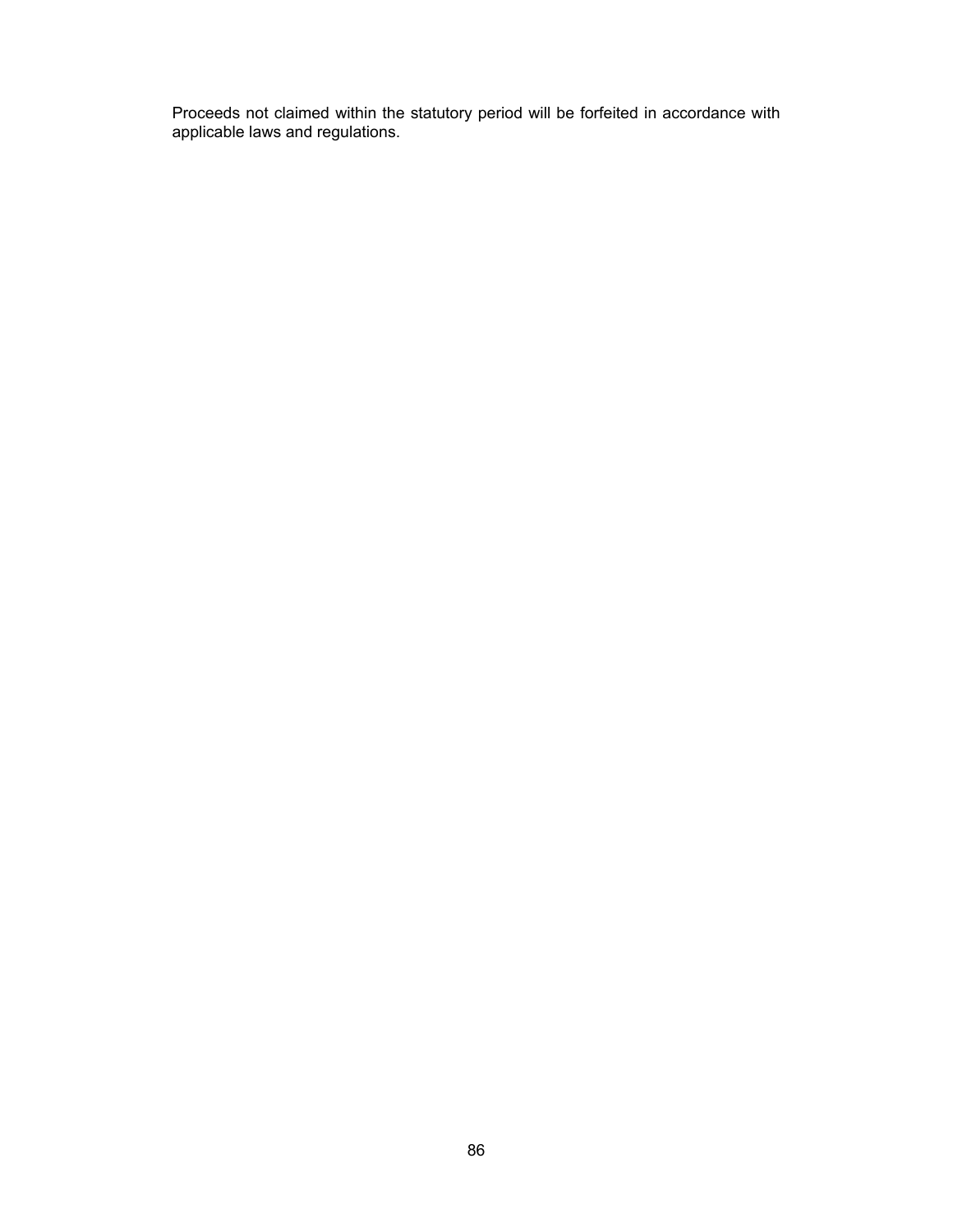Proceeds not claimed within the statutory period will be forfeited in accordance with applicable laws and regulations.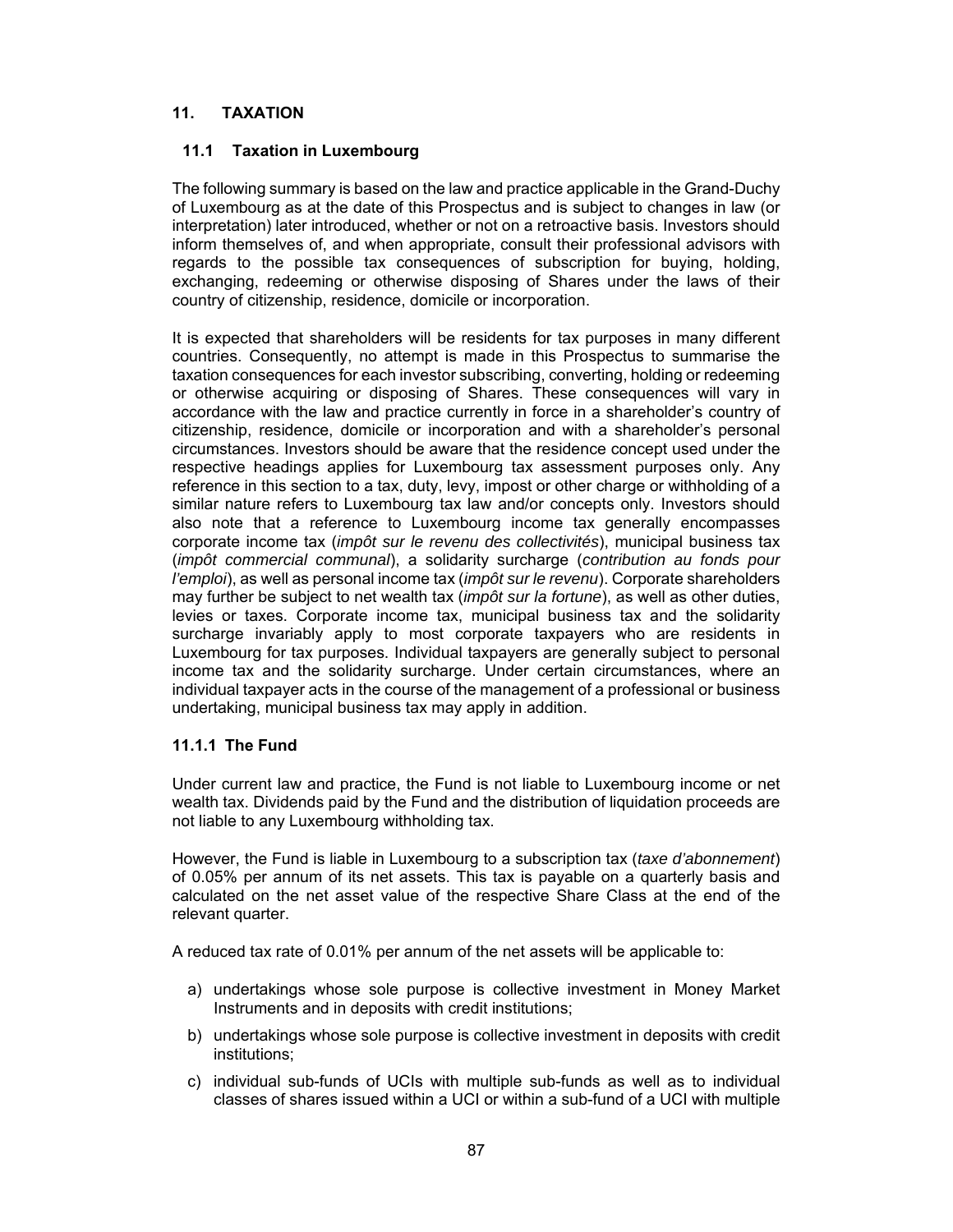## 11. TAXATION

### 11.1 Taxation in Luxembourg

The following summary is based on the law and practice applicable in the Grand-Duchy of Luxembourg as at the date of this Prospectus and is subject to changes in law (or interpretation) later introduced, whether or not on a retroactive basis. Investors should inform themselves of, and when appropriate, consult their professional advisors with regards to the possible tax consequences of subscription for buying, holding, exchanging, redeeming or otherwise disposing of Shares under the laws of their country of citizenship, residence, domicile or incorporation.

It is expected that shareholders will be residents for tax purposes in many different countries. Consequently, no attempt is made in this Prospectus to summarise the taxation consequences for each investor subscribing, converting, holding or redeeming or otherwise acquiring or disposing of Shares. These consequences will vary in accordance with the law and practice currently in force in a shareholder's country of citizenship, residence, domicile or incorporation and with a shareholder's personal circumstances. Investors should be aware that the residence concept used under the respective headings applies for Luxembourg tax assessment purposes only. Any reference in this section to a tax, duty, levy, impost or other charge or withholding of a similar nature refers to Luxembourg tax law and/or concepts only. Investors should also note that a reference to Luxembourg income tax generally encompasses corporate income tax (*impôt sur le revenu des collectivités*), municipal business tax (*impôt commercial communal*), a solidarity surcharge (*contribution au fonds pour l'emploi*), as well as personal income tax (*impôt sur le revenu*). Corporate shareholders may further be subject to net wealth tax (*impôt sur la fortune*), as well as other duties, levies or taxes. Corporate income tax, municipal business tax and the solidarity surcharge invariably apply to most corporate taxpayers who are residents in Luxembourg for tax purposes. Individual taxpayers are generally subject to personal income tax and the solidarity surcharge. Under certain circumstances, where an individual taxpayer acts in the course of the management of a professional or business undertaking, municipal business tax may apply in addition.

#### 11.1.1 The Fund

Under current law and practice, the Fund is not liable to Luxembourg income or net wealth tax. Dividends paid by the Fund and the distribution of liquidation proceeds are not liable to any Luxembourg withholding tax.

However, the Fund is liable in Luxembourg to a subscription tax (*taxe d'abonnement*) of 0.05% per annum of its net assets. This tax is payable on a quarterly basis and calculated on the net asset value of the respective Share Class at the end of the relevant quarter.

A reduced tax rate of 0.01% per annum of the net assets will be applicable to:

a) undertakings whose sole purpose is collective investment in Money Market Instruments and in deposits with credit institutions;

b) undertakings whose sole purpose is collective investment in deposits with credit institutions;

c) individual sub-funds of UCIs with multiple sub-funds as well as to individual classes of shares issued within a UCI or within a sub-fund of a UCI with multiple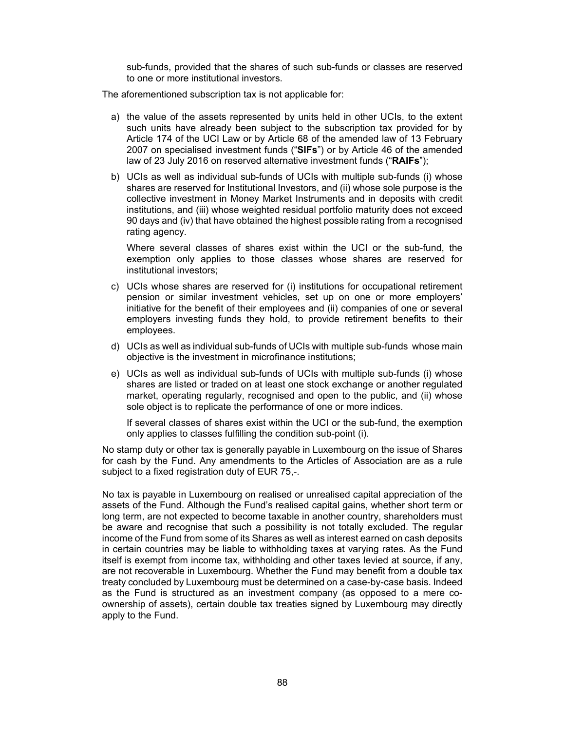sub-funds, provided that the shares of such sub-funds or classes are reserved to one or more institutional investors.

The aforementioned subscription tax is not applicable for:

a) the value of the assets represented by units held in other UCIs, to the extent such units have already been subject to the subscription tax provided for by Article 174 of the UCI Law or by Article 68 of the amended law of 13 February 2007 on specialised investment funds ("**SIFs**") or by Article 46 of the amended law of 23 July 2016 on reserved alternative investment funds ("**RAIFs**");

b) UCIs as well as individual sub-funds of UCIs with multiple sub-funds (i) whose shares are reserved for Institutional Investors, and (ii) whose sole purpose is the collective investment in Money Market Instruments and in deposits with credit institutions, and (iii) whose weighted residual portfolio maturity does not exceed 90 days and (iv) that have obtained the highest possible rating from a recognised rating agency.

   Where several classes of shares exist within the UCI or the sub-fund, the exemption only applies to those classes whose shares are reserved for institutional investors;

c) UCIs whose shares are reserved for (i) institutions for occupational retirement pension or similar investment vehicles, set up on one or more employers' initiative for the benefit of their employees and (ii) companies of one or several employers investing funds they hold, to provide retirement benefits to their employees.

d) UCIs as well as individual sub-funds of UCIs with multiple sub-funds whose main objective is the investment in microfinance institutions;

e) UCIs as well as individual sub-funds of UCIs with multiple sub-funds (i) whose shares are listed or traded on at least one stock exchange or another regulated market, operating regularly, recognised and open to the public, and (ii) whose sole object is to replicate the performance of one or more indices.

   If several classes of shares exist within the UCI or the sub-fund, the exemption only applies to classes fulfilling the condition sub-point (i).

No stamp duty or other tax is generally payable in Luxembourg on the issue of Shares for cash by the Fund. Any amendments to the Articles of Association are as a rule subject to a fixed registration duty of EUR 75,-.

No tax is payable in Luxembourg on realised or unrealised capital appreciation of the assets of the Fund. Although the Fund's realised capital gains, whether short term or long term, are not expected to become taxable in another country, shareholders must be aware and recognise that such a possibility is not totally excluded. The regular income of the Fund from some of its Shares as well as interest earned on cash deposits in certain countries may be liable to withholding taxes at varying rates. As the Fund itself is exempt from income tax, withholding and other taxes levied at source, if any, are not recoverable in Luxembourg. Whether the Fund may benefit from a double tax treaty concluded by Luxembourg must be determined on a case-by-case basis. Indeed as the Fund is structured as an investment company (as opposed to a mere co-ownership of assets), certain double tax treaties signed by Luxembourg may directly apply to the Fund.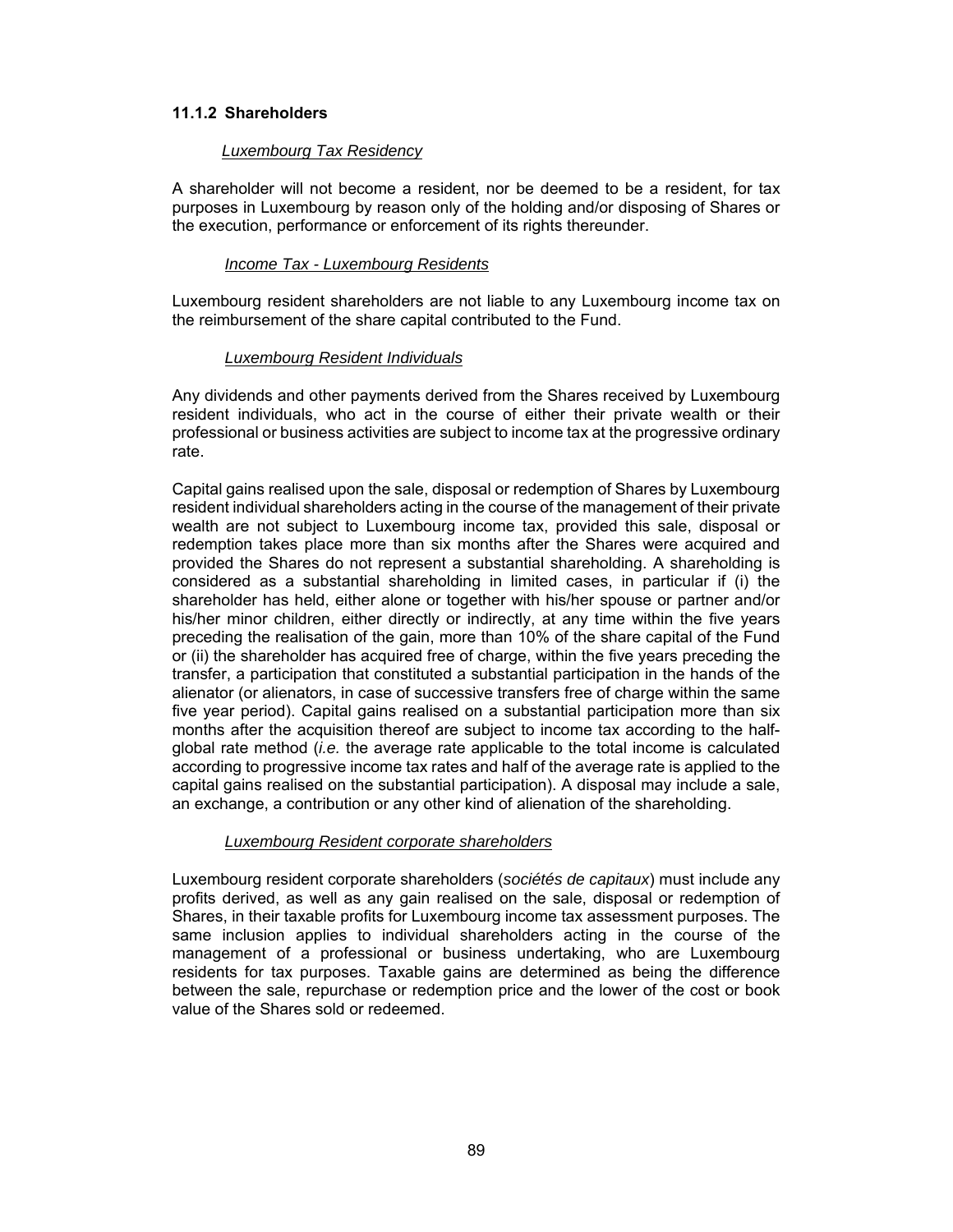### 11.1.2 Shareholders

*Luxembourg Tax Residency*

A shareholder will not become a resident, nor be deemed to be a resident, for tax purposes in Luxembourg by reason only of the holding and/or disposing of Shares or the execution, performance or enforcement of its rights thereunder.

*Income Tax - Luxembourg Residents*

Luxembourg resident shareholders are not liable to any Luxembourg income tax on the reimbursement of the share capital contributed to the Fund.

*Luxembourg Resident Individuals*

Any dividends and other payments derived from the Shares received by Luxembourg resident individuals, who act in the course of either their private wealth or their professional or business activities are subject to income tax at the progressive ordinary rate.

Capital gains realised upon the sale, disposal or redemption of Shares by Luxembourg resident individual shareholders acting in the course of the management of their private wealth are not subject to Luxembourg income tax, provided this sale, disposal or redemption takes place more than six months after the Shares were acquired and provided the Shares do not represent a substantial shareholding. A shareholding is considered as a substantial shareholding in limited cases, in particular if (i) the shareholder has held, either alone or together with his/her spouse or partner and/or his/her minor children, either directly or indirectly, at any time within the five years preceding the realisation of the gain, more than 10% of the share capital of the Fund or (ii) the shareholder has acquired free of charge, within the five years preceding the transfer, a participation that constituted a substantial participation in the hands of the alienator (or alienators, in case of successive transfers free of charge within the same five year period). Capital gains realised on a substantial participation more than six months after the acquisition thereof are subject to income tax according to the half-global rate method (*i.e.* the average rate applicable to the total income is calculated according to progressive income tax rates and half of the average rate is applied to the capital gains realised on the substantial participation). A disposal may include a sale, an exchange, a contribution or any other kind of alienation of the shareholding.

*Luxembourg Resident corporate shareholders*

Luxembourg resident corporate shareholders (*sociétés de capitaux*) must include any profits derived, as well as any gain realised on the sale, disposal or redemption of Shares, in their taxable profits for Luxembourg income tax assessment purposes. The same inclusion applies to individual shareholders acting in the course of the management of a professional or business undertaking, who are Luxembourg residents for tax purposes. Taxable gains are determined as being the difference between the sale, repurchase or redemption price and the lower of the cost or book value of the Shares sold or redeemed.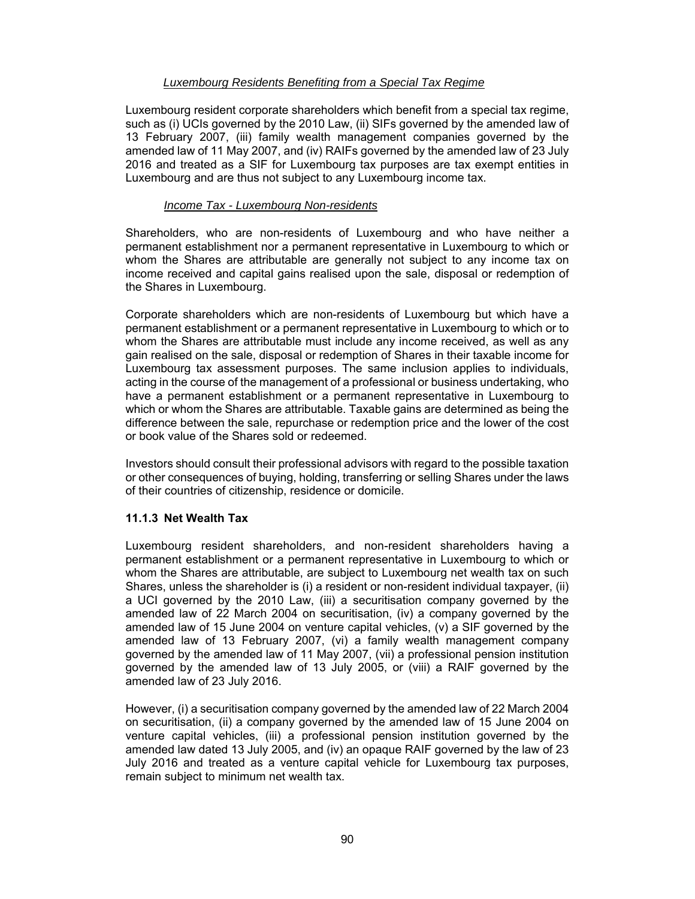*Luxembourg Residents Benefiting from a Special Tax Regime*

Luxembourg resident corporate shareholders which benefit from a special tax regime, such as (i) UCIs governed by the 2010 Law, (ii) SIFs governed by the amended law of 13 February 2007, (iii) family wealth management companies governed by the amended law of 11 May 2007, and (iv) RAIFs governed by the amended law of 23 July 2016 and treated as a SIF for Luxembourg tax purposes are tax exempt entities in Luxembourg and are thus not subject to any Luxembourg income tax.

*Income Tax - Luxembourg Non-residents*

Shareholders, who are non-residents of Luxembourg and who have neither a permanent establishment nor a permanent representative in Luxembourg to which or whom the Shares are attributable are generally not subject to any income tax on income received and capital gains realised upon the sale, disposal or redemption of the Shares in Luxembourg.

Corporate shareholders which are non-residents of Luxembourg but which have a permanent establishment or a permanent representative in Luxembourg to which or to whom the Shares are attributable must include any income received, as well as any gain realised on the sale, disposal or redemption of Shares in their taxable income for Luxembourg tax assessment purposes. The same inclusion applies to individuals, acting in the course of the management of a professional or business undertaking, who have a permanent establishment or a permanent representative in Luxembourg to which or whom the Shares are attributable. Taxable gains are determined as being the difference between the sale, repurchase or redemption price and the lower of the cost or book value of the Shares sold or redeemed.

Investors should consult their professional advisors with regard to the possible taxation or other consequences of buying, holding, transferring or selling Shares under the laws of their countries of citizenship, residence or domicile.

### 11.1.3 Net Wealth Tax

Luxembourg resident shareholders, and non-resident shareholders having a permanent establishment or a permanent representative in Luxembourg to which or whom the Shares are attributable, are subject to Luxembourg net wealth tax on such Shares, unless the shareholder is (i) a resident or non-resident individual taxpayer, (ii) a UCI governed by the 2010 Law, (iii) a securitisation company governed by the amended law of 22 March 2004 on securitisation, (iv) a company governed by the amended law of 15 June 2004 on venture capital vehicles, (v) a SIF governed by the amended law of 13 February 2007, (vi) a family wealth management company governed by the amended law of 11 May 2007, (vii) a professional pension institution governed by the amended law of 13 July 2005, or (viii) a RAIF governed by the amended law of 23 July 2016.

However, (i) a securitisation company governed by the amended law of 22 March 2004 on securitisation, (ii) a company governed by the amended law of 15 June 2004 on venture capital vehicles, (iii) a professional pension institution governed by the amended law dated 13 July 2005, and (iv) an opaque RAIF governed by the law of 23 July 2016 and treated as a venture capital vehicle for Luxembourg tax purposes, remain subject to minimum net wealth tax.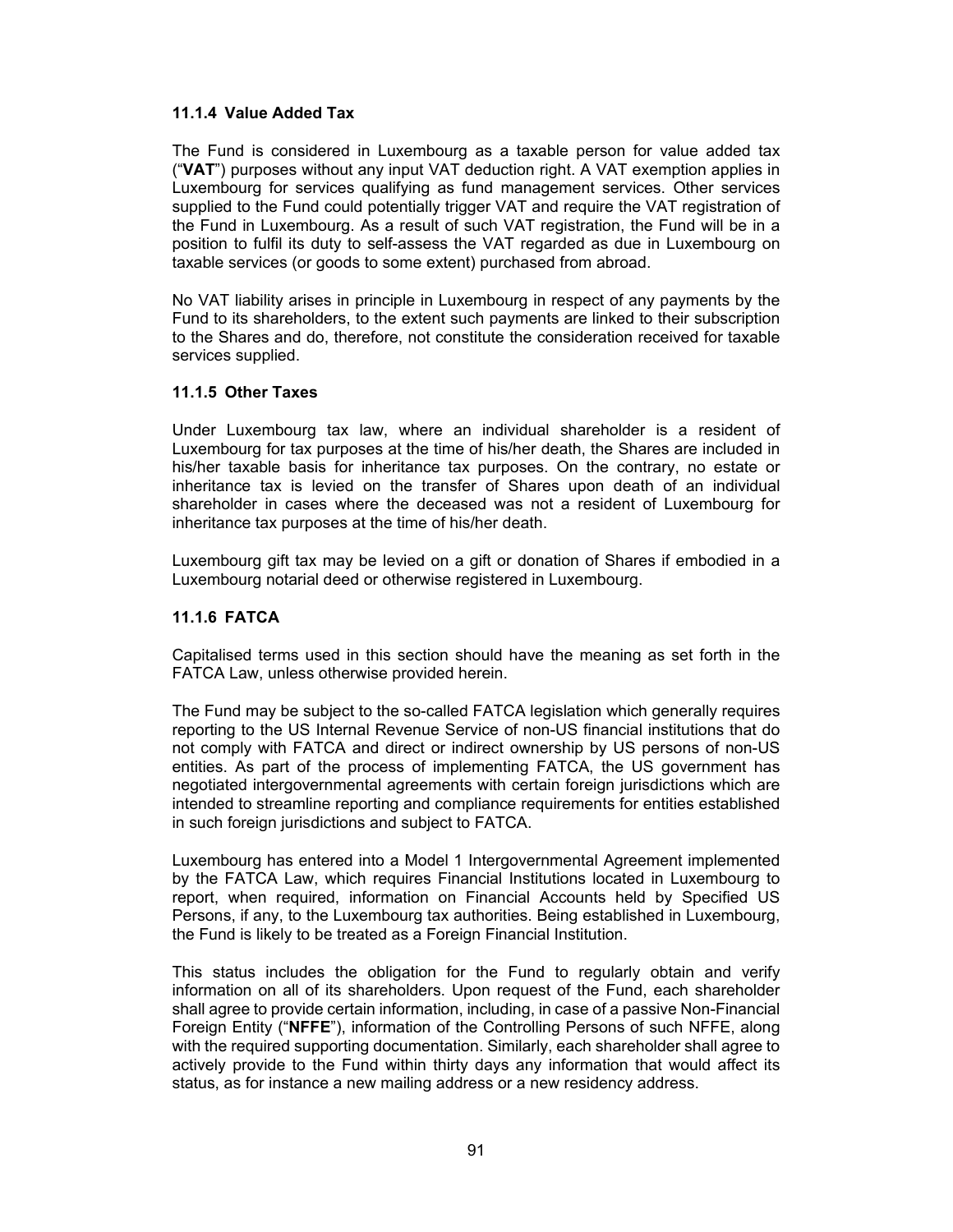#### 11.1.4 Value Added Tax

The Fund is considered in Luxembourg as a taxable person for value added tax ("**VAT**") purposes without any input VAT deduction right. A VAT exemption applies in Luxembourg for services qualifying as fund management services. Other services supplied to the Fund could potentially trigger VAT and require the VAT registration of the Fund in Luxembourg. As a result of such VAT registration, the Fund will be in a position to fulfil its duty to self-assess the VAT regarded as due in Luxembourg on taxable services (or goods to some extent) purchased from abroad.

No VAT liability arises in principle in Luxembourg in respect of any payments by the Fund to its shareholders, to the extent such payments are linked to their subscription to the Shares and do, therefore, not constitute the consideration received for taxable services supplied.

#### 11.1.5 Other Taxes

Under Luxembourg tax law, where an individual shareholder is a resident of Luxembourg for tax purposes at the time of his/her death, the Shares are included in his/her taxable basis for inheritance tax purposes. On the contrary, no estate or inheritance tax is levied on the transfer of Shares upon death of an individual shareholder in cases where the deceased was not a resident of Luxembourg for inheritance tax purposes at the time of his/her death.

Luxembourg gift tax may be levied on a gift or donation of Shares if embodied in a Luxembourg notarial deed or otherwise registered in Luxembourg.

#### 11.1.6 FATCA

Capitalised terms used in this section should have the meaning as set forth in the FATCA Law, unless otherwise provided herein.

The Fund may be subject to the so-called FATCA legislation which generally requires reporting to the US Internal Revenue Service of non-US financial institutions that do not comply with FATCA and direct or indirect ownership by US persons of non-US entities. As part of the process of implementing FATCA, the US government has negotiated intergovernmental agreements with certain foreign jurisdictions which are intended to streamline reporting and compliance requirements for entities established in such foreign jurisdictions and subject to FATCA.

Luxembourg has entered into a Model 1 Intergovernmental Agreement implemented by the FATCA Law, which requires Financial Institutions located in Luxembourg to report, when required, information on Financial Accounts held by Specified US Persons, if any, to the Luxembourg tax authorities. Being established in Luxembourg, the Fund is likely to be treated as a Foreign Financial Institution.

This status includes the obligation for the Fund to regularly obtain and verify information on all of its shareholders. Upon request of the Fund, each shareholder shall agree to provide certain information, including, in case of a passive Non-Financial Foreign Entity ("**NFFE**"), information of the Controlling Persons of such NFFE, along with the required supporting documentation. Similarly, each shareholder shall agree to actively provide to the Fund within thirty days any information that would affect its status, as for instance a new mailing address or a new residency address.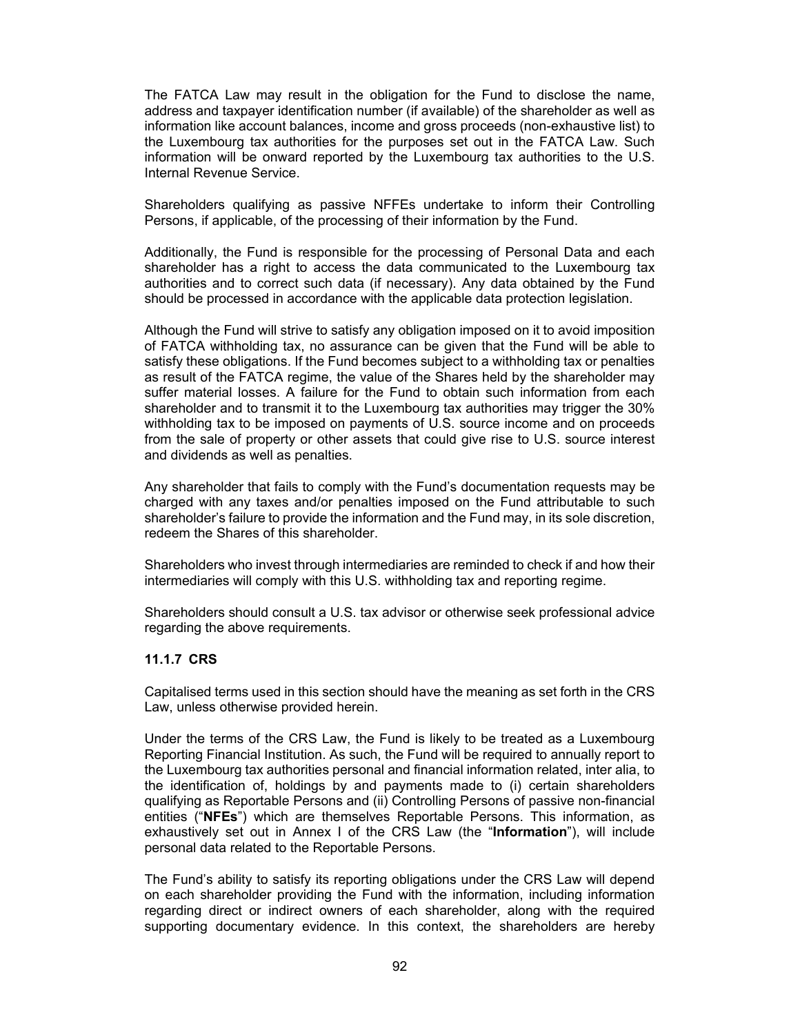The FATCA Law may result in the obligation for the Fund to disclose the name, address and taxpayer identification number (if available) of the shareholder as well as information like account balances, income and gross proceeds (non-exhaustive list) to the Luxembourg tax authorities for the purposes set out in the FATCA Law. Such information will be onward reported by the Luxembourg tax authorities to the U.S. Internal Revenue Service.

Shareholders qualifying as passive NFFEs undertake to inform their Controlling Persons, if applicable, of the processing of their information by the Fund.

Additionally, the Fund is responsible for the processing of Personal Data and each shareholder has a right to access the data communicated to the Luxembourg tax authorities and to correct such data (if necessary). Any data obtained by the Fund should be processed in accordance with the applicable data protection legislation.

Although the Fund will strive to satisfy any obligation imposed on it to avoid imposition of FATCA withholding tax, no assurance can be given that the Fund will be able to satisfy these obligations. If the Fund becomes subject to a withholding tax or penalties as result of the FATCA regime, the value of the Shares held by the shareholder may suffer material losses. A failure for the Fund to obtain such information from each shareholder and to transmit it to the Luxembourg tax authorities may trigger the 30% withholding tax to be imposed on payments of U.S. source income and on proceeds from the sale of property or other assets that could give rise to U.S. source interest and dividends as well as penalties.

Any shareholder that fails to comply with the Fund's documentation requests may be charged with any taxes and/or penalties imposed on the Fund attributable to such shareholder's failure to provide the information and the Fund may, in its sole discretion, redeem the Shares of this shareholder.

Shareholders who invest through intermediaries are reminded to check if and how their intermediaries will comply with this U.S. withholding tax and reporting regime.

Shareholders should consult a U.S. tax advisor or otherwise seek professional advice regarding the above requirements.

#### 11.1.7 CRS

Capitalised terms used in this section should have the meaning as set forth in the CRS Law, unless otherwise provided herein.

Under the terms of the CRS Law, the Fund is likely to be treated as a Luxembourg Reporting Financial Institution. As such, the Fund will be required to annually report to the Luxembourg tax authorities personal and financial information related, inter alia, to the identification of, holdings by and payments made to (i) certain shareholders qualifying as Reportable Persons and (ii) Controlling Persons of passive non-financial entities ("**NFEs**") which are themselves Reportable Persons. This information, as exhaustively set out in Annex I of the CRS Law (the "**Information**"), will include personal data related to the Reportable Persons.

The Fund's ability to satisfy its reporting obligations under the CRS Law will depend on each shareholder providing the Fund with the information, including information regarding direct or indirect owners of each shareholder, along with the required supporting documentary evidence. In this context, the shareholders are hereby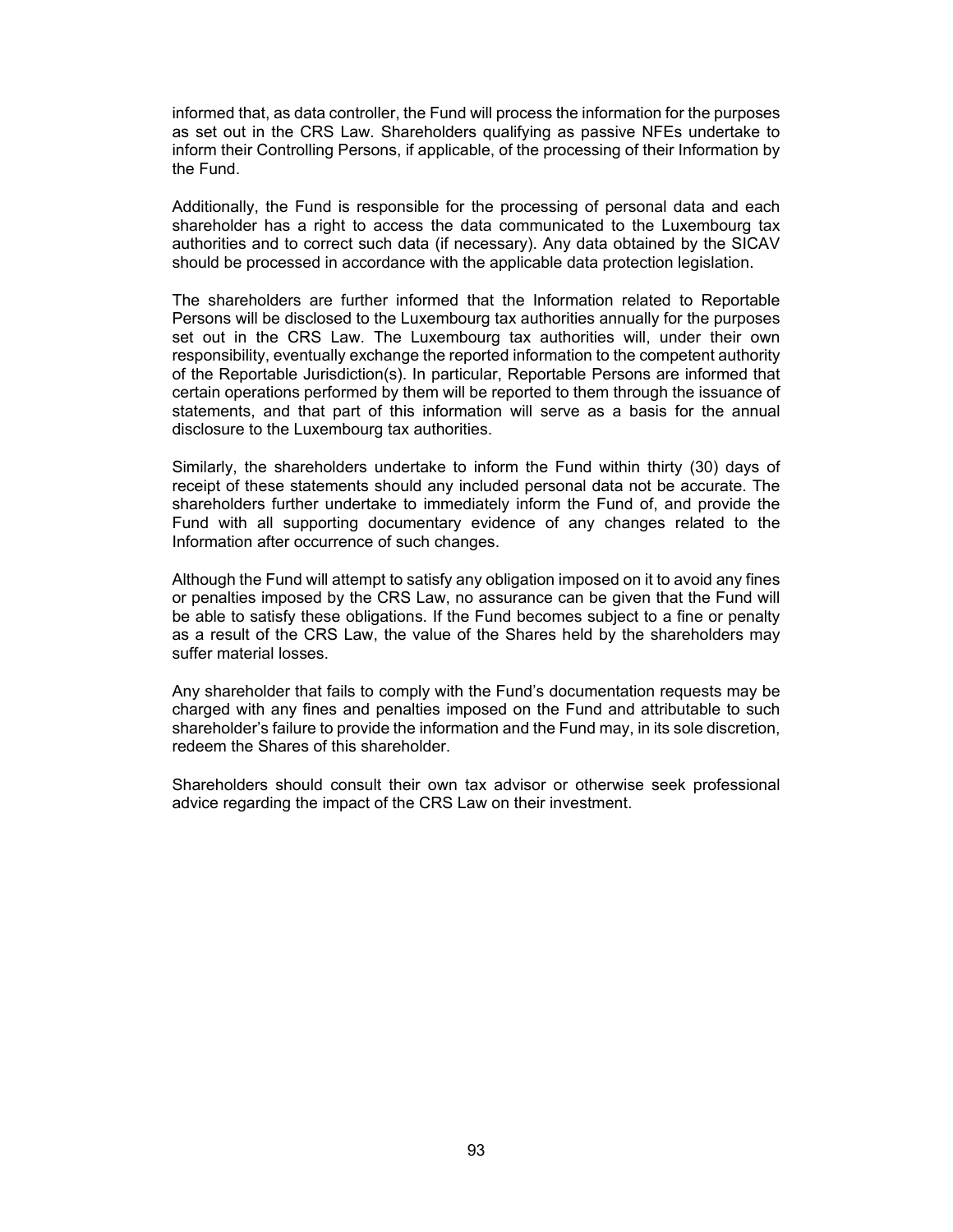informed that, as data controller, the Fund will process the information for the purposes as set out in the CRS Law. Shareholders qualifying as passive NFEs undertake to inform their Controlling Persons, if applicable, of the processing of their Information by the Fund.

Additionally, the Fund is responsible for the processing of personal data and each shareholder has a right to access the data communicated to the Luxembourg tax authorities and to correct such data (if necessary). Any data obtained by the SICAV should be processed in accordance with the applicable data protection legislation.

The shareholders are further informed that the Information related to Reportable Persons will be disclosed to the Luxembourg tax authorities annually for the purposes set out in the CRS Law. The Luxembourg tax authorities will, under their own responsibility, eventually exchange the reported information to the competent authority of the Reportable Jurisdiction(s). In particular, Reportable Persons are informed that certain operations performed by them will be reported to them through the issuance of statements, and that part of this information will serve as a basis for the annual disclosure to the Luxembourg tax authorities.

Similarly, the shareholders undertake to inform the Fund within thirty (30) days of receipt of these statements should any included personal data not be accurate. The shareholders further undertake to immediately inform the Fund of, and provide the Fund with all supporting documentary evidence of any changes related to the Information after occurrence of such changes.

Although the Fund will attempt to satisfy any obligation imposed on it to avoid any fines or penalties imposed by the CRS Law, no assurance can be given that the Fund will be able to satisfy these obligations. If the Fund becomes subject to a fine or penalty as a result of the CRS Law, the value of the Shares held by the shareholders may suffer material losses.

Any shareholder that fails to comply with the Fund's documentation requests may be charged with any fines and penalties imposed on the Fund and attributable to such shareholder's failure to provide the information and the Fund may, in its sole discretion, redeem the Shares of this shareholder.

Shareholders should consult their own tax advisor or otherwise seek professional advice regarding the impact of the CRS Law on their investment.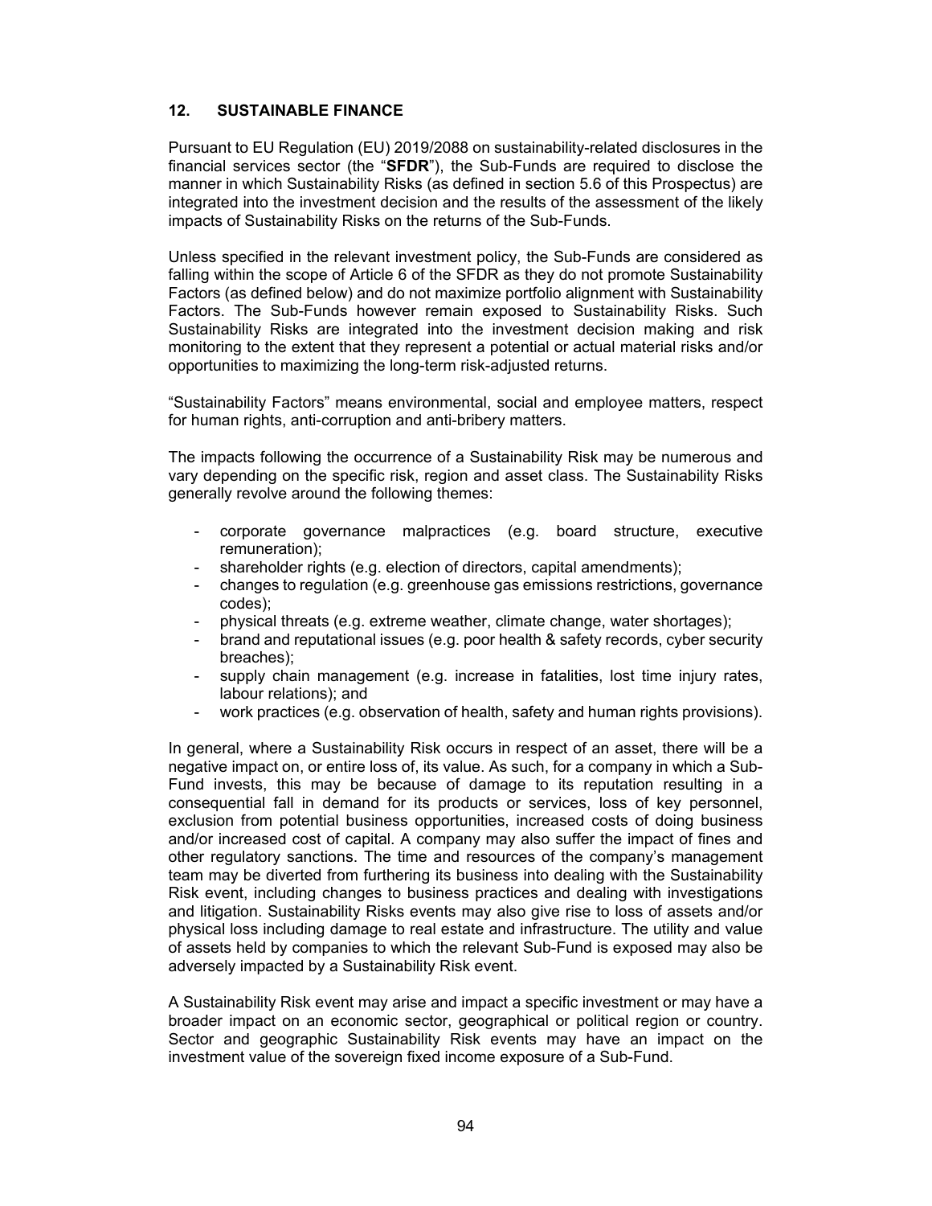## 12. SUSTAINABLE FINANCE

Pursuant to EU Regulation (EU) 2019/2088 on sustainability-related disclosures in the financial services sector (the "**SFDR**"), the Sub-Funds are required to disclose the manner in which Sustainability Risks (as defined in section 5.6 of this Prospectus) are integrated into the investment decision and the results of the assessment of the likely impacts of Sustainability Risks on the returns of the Sub-Funds.

Unless specified in the relevant investment policy, the Sub-Funds are considered as falling within the scope of Article 6 of the SFDR as they do not promote Sustainability Factors (as defined below) and do not maximize portfolio alignment with Sustainability Factors. The Sub-Funds however remain exposed to Sustainability Risks. Such Sustainability Risks are integrated into the investment decision making and risk monitoring to the extent that they represent a potential or actual material risks and/or opportunities to maximizing the long-term risk-adjusted returns.

"Sustainability Factors" means environmental, social and employee matters, respect for human rights, anti-corruption and anti-bribery matters.

The impacts following the occurrence of a Sustainability Risk may be numerous and vary depending on the specific risk, region and asset class. The Sustainability Risks generally revolve around the following themes:

- corporate governance malpractices (e.g. board structure, executive remuneration);
- shareholder rights (e.g. election of directors, capital amendments);
- changes to regulation (e.g. greenhouse gas emissions restrictions, governance codes);
- physical threats (e.g. extreme weather, climate change, water shortages);
- brand and reputational issues (e.g. poor health & safety records, cyber security breaches);
- supply chain management (e.g. increase in fatalities, lost time injury rates, labour relations); and
- work practices (e.g. observation of health, safety and human rights provisions).

In general, where a Sustainability Risk occurs in respect of an asset, there will be a negative impact on, or entire loss of, its value. As such, for a company in which a Sub-Fund invests, this may be because of damage to its reputation resulting in a consequential fall in demand for its products or services, loss of key personnel, exclusion from potential business opportunities, increased costs of doing business and/or increased cost of capital. A company may also suffer the impact of fines and other regulatory sanctions. The time and resources of the company's management team may be diverted from furthering its business into dealing with the Sustainability Risk event, including changes to business practices and dealing with investigations and litigation. Sustainability Risks events may also give rise to loss of assets and/or physical loss including damage to real estate and infrastructure. The utility and value of assets held by companies to which the relevant Sub-Fund is exposed may also be adversely impacted by a Sustainability Risk event.

A Sustainability Risk event may arise and impact a specific investment or may have a broader impact on an economic sector, geographical or political region or country. Sector and geographic Sustainability Risk events may have an impact on the investment value of the sovereign fixed income exposure of a Sub-Fund.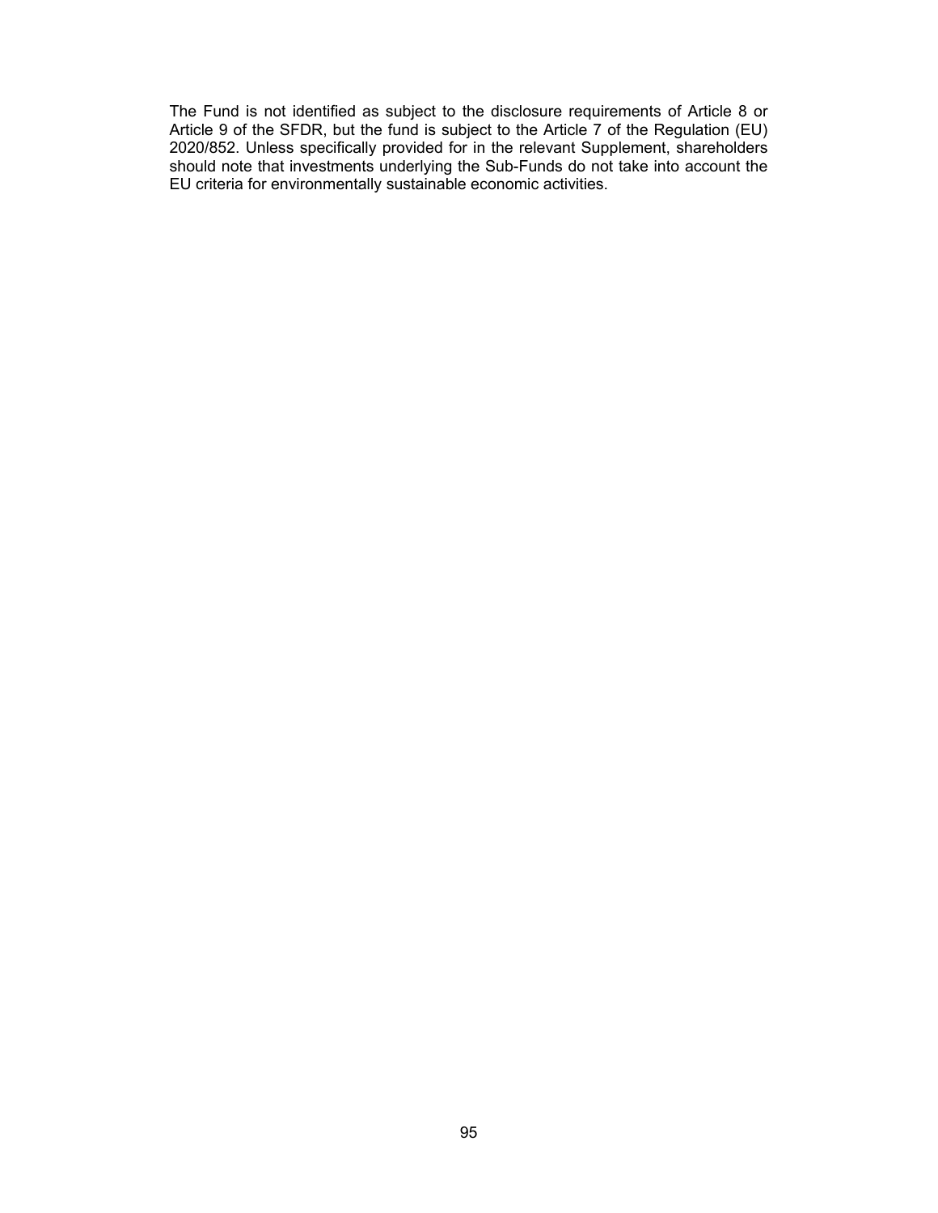The Fund is not identified as subject to the disclosure requirements of Article 8 or Article 9 of the SFDR, but the fund is subject to the Article 7 of the Regulation (EU) 2020/852. Unless specifically provided for in the relevant Supplement, shareholders should note that investments underlying the Sub-Funds do not take into account the EU criteria for environmentally sustainable economic activities.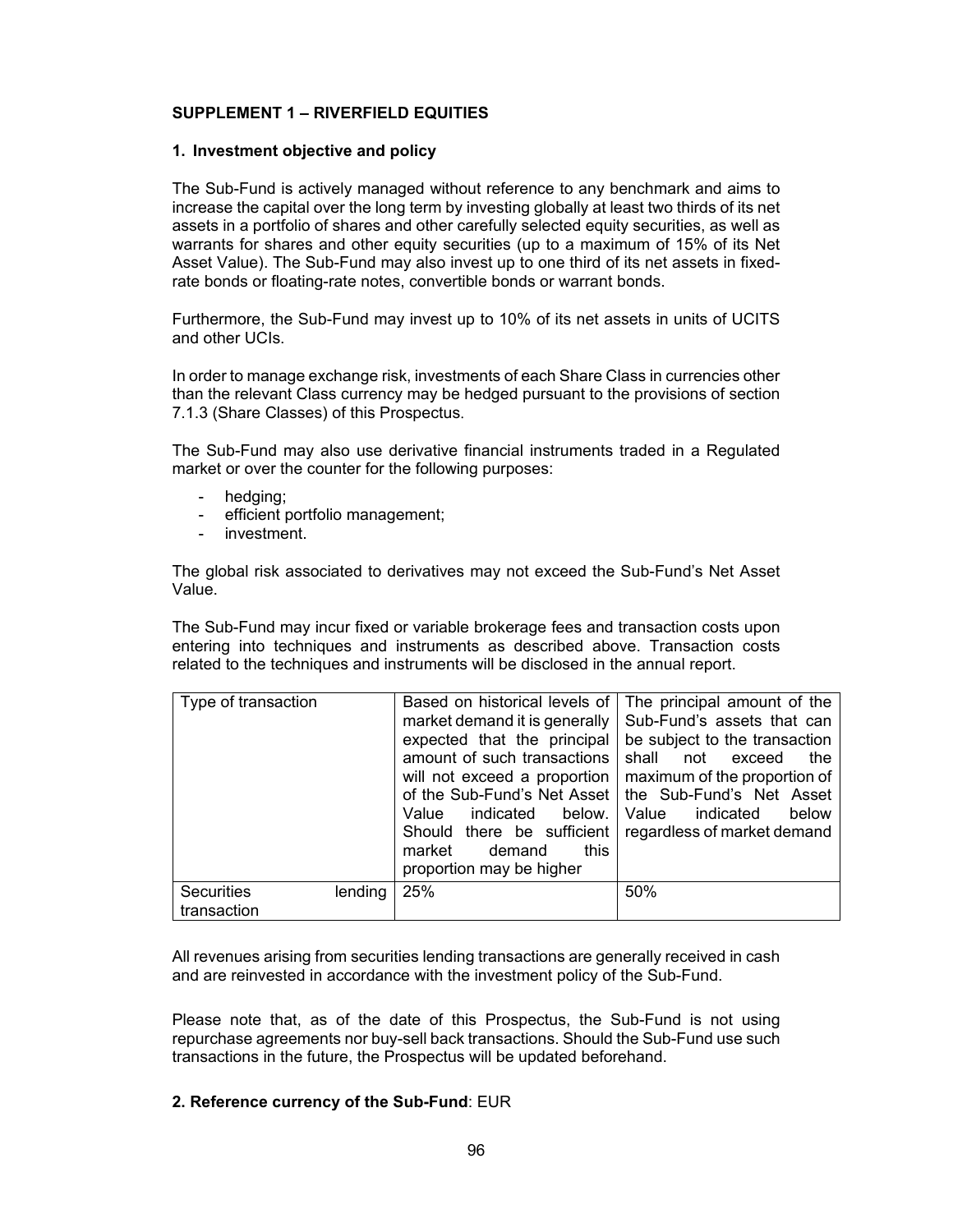### SUPPLEMENT 1 – RIVERFIELD EQUITIES

#### 1. Investment objective and policy

The Sub-Fund is actively managed without reference to any benchmark and aims to increase the capital over the long term by investing globally at least two thirds of its net assets in a portfolio of shares and other carefully selected equity securities, as well as warrants for shares and other equity securities (up to a maximum of 15% of its Net Asset Value). The Sub-Fund may also invest up to one third of its net assets in fixed-rate bonds or floating-rate notes, convertible bonds or warrant bonds.

Furthermore, the Sub-Fund may invest up to 10% of its net assets in units of UCITS and other UCIs.

In order to manage exchange risk, investments of each Share Class in currencies other than the relevant Class currency may be hedged pursuant to the provisions of section 7.1.3 (Share Classes) of this Prospectus.

The Sub-Fund may also use derivative financial instruments traded in a Regulated market or over the counter for the following purposes:

- hedging;
- efficient portfolio management;
- investment.

The global risk associated to derivatives may not exceed the Sub-Fund's Net Asset Value.

The Sub-Fund may incur fixed or variable brokerage fees and transaction costs upon entering into techniques and instruments as described above. Transaction costs related to the techniques and instruments will be disclosed in the annual report.

| Type of transaction | Based on historical levels of market demand it is generally expected that the principal amount of such transactions will not exceed a proportion of the Sub-Fund's Net Asset Value indicated below. Should there be sufficient market demand this proportion may be higher | The principal amount of the Sub-Fund's assets that can be subject to the transaction shall not exceed the maximum of the proportion of the Sub-Fund's Net Asset Value indicated below regardless of market demand |
|---|---|---|
| Securities lending transaction | 25% | 50% |

All revenues arising from securities lending transactions are generally received in cash and are reinvested in accordance with the investment policy of the Sub-Fund.

Please note that, as of the date of this Prospectus, the Sub-Fund is not using repurchase agreements nor buy-sell back transactions. Should the Sub-Fund use such transactions in the future, the Prospectus will be updated beforehand.

#### 2. Reference currency of the Sub-Fund: EUR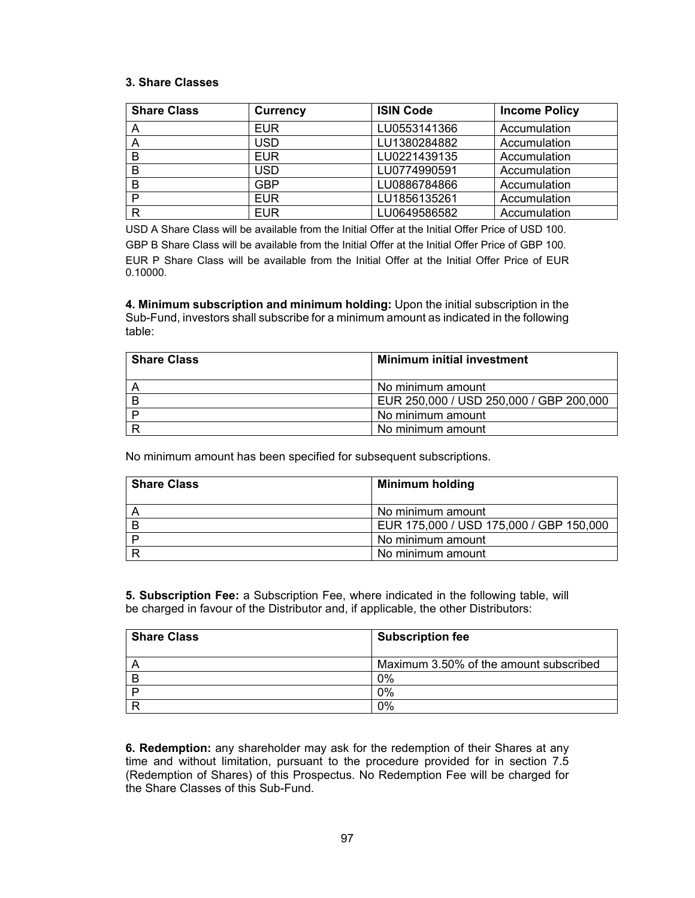### 3. Share Classes

| Share Class | Currency | ISIN Code | Income Policy |
|---|---|---|---|
| A | EUR | LU0553141366 | Accumulation |
| A | USD | LU1380284882 | Accumulation |
| B | EUR | LU0221439135 | Accumulation |
| B | USD | LU0774990591 | Accumulation |
| B | GBP | LU0886784866 | Accumulation |
| P | EUR | LU1856135261 | Accumulation |
| R | EUR | LU0649586582 | Accumulation |

USD A Share Class will be available from the Initial Offer at the Initial Offer Price of USD 100.

GBP B Share Class will be available from the Initial Offer at the Initial Offer Price of GBP 100.

EUR P Share Class will be available from the Initial Offer at the Initial Offer Price of EUR 0.10000.

**4. Minimum subscription and minimum holding:** Upon the initial subscription in the Sub-Fund, investors shall subscribe for a minimum amount as indicated in the following table:

| Share Class | Minimum initial investment |
|---|---|
| A | No minimum amount |
| B | EUR 250,000 / USD 250,000 / GBP 200,000 |
| P | No minimum amount |
| R | No minimum amount |

No minimum amount has been specified for subsequent subscriptions.

| Share Class | Minimum holding |
|---|---|
| A | No minimum amount |
| B | EUR 175,000 / USD 175,000 / GBP 150,000 |
| P | No minimum amount |
| R | No minimum amount |

**5. Subscription Fee:** a Subscription Fee, where indicated in the following table, will be charged in favour of the Distributor and, if applicable, the other Distributors:

| Share Class | Subscription fee |
|---|---|
| A | Maximum 3.50% of the amount subscribed |
| B | 0% |
| P | 0% |
| R | 0% |

**6. Redemption:** any shareholder may ask for the redemption of their Shares at any time and without limitation, pursuant to the procedure provided for in section 7.5 (Redemption of Shares) of this Prospectus. No Redemption Fee will be charged for the Share Classes of this Sub-Fund.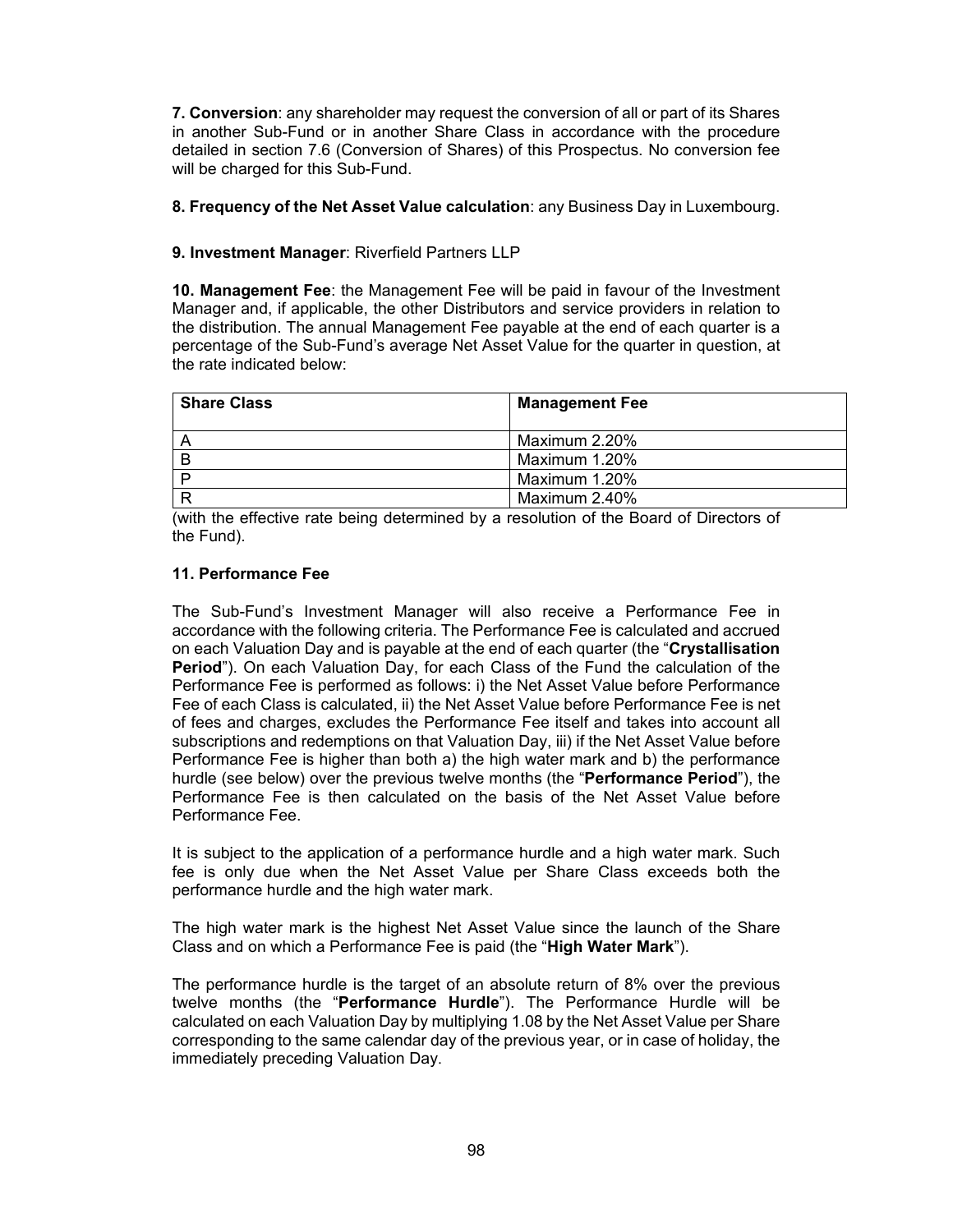**7. Conversion**: any shareholder may request the conversion of all or part of its Shares in another Sub-Fund or in another Share Class in accordance with the procedure detailed in section 7.6 (Conversion of Shares) of this Prospectus. No conversion fee will be charged for this Sub-Fund.

**8. Frequency of the Net Asset Value calculation**: any Business Day in Luxembourg.

**9. Investment Manager**: Riverfield Partners LLP

**10. Management Fee**: the Management Fee will be paid in favour of the Investment Manager and, if applicable, the other Distributors and service providers in relation to the distribution. The annual Management Fee payable at the end of each quarter is a percentage of the Sub-Fund's average Net Asset Value for the quarter in question, at the rate indicated below:

| Share Class | Management Fee |
|---|---|
| A | Maximum 2.20% |
| B | Maximum 1.20% |
| P | Maximum 1.20% |
| R | Maximum 2.40% |

(with the effective rate being determined by a resolution of the Board of Directors of the Fund).

**11. Performance Fee**

The Sub-Fund's Investment Manager will also receive a Performance Fee in accordance with the following criteria. The Performance Fee is calculated and accrued on each Valuation Day and is payable at the end of each quarter (the "**Crystallisation Period**"). On each Valuation Day, for each Class of the Fund the calculation of the Performance Fee is performed as follows: i) the Net Asset Value before Performance Fee of each Class is calculated, ii) the Net Asset Value before Performance Fee is net of fees and charges, excludes the Performance Fee itself and takes into account all subscriptions and redemptions on that Valuation Day, iii) if the Net Asset Value before Performance Fee is higher than both a) the high water mark and b) the performance hurdle (see below) over the previous twelve months (the "**Performance Period**"), the Performance Fee is then calculated on the basis of the Net Asset Value before Performance Fee.

It is subject to the application of a performance hurdle and a high water mark. Such fee is only due when the Net Asset Value per Share Class exceeds both the performance hurdle and the high water mark.

The high water mark is the highest Net Asset Value since the launch of the Share Class and on which a Performance Fee is paid (the "**High Water Mark**").

The performance hurdle is the target of an absolute return of 8% over the previous twelve months (the "**Performance Hurdle**"). The Performance Hurdle will be calculated on each Valuation Day by multiplying 1.08 by the Net Asset Value per Share corresponding to the same calendar day of the previous year, or in case of holiday, the immediately preceding Valuation Day.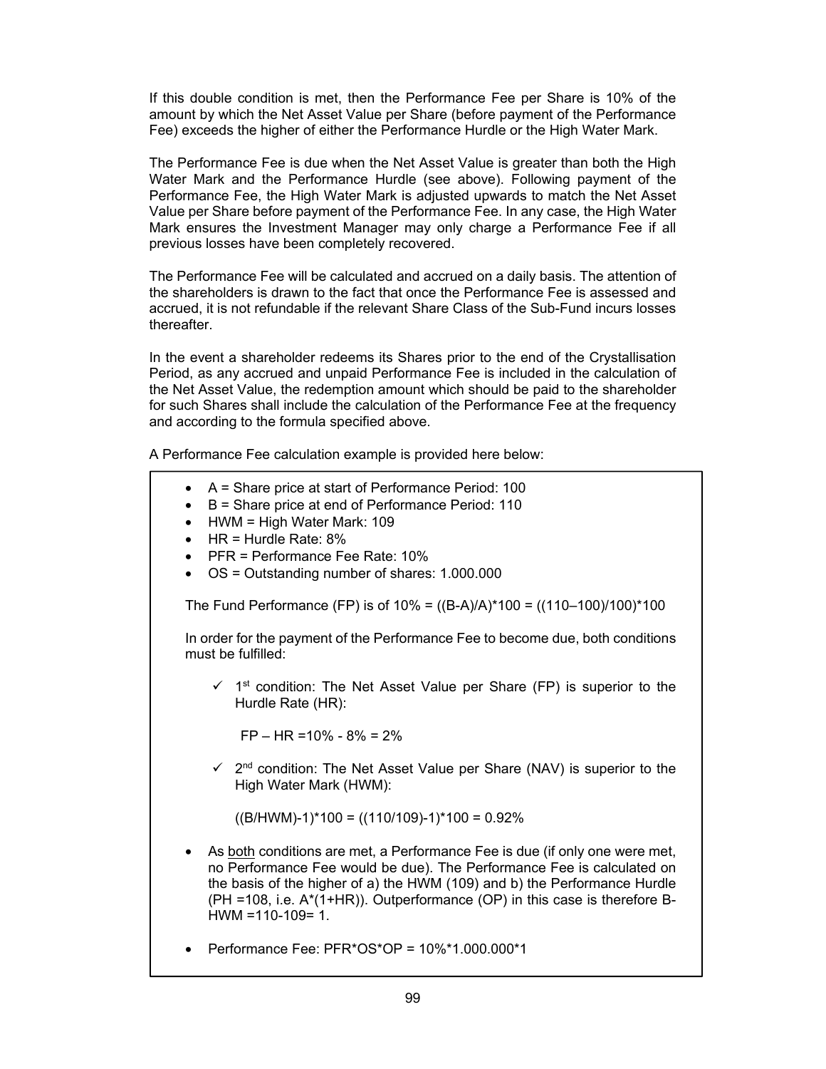If this double condition is met, then the Performance Fee per Share is 10% of the amount by which the Net Asset Value per Share (before payment of the Performance Fee) exceeds the higher of either the Performance Hurdle or the High Water Mark.

The Performance Fee is due when the Net Asset Value is greater than both the High Water Mark and the Performance Hurdle (see above). Following payment of the Performance Fee, the High Water Mark is adjusted upwards to match the Net Asset Value per Share before payment of the Performance Fee. In any case, the High Water Mark ensures the Investment Manager may only charge a Performance Fee if all previous losses have been completely recovered.

The Performance Fee will be calculated and accrued on a daily basis. The attention of the shareholders is drawn to the fact that once the Performance Fee is assessed and accrued, it is not refundable if the relevant Share Class of the Sub-Fund incurs losses thereafter.

In the event a shareholder redeems its Shares prior to the end of the Crystallisation Period, as any accrued and unpaid Performance Fee is included in the calculation of the Net Asset Value, the redemption amount which should be paid to the shareholder for such Shares shall include the calculation of the Performance Fee at the frequency and according to the formula specified above.

A Performance Fee calculation example is provided here below:

- A = Share price at start of Performance Period: 100
- B = Share price at end of Performance Period: 110
- HWM = High Water Mark: 109
- HR = Hurdle Rate: 8%
- PFR = Performance Fee Rate: 10%
- OS = Outstanding number of shares: 1.000.000

The Fund Performance (FP) is of 10% = $((B-A)/A)*100 = ((110–100)/100)*100$

In order for the payment of the Performance Fee to become due, both conditions must be fulfilled:

- ✓ 1st condition: The Net Asset Value per Share (FP) is superior to the Hurdle Rate (HR):

  $FP – HR = 10\% - 8\% = 2\%$

- ✓ 2nd condition: The Net Asset Value per Share (NAV) is superior to the High Water Mark (HWM):

  $((B/HWM)-1)*100 = ((110/109)-1)*100 = 0.92\%$

- As both conditions are met, a Performance Fee is due (if only one were met, no Performance Fee would be due). The Performance Fee is calculated on the basis of the higher of a) the HWM (109) and b) the Performance Hurdle (PH =108, i.e. A*(1+HR)). Outperformance (OP) in this case is therefore B-HWM =110-109= 1.

- Performance Fee: PFR*OS*OP = 10%*1.000.000*1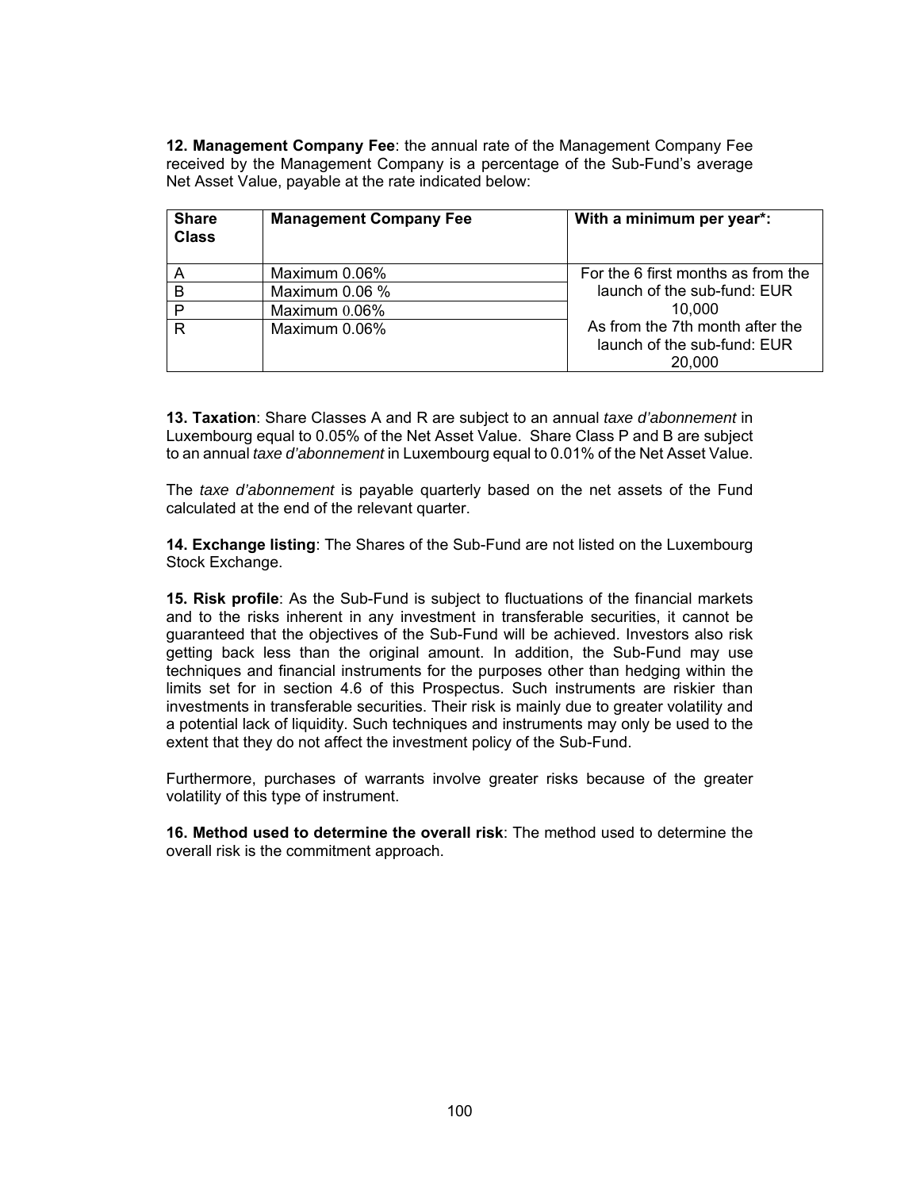**12. Management Company Fee**: the annual rate of the Management Company Fee received by the Management Company is a percentage of the Sub-Fund's average Net Asset Value, payable at the rate indicated below:

| Share Class | Management Company Fee | With a minimum per year*: |
|---|---|---|
| A | Maximum 0.06% | For the 6 first months as from the launch of the sub-fund: EUR 10,000<br>As from the 7th month after the launch of the sub-fund: EUR 20,000 |
| B | Maximum 0.06 % | |
| P | Maximum 0.06% | |
| R | Maximum 0.06% | |

**13. Taxation**: Share Classes A and R are subject to an annual *taxe d'abonnement* in Luxembourg equal to 0.05% of the Net Asset Value. Share Class P and B are subject to an annual *taxe d'abonnement* in Luxembourg equal to 0.01% of the Net Asset Value.

The *taxe d'abonnement* is payable quarterly based on the net assets of the Fund calculated at the end of the relevant quarter.

**14. Exchange listing**: The Shares of the Sub-Fund are not listed on the Luxembourg Stock Exchange.

**15. Risk profile**: As the Sub-Fund is subject to fluctuations of the financial markets and to the risks inherent in any investment in transferable securities, it cannot be guaranteed that the objectives of the Sub-Fund will be achieved. Investors also risk getting back less than the original amount. In addition, the Sub-Fund may use techniques and financial instruments for the purposes other than hedging within the limits set for in section 4.6 of this Prospectus. Such instruments are riskier than investments in transferable securities. Their risk is mainly due to greater volatility and a potential lack of liquidity. Such techniques and instruments may only be used to the extent that they do not affect the investment policy of the Sub-Fund.

Furthermore, purchases of warrants involve greater risks because of the greater volatility of this type of instrument.

**16. Method used to determine the overall risk**: The method used to determine the overall risk is the commitment approach.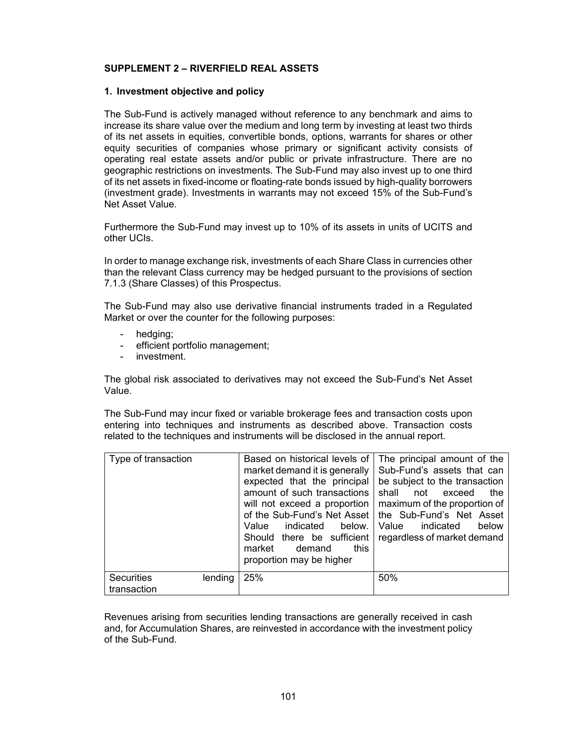**SUPPLEMENT 2 – RIVERFIELD REAL ASSETS**

**1. Investment objective and policy**

The Sub-Fund is actively managed without reference to any benchmark and aims to increase its share value over the medium and long term by investing at least two thirds of its net assets in equities, convertible bonds, options, warrants for shares or other equity securities of companies whose primary or significant activity consists of operating real estate assets and/or public or private infrastructure. There are no geographic restrictions on investments. The Sub-Fund may also invest up to one third of its net assets in fixed-income or floating-rate bonds issued by high-quality borrowers (investment grade). Investments in warrants may not exceed 15% of the Sub-Fund's Net Asset Value.

Furthermore the Sub-Fund may invest up to 10% of its assets in units of UCITS and other UCIs.

In order to manage exchange risk, investments of each Share Class in currencies other than the relevant Class currency may be hedged pursuant to the provisions of section 7.1.3 (Share Classes) of this Prospectus.

The Sub-Fund may also use derivative financial instruments traded in a Regulated Market or over the counter for the following purposes:

- hedging;
- efficient portfolio management;
- investment.

The global risk associated to derivatives may not exceed the Sub-Fund's Net Asset Value.

The Sub-Fund may incur fixed or variable brokerage fees and transaction costs upon entering into techniques and instruments as described above. Transaction costs related to the techniques and instruments will be disclosed in the annual report.

| Type of transaction | Based on historical levels of market demand it is generally expected that the principal amount of such transactions will not exceed a proportion of the Sub-Fund's Net Asset Value indicated below. Should there be sufficient market demand this proportion may be higher | The principal amount of the Sub-Fund's assets that can be subject to the transaction shall not exceed the maximum of the proportion of the Sub-Fund's Net Asset Value indicated below regardless of market demand |
|---|---|---|
| Securities lending transaction | 25% | 50% |

Revenues arising from securities lending transactions are generally received in cash and, for Accumulation Shares, are reinvested in accordance with the investment policy of the Sub-Fund.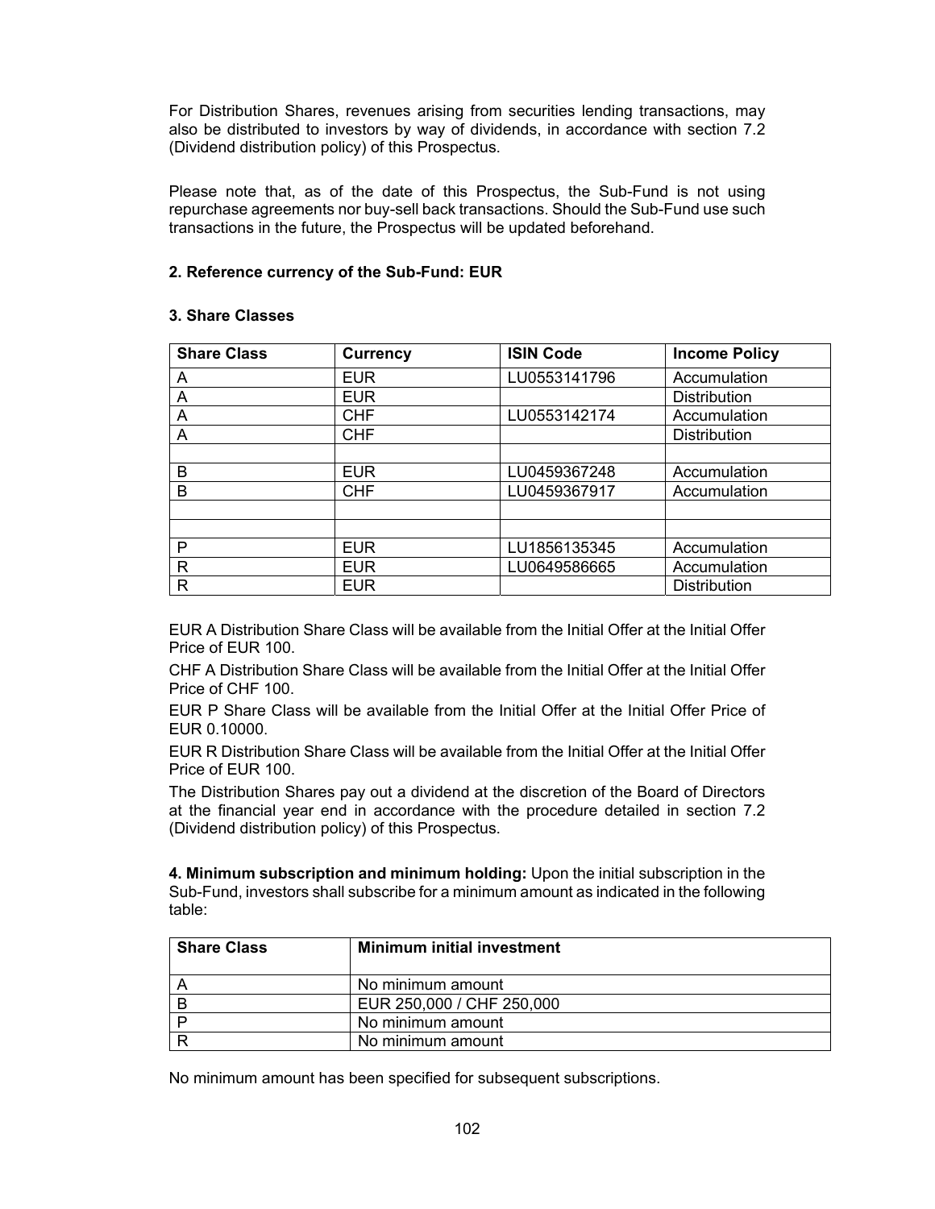For Distribution Shares, revenues arising from securities lending transactions, may also be distributed to investors by way of dividends, in accordance with section 7.2 (Dividend distribution policy) of this Prospectus.

Please note that, as of the date of this Prospectus, the Sub-Fund is not using repurchase agreements nor buy-sell back transactions. Should the Sub-Fund use such transactions in the future, the Prospectus will be updated beforehand.

**2. Reference currency of the Sub-Fund: EUR**

**3. Share Classes**

| Share Class | Currency | ISIN Code | Income Policy |
|---|---|---|---|
| A | EUR | LU0553141796 | Accumulation |
| A | EUR | | Distribution |
| A | CHF | LU0553142174 | Accumulation |
| A | CHF | | Distribution |
| | | | |
| B | EUR | LU0459367248 | Accumulation |
| B | CHF | LU0459367917 | Accumulation |
| | | | |
| | | | |
| P | EUR | LU1856135345 | Accumulation |
| R | EUR | LU0649586665 | Accumulation |
| R | EUR | | Distribution |

EUR A Distribution Share Class will be available from the Initial Offer at the Initial Offer Price of EUR 100.

CHF A Distribution Share Class will be available from the Initial Offer at the Initial Offer Price of CHF 100.

EUR P Share Class will be available from the Initial Offer at the Initial Offer Price of EUR 0.10000.

EUR R Distribution Share Class will be available from the Initial Offer at the Initial Offer Price of EUR 100.

The Distribution Shares pay out a dividend at the discretion of the Board of Directors at the financial year end in accordance with the procedure detailed in section 7.2 (Dividend distribution policy) of this Prospectus.

**4. Minimum subscription and minimum holding:** Upon the initial subscription in the Sub-Fund, investors shall subscribe for a minimum amount as indicated in the following table:

| Share Class | Minimum initial investment |
|---|---|
| A | No minimum amount |
| B | EUR 250,000 / CHF 250,000 |
| P | No minimum amount |
| R | No minimum amount |

No minimum amount has been specified for subsequent subscriptions.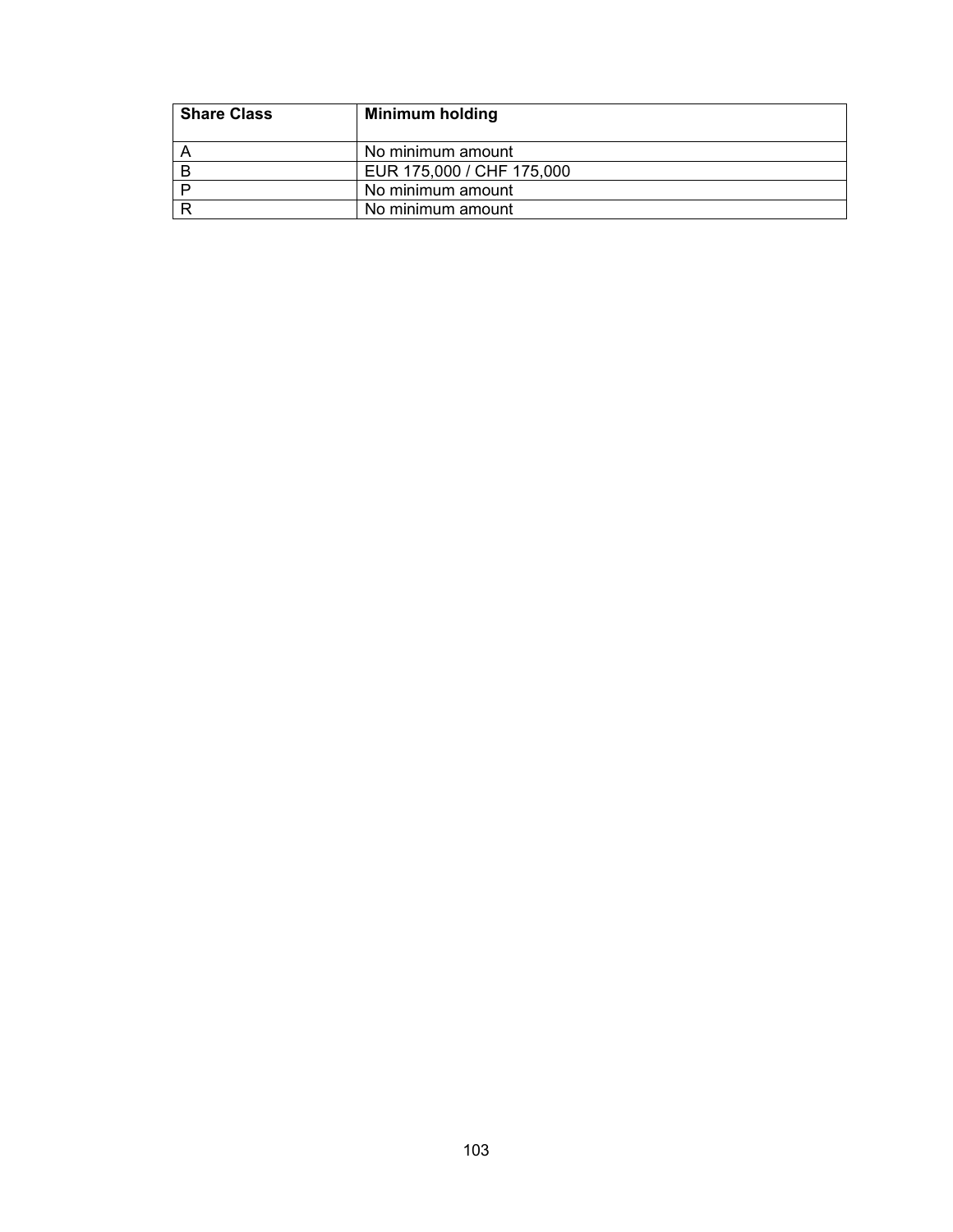| Share Class | Minimum holding |
|---|---|
| A | No minimum amount |
| B | EUR 175,000 / CHF 175,000 |
| P | No minimum amount |
| R | No minimum amount |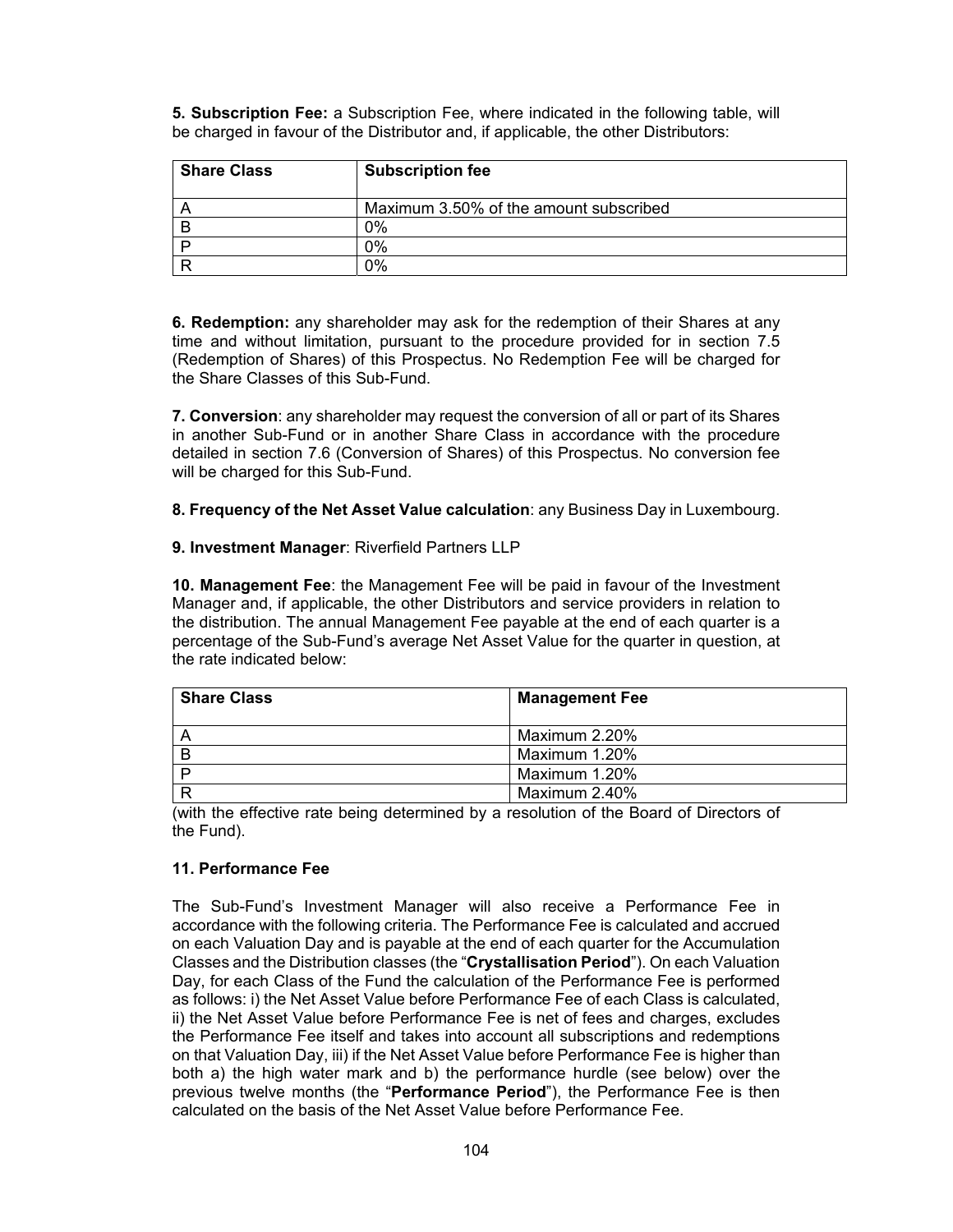**5. Subscription Fee:** a Subscription Fee, where indicated in the following table, will be charged in favour of the Distributor and, if applicable, the other Distributors:

| Share Class | Subscription fee |
|---|---|
| A | Maximum 3.50% of the amount subscribed |
| B | 0% |
| P | 0% |
| R | 0% |

**6. Redemption:** any shareholder may ask for the redemption of their Shares at any time and without limitation, pursuant to the procedure provided for in section 7.5 (Redemption of Shares) of this Prospectus. No Redemption Fee will be charged for the Share Classes of this Sub-Fund.

**7. Conversion**: any shareholder may request the conversion of all or part of its Shares in another Sub-Fund or in another Share Class in accordance with the procedure detailed in section 7.6 (Conversion of Shares) of this Prospectus. No conversion fee will be charged for this Sub-Fund.

**8. Frequency of the Net Asset Value calculation**: any Business Day in Luxembourg.

**9. Investment Manager**: Riverfield Partners LLP

**10. Management Fee**: the Management Fee will be paid in favour of the Investment Manager and, if applicable, the other Distributors and service providers in relation to the distribution. The annual Management Fee payable at the end of each quarter is a percentage of the Sub-Fund's average Net Asset Value for the quarter in question, at the rate indicated below:

| Share Class | Management Fee |
|---|---|
| A | Maximum 2.20% |
| B | Maximum 1.20% |
| P | Maximum 1.20% |
| R | Maximum 2.40% |

(with the effective rate being determined by a resolution of the Board of Directors of the Fund).

**11. Performance Fee**

The Sub-Fund's Investment Manager will also receive a Performance Fee in accordance with the following criteria. The Performance Fee is calculated and accrued on each Valuation Day and is payable at the end of each quarter for the Accumulation Classes and the Distribution classes (the "**Crystallisation Period**"). On each Valuation Day, for each Class of the Fund the calculation of the Performance Fee is performed as follows: i) the Net Asset Value before Performance Fee of each Class is calculated, ii) the Net Asset Value before Performance Fee is net of fees and charges, excludes the Performance Fee itself and takes into account all subscriptions and redemptions on that Valuation Day, iii) if the Net Asset Value before Performance Fee is higher than both a) the high water mark and b) the performance hurdle (see below) over the previous twelve months (the "**Performance Period**"), the Performance Fee is then calculated on the basis of the Net Asset Value before Performance Fee.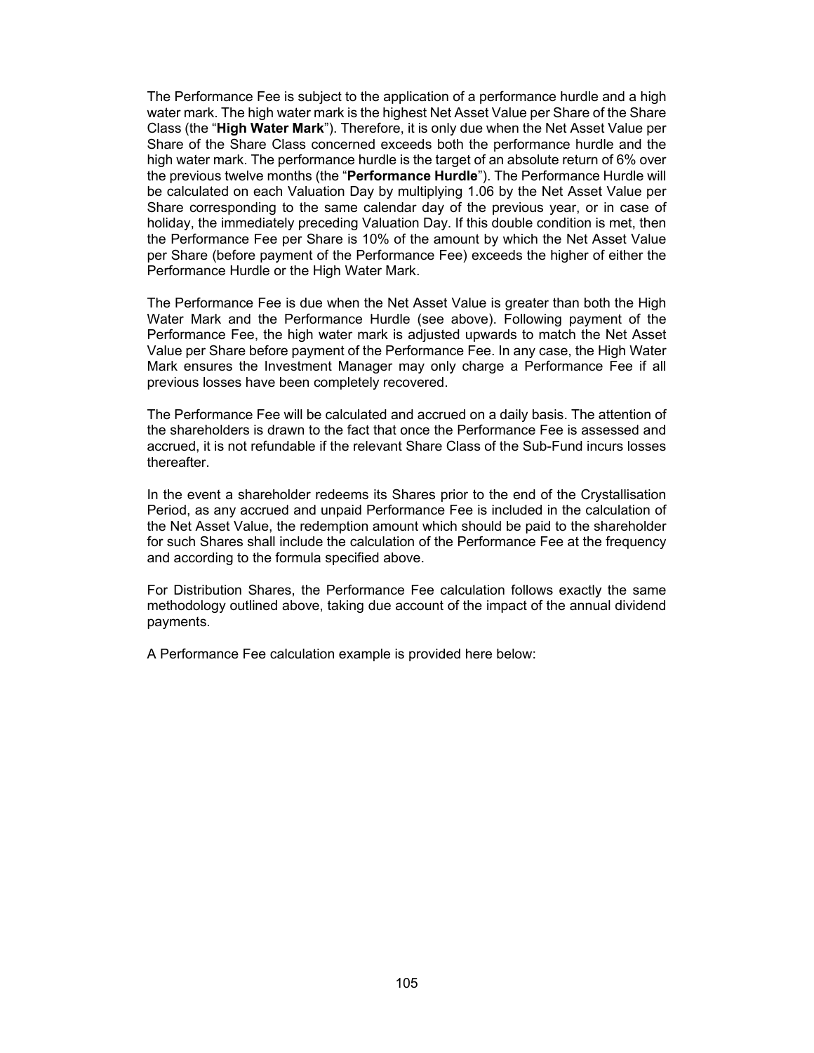The Performance Fee is subject to the application of a performance hurdle and a high water mark. The high water mark is the highest Net Asset Value per Share of the Share Class (the "**High Water Mark**"). Therefore, it is only due when the Net Asset Value per Share of the Share Class concerned exceeds both the performance hurdle and the high water mark. The performance hurdle is the target of an absolute return of 6% over the previous twelve months (the "**Performance Hurdle**"). The Performance Hurdle will be calculated on each Valuation Day by multiplying 1.06 by the Net Asset Value per Share corresponding to the same calendar day of the previous year, or in case of holiday, the immediately preceding Valuation Day. If this double condition is met, then the Performance Fee per Share is 10% of the amount by which the Net Asset Value per Share (before payment of the Performance Fee) exceeds the higher of either the Performance Hurdle or the High Water Mark.

The Performance Fee is due when the Net Asset Value is greater than both the High Water Mark and the Performance Hurdle (see above). Following payment of the Performance Fee, the high water mark is adjusted upwards to match the Net Asset Value per Share before payment of the Performance Fee. In any case, the High Water Mark ensures the Investment Manager may only charge a Performance Fee if all previous losses have been completely recovered.

The Performance Fee will be calculated and accrued on a daily basis. The attention of the shareholders is drawn to the fact that once the Performance Fee is assessed and accrued, it is not refundable if the relevant Share Class of the Sub-Fund incurs losses thereafter.

In the event a shareholder redeems its Shares prior to the end of the Crystallisation Period, as any accrued and unpaid Performance Fee is included in the calculation of the Net Asset Value, the redemption amount which should be paid to the shareholder for such Shares shall include the calculation of the Performance Fee at the frequency and according to the formula specified above.

For Distribution Shares, the Performance Fee calculation follows exactly the same methodology outlined above, taking due account of the impact of the annual dividend payments.

A Performance Fee calculation example is provided here below: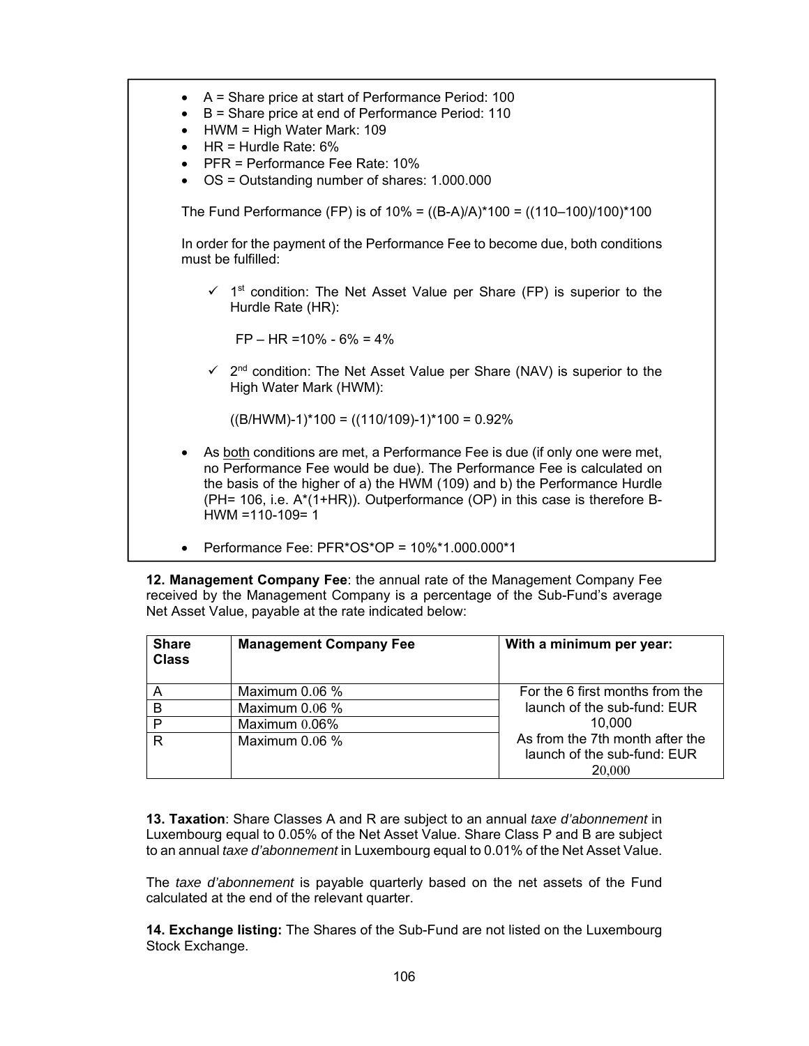- A = Share price at start of Performance Period: 100
- B = Share price at end of Performance Period: 110
- HWM = High Water Mark: 109
- HR = Hurdle Rate: 6%
- PFR = Performance Fee Rate: 10%
- OS = Outstanding number of shares: 1.000.000

The Fund Performance (FP) is of 10% = ((B-A)/A)*100 = ((110–100)/100)*100

In order for the payment of the Performance Fee to become due, both conditions must be fulfilled:

- ✓ 1st condition: The Net Asset Value per Share (FP) is superior to the Hurdle Rate (HR):

  FP – HR =10% - 6% = 4%

- ✓ 2nd condition: The Net Asset Value per Share (NAV) is superior to the High Water Mark (HWM):

  ((B/HWM)-1)*100 = ((110/109)-1)*100 = 0.92%

- As <u>both</u> conditions are met, a Performance Fee is due (if only one were met, no Performance Fee would be due). The Performance Fee is calculated on the basis of the higher of a) the HWM (109) and b) the Performance Hurdle (PH= 106, i.e. A*(1+HR)). Outperformance (OP) in this case is therefore B-HWM =110-109= 1
- Performance Fee: PFR*OS*OP = 10%*1.000.000*1

**12. Management Company Fee**: the annual rate of the Management Company Fee received by the Management Company is a percentage of the Sub-Fund's average Net Asset Value, payable at the rate indicated below:

| Share Class | Management Company Fee | With a minimum per year: |
|---|---|---|
| A | Maximum 0.06 % | For the 6 first months from the launch of the sub-fund: EUR 10,000<br>As from the 7th month after the launch of the sub-fund: EUR 20,000 |
| B | Maximum 0.06 % | |
| P | Maximum 0.06% | |
| R | Maximum 0.06 % | |

**13. Taxation**: Share Classes A and R are subject to an annual *taxe d'abonnement* in Luxembourg equal to 0.05% of the Net Asset Value. Share Class P and B are subject to an annual *taxe d'abonnement* in Luxembourg equal to 0.01% of the Net Asset Value.

The *taxe d'abonnement* is payable quarterly based on the net assets of the Fund calculated at the end of the relevant quarter.

**14. Exchange listing:** The Shares of the Sub-Fund are not listed on the Luxembourg Stock Exchange.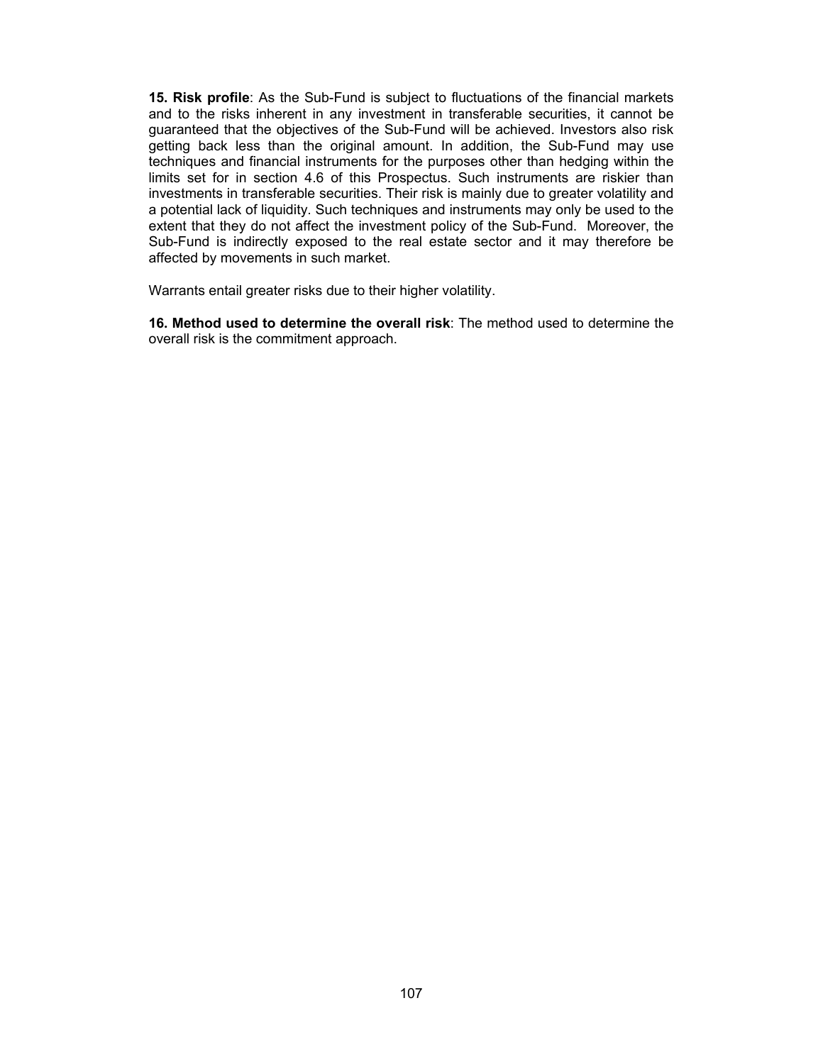**15. Risk profile**: As the Sub-Fund is subject to fluctuations of the financial markets and to the risks inherent in any investment in transferable securities, it cannot be guaranteed that the objectives of the Sub-Fund will be achieved. Investors also risk getting back less than the original amount. In addition, the Sub-Fund may use techniques and financial instruments for the purposes other than hedging within the limits set for in section 4.6 of this Prospectus. Such instruments are riskier than investments in transferable securities. Their risk is mainly due to greater volatility and a potential lack of liquidity. Such techniques and instruments may only be used to the extent that they do not affect the investment policy of the Sub-Fund. Moreover, the Sub-Fund is indirectly exposed to the real estate sector and it may therefore be affected by movements in such market.

Warrants entail greater risks due to their higher volatility.

**16. Method used to determine the overall risk**: The method used to determine the overall risk is the commitment approach.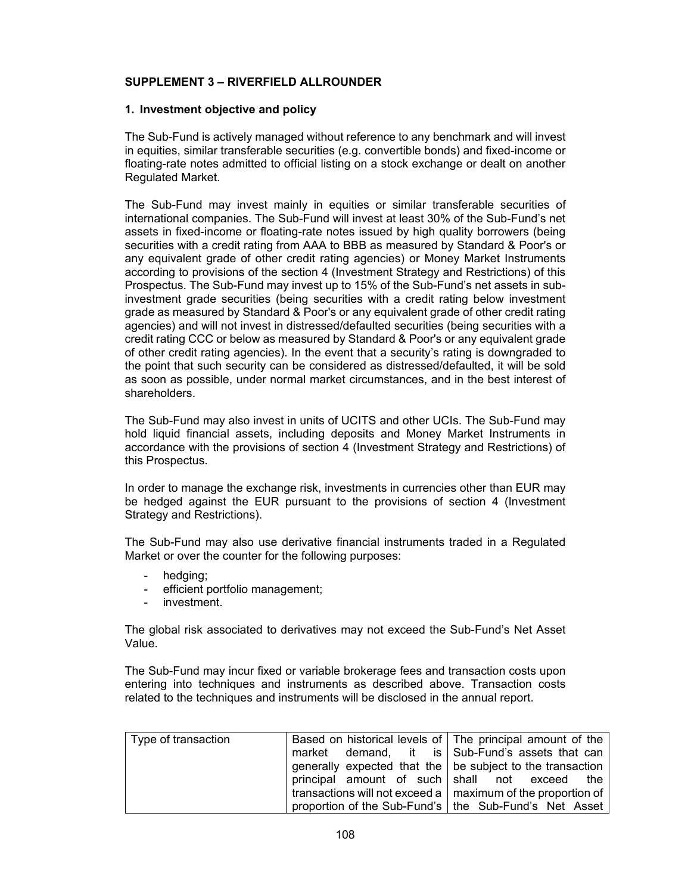**SUPPLEMENT 3 – RIVERFIELD ALLROUNDER**

**1. Investment objective and policy**

The Sub-Fund is actively managed without reference to any benchmark and will invest in equities, similar transferable securities (e.g. convertible bonds) and fixed-income or floating-rate notes admitted to official listing on a stock exchange or dealt on another Regulated Market.

The Sub-Fund may invest mainly in equities or similar transferable securities of international companies. The Sub-Fund will invest at least 30% of the Sub-Fund's net assets in fixed-income or floating-rate notes issued by high quality borrowers (being securities with a credit rating from AAA to BBB as measured by Standard & Poor's or any equivalent grade of other credit rating agencies) or Money Market Instruments according to provisions of the section 4 (Investment Strategy and Restrictions) of this Prospectus. The Sub-Fund may invest up to 15% of the Sub-Fund's net assets in sub-investment grade securities (being securities with a credit rating below investment grade as measured by Standard & Poor's or any equivalent grade of other credit rating agencies) and will not invest in distressed/defaulted securities (being securities with a credit rating CCC or below as measured by Standard & Poor's or any equivalent grade of other credit rating agencies). In the event that a security's rating is downgraded to the point that such security can be considered as distressed/defaulted, it will be sold as soon as possible, under normal market circumstances, and in the best interest of shareholders.

The Sub-Fund may also invest in units of UCITS and other UCIs. The Sub-Fund may hold liquid financial assets, including deposits and Money Market Instruments in accordance with the provisions of section 4 (Investment Strategy and Restrictions) of this Prospectus.

In order to manage the exchange risk, investments in currencies other than EUR may be hedged against the EUR pursuant to the provisions of section 4 (Investment Strategy and Restrictions).

The Sub-Fund may also use derivative financial instruments traded in a Regulated Market or over the counter for the following purposes:

- hedging;
- efficient portfolio management;
- investment.

The global risk associated to derivatives may not exceed the Sub-Fund's Net Asset Value.

The Sub-Fund may incur fixed or variable brokerage fees and transaction costs upon entering into techniques and instruments as described above. Transaction costs related to the techniques and instruments will be disclosed in the annual report.

| Type of transaction | Based on historical levels of market demand, it is generally expected that the principal amount of such transactions will not exceed a proportion of the Sub-Fund's | The principal amount of the Sub-Fund's assets that can be subject to the transaction shall not exceed the maximum of the proportion of the Sub-Fund's Net Asset |
|---|---|---|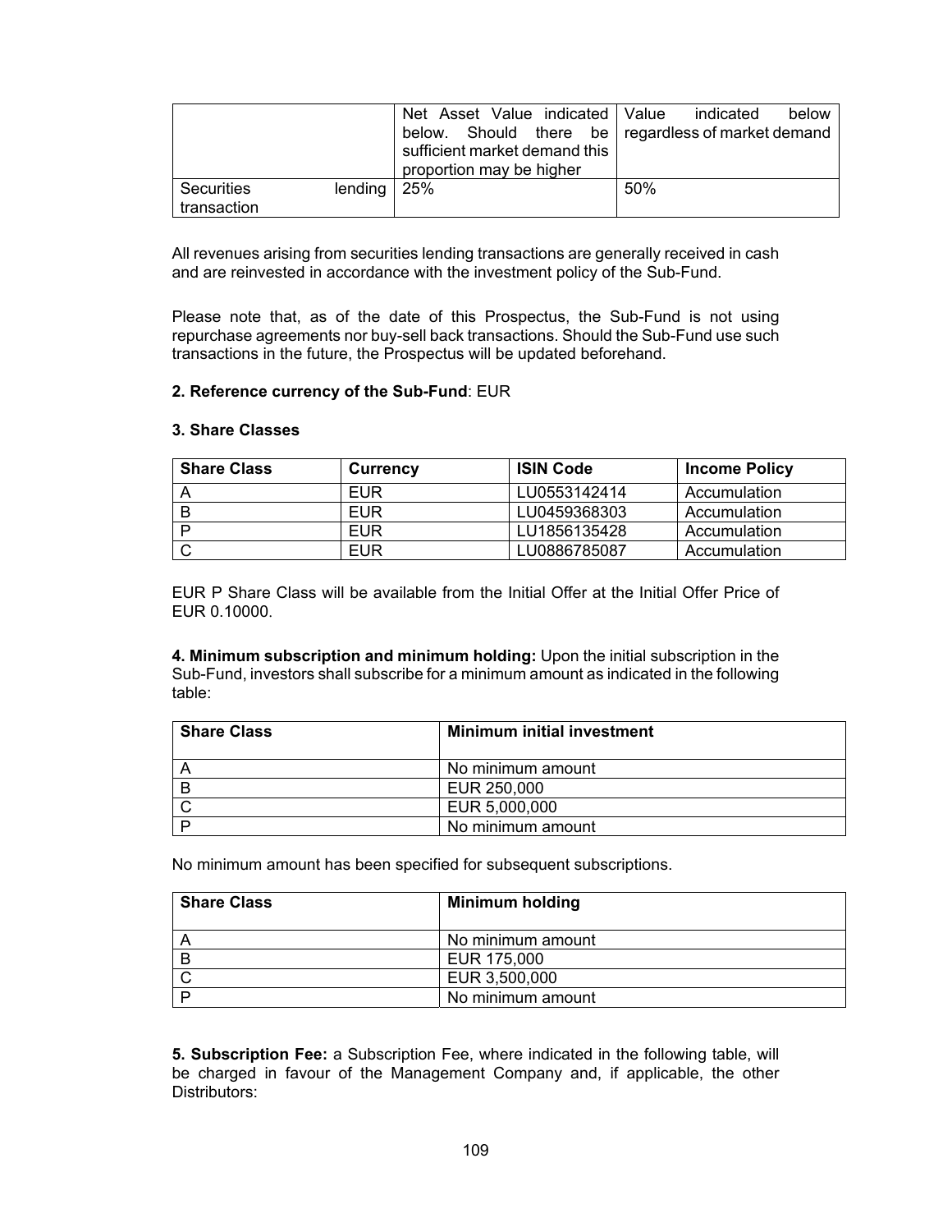| | Net Asset Value indicated below. Should there be sufficient market demand this proportion may be higher | Value indicated below regardless of market demand |
|---|---|---|
| Securities lending transaction | 25% | 50% |

All revenues arising from securities lending transactions are generally received in cash and are reinvested in accordance with the investment policy of the Sub-Fund.

Please note that, as of the date of this Prospectus, the Sub-Fund is not using repurchase agreements nor buy-sell back transactions. Should the Sub-Fund use such transactions in the future, the Prospectus will be updated beforehand.

**2. Reference currency of the Sub-Fund**: EUR

**3. Share Classes**

| Share Class | Currency | ISIN Code | Income Policy |
|---|---|---|---|
| A | EUR | LU0553142414 | Accumulation |
| B | EUR | LU0459368303 | Accumulation |
| P | EUR | LU1856135428 | Accumulation |
| C | EUR | LU0886785087 | Accumulation |

EUR P Share Class will be available from the Initial Offer at the Initial Offer Price of EUR 0.10000.

**4. Minimum subscription and minimum holding:** Upon the initial subscription in the Sub-Fund, investors shall subscribe for a minimum amount as indicated in the following table:

| Share Class | Minimum initial investment |
|---|---|
| A | No minimum amount |
| B | EUR 250,000 |
| C | EUR 5,000,000 |
| P | No minimum amount |

No minimum amount has been specified for subsequent subscriptions.

| Share Class | Minimum holding |
|---|---|
| A | No minimum amount |
| B | EUR 175,000 |
| C | EUR 3,500,000 |
| P | No minimum amount |

**5. Subscription Fee:** a Subscription Fee, where indicated in the following table, will be charged in favour of the Management Company and, if applicable, the other Distributors: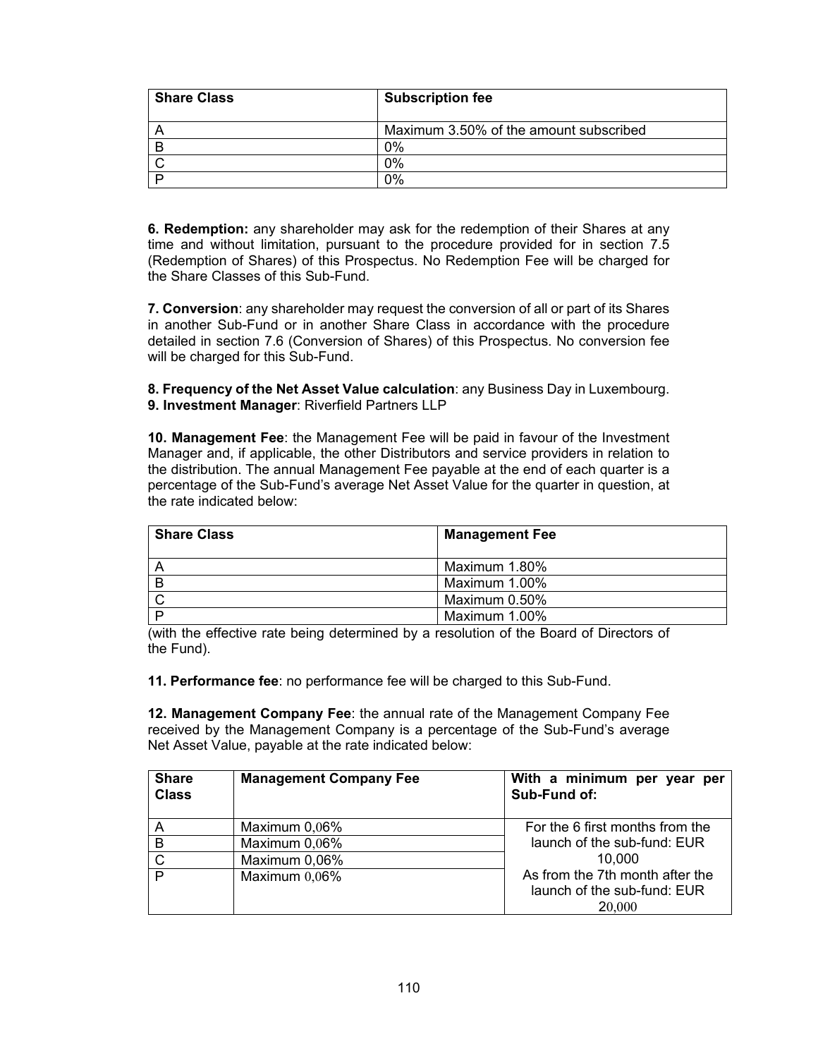| Share Class | Subscription fee |
|---|---|
| A | Maximum 3.50% of the amount subscribed |
| B | 0% |
| C | 0% |
| P | 0% |

**6. Redemption:** any shareholder may ask for the redemption of their Shares at any time and without limitation, pursuant to the procedure provided for in section 7.5 (Redemption of Shares) of this Prospectus. No Redemption Fee will be charged for the Share Classes of this Sub-Fund.

**7. Conversion**: any shareholder may request the conversion of all or part of its Shares in another Sub-Fund or in another Share Class in accordance with the procedure detailed in section 7.6 (Conversion of Shares) of this Prospectus. No conversion fee will be charged for this Sub-Fund.

**8. Frequency of the Net Asset Value calculation**: any Business Day in Luxembourg.
**9. Investment Manager**: Riverfield Partners LLP

**10. Management Fee**: the Management Fee will be paid in favour of the Investment Manager and, if applicable, the other Distributors and service providers in relation to the distribution. The annual Management Fee payable at the end of each quarter is a percentage of the Sub-Fund's average Net Asset Value for the quarter in question, at the rate indicated below:

| Share Class | Management Fee |
|---|---|
| A | Maximum 1.80% |
| B | Maximum 1.00% |
| C | Maximum 0.50% |
| P | Maximum 1.00% |

(with the effective rate being determined by a resolution of the Board of Directors of the Fund).

**11. Performance fee**: no performance fee will be charged to this Sub-Fund.

**12. Management Company Fee**: the annual rate of the Management Company Fee received by the Management Company is a percentage of the Sub-Fund's average Net Asset Value, payable at the rate indicated below:

| Share Class | Management Company Fee | With a minimum per year per Sub-Fund of: |
|---|---|---|
| A | Maximum 0,06% | For the 6 first months from the launch of the sub-fund: EUR 10,000 As from the 7th month after the launch of the sub-fund: EUR 20,000 |
| B | Maximum 0,06% | |
| C | Maximum 0,06% | |
| P | Maximum 0,06% | |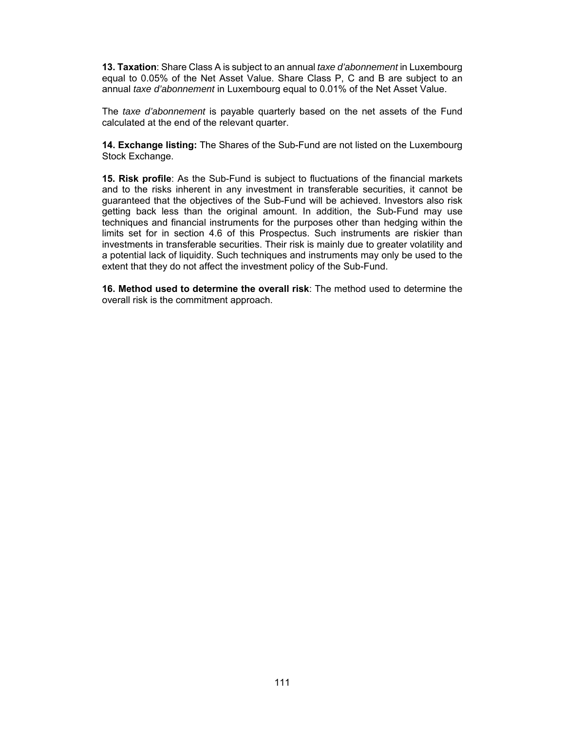**13. Taxation**: Share Class A is subject to an annual *taxe d'abonnement* in Luxembourg equal to 0.05% of the Net Asset Value. Share Class P, C and B are subject to an annual *taxe d'abonnement* in Luxembourg equal to 0.01% of the Net Asset Value.

The *taxe d'abonnement* is payable quarterly based on the net assets of the Fund calculated at the end of the relevant quarter.

**14. Exchange listing:** The Shares of the Sub-Fund are not listed on the Luxembourg Stock Exchange.

**15. Risk profile**: As the Sub-Fund is subject to fluctuations of the financial markets and to the risks inherent in any investment in transferable securities, it cannot be guaranteed that the objectives of the Sub-Fund will be achieved. Investors also risk getting back less than the original amount. In addition, the Sub-Fund may use techniques and financial instruments for the purposes other than hedging within the limits set for in section 4.6 of this Prospectus. Such instruments are riskier than investments in transferable securities. Their risk is mainly due to greater volatility and a potential lack of liquidity. Such techniques and instruments may only be used to the extent that they do not affect the investment policy of the Sub-Fund.

**16. Method used to determine the overall risk**: The method used to determine the overall risk is the commitment approach.